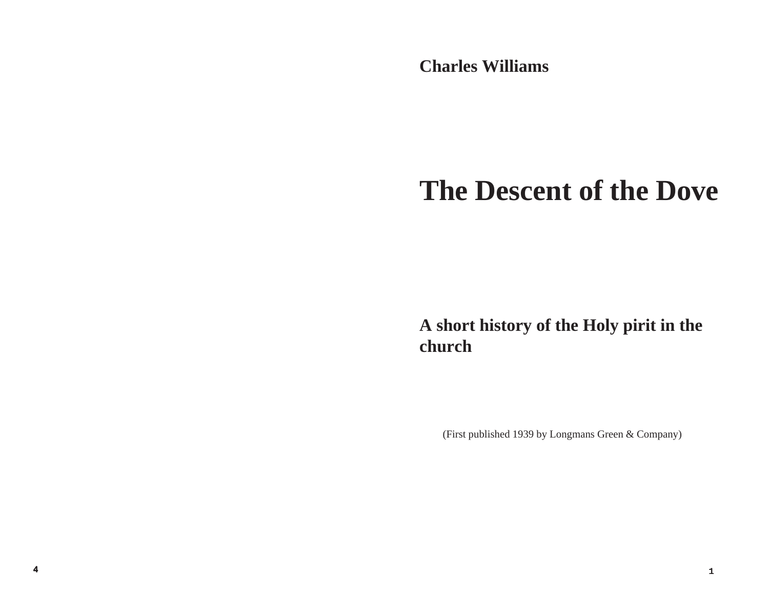**Charles Williams**

# The Descent of the Dove

## A short history of the Holy pirit in the church

(First published 1939 by Longmans Green & Company)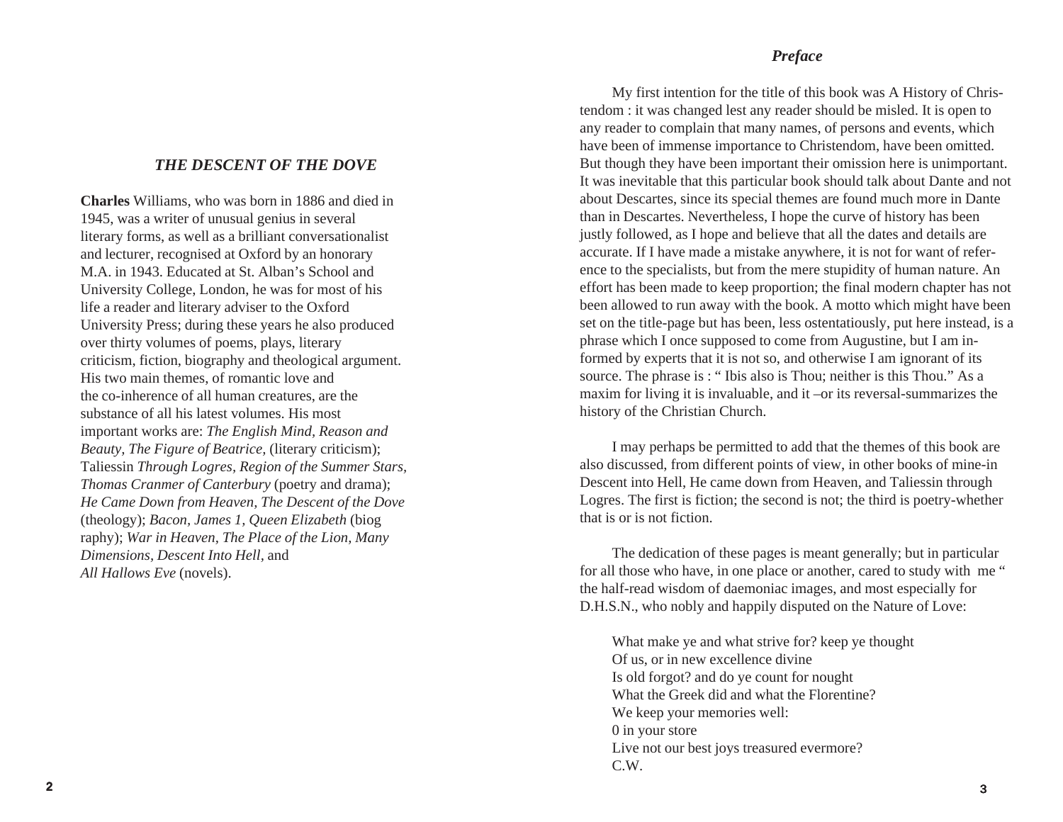## *THE DESCENT OF THE DOVE*

**Charles** Williams, who was born in 1886 and died in 1945, was a writer of unusual genius in several literary forms, as well as a brilliant conversationalist and lecturer, recognised at Oxford by an honorary M.A. in 1943. Educated at St. Alban's School and University College, London, he was for most of his life a reader and literary adviser to the Oxford University Press; during these years he also produced over thirty volumes of poems, plays, literary criticism, fiction, biography and theological argument. His two main themes, of romantic love and the co-inherence of all human creatures, are the substance of all his latest volumes. His most important works are: *The English Mind, Reason and Beauty, The Figure of Beatrice,* (literary criticism); Taliessin *Through Logres, Region of the Summer Stars, Thomas Cranmer of Canterbury* (poetry and drama); *He Came Down from Heaven, The Descent of the Dove* (theology); *Bacon, James 1, Queen Elizabeth* (biog raphy); *War in Heaven, The Place of the Lion, Many Dimensions, Descent Into Hell,* and *All Hallows Eve* (novels).

## *Preface*

My first intention for the title of this book was A History of Christendom : it was changed lest any reader should be misled. It is open to any reader to complain that many names, of persons and events, which have been of immense importance to Christendom, have been omitted. But though they have been important their omission here is unimportant. It was inevitable that this particular book should talk about Dante and not about Descartes, since its special themes are found much more in Dante than in Descartes. Nevertheless, I hope the curve of history has been justly followed, as I hope and believe that all the dates and details are accurate. If I have made a mistake anywhere, it is not for want of reference to the specialists, but from the mere stupidity of human nature. An effort has been made to keep proportion; the final modern chapter has not been allowed to run away with the book. A motto which might have been set on the title-page but has been, less ostentatiously, put here instead, is a phrase which I once supposed to come from Augustine, but I am informed by experts that it is not so, and otherwise I am ignorant of its source. The phrase is : " Ibis also is Thou; neither is this Thou." As a maxim for living it is invaluable, and it –or its reversal-summarizes the history of the Christian Church.

I may perhaps be permitted to add that the themes of this book are also discussed, from different points of view, in other books of mine-in Descent into Hell, He came down from Heaven, and Taliessin through Logres. The first is fiction; the second is not; the third is poetry-whether that is or is not fiction.

The dedication of these pages is meant generally; but in particular for all those who have, in one place or another, cared to study with me " the half-read wisdom of daemoniac images, and most especially for D.H.S.N., who nobly and happily disputed on the Nature of Love:

What make ye and what strive for? keep ye thought  
Of us, or in new excellence divine  
Is old forgot? and do ye count for nought  
What the Greek did and what the Florentine?  
We keep your memories well:  
0 in your store  
Live not our best joys treasured evermore?  
C.W.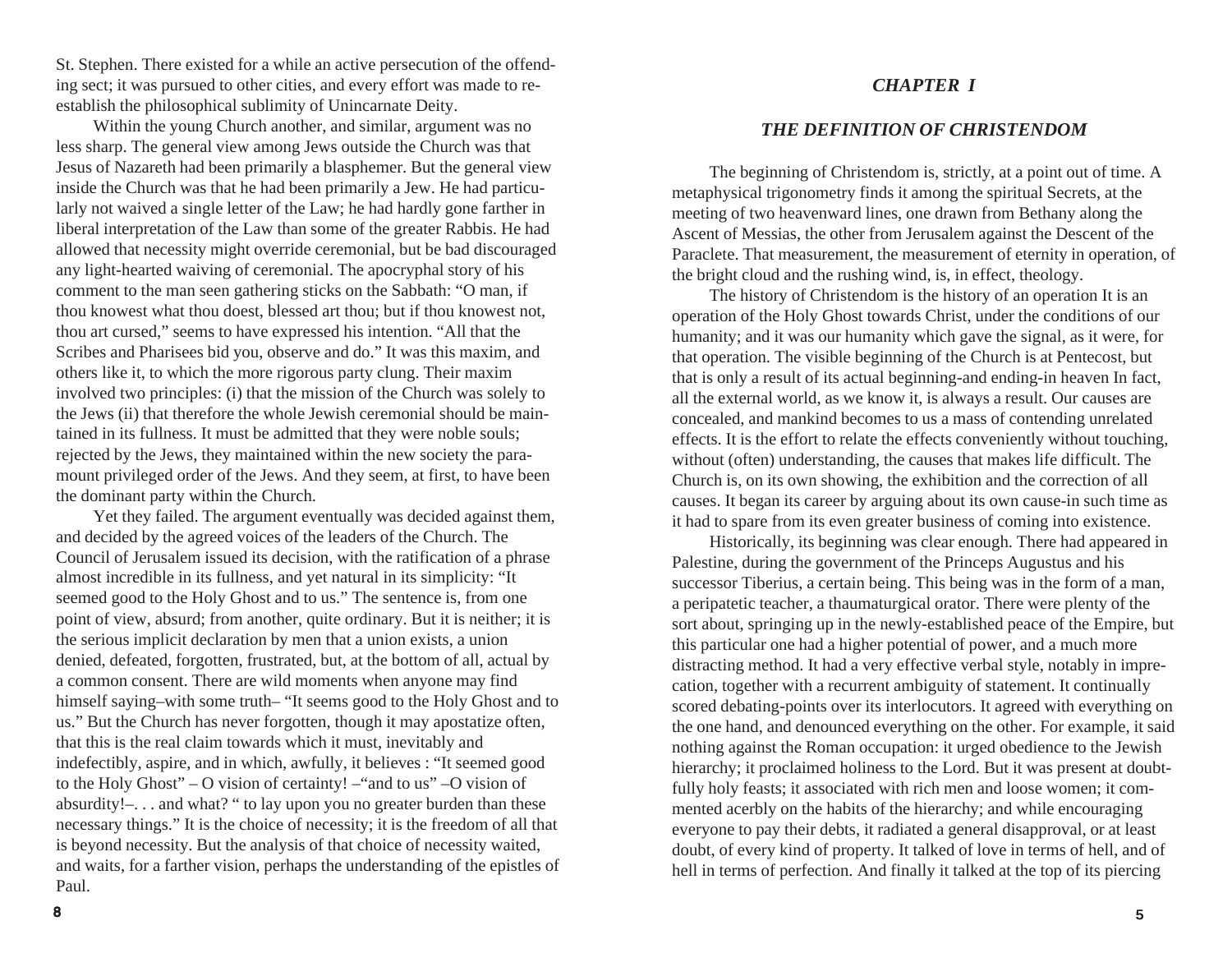St. Stephen. There existed for a while an active persecution of the offending sect; it was pursued to other cities, and every effort was made to re-establish the philosophical sublimity of Unincarnate Deity.

Within the young Church another, and similar, argument was no less sharp. The general view among Jews outside the Church was that Jesus of Nazareth had been primarily a blasphemer. But the general view inside the Church was that he had been primarily a Jew. He had particularly not waived a single letter of the Law; he had hardly gone farther in liberal interpretation of the Law than some of the greater Rabbis. He had allowed that necessity might override ceremonial, but be bad discouraged any light-hearted waiving of ceremonial. The apocryphal story of his comment to the man seen gathering sticks on the Sabbath: "O man, if thou knowest what thou doest, blessed art thou; but if thou knowest not, thou art cursed," seems to have expressed his intention. "All that the Scribes and Pharisees bid you, observe and do." It was this maxim, and others like it, to which the more rigorous party clung. Their maxim involved two principles: (i) that the mission of the Church was solely to the Jews (ii) that therefore the whole Jewish ceremonial should be maintained in its fullness. It must be admitted that they were noble souls; rejected by the Jews, they maintained within the new society the paramount privileged order of the Jews. And they seem, at first, to have been the dominant party within the Church.

Yet they failed. The argument eventually was decided against them, and decided by the agreed voices of the leaders of the Church. The Council of Jerusalem issued its decision, with the ratification of a phrase almost incredible in its fullness, and yet natural in its simplicity: "It seemed good to the Holy Ghost and to us." The sentence is, from one point of view, absurd; from another, quite ordinary. But it is neither; it is the serious implicit declaration by men that a union exists, a union denied, defeated, forgotten, frustrated, but, at the bottom of all, actual by a common consent. There are wild moments when anyone may find himself saying–with some truth– "It seems good to the Holy Ghost and to us." But the Church has never forgotten, though it may apostatize often, that this is the real claim towards which it must, inevitably and indefectibly, aspire, and in which, awfully, it believes : "It seemed good to the Holy Ghost" – O vision of certainty! –"and to us" –O vision of absurdity!–. . . and what? " to lay upon you no greater burden than these necessary things." It is the choice of necessity; it is the freedom of all that is beyond necessity. But the analysis of that choice of necessity waited, and waits, for a farther vision, perhaps the understanding of the epistles of Paul.

## *CHAPTER I*

## *THE DEFINITION OF CHRISTENDOM*

The beginning of Christendom is, strictly, at a point out of time. A metaphysical trigonometry finds it among the spiritual Secrets, at the meeting of two heavenward lines, one drawn from Bethany along the Ascent of Messias, the other from Jerusalem against the Descent of the Paraclete. That measurement, the measurement of eternity in operation, of the bright cloud and the rushing wind, is, in effect, theology.

The history of Christendom is the history of an operation It is an operation of the Holy Ghost towards Christ, under the conditions of our humanity; and it was our humanity which gave the signal, as it were, for that operation. The visible beginning of the Church is at Pentecost, but that is only a result of its actual beginning-and ending-in heaven In fact, all the external world, as we know it, is always a result. Our causes are concealed, and mankind becomes to us a mass of contending unrelated effects. It is the effort to relate the effects conveniently without touching, without (often) understanding, the causes that makes life difficult. The Church is, on its own showing, the exhibition and the correction of all causes. It began its career by arguing about its own cause-in such time as it had to spare from its even greater business of coming into existence.

Historically, its beginning was clear enough. There had appeared in Palestine, during the government of the Princeps Augustus and his successor Tiberius, a certain being. This being was in the form of a man, a peripatetic teacher, a thaumaturgical orator. There were plenty of the sort about, springing up in the newly-established peace of the Empire, but this particular one had a higher potential of power, and a much more distracting method. It had a very effective verbal style, notably in imprecation, together with a recurrent ambiguity of statement. It continually scored debating-points over its interlocutors. It agreed with everything on the one hand, and denounced everything on the other. For example, it said nothing against the Roman occupation: it urged obedience to the Jewish hierarchy; it proclaimed holiness to the Lord. But it was present at doubtfully holy feasts; it associated with rich men and loose women; it commented acerbly on the habits of the hierarchy; and while encouraging everyone to pay their debts, it radiated a general disapproval, or at least doubt, of every kind of property. It talked of love in terms of hell, and of hell in terms of perfection. And finally it talked at the top of its piercing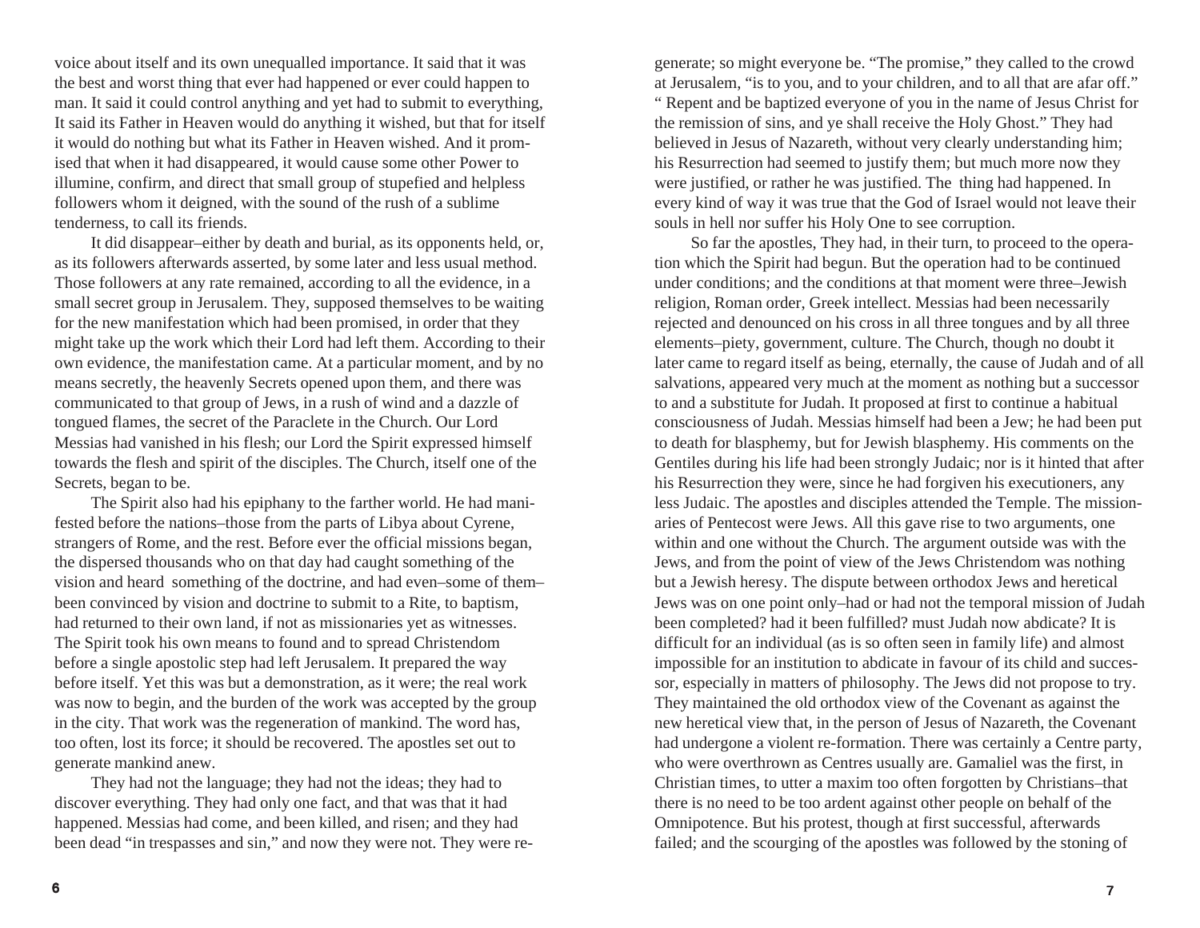voice about itself and its own unequalled importance. It said that it was the best and worst thing that ever had happened or ever could happen to man. It said it could control anything and yet had to submit to everything, It said its Father in Heaven would do anything it wished, but that for itself it would do nothing but what its Father in Heaven wished. And it promised that when it had disappeared, it would cause some other Power to illumine, confirm, and direct that small group of stupefied and helpless followers whom it deigned, with the sound of the rush of a sublime tenderness, to call its friends.

It did disappear–either by death and burial, as its opponents held, or, as its followers afterwards asserted, by some later and less usual method. Those followers at any rate remained, according to all the evidence, in a small secret group in Jerusalem. They, supposed themselves to be waiting for the new manifestation which had been promised, in order that they might take up the work which their Lord had left them. According to their own evidence, the manifestation came. At a particular moment, and by no means secretly, the heavenly Secrets opened upon them, and there was communicated to that group of Jews, in a rush of wind and a dazzle of tongued flames, the secret of the Paraclete in the Church. Our Lord Messias had vanished in his flesh; our Lord the Spirit expressed himself towards the flesh and spirit of the disciples. The Church, itself one of the Secrets, began to be.

The Spirit also had his epiphany to the farther world. He had manifested before the nations–those from the parts of Libya about Cyrene, strangers of Rome, and the rest. Before ever the official missions began, the dispersed thousands who on that day had caught something of the vision and heard something of the doctrine, and had even–some of them–been convinced by vision and doctrine to submit to a Rite, to baptism, had returned to their own land, if not as missionaries yet as witnesses. The Spirit took his own means to found and to spread Christendom before a single apostolic step had left Jerusalem. It prepared the way before itself. Yet this was but a demonstration, as it were; the real work was now to begin, and the burden of the work was accepted by the group in the city. That work was the regeneration of mankind. The word has, too often, lost its force; it should be recovered. The apostles set out to generate mankind anew.

They had not the language; they had not the ideas; they had to discover everything. They had only one fact, and that was that it had happened. Messias had come, and been killed, and risen; and they had been dead "in trespasses and sin," and now they were not. They were regenerate; so might everyone be. "The promise," they called to the crowd at Jerusalem, "is to you, and to your children, and to all that are afar off." " Repent and be baptized everyone of you in the name of Jesus Christ for the remission of sins, and ye shall receive the Holy Ghost." They had believed in Jesus of Nazareth, without very clearly understanding him; his Resurrection had seemed to justify them; but much more now they were justified, or rather he was justified. The thing had happened. In every kind of way it was true that the God of Israel would not leave their souls in hell nor suffer his Holy One to see corruption.

So far the apostles, They had, in their turn, to proceed to the operation which the Spirit had begun. But the operation had to be continued under conditions; and the conditions at that moment were three–Jewish religion, Roman order, Greek intellect. Messias had been necessarily rejected and denounced on his cross in all three tongues and by all three elements–piety, government, culture. The Church, though no doubt it later came to regard itself as being, eternally, the cause of Judah and of all salvations, appeared very much at the moment as nothing but a successor to and a substitute for Judah. It proposed at first to continue a habitual consciousness of Judah. Messias himself had been a Jew; he had been put to death for blasphemy, but for Jewish blasphemy. His comments on the Gentiles during his life had been strongly Judaic; nor is it hinted that after his Resurrection they were, since he had forgiven his executioners, any less Judaic. The apostles and disciples attended the Temple. The missionaries of Pentecost were Jews. All this gave rise to two arguments, one within and one without the Church. The argument outside was with the Jews, and from the point of view of the Jews Christendom was nothing but a Jewish heresy. The dispute between orthodox Jews and heretical Jews was on one point only–had or had not the temporal mission of Judah been completed? had it been fulfilled? must Judah now abdicate? It is difficult for an individual (as is so often seen in family life) and almost impossible for an institution to abdicate in favour of its child and successor, especially in matters of philosophy. The Jews did not propose to try. They maintained the old orthodox view of the Covenant as against the new heretical view that, in the person of Jesus of Nazareth, the Covenant had undergone a violent re-formation. There was certainly a Centre party, who were overthrown as Centres usually are. Gamaliel was the first, in Christian times, to utter a maxim too often forgotten by Christians–that there is no need to be too ardent against other people on behalf of the Omnipotence. But his protest, though at first successful, afterwards failed; and the scourging of the apostles was followed by the stoning of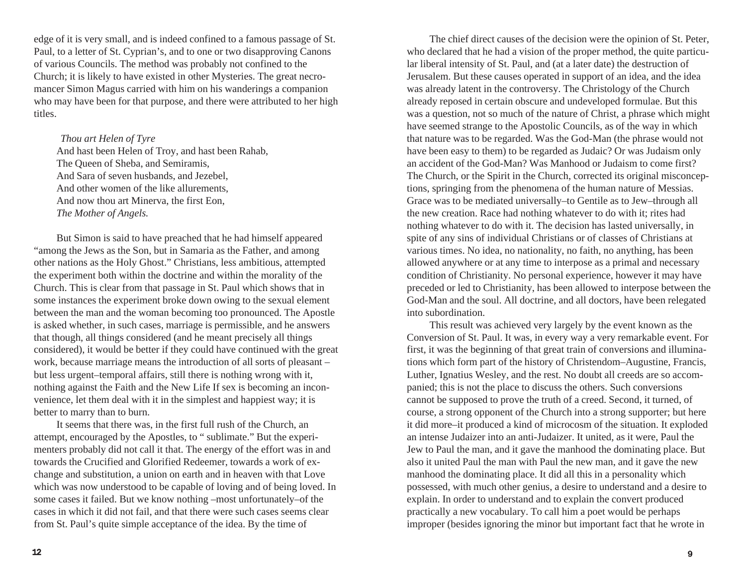edge of it is very small, and is indeed confined to a famous passage of St. Paul, to a letter of St. Cyprian's, and to one or two disapproving Canons of various Councils. The method was probably not confined to the Church; it is likely to have existed in other Mysteries. The great necromancer Simon Magus carried with him on his wanderings a companion who may have been for that purpose, and there were attributed to her high titles.

> *Thou art Helen of Tyre*
> And hast been Helen of Troy, and hast been Rahab,
> The Queen of Sheba, and Semiramis,
> And Sara of seven husbands, and Jezebel,
> And other women of the like allurements,
> And now thou art Minerva, the first Eon,
> *The Mother of Angels.*

But Simon is said to have preached that he had himself appeared "among the Jews as the Son, but in Samaria as the Father, and among other nations as the Holy Ghost." Christians, less ambitious, attempted the experiment both within the doctrine and within the morality of the Church. This is clear from that passage in St. Paul which shows that in some instances the experiment broke down owing to the sexual element between the man and the woman becoming too pronounced. The Apostle is asked whether, in such cases, marriage is permissible, and he answers that though, all things considered (and he meant precisely all things considered), it would be better if they could have continued with the great work, because marriage means the introduction of all sorts of pleasant – but less urgent–temporal affairs, still there is nothing wrong with it, nothing against the Faith and the New Life If sex is becoming an inconvenience, let them deal with it in the simplest and happiest way; it is better to marry than to burn.

It seems that there was, in the first full rush of the Church, an attempt, encouraged by the Apostles, to " sublimate." But the experimenters probably did not call it that. The energy of the effort was in and towards the Crucified and Glorified Redeemer, towards a work of exchange and substitution, a union on earth and in heaven with that Love which was now understood to be capable of loving and of being loved. In some cases it failed. But we know nothing –most unfortunately–of the cases in which it did not fail, and that there were such cases seems clear from St. Paul's quite simple acceptance of the idea. By the time of

The chief direct causes of the decision were the opinion of St. Peter, who declared that he had a vision of the proper method, the quite particular liberal intensity of St. Paul, and (at a later date) the destruction of Jerusalem. But these causes operated in support of an idea, and the idea was already latent in the controversy. The Christology of the Church already reposed in certain obscure and undeveloped formulae. But this was a question, not so much of the nature of Christ, a phrase which might have seemed strange to the Apostolic Councils, as of the way in which that nature was to be regarded. Was the God-Man (the phrase would not have been easy to them) to be regarded as Judaic? Or was Judaism only an accident of the God-Man? Was Manhood or Judaism to come first? The Church, or the Spirit in the Church, corrected its original misconceptions, springing from the phenomena of the human nature of Messias. Grace was to be mediated universally–to Gentile as to Jew–through all the new creation. Race had nothing whatever to do with it; rites had nothing whatever to do with it. The decision has lasted universally, in spite of any sins of individual Christians or of classes of Christians at various times. No idea, no nationality, no faith, no anything, has been allowed anywhere or at any time to interpose as a primal and necessary condition of Christianity. No personal experience, however it may have preceded or led to Christianity, has been allowed to interpose between the God-Man and the soul. All doctrine, and all doctors, have been relegated into subordination.

This result was achieved very largely by the event known as the Conversion of St. Paul. It was, in every way a very remarkable event. For first, it was the beginning of that great train of conversions and illuminations which form part of the history of Christendom–Augustine, Francis, Luther, Ignatius Wesley, and the rest. No doubt all creeds are so accompanied; this is not the place to discuss the others. Such conversions cannot be supposed to prove the truth of a creed. Second, it turned, of course, a strong opponent of the Church into a strong supporter; but here it did more–it produced a kind of microcosm of the situation. It exploded an intense Judaizer into an anti-Judaizer. It united, as it were, Paul the Jew to Paul the man, and it gave the manhood the dominating place. But also it united Paul the man with Paul the new man, and it gave the new manhood the dominating place. It did all this in a personality which possessed, with much other genius, a desire to understand and a desire to explain. In order to understand and to explain the convert produced practically a new vocabulary. To call him a poet would be perhaps improper (besides ignoring the minor but important fact that he wrote in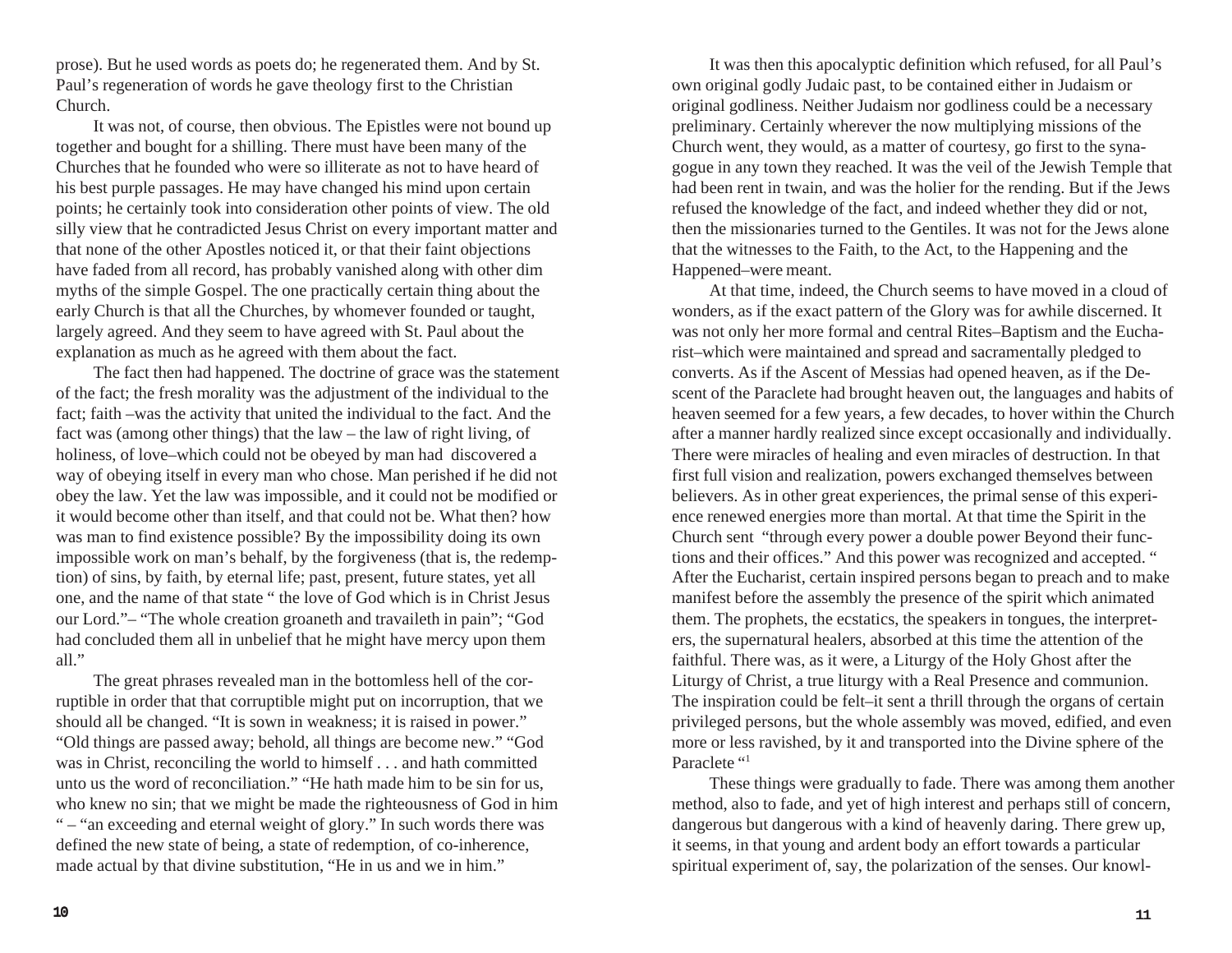prose). But he used words as poets do; he regenerated them. And by St. Paul's regeneration of words he gave theology first to the Christian Church.

It was not, of course, then obvious. The Epistles were not bound up together and bought for a shilling. There must have been many of the Churches that he founded who were so illiterate as not to have heard of his best purple passages. He may have changed his mind upon certain points; he certainly took into consideration other points of view. The old silly view that he contradicted Jesus Christ on every important matter and that none of the other Apostles noticed it, or that their faint objections have faded from all record, has probably vanished along with other dim myths of the simple Gospel. The one practically certain thing about the early Church is that all the Churches, by whomever founded or taught, largely agreed. And they seem to have agreed with St. Paul about the explanation as much as he agreed with them about the fact.

The fact then had happened. The doctrine of grace was the statement of the fact; the fresh morality was the adjustment of the individual to the fact; faith –was the activity that united the individual to the fact. And the fact was (among other things) that the law – the law of right living, of holiness, of love–which could not be obeyed by man had discovered a way of obeying itself in every man who chose. Man perished if he did not obey the law. Yet the law was impossible, and it could not be modified or it would become other than itself, and that could not be. What then? how was man to find existence possible? By the impossibility doing its own impossible work on man's behalf, by the forgiveness (that is, the redemption) of sins, by faith, by eternal life; past, present, future states, yet all one, and the name of that state " the love of God which is in Christ Jesus our Lord."– "The whole creation groaneth and travaileth in pain"; "God had concluded them all in unbelief that he might have mercy upon them all."

The great phrases revealed man in the bottomless hell of the corruptible in order that that corruptible might put on incorruption, that we should all be changed. "It is sown in weakness; it is raised in power." "Old things are passed away; behold, all things are become new." "God was in Christ, reconciling the world to himself . . . and hath committed unto us the word of reconciliation." "He hath made him to be sin for us, who knew no sin; that we might be made the righteousness of God in him " – "an exceeding and eternal weight of glory." In such words there was defined the new state of being, a state of redemption, of co-inherence, made actual by that divine substitution, "He in us and we in him."

It was then this apocalyptic definition which refused, for all Paul's own original godly Judaic past, to be contained either in Judaism or original godliness. Neither Judaism nor godliness could be a necessary preliminary. Certainly wherever the now multiplying missions of the Church went, they would, as a matter of courtesy, go first to the synagogue in any town they reached. It was the veil of the Jewish Temple that had been rent in twain, and was the holier for the rending. But if the Jews refused the knowledge of the fact, and indeed whether they did or not, then the missionaries turned to the Gentiles. It was not for the Jews alone that the witnesses to the Faith, to the Act, to the Happening and the Happened–were meant.

At that time, indeed, the Church seems to have moved in a cloud of wonders, as if the exact pattern of the Glory was for awhile discerned. It was not only her more formal and central Rites–Baptism and the Eucharist–which were maintained and spread and sacramentally pledged to converts. As if the Ascent of Messias had opened heaven, as if the Descent of the Paraclete had brought heaven out, the languages and habits of heaven seemed for a few years, a few decades, to hover within the Church after a manner hardly realized since except occasionally and individually. There were miracles of healing and even miracles of destruction. In that first full vision and realization, powers exchanged themselves between believers. As in other great experiences, the primal sense of this experience renewed energies more than mortal. At that time the Spirit in the Church sent "through every power a double power Beyond their functions and their offices." And this power was recognized and accepted. " After the Eucharist, certain inspired persons began to preach and to make manifest before the assembly the presence of the spirit which animated them. The prophets, the ecstatics, the speakers in tongues, the interpreters, the supernatural healers, absorbed at this time the attention of the faithful. There was, as it were, a Liturgy of the Holy Ghost after the Liturgy of Christ, a true liturgy with a Real Presence and communion. The inspiration could be felt–it sent a thrill through the organs of certain privileged persons, but the whole assembly was moved, edified, and even more or less ravished, by it and transported into the Divine sphere of the Paraclete "[1]

These things were gradually to fade. There was among them another method, also to fade, and yet of high interest and perhaps still of concern, dangerous but dangerous with a kind of heavenly daring. There grew up, it seems, in that young and ardent body an effort towards a particular spiritual experiment of, say, the polarization of the senses. Our knowl-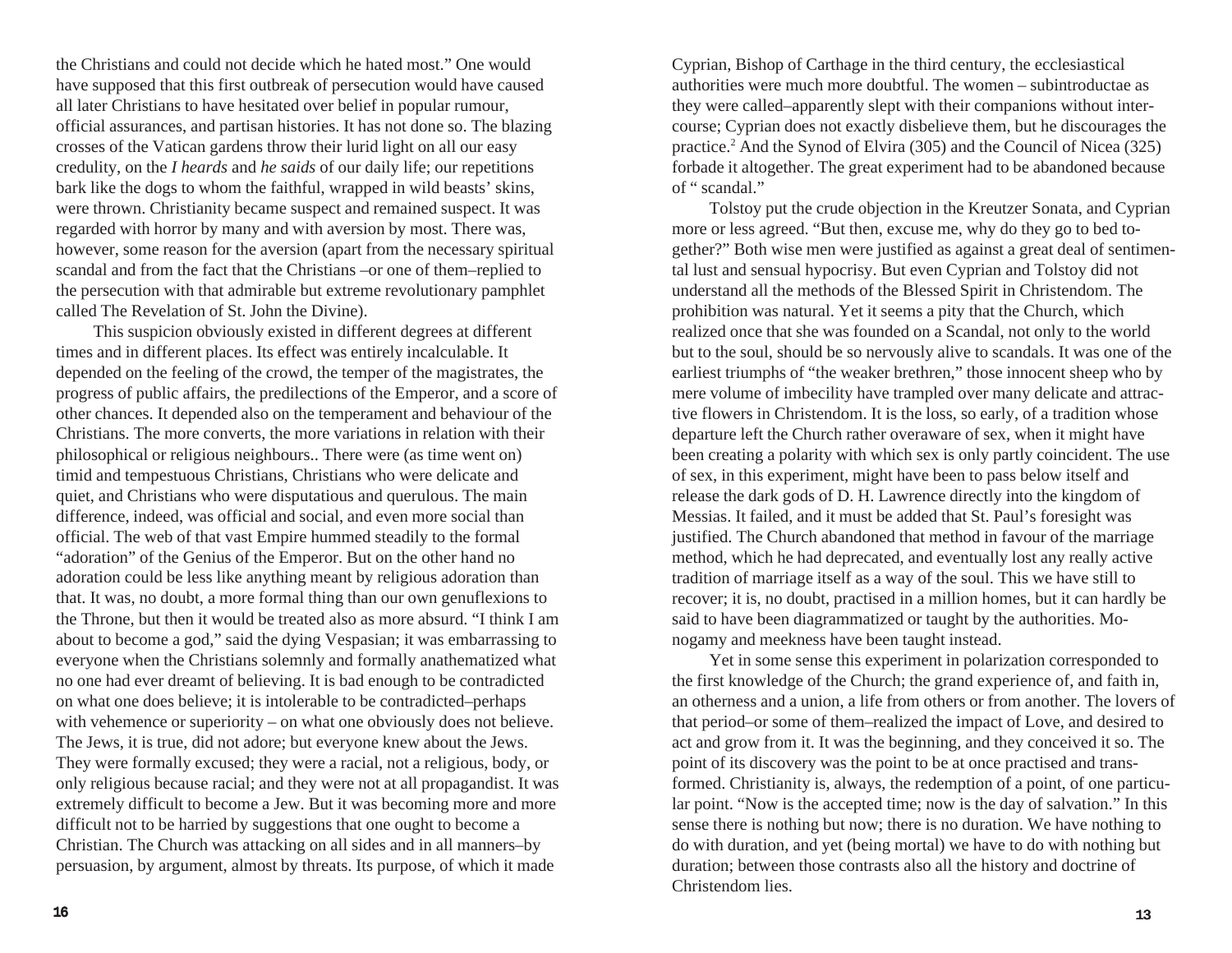the Christians and could not decide which he hated most." One would have supposed that this first outbreak of persecution would have caused all later Christians to have hesitated over belief in popular rumour, official assurances, and partisan histories. It has not done so. The blazing crosses of the Vatican gardens throw their lurid light on all our easy credulity, on the *I heards* and *he saids* of our daily life; our repetitions bark like the dogs to whom the faithful, wrapped in wild beasts' skins, were thrown. Christianity became suspect and remained suspect. It was regarded with horror by many and with aversion by most. There was, however, some reason for the aversion (apart from the necessary spiritual scandal and from the fact that the Christians –or one of them–replied to the persecution with that admirable but extreme revolutionary pamphlet called The Revelation of St. John the Divine).

This suspicion obviously existed in different degrees at different times and in different places. Its effect was entirely incalculable. It depended on the feeling of the crowd, the temper of the magistrates, the progress of public affairs, the predilections of the Emperor, and a score of other chances. It depended also on the temperament and behaviour of the Christians. The more converts, the more variations in relation with their philosophical or religious neighbours.. There were (as time went on) timid and tempestuous Christians, Christians who were delicate and quiet, and Christians who were disputatious and querulous. The main difference, indeed, was official and social, and even more social than official. The web of that vast Empire hummed steadily to the formal "adoration" of the Genius of the Emperor. But on the other hand no adoration could be less like anything meant by religious adoration than that. It was, no doubt, a more formal thing than our own genuflexions to the Throne, but then it would be treated also as more absurd. "I think I am about to become a god," said the dying Vespasian; it was embarrassing to everyone when the Christians solemnly and formally anathematized what no one had ever dreamt of believing. It is bad enough to be contradicted on what one does believe; it is intolerable to be contradicted–perhaps with vehemence or superiority – on what one obviously does not believe. The Jews, it is true, did not adore; but everyone knew about the Jews. They were formally excused; they were a racial, not a religious, body, or only religious because racial; and they were not at all propagandist. It was extremely difficult to become a Jew. But it was becoming more and more difficult not to be harried by suggestions that one ought to become a Christian. The Church was attacking on all sides and in all manners–by persuasion, by argument, almost by threats. Its purpose, of which it made

Cyprian, Bishop of Carthage in the third century, the ecclesiastical authorities were much more doubtful. The women – subintroductae as they were called–apparently slept with their companions without intercourse; Cyprian does not exactly disbelieve them, but he discourages the practice.[2] And the Synod of Elvira (305) and the Council of Nicea (325) forbade it altogether. The great experiment had to be abandoned because of " scandal."

Tolstoy put the crude objection in the Kreutzer Sonata, and Cyprian more or less agreed. "But then, excuse me, why do they go to bed together?" Both wise men were justified as against a great deal of sentimental lust and sensual hypocrisy. But even Cyprian and Tolstoy did not understand all the methods of the Blessed Spirit in Christendom. The prohibition was natural. Yet it seems a pity that the Church, which realized once that she was founded on a Scandal, not only to the world but to the soul, should be so nervously alive to scandals. It was one of the earliest triumphs of "the weaker brethren," those innocent sheep who by mere volume of imbecility have trampled over many delicate and attractive flowers in Christendom. It is the loss, so early, of a tradition whose departure left the Church rather overaware of sex, when it might have been creating a polarity with which sex is only partly coincident. The use of sex, in this experiment, might have been to pass below itself and release the dark gods of D. H. Lawrence directly into the kingdom of Messias. It failed, and it must be added that St. Paul's foresight was justified. The Church abandoned that method in favour of the marriage method, which he had deprecated, and eventually lost any really active tradition of marriage itself as a way of the soul. This we have still to recover; it is, no doubt, practised in a million homes, but it can hardly be said to have been diagrammatized or taught by the authorities. Monogamy and meekness have been taught instead.

Yet in some sense this experiment in polarization corresponded to the first knowledge of the Church; the grand experience of, and faith in, an otherness and a union, a life from others or from another. The lovers of that period–or some of them–realized the impact of Love, and desired to act and grow from it. It was the beginning, and they conceived it so. The point of its discovery was the point to be at once practised and transformed. Christianity is, always, the redemption of a point, of one particular point. "Now is the accepted time; now is the day of salvation." In this sense there is nothing but now; there is no duration. We have nothing to do with duration, and yet (being mortal) we have to do with nothing but duration; between those contrasts also all the history and doctrine of Christendom lies.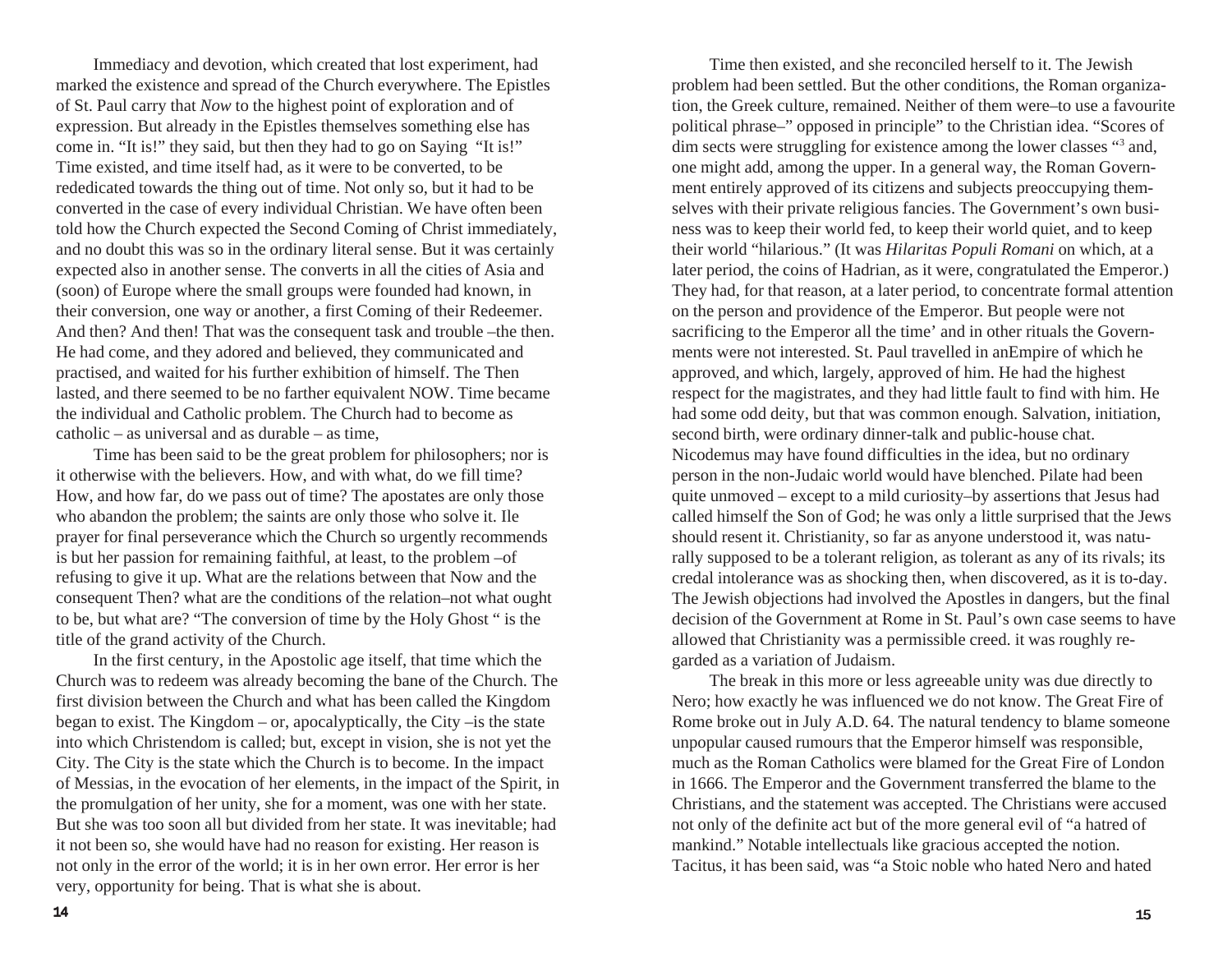Immediacy and devotion, which created that lost experiment, had marked the existence and spread of the Church everywhere. The Epistles of St. Paul carry that *Now* to the highest point of exploration and of expression. But already in the Epistles themselves something else has come in. "It is!" they said, but then they had to go on Saying "It is!" Time existed, and time itself had, as it were to be converted, to be rededicated towards the thing out of time. Not only so, but it had to be converted in the case of every individual Christian. We have often been told how the Church expected the Second Coming of Christ immediately, and no doubt this was so in the ordinary literal sense. But it was certainly expected also in another sense. The converts in all the cities of Asia and (soon) of Europe where the small groups were founded had known, in their conversion, one way or another, a first Coming of their Redeemer. And then? And then! That was the consequent task and trouble –the then. He had come, and they adored and believed, they communicated and practised, and waited for his further exhibition of himself. The Then lasted, and there seemed to be no farther equivalent NOW. Time became the individual and Catholic problem. The Church had to become as catholic – as universal and as durable – as time,

Time has been said to be the great problem for philosophers; nor is it otherwise with the believers. How, and with what, do we fill time? How, and how far, do we pass out of time? The apostates are only those who abandon the problem; the saints are only those who solve it. Ile prayer for final perseverance which the Church so urgently recommends is but her passion for remaining faithful, at least, to the problem –of refusing to give it up. What are the relations between that Now and the consequent Then? what are the conditions of the relation–not what ought to be, but what are? "The conversion of time by the Holy Ghost " is the title of the grand activity of the Church.

In the first century, in the Apostolic age itself, that time which the Church was to redeem was already becoming the bane of the Church. The first division between the Church and what has been called the Kingdom began to exist. The Kingdom – or, apocalyptically, the City –is the state into which Christendom is called; but, except in vision, she is not yet the City. The City is the state which the Church is to become. In the impact of Messias, in the evocation of her elements, in the impact of the Spirit, in the promulgation of her unity, she for a moment, was one with her state. But she was too soon all but divided from her state. It was inevitable; had it not been so, she would have had no reason for existing. Her reason is not only in the error of the world; it is in her own error. Her error is her very, opportunity for being. That is what she is about.

Time then existed, and she reconciled herself to it. The Jewish problem had been settled. But the other conditions, the Roman organization, the Greek culture, remained. Neither of them were–to use a favourite political phrase–" opposed in principle" to the Christian idea. "Scores of dim sects were struggling for existence among the lower classes "[3] and, one might add, among the upper. In a general way, the Roman Government entirely approved of its citizens and subjects preoccupying themselves with their private religious fancies. The Government's own business was to keep their world fed, to keep their world quiet, and to keep their world "hilarious." (It was *Hilaritas Populi Romani* on which, at a later period, the coins of Hadrian, as it were, congratulated the Emperor.) They had, for that reason, at a later period, to concentrate formal attention on the person and providence of the Emperor. But people were not sacrificing to the Emperor all the time' and in other rituals the Governments were not interested. St. Paul travelled in anEmpire of which he approved, and which, largely, approved of him. He had the highest respect for the magistrates, and they had little fault to find with him. He had some odd deity, but that was common enough. Salvation, initiation, second birth, were ordinary dinner-talk and public-house chat. Nicodemus may have found difficulties in the idea, but no ordinary person in the non-Judaic world would have blenched. Pilate had been quite unmoved – except to a mild curiosity–by assertions that Jesus had called himself the Son of God; he was only a little surprised that the Jews should resent it. Christianity, so far as anyone understood it, was naturally supposed to be a tolerant religion, as tolerant as any of its rivals; its credal intolerance was as shocking then, when discovered, as it is to-day. The Jewish objections had involved the Apostles in dangers, but the final decision of the Government at Rome in St. Paul's own case seems to have allowed that Christianity was a permissible creed. it was roughly regarded as a variation of Judaism.

The break in this more or less agreeable unity was due directly to Nero; how exactly he was influenced we do not know. The Great Fire of Rome broke out in July A.D. 64. The natural tendency to blame someone unpopular caused rumours that the Emperor himself was responsible, much as the Roman Catholics were blamed for the Great Fire of London in 1666. The Emperor and the Government transferred the blame to the Christians, and the statement was accepted. The Christians were accused not only of the definite act but of the more general evil of "a hatred of mankind." Notable intellectuals like gracious accepted the notion. Tacitus, it has been said, was "a Stoic noble who hated Nero and hated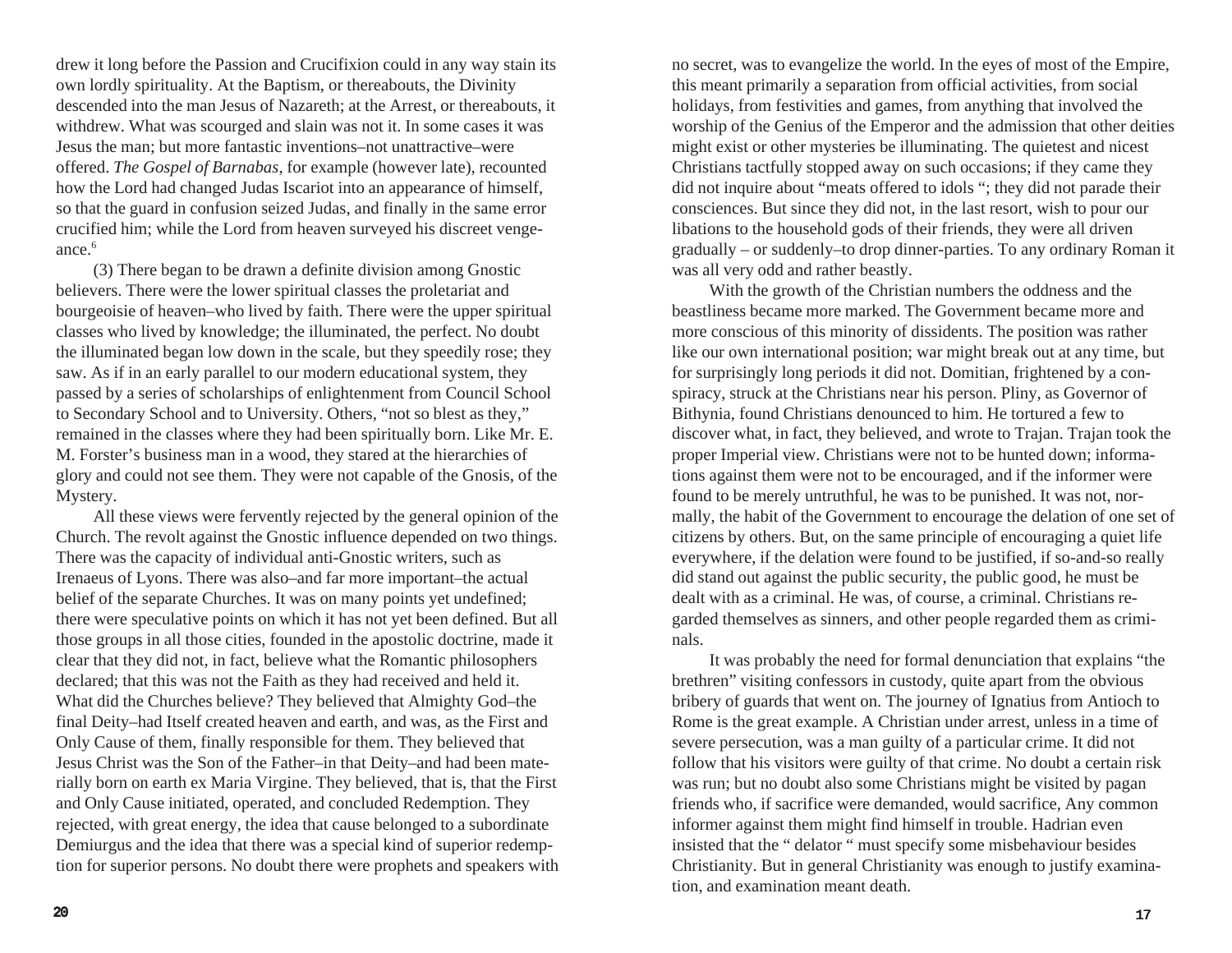drew it long before the Passion and Crucifixion could in any way stain its own lordly spirituality. At the Baptism, or thereabouts, the Divinity descended into the man Jesus of Nazareth; at the Arrest, or thereabouts, it withdrew. What was scourged and slain was not it. In some cases it was Jesus the man; but more fantastic inventions–not unattractive–were offered. *The Gospel of Barnabas*, for example (however late), recounted how the Lord had changed Judas Iscariot into an appearance of himself, so that the guard in confusion seized Judas, and finally in the same error crucified him; while the Lord from heaven surveyed his discreet vengeance.[6]

(3) There began to be drawn a definite division among Gnostic believers. There were the lower spiritual classes the proletariat and bourgeoisie of heaven–who lived by faith. There were the upper spiritual classes who lived by knowledge; the illuminated, the perfect. No doubt the illuminated began low down in the scale, but they speedily rose; they saw. As if in an early parallel to our modern educational system, they passed by a series of scholarships of enlightenment from Council School to Secondary School and to University. Others, "not so blest as they," remained in the classes where they had been spiritually born. Like Mr. E. M. Forster's business man in a wood, they stared at the hierarchies of glory and could not see them. They were not capable of the Gnosis, of the Mystery.

All these views were fervently rejected by the general opinion of the Church. The revolt against the Gnostic influence depended on two things. There was the capacity of individual anti-Gnostic writers, such as Irenaeus of Lyons. There was also–and far more important–the actual belief of the separate Churches. It was on many points yet undefined; there were speculative points on which it has not yet been defined. But all those groups in all those cities, founded in the apostolic doctrine, made it clear that they did not, in fact, believe what the Romantic philosophers declared; that this was not the Faith as they had received and held it. What did the Churches believe? They believed that Almighty God–the final Deity–had Itself created heaven and earth, and was, as the First and Only Cause of them, finally responsible for them. They believed that Jesus Christ was the Son of the Father–in that Deity–and had been materially born on earth ex Maria Virgine. They believed, that is, that the First and Only Cause initiated, operated, and concluded Redemption. They rejected, with great energy, the idea that cause belonged to a subordinate Demiurgus and the idea that there was a special kind of superior redemption for superior persons. No doubt there were prophets and speakers with

no secret, was to evangelize the world. In the eyes of most of the Empire, this meant primarily a separation from official activities, from social holidays, from festivities and games, from anything that involved the worship of the Genius of the Emperor and the admission that other deities might exist or other mysteries be illuminating. The quietest and nicest Christians tactfully stopped away on such occasions; if they came they did not inquire about "meats offered to idols "; they did not parade their consciences. But since they did not, in the last resort, wish to pour our libations to the household gods of their friends, they were all driven gradually – or suddenly–to drop dinner-parties. To any ordinary Roman it was all very odd and rather beastly.

With the growth of the Christian numbers the oddness and the beastliness became more marked. The Government became more and more conscious of this minority of dissidents. The position was rather like our own international position; war might break out at any time, but for surprisingly long periods it did not. Domitian, frightened by a conspiracy, struck at the Christians near his person. Pliny, as Governor of Bithynia, found Christians denounced to him. He tortured a few to discover what, in fact, they believed, and wrote to Trajan. Trajan took the proper Imperial view. Christians were not to be hunted down; informations against them were not to be encouraged, and if the informer were found to be merely untruthful, he was to be punished. It was not, normally, the habit of the Government to encourage the delation of one set of citizens by others. But, on the same principle of encouraging a quiet life everywhere, if the delation were found to be justified, if so-and-so really did stand out against the public security, the public good, he must be dealt with as a criminal. He was, of course, a criminal. Christians regarded themselves as sinners, and other people regarded them as criminals.

It was probably the need for formal denunciation that explains "the brethren" visiting confessors in custody, quite apart from the obvious bribery of guards that went on. The journey of Ignatius from Antioch to Rome is the great example. A Christian under arrest, unless in a time of severe persecution, was a man guilty of a particular crime. It did not follow that his visitors were guilty of that crime. No doubt a certain risk was run; but no doubt also some Christians might be visited by pagan friends who, if sacrifice were demanded, would sacrifice, Any common informer against them might find himself in trouble. Hadrian even insisted that the " delator " must specify some misbehaviour besides Christianity. But in general Christianity was enough to justify examination, and examination meant death.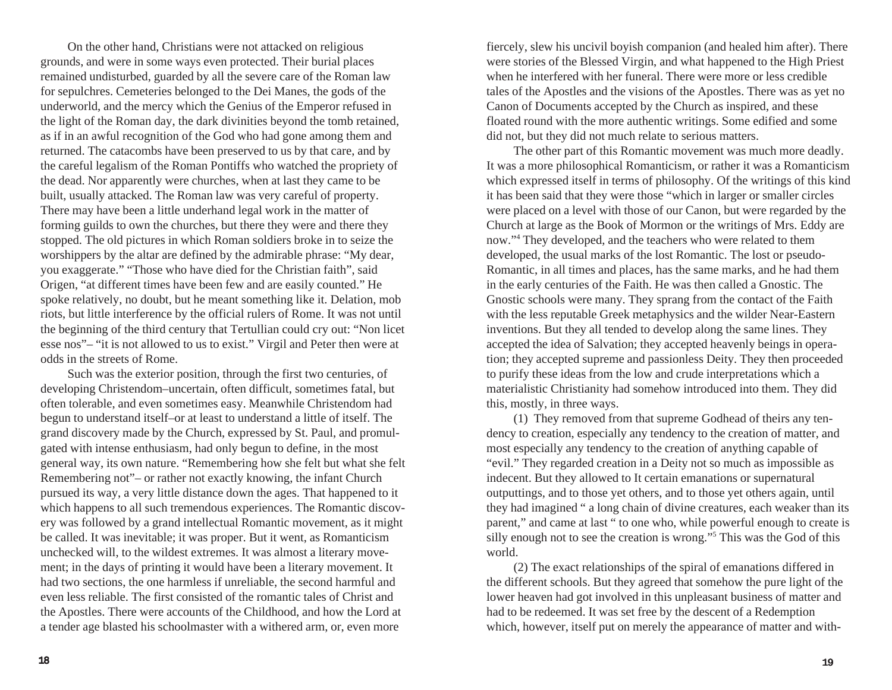On the other hand, Christians were not attacked on religious grounds, and were in some ways even protected. Their burial places remained undisturbed, guarded by all the severe care of the Roman law for sepulchres. Cemeteries belonged to the Dei Manes, the gods of the underworld, and the mercy which the Genius of the Emperor refused in the light of the Roman day, the dark divinities beyond the tomb retained, as if in an awful recognition of the God who had gone among them and returned. The catacombs have been preserved to us by that care, and by the careful legalism of the Roman Pontiffs who watched the propriety of the dead. Nor apparently were churches, when at last they came to be built, usually attacked. The Roman law was very careful of property. There may have been a little underhand legal work in the matter of forming guilds to own the churches, but there they were and there they stopped. The old pictures in which Roman soldiers broke in to seize the worshippers by the altar are defined by the admirable phrase: "My dear, you exaggerate." "Those who have died for the Christian faith", said Origen, "at different times have been few and are easily counted." He spoke relatively, no doubt, but he meant something like it. Delation, mob riots, but little interference by the official rulers of Rome. It was not until the beginning of the third century that Tertullian could cry out: "Non licet esse nos"– "it is not allowed to us to exist." Virgil and Peter then were at odds in the streets of Rome.

Such was the exterior position, through the first two centuries, of developing Christendom–uncertain, often difficult, sometimes fatal, but often tolerable, and even sometimes easy. Meanwhile Christendom had begun to understand itself–or at least to understand a little of itself. The grand discovery made by the Church, expressed by St. Paul, and promulgated with intense enthusiasm, had only begun to define, in the most general way, its own nature. "Remembering how she felt but what she felt Remembering not"– or rather not exactly knowing, the infant Church pursued its way, a very little distance down the ages. That happened to it which happens to all such tremendous experiences. The Romantic discovery was followed by a grand intellectual Romantic movement, as it might be called. It was inevitable; it was proper. But it went, as Romanticism unchecked will, to the wildest extremes. It was almost a literary movement; in the days of printing it would have been a literary movement. It had two sections, the one harmless if unreliable, the second harmful and even less reliable. The first consisted of the romantic tales of Christ and the Apostles. There were accounts of the Childhood, and how the Lord at a tender age blasted his schoolmaster with a withered arm, or, even more fiercely, slew his uncivil boyish companion (and healed him after). There were stories of the Blessed Virgin, and what happened to the High Priest when he interfered with her funeral. There were more or less credible tales of the Apostles and the visions of the Apostles. There was as yet no Canon of Documents accepted by the Church as inspired, and these floated round with the more authentic writings. Some edified and some did not, but they did not much relate to serious matters.

The other part of this Romantic movement was much more deadly. It was a more philosophical Romanticism, or rather it was a Romanticism which expressed itself in terms of philosophy. Of the writings of this kind it has been said that they were those "which in larger or smaller circles were placed on a level with those of our Canon, but were regarded by the Church at large as the Book of Mormon or the writings of Mrs. Eddy are now."[4] They developed, and the teachers who were related to them developed, the usual marks of the lost Romantic. The lost or pseudo-Romantic, in all times and places, has the same marks, and he had them in the early centuries of the Faith. He was then called a Gnostic. The Gnostic schools were many. They sprang from the contact of the Faith with the less reputable Greek metaphysics and the wilder Near-Eastern inventions. But they all tended to develop along the same lines. They accepted the idea of Salvation; they accepted heavenly beings in operation; they accepted supreme and passionless Deity. They then proceeded to purify these ideas from the low and crude interpretations which a materialistic Christianity had somehow introduced into them. They did this, mostly, in three ways.

(1) They removed from that supreme Godhead of theirs any tendency to creation, especially any tendency to the creation of matter, and most especially any tendency to the creation of anything capable of "evil." They regarded creation in a Deity not so much as impossible as indecent. But they allowed to It certain emanations or supernatural outputtings, and to those yet others, and to those yet others again, until they had imagined " a long chain of divine creatures, each weaker than its parent," and came at last " to one who, while powerful enough to create is silly enough not to see the creation is wrong."[5] This was the God of this world.

(2) The exact relationships of the spiral of emanations differed in the different schools. But they agreed that somehow the pure light of the lower heaven had got involved in this unpleasant business of matter and had to be redeemed. It was set free by the descent of a Redemption which, however, itself put on merely the appearance of matter and with-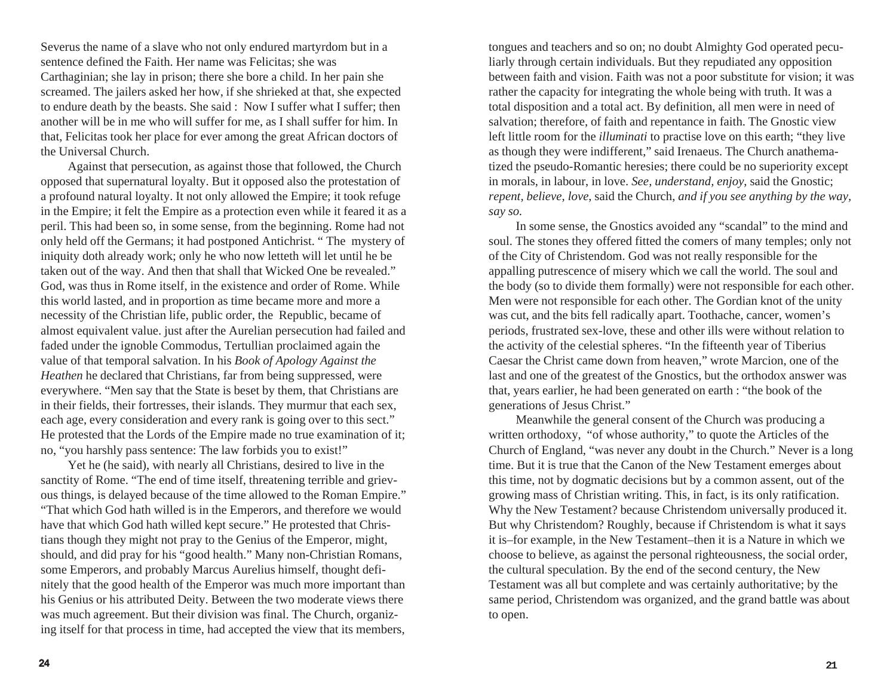Severus the name of a slave who not only endured martyrdom but in a sentence defined the Faith. Her name was Felicitas; she was Carthaginian; she lay in prison; there she bore a child. In her pain she screamed. The jailers asked her how, if she shrieked at that, she expected to endure death by the beasts. She said : Now I suffer what I suffer; then another will be in me who will suffer for me, as I shall suffer for him. In that, Felicitas took her place for ever among the great African doctors of the Universal Church.

Against that persecution, as against those that followed, the Church opposed that supernatural loyalty. But it opposed also the protestation of a profound natural loyalty. It not only allowed the Empire; it took refuge in the Empire; it felt the Empire as a protection even while it feared it as a peril. This had been so, in some sense, from the beginning. Rome had not only held off the Germans; it had postponed Antichrist. " The mystery of iniquity doth already work; only he who now letteth will let until he be taken out of the way. And then that shall that Wicked One be revealed." God, was thus in Rome itself, in the existence and order of Rome. While this world lasted, and in proportion as time became more and more a necessity of the Christian life, public order, the Republic, became of almost equivalent value. just after the Aurelian persecution had failed and faded under the ignoble Commodus, Tertullian proclaimed again the value of that temporal salvation. In his *Book of Apology Against the Heathen* he declared that Christians, far from being suppressed, were everywhere. "Men say that the State is beset by them, that Christians are in their fields, their fortresses, their islands. They murmur that each sex, each age, each consideration and every rank is going over to this sect." He protested that the Lords of the Empire made no true examination of it; no, "you harshly pass sentence: The law forbids you to exist!"

Yet he (he said), with nearly all Christians, desired to live in the sanctity of Rome. "The end of time itself, threatening terrible and grievous things, is delayed because of the time allowed to the Roman Empire." "That which God hath willed is in the Emperors, and therefore we would have that which God hath willed kept secure." He protested that Christians though they might not pray to the Genius of the Emperor, might, should, and did pray for his "good health." Many non-Christian Romans, some Emperors, and probably Marcus Aurelius himself, thought definitely that the good health of the Emperor was much more important than his Genius or his attributed Deity. Between the two moderate views there was much agreement. But their division was final. The Church, organizing itself for that process in time, had accepted the view that its members,

tongues and teachers and so on; no doubt Almighty God operated peculiarly through certain individuals. But they repudiated any opposition between faith and vision. Faith was not a poor substitute for vision; it was rather the capacity for integrating the whole being with truth. It was a total disposition and a total act. By definition, all men were in need of salvation; therefore, of faith and repentance in faith. The Gnostic view left little room for the *illuminati* to practise love on this earth; "they live as though they were indifferent," said Irenaeus. The Church anathematized the pseudo-Romantic heresies; there could be no superiority except in morals, in labour, in love. *See, understand, enjoy*, said the Gnostic; *repent, believe, love*, said the Church, *and if you see anything by the way, say so.*

In some sense, the Gnostics avoided any "scandal" to the mind and soul. The stones they offered fitted the comers of many temples; only not of the City of Christendom. God was not really responsible for the appalling putrescence of misery which we call the world. The soul and the body (so to divide them formally) were not responsible for each other. Men were not responsible for each other. The Gordian knot of the unity was cut, and the bits fell radically apart. Toothache, cancer, women's periods, frustrated sex-love, these and other ills were without relation to the activity of the celestial spheres. "In the fifteenth year of Tiberius Caesar the Christ came down from heaven," wrote Marcion, one of the last and one of the greatest of the Gnostics, but the orthodox answer was that, years earlier, he had been generated on earth : "the book of the generations of Jesus Christ."

Meanwhile the general consent of the Church was producing a written orthodoxy, "of whose authority," to quote the Articles of the Church of England, "was never any doubt in the Church." Never is a long time. But it is true that the Canon of the New Testament emerges about this time, not by dogmatic decisions but by a common assent, out of the growing mass of Christian writing. This, in fact, is its only ratification. Why the New Testament? because Christendom universally produced it. But why Christendom? Roughly, because if Christendom is what it says it is–for example, in the New Testament–then it is a Nature in which we choose to believe, as against the personal righteousness, the social order, the cultural speculation. By the end of the second century, the New Testament was all but complete and was certainly authoritative; by the same period, Christendom was organized, and the grand battle was about to open.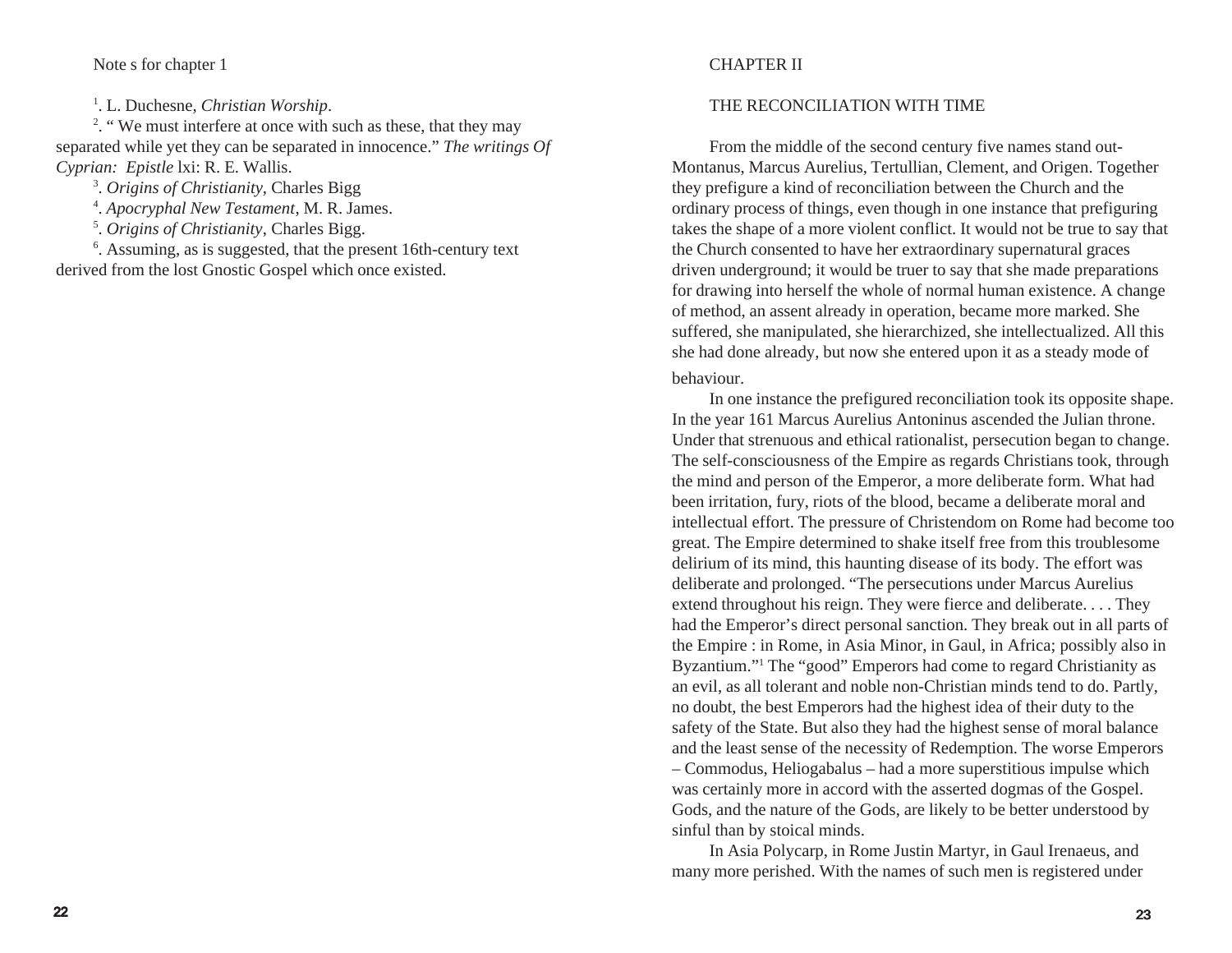Note s for chapter 1

[1]. L. Duchesne, *Christian Worship*.

[2]. " We must interfere at once with such as these, that they may separated while yet they can be separated in innocence." *The writings Of Cyprian: Epistle* lxi: R. E. Wallis.

[3]. *Origins of Christianity*, Charles Bigg

[4]. *Apocryphal New Testament*, M. R. James.

[5]. *Origins of Christianity*, Charles Bigg.

[6]. Assuming, as is suggested, that the present 16th-century text derived from the lost Gnostic Gospel which once existed.

# CHAPTER II

## THE RECONCILIATION WITH TIME

From the middle of the second century five names stand out- Montanus, Marcus Aurelius, Tertullian, Clement, and Origen. Together they prefigure a kind of reconciliation between the Church and the ordinary process of things, even though in one instance that prefiguring takes the shape of a more violent conflict. It would not be true to say that the Church consented to have her extraordinary supernatural graces driven underground; it would be truer to say that she made preparations for drawing into herself the whole of normal human existence. A change of method, an assent already in operation, became more marked. She suffered, she manipulated, she hierarchized, she intellectualized. All this she had done already, but now she entered upon it as a steady mode of behaviour.

In one instance the prefigured reconciliation took its opposite shape. In the year 161 Marcus Aurelius Antoninus ascended the Julian throne. Under that strenuous and ethical rationalist, persecution began to change. The self-consciousness of the Empire as regards Christians took, through the mind and person of the Emperor, a more deliberate form. What had been irritation, fury, riots of the blood, became a deliberate moral and intellectual effort. The pressure of Christendom on Rome had become too great. The Empire determined to shake itself free from this troublesome delirium of its mind, this haunting disease of its body. The effort was deliberate and prolonged. "The persecutions under Marcus Aurelius extend throughout his reign. They were fierce and deliberate. . . . They had the Emperor's direct personal sanction. They break out in all parts of the Empire : in Rome, in Asia Minor, in Gaul, in Africa; possibly also in Byzantium."[1] The "good" Emperors had come to regard Christianity as an evil, as all tolerant and noble non-Christian minds tend to do. Partly, no doubt, the best Emperors had the highest idea of their duty to the safety of the State. But also they had the highest sense of moral balance and the least sense of the necessity of Redemption. The worse Emperors – Commodus, Heliogabalus – had a more superstitious impulse which was certainly more in accord with the asserted dogmas of the Gospel. Gods, and the nature of the Gods, are likely to be better understood by sinful than by stoical minds.

In Asia Polycarp, in Rome Justin Martyr, in Gaul Irenaeus, and many more perished. With the names of such men is registered under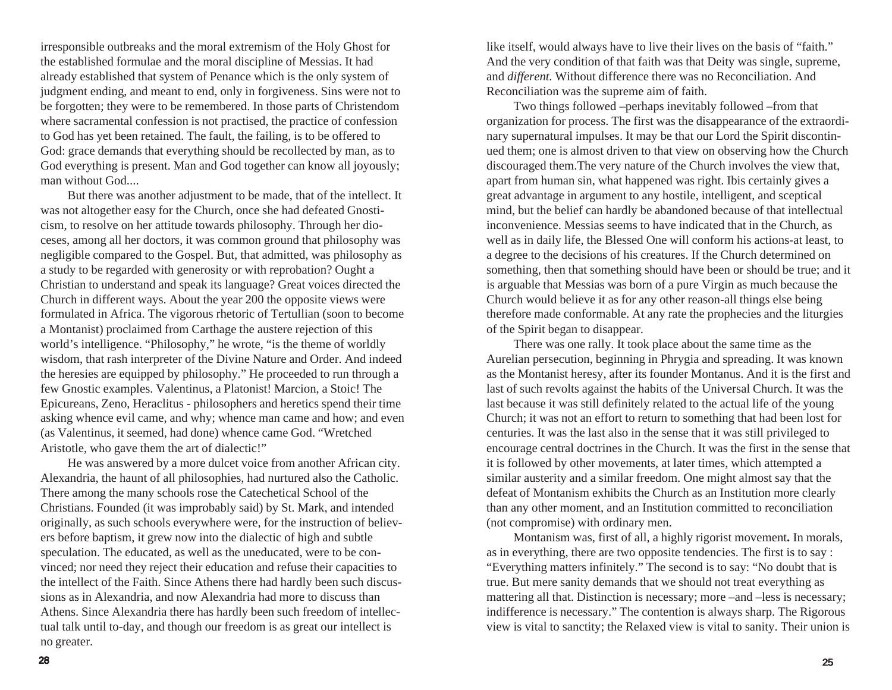irresponsible outbreaks and the moral extremism of the Holy Ghost for the established formulae and the moral discipline of Messias. It had already established that system of Penance which is the only system of judgment ending, and meant to end, only in forgiveness. Sins were not to be forgotten; they were to be remembered. In those parts of Christendom where sacramental confession is not practised, the practice of confession to God has yet been retained. The fault, the failing, is to be offered to God: grace demands that everything should be recollected by man, as to God everything is present. Man and God together can know all joyously; man without God....

But there was another adjustment to be made, that of the intellect. It was not altogether easy for the Church, once she had defeated Gnosticism, to resolve on her attitude towards philosophy. Through her dioceses, among all her doctors, it was common ground that philosophy was negligible compared to the Gospel. But, that admitted, was philosophy as a study to be regarded with generosity or with reprobation? Ought a Christian to understand and speak its language? Great voices directed the Church in different ways. About the year 200 the opposite views were formulated in Africa. The vigorous rhetoric of Tertullian (soon to become a Montanist) proclaimed from Carthage the austere rejection of this world's intelligence. "Philosophy," he wrote, "is the theme of worldly wisdom, that rash interpreter of the Divine Nature and Order. And indeed the heresies are equipped by philosophy." He proceeded to run through a few Gnostic examples. Valentinus, a Platonist! Marcion, a Stoic! The Epicureans, Zeno, Heraclitus - philosophers and heretics spend their time asking whence evil came, and why; whence man came and how; and even (as Valentinus, it seemed, had done) whence came God. "Wretched Aristotle, who gave them the art of dialectic!"

He was answered by a more dulcet voice from another African city. Alexandria, the haunt of all philosophies, had nurtured also the Catholic. There among the many schools rose the Catechetical School of the Christians. Founded (it was improbably said) by St. Mark, and intended originally, as such schools everywhere were, for the instruction of believers before baptism, it grew now into the dialectic of high and subtle speculation. The educated, as well as the uneducated, were to be convinced; nor need they reject their education and refuse their capacities to the intellect of the Faith. Since Athens there had hardly been such discussions as in Alexandria, and now Alexandria had more to discuss than Athens. Since Alexandria there has hardly been such freedom of intellectual talk until to-day, and though our freedom is as great our intellect is no greater.

like itself, would always have to live their lives on the basis of "faith." And the very condition of that faith was that Deity was single, supreme, and *different*. Without difference there was no Reconciliation. And Reconciliation was the supreme aim of faith.

Two things followed –perhaps inevitably followed –from that organization for process. The first was the disappearance of the extraordinary supernatural impulses. It may be that our Lord the Spirit discontinued them; one is almost driven to that view on observing how the Church discouraged them.The very nature of the Church involves the view that, apart from human sin, what happened was right. Ibis certainly gives a great advantage in argument to any hostile, intelligent, and sceptical mind, but the belief can hardly be abandoned because of that intellectual inconvenience. Messias seems to have indicated that in the Church, as well as in daily life, the Blessed One will conform his actions-at least, to a degree to the decisions of his creatures. If the Church determined on something, then that something should have been or should be true; and it is arguable that Messias was born of a pure Virgin as much because the Church would believe it as for any other reason-all things else being therefore made conformable. At any rate the prophecies and the liturgies of the Spirit began to disappear.

There was one rally. It took place about the same time as the Aurelian persecution, beginning in Phrygia and spreading. It was known as the Montanist heresy, after its founder Montanus. And it is the first and last of such revolts against the habits of the Universal Church. It was the last because it was still definitely related to the actual life of the young Church; it was not an effort to return to something that had been lost for centuries. It was the last also in the sense that it was still privileged to encourage central doctrines in the Church. It was the first in the sense that it is followed by other movements, at later times, which attempted a similar austerity and a similar freedom. One might almost say that the defeat of Montanism exhibits the Church as an Institution more clearly than any other moment, and an Institution committed to reconciliation (not compromise) with ordinary men.

Montanism was, first of all, a highly rigorist movement**.** In morals, as in everything, there are two opposite tendencies. The first is to say : "Everything matters infinitely." The second is to say: "No doubt that is true. But mere sanity demands that we should not treat everything as mattering all that. Distinction is necessary; more –and –less is necessary; indifference is necessary." The contention is always sharp. The Rigorous view is vital to sanctity; the Relaxed view is vital to sanity. Their union is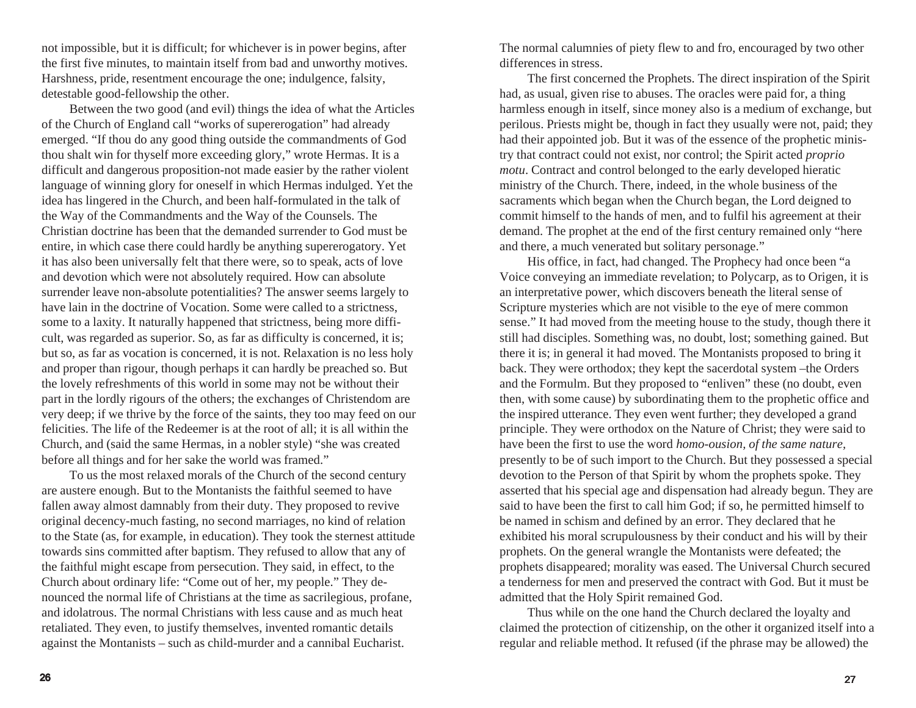not impossible, but it is difficult; for whichever is in power begins, after the first five minutes, to maintain itself from bad and unworthy motives. Harshness, pride, resentment encourage the one; indulgence, falsity, detestable good-fellowship the other.

Between the two good (and evil) things the idea of what the Articles of the Church of England call "works of supererogation" had already emerged. "If thou do any good thing outside the commandments of God thou shalt win for thyself more exceeding glory," wrote Hermas. It is a difficult and dangerous proposition-not made easier by the rather violent language of winning glory for oneself in which Hermas indulged. Yet the idea has lingered in the Church, and been half-formulated in the talk of the Way of the Commandments and the Way of the Counsels. The Christian doctrine has been that the demanded surrender to God must be entire, in which case there could hardly be anything supererogatory. Yet it has also been universally felt that there were, so to speak, acts of love and devotion which were not absolutely required. How can absolute surrender leave non-absolute potentialities? The answer seems largely to have lain in the doctrine of Vocation. Some were called to a strictness, some to a laxity. It naturally happened that strictness, being more difficult, was regarded as superior. So, as far as difficulty is concerned, it is; but so, as far as vocation is concerned, it is not. Relaxation is no less holy and proper than rigour, though perhaps it can hardly be preached so. But the lovely refreshments of this world in some may not be without their part in the lordly rigours of the others; the exchanges of Christendom are very deep; if we thrive by the force of the saints, they too may feed on our felicities. The life of the Redeemer is at the root of all; it is all within the Church, and (said the same Hermas, in a nobler style) "she was created before all things and for her sake the world was framed."

To us the most relaxed morals of the Church of the second century are austere enough. But to the Montanists the faithful seemed to have fallen away almost damnably from their duty. They proposed to revive original decency-much fasting, no second marriages, no kind of relation to the State (as, for example, in education). They took the sternest attitude towards sins committed after baptism. They refused to allow that any of the faithful might escape from persecution. They said, in effect, to the Church about ordinary life: "Come out of her, my people." They denounced the normal life of Christians at the time as sacrilegious, profane, and idolatrous. The normal Christians with less cause and as much heat retaliated. They even, to justify themselves, invented romantic details against the Montanists – such as child-murder and a cannibal Eucharist. The normal calumnies of piety flew to and fro, encouraged by two other differences in stress.

The first concerned the Prophets. The direct inspiration of the Spirit had, as usual, given rise to abuses. The oracles were paid for, a thing harmless enough in itself, since money also is a medium of exchange, but perilous. Priests might be, though in fact they usually were not, paid; they had their appointed job. But it was of the essence of the prophetic ministry that contract could not exist, nor control; the Spirit acted *proprio motu*. Contract and control belonged to the early developed hieratic ministry of the Church. There, indeed, in the whole business of the sacraments which began when the Church began, the Lord deigned to commit himself to the hands of men, and to fulfil his agreement at their demand. The prophet at the end of the first century remained only "here and there, a much venerated but solitary personage."

His office, in fact, had changed. The Prophecy had once been "a Voice conveying an immediate revelation; to Polycarp, as to Origen, it is an interpretative power, which discovers beneath the literal sense of Scripture mysteries which are not visible to the eye of mere common sense." It had moved from the meeting house to the study, though there it still had disciples. Something was, no doubt, lost; something gained. But there it is; in general it had moved. The Montanists proposed to bring it back. They were orthodox; they kept the sacerdotal system –the Orders and the Formulm. But they proposed to "enliven" these (no doubt, even then, with some cause) by subordinating them to the prophetic office and the inspired utterance. They even went further; they developed a grand principle. They were orthodox on the Nature of Christ; they were said to have been the first to use the word *homo-ousion, of the same nature,* presently to be of such import to the Church. But they possessed a special devotion to the Person of that Spirit by whom the prophets spoke. They asserted that his special age and dispensation had already begun. They are said to have been the first to call him God; if so, he permitted himself to be named in schism and defined by an error. They declared that he exhibited his moral scrupulousness by their conduct and his will by their prophets. On the general wrangle the Montanists were defeated; the prophets disappeared; morality was eased. The Universal Church secured a tenderness for men and preserved the contract with God. But it must be admitted that the Holy Spirit remained God.

Thus while on the one hand the Church declared the loyalty and claimed the protection of citizenship, on the other it organized itself into a regular and reliable method. It refused (if the phrase may be allowed) the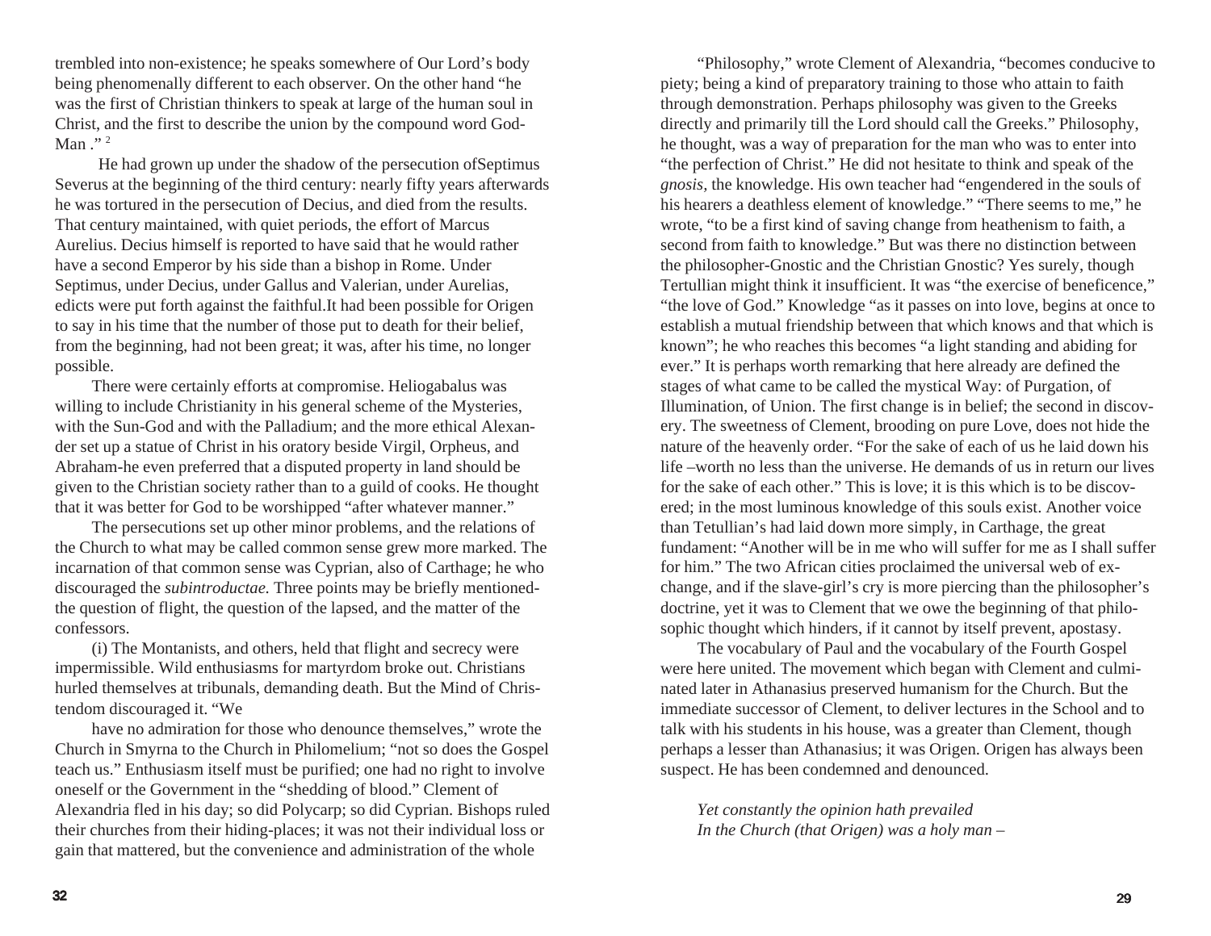trembled into non-existence; he speaks somewhere of Our Lord's body being phenomenally different to each observer. On the other hand "he was the first of Christian thinkers to speak at large of the human soul in Christ, and the first to describe the union by the compound word God-Man ." [2]

He had grown up under the shadow of the persecution ofSeptimus Severus at the beginning of the third century: nearly fifty years afterwards he was tortured in the persecution of Decius, and died from the results. That century maintained, with quiet periods, the effort of Marcus Aurelius. Decius himself is reported to have said that he would rather have a second Emperor by his side than a bishop in Rome. Under Septimus, under Decius, under Gallus and Valerian, under Aurelias, edicts were put forth against the faithful.It had been possible for Origen to say in his time that the number of those put to death for their belief, from the beginning, had not been great; it was, after his time, no longer possible.

There were certainly efforts at compromise. Heliogabalus was willing to include Christianity in his general scheme of the Mysteries, with the Sun-God and with the Palladium; and the more ethical Alexander set up a statue of Christ in his oratory beside Virgil, Orpheus, and Abraham-he even preferred that a disputed property in land should be given to the Christian society rather than to a guild of cooks. He thought that it was better for God to be worshipped "after whatever manner."

The persecutions set up other minor problems, and the relations of the Church to what may be called common sense grew more marked. The incarnation of that common sense was Cyprian, also of Carthage; he who discouraged the *subintroductae.* Three points may be briefly mentioned-the question of flight, the question of the lapsed, and the matter of the confessors.

(i) The Montanists, and others, held that flight and secrecy were impermissible. Wild enthusiasms for martyrdom broke out. Christians hurled themselves at tribunals, demanding death. But the Mind of Christendom discouraged it. "We

have no admiration for those who denounce themselves," wrote the Church in Smyrna to the Church in Philomelium; "not so does the Gospel teach us." Enthusiasm itself must be purified; one had no right to involve oneself or the Government in the "shedding of blood." Clement of Alexandria fled in his day; so did Polycarp; so did Cyprian. Bishops ruled their churches from their hiding-places; it was not their individual loss or gain that mattered, but the convenience and administration of the whole

"Philosophy," wrote Clement of Alexandria, "becomes conducive to piety; being a kind of preparatory training to those who attain to faith through demonstration. Perhaps philosophy was given to the Greeks directly and primarily till the Lord should call the Greeks." Philosophy, he thought, was a way of preparation for the man who was to enter into "the perfection of Christ." He did not hesitate to think and speak of the *gnosis*, the knowledge. His own teacher had "engendered in the souls of his hearers a deathless element of knowledge." "There seems to me," he wrote, "to be a first kind of saving change from heathenism to faith, a second from faith to knowledge." But was there no distinction between the philosopher-Gnostic and the Christian Gnostic? Yes surely, though Tertullian might think it insufficient. It was "the exercise of beneficence," "the love of God." Knowledge "as it passes on into love, begins at once to establish a mutual friendship between that which knows and that which is known"; he who reaches this becomes "a light standing and abiding for ever." It is perhaps worth remarking that here already are defined the stages of what came to be called the mystical Way: of Purgation, of Illumination, of Union. The first change is in belief; the second in discovery. The sweetness of Clement, brooding on pure Love, does not hide the nature of the heavenly order. "For the sake of each of us he laid down his life –worth no less than the universe. He demands of us in return our lives for the sake of each other." This is love; it is this which is to be discovered; in the most luminous knowledge of this souls exist. Another voice than Tetullian's had laid down more simply, in Carthage, the great fundament: "Another will be in me who will suffer for me as I shall suffer for him." The two African cities proclaimed the universal web of exchange, and if the slave-girl's cry is more piercing than the philosopher's doctrine, yet it was to Clement that we owe the beginning of that philosophic thought which hinders, if it cannot by itself prevent, apostasy.

The vocabulary of Paul and the vocabulary of the Fourth Gospel were here united. The movement which began with Clement and culminated later in Athanasius preserved humanism for the Church. But the immediate successor of Clement, to deliver lectures in the School and to talk with his students in his house, was a greater than Clement, though perhaps a lesser than Athanasius; it was Origen. Origen has always been suspect. He has been condemned and denounced.

*Yet constantly the opinion hath prevailed*
*In the Church (that Origen) was a holy man –*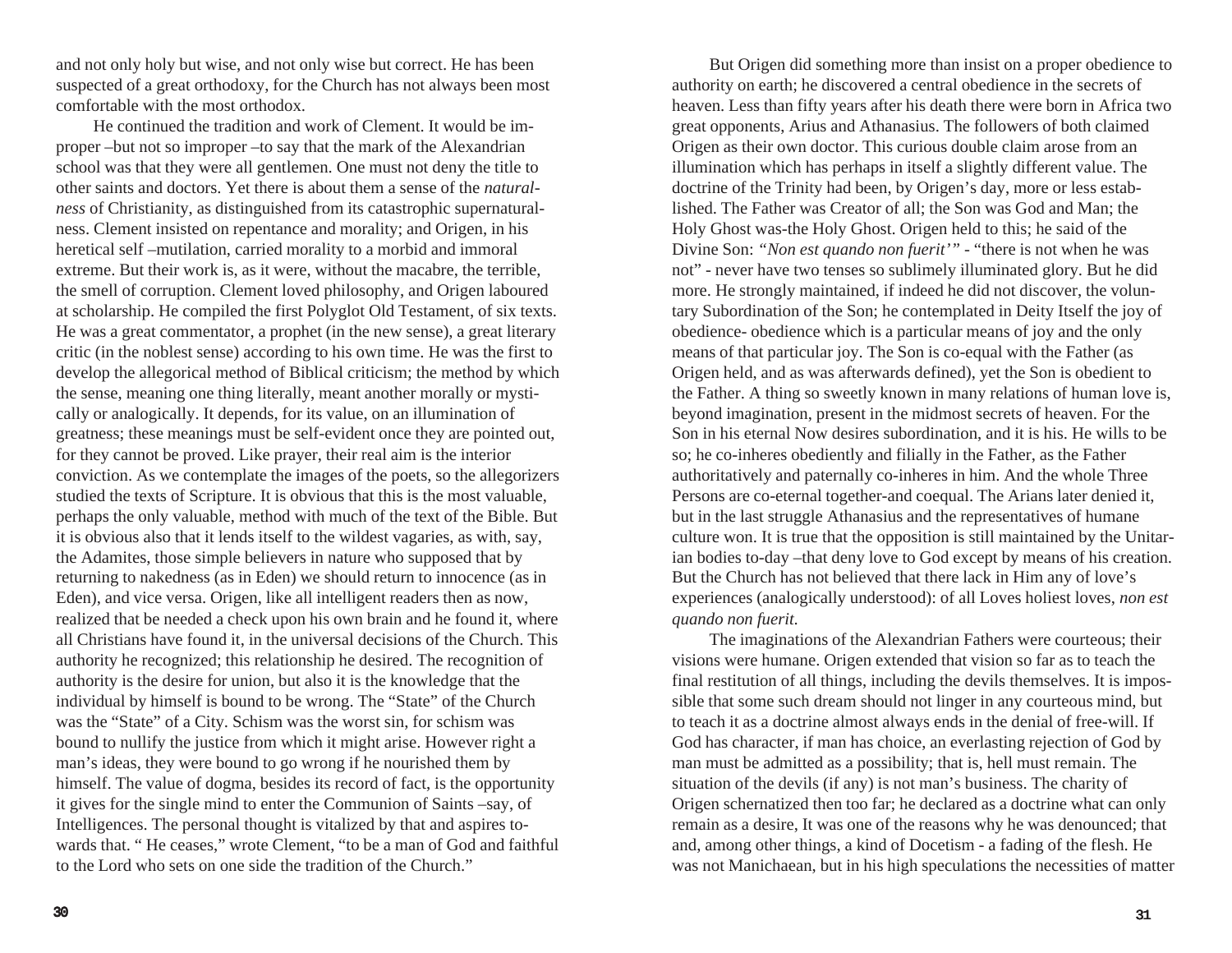and not only holy but wise, and not only wise but correct. He has been suspected of a great orthodoxy, for the Church has not always been most comfortable with the most orthodox.

He continued the tradition and work of Clement. It would be improper –but not so improper –to say that the mark of the Alexandrian school was that they were all gentlemen. One must not deny the title to other saints and doctors. Yet there is about them a sense of the *naturalness* of Christianity, as distinguished from its catastrophic supernaturalness. Clement insisted on repentance and morality; and Origen, in his heretical self –mutilation, carried morality to a morbid and immoral extreme. But their work is, as it were, without the macabre, the terrible, the smell of corruption. Clement loved philosophy, and Origen laboured at scholarship. He compiled the first Polyglot Old Testament, of six texts. He was a great commentator, a prophet (in the new sense), a great literary critic (in the noblest sense) according to his own time. He was the first to develop the allegorical method of Biblical criticism; the method by which the sense, meaning one thing literally, meant another morally or mystically or analogically. It depends, for its value, on an illumination of greatness; these meanings must be self-evident once they are pointed out, for they cannot be proved. Like prayer, their real aim is the interior conviction. As we contemplate the images of the poets, so the allegorizers studied the texts of Scripture. It is obvious that this is the most valuable, perhaps the only valuable, method with much of the text of the Bible. But it is obvious also that it lends itself to the wildest vagaries, as with, say, the Adamites, those simple believers in nature who supposed that by returning to nakedness (as in Eden) we should return to innocence (as in Eden), and vice versa. Origen, like all intelligent readers then as now, realized that be needed a check upon his own brain and he found it, where all Christians have found it, in the universal decisions of the Church. This authority he recognized; this relationship he desired. The recognition of authority is the desire for union, but also it is the knowledge that the individual by himself is bound to be wrong. The "State" of the Church was the "State" of a City. Schism was the worst sin, for schism was bound to nullify the justice from which it might arise. However right a man's ideas, they were bound to go wrong if he nourished them by himself. The value of dogma, besides its record of fact, is the opportunity it gives for the single mind to enter the Communion of Saints –say, of Intelligences. The personal thought is vitalized by that and aspires towards that. " He ceases," wrote Clement, "to be a man of God and faithful to the Lord who sets on one side the tradition of the Church."

But Origen did something more than insist on a proper obedience to authority on earth; he discovered a central obedience in the secrets of heaven. Less than fifty years after his death there were born in Africa two great opponents, Arius and Athanasius. The followers of both claimed Origen as their own doctor. This curious double claim arose from an illumination which has perhaps in itself a slightly different value. The doctrine of the Trinity had been, by Origen's day, more or less established. The Father was Creator of all; the Son was God and Man; the Holy Ghost was-the Holy Ghost. Origen held to this; he said of the Divine Son: *"Non est quando non fuerit'"* - "there is not when he was not" - never have two tenses so sublimely illuminated glory. But he did more. He strongly maintained, if indeed he did not discover, the voluntary Subordination of the Son; he contemplated in Deity Itself the joy of obedience- obedience which is a particular means of joy and the only means of that particular joy. The Son is co-equal with the Father (as Origen held, and as was afterwards defined), yet the Son is obedient to the Father. A thing so sweetly known in many relations of human love is, beyond imagination, present in the midmost secrets of heaven. For the Son in his eternal Now desires subordination, and it is his. He wills to be so; he co-inheres obediently and filially in the Father, as the Father authoritatively and paternally co-inheres in him. And the whole Three Persons are co-eternal together-and coequal. The Arians later denied it, but in the last struggle Athanasius and the representatives of humane culture won. It is true that the opposition is still maintained by the Unitarian bodies to-day –that deny love to God except by means of his creation. But the Church has not believed that there lack in Him any of love's experiences (analogically understood): of all Loves holiest loves, *non est quando non fuerit.*

The imaginations of the Alexandrian Fathers were courteous; their visions were humane. Origen extended that vision so far as to teach the final restitution of all things, including the devils themselves. It is impossible that some such dream should not linger in any courteous mind, but to teach it as a doctrine almost always ends in the denial of free-will. If God has character, if man has choice, an everlasting rejection of God by man must be admitted as a possibility; that is, hell must remain. The situation of the devils (if any) is not man's business. The charity of Origen schernatized then too far; he declared as a doctrine what can only remain as a desire, It was one of the reasons why he was denounced; that and, among other things, a kind of Docetism - a fading of the flesh. He was not Manichaean, but in his high speculations the necessities of matter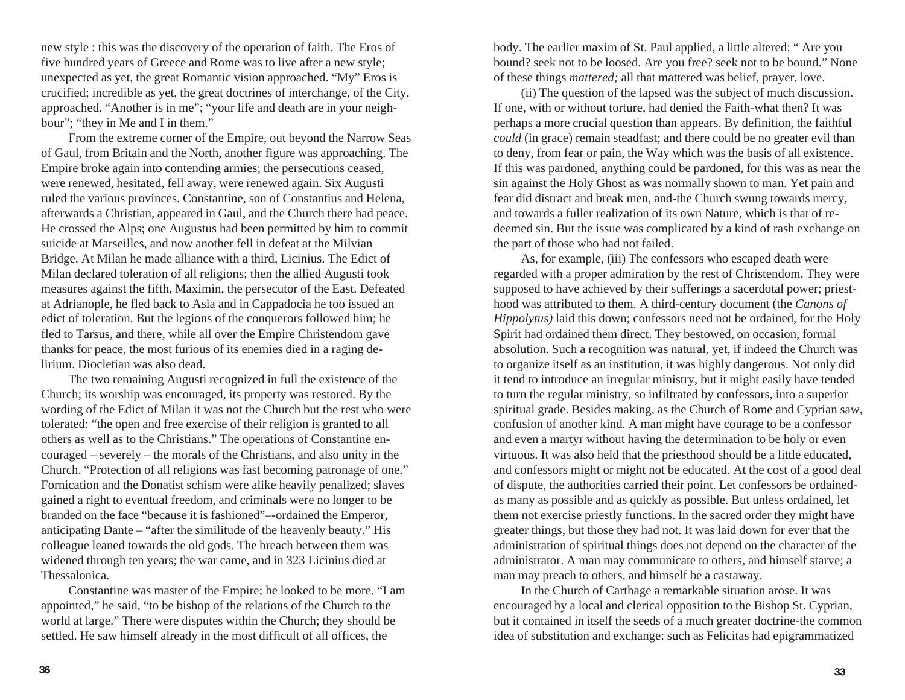new style : this was the discovery of the operation of faith. The Eros of five hundred years of Greece and Rome was to live after a new style; unexpected as yet, the great Romantic vision approached. "My" Eros is crucified; incredible as yet, the great doctrines of interchange, of the City, approached. "Another is in me"; "your life and death are in your neighbour"; "they in Me and I in them."

From the extreme corner of the Empire, out beyond the Narrow Seas of Gaul, from Britain and the North, another figure was approaching. The Empire broke again into contending armies; the persecutions ceased, were renewed, hesitated, fell away, were renewed again. Six Augusti ruled the various provinces. Constantine, son of Constantius and Helena, afterwards a Christian, appeared in Gaul, and the Church there had peace. He crossed the Alps; one Augustus had been permitted by him to commit suicide at Marseilles, and now another fell in defeat at the Milvian Bridge. At Milan he made alliance with a third, Licinius. The Edict of Milan declared toleration of all religions; then the allied Augusti took measures against the fifth, Maximin, the persecutor of the East. Defeated at Adrianople, he fled back to Asia and in Cappadocia he too issued an edict of toleration. But the legions of the conquerors followed him; he fled to Tarsus, and there, while all over the Empire Christendom gave thanks for peace, the most furious of its enemies died in a raging delirium. Diocletian was also dead.

The two remaining Augusti recognized in full the existence of the Church; its worship was encouraged, its property was restored. By the wording of the Edict of Milan it was not the Church but the rest who were tolerated: "the open and free exercise of their religion is granted to all others as well as to the Christians." The operations of Constantine encouraged – severely – the morals of the Christians, and also unity in the Church. "Protection of all religions was fast becoming patronage of one." Fornication and the Donatist schism were alike heavily penalized; slaves gained a right to eventual freedom, and criminals were no longer to be branded on the face "because it is fashioned"–-ordained the Emperor, anticipating Dante – "after the similitude of the heavenly beauty." His colleague leaned towards the old gods. The breach between them was widened through ten years; the war came, and in 323 Licinius died at Thessalonica.

Constantine was master of the Empire; he looked to be more. "I am appointed," he said, "to be bishop of the relations of the Church to the world at large." There were disputes within the Church; they should be settled. He saw himself already in the most difficult of all offices, the

body. The earlier maxim of St. Paul applied, a little altered: " Are you bound? seek not to be loosed. Are you free? seek not to be bound." None of these things *mattered;* all that mattered was belief, prayer, love.

(ii) The question of the lapsed was the subject of much discussion. If one, with or without torture, had denied the Faith-what then? It was perhaps a more crucial question than appears. By definition, the faithful *could* (in grace) remain steadfast; and there could be no greater evil than to deny, from fear or pain, the Way which was the basis of all existence. If this was pardoned, anything could be pardoned, for this was as near the sin against the Holy Ghost as was normally shown to man. Yet pain and fear did distract and break men, and-the Church swung towards mercy, and towards a fuller realization of its own Nature, which is that of redeemed sin. But the issue was complicated by a kind of rash exchange on the part of those who had not failed.

As, for example, (iii) The confessors who escaped death were regarded with a proper admiration by the rest of Christendom. They were supposed to have achieved by their sufferings a sacerdotal power; priesthood was attributed to them. A third-century document (the *Canons of Hippolytus)* laid this down; confessors need not be ordained, for the Holy Spirit had ordained them direct. They bestowed, on occasion, formal absolution. Such a recognition was natural, yet, if indeed the Church was to organize itself as an institution, it was highly dangerous. Not only did it tend to introduce an irregular ministry, but it might easily have tended to turn the regular ministry, so infiltrated by confessors, into a superior spiritual grade. Besides making, as the Church of Rome and Cyprian saw, confusion of another kind. A man might have courage to be a confessor and even a martyr without having the determination to be holy or even virtuous. It was also held that the priesthood should be a little educated, and confessors might or might not be educated. At the cost of a good deal of dispute, the authorities carried their point. Let confessors be ordained-as many as possible and as quickly as possible. But unless ordained, let them not exercise priestly functions. In the sacred order they might have greater things, but those they had not. It was laid down for ever that the administration of spiritual things does not depend on the character of the administrator. A man may communicate to others, and himself starve; a man may preach to others, and himself be a castaway.

In the Church of Carthage a remarkable situation arose. It was encouraged by a local and clerical opposition to the Bishop St. Cyprian, but it contained in itself the seeds of a much greater doctrine-the common idea of substitution and exchange: such as Felicitas had epigrammatized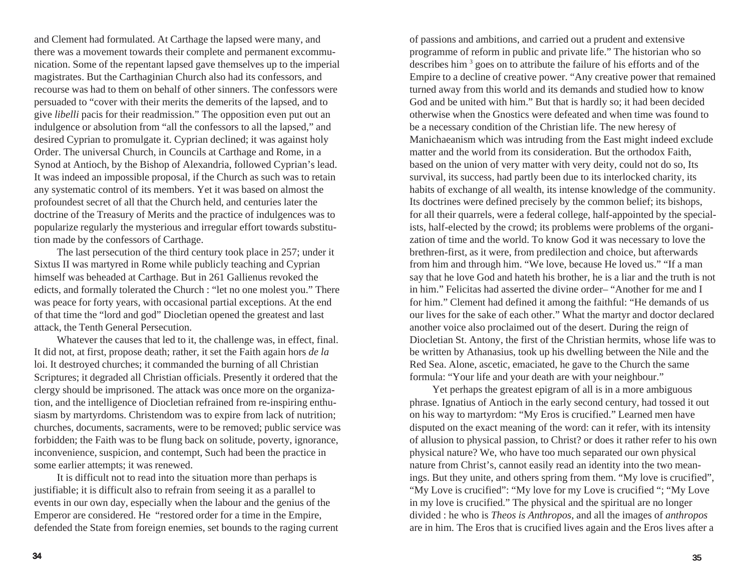and Clement had formulated. At Carthage the lapsed were many, and there was a movement towards their complete and permanent excommunication. Some of the repentant lapsed gave themselves up to the imperial magistrates. But the Carthaginian Church also had its confessors, and recourse was had to them on behalf of other sinners. The confessors were persuaded to "cover with their merits the demerits of the lapsed, and to give *libelli* pacis for their readmission." The opposition even put out an indulgence or absolution from "all the confessors to all the lapsed," and desired Cyprian to promulgate it. Cyprian declined; it was against holy Order. The universal Church, in Councils at Carthage and Rome, in a Synod at Antioch, by the Bishop of Alexandria, followed Cyprian's lead. It was indeed an impossible proposal, if the Church as such was to retain any systematic control of its members. Yet it was based on almost the profoundest secret of all that the Church held, and centuries later the doctrine of the Treasury of Merits and the practice of indulgences was to popularize regularly the mysterious and irregular effort towards substitution made by the confessors of Carthage.

The last persecution of the third century took place in 257; under it Sixtus II was martyred in Rome while publicly teaching and Cyprian himself was beheaded at Carthage. But in 261 Gallienus revoked the edicts, and formally tolerated the Church : "let no one molest you." There was peace for forty years, with occasional partial exceptions. At the end of that time the "lord and god" Diocletian opened the greatest and last attack, the Tenth General Persecution.

Whatever the causes that led to it, the challenge was, in effect, final. It did not, at first, propose death; rather, it set the Faith again hors *de la* loi. It destroyed churches; it commanded the burning of all Christian Scriptures; it degraded all Christian officials. Presently it ordered that the clergy should be imprisoned. The attack was once more on the organization, and the intelligence of Diocletian refrained from re-inspiring enthusiasm by martyrdoms. Christendom was to expire from lack of nutrition; churches, documents, sacraments, were to be removed; public service was forbidden; the Faith was to be flung back on solitude, poverty, ignorance, inconvenience, suspicion, and contempt, Such had been the practice in some earlier attempts; it was renewed.

It is difficult not to read into the situation more than perhaps is justifiable; it is difficult also to refrain from seeing it as a parallel to events in our own day, especially when the labour and the genius of the Emperor are considered. He "restored order for a time in the Empire, defended the State from foreign enemies, set bounds to the raging current of passions and ambitions, and carried out a prudent and extensive programme of reform in public and private life." The historian who so describes him [3] goes on to attribute the failure of his efforts and of the Empire to a decline of creative power. "Any creative power that remained turned away from this world and its demands and studied how to know God and be united with him." But that is hardly so; it had been decided otherwise when the Gnostics were defeated and when time was found to be a necessary condition of the Christian life. The new heresy of Manichaeanism which was intruding from the East might indeed exclude matter and the world from its consideration. But the orthodox Faith, based on the union of very matter with very deity, could not do so, Its survival, its success, had partly been due to its interlocked charity, its habits of exchange of all wealth, its intense knowledge of the community. Its doctrines were defined precisely by the common belief; its bishops, for all their quarrels, were a federal college, half-appointed by the specialists, half-elected by the crowd; its problems were problems of the organization of time and the world. To know God it was necessary to love the brethren-first, as it were, from predilection and choice, but afterwards from him and through him. "We love, because He loved us." "If a man say that he love God and hateth his brother, he is a liar and the truth is not in him." Felicitas had asserted the divine order– "Another for me and I for him." Clement had defined it among the faithful: "He demands of us our lives for the sake of each other." What the martyr and doctor declared another voice also proclaimed out of the desert. During the reign of Diocletian St. Antony, the first of the Christian hermits, whose life was to be written by Athanasius, took up his dwelling between the Nile and the Red Sea. Alone, ascetic, emaciated, he gave to the Church the same formula: "Your life and your death are with your neighbour."

Yet perhaps the greatest epigram of all is in a more ambiguous phrase. Ignatius of Antioch in the early second century, had tossed it out on his way to martyrdom: "My Eros is crucified." Learned men have disputed on the exact meaning of the word: can it refer, with its intensity of allusion to physical passion, to Christ? or does it rather refer to his own physical nature? We, who have too much separated our own physical nature from Christ's, cannot easily read an identity into the two meanings. But they unite, and others spring from them. "My love is crucified", "My Love is crucified": "My love for my Love is crucified "; "My Love in my love is crucified." The physical and the spiritual are no longer divided : he who is *Theos is Anthropos,* and all the images of *anthropos* are in him. The Eros that is crucified lives again and the Eros lives after a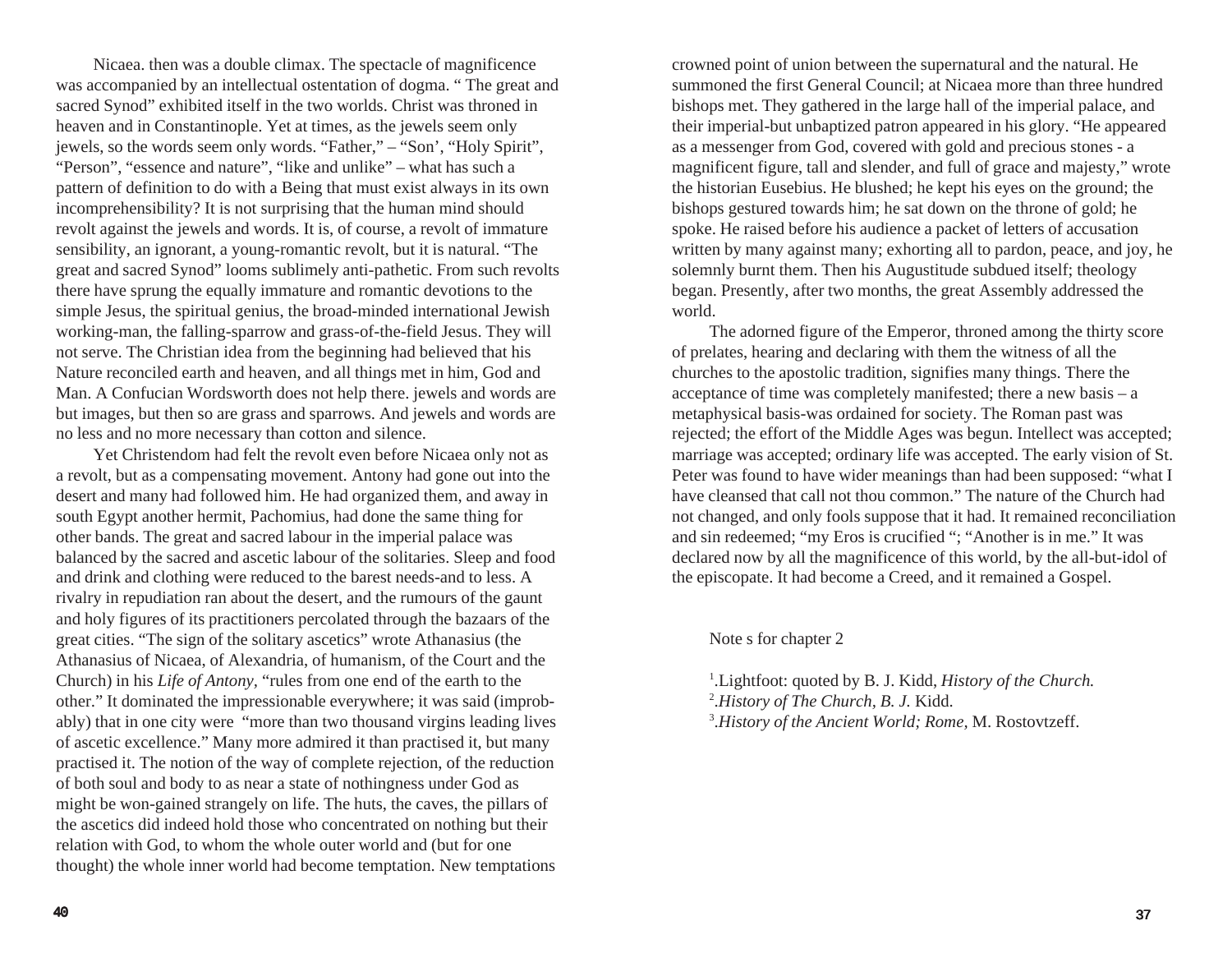Nicaea. then was a double climax. The spectacle of magnificence was accompanied by an intellectual ostentation of dogma. " The great and sacred Synod" exhibited itself in the two worlds. Christ was throned in heaven and in Constantinople. Yet at times, as the jewels seem only jewels, so the words seem only words. "Father," – "Son', "Holy Spirit", "Person", "essence and nature", "like and unlike" – what has such a pattern of definition to do with a Being that must exist always in its own incomprehensibility? It is not surprising that the human mind should revolt against the jewels and words. It is, of course, a revolt of immature sensibility, an ignorant, a young-romantic revolt, but it is natural. "The great and sacred Synod" looms sublimely anti-pathetic. From such revolts there have sprung the equally immature and romantic devotions to the simple Jesus, the spiritual genius, the broad-minded international Jewish working-man, the falling-sparrow and grass-of-the-field Jesus. They will not serve. The Christian idea from the beginning had believed that his Nature reconciled earth and heaven, and all things met in him, God and Man. A Confucian Wordsworth does not help there. jewels and words are but images, but then so are grass and sparrows. And jewels and words are no less and no more necessary than cotton and silence.

Yet Christendom had felt the revolt even before Nicaea only not as a revolt, but as a compensating movement. Antony had gone out into the desert and many had followed him. He had organized them, and away in south Egypt another hermit, Pachomius, had done the same thing for other bands. The great and sacred labour in the imperial palace was balanced by the sacred and ascetic labour of the solitaries. Sleep and food and drink and clothing were reduced to the barest needs-and to less. A rivalry in repudiation ran about the desert, and the rumours of the gaunt and holy figures of its practitioners percolated through the bazaars of the great cities. "The sign of the solitary ascetics" wrote Athanasius (the Athanasius of Nicaea, of Alexandria, of humanism, of the Court and the Church) in his *Life of Antony*, "rules from one end of the earth to the other." It dominated the impressionable everywhere; it was said (improbably) that in one city were "more than two thousand virgins leading lives of ascetic excellence." Many more admired it than practised it, but many practised it. The notion of the way of complete rejection, of the reduction of both soul and body to as near a state of nothingness under God as might be won-gained strangely on life. The huts, the caves, the pillars of the ascetics did indeed hold those who concentrated on nothing but their relation with God, to whom the whole outer world and (but for one thought) the whole inner world had become temptation. New temptations

crowned point of union between the supernatural and the natural. He summoned the first General Council; at Nicaea more than three hundred bishops met. They gathered in the large hall of the imperial palace, and their imperial-but unbaptized patron appeared in his glory. "He appeared as a messenger from God, covered with gold and precious stones - a magnificent figure, tall and slender, and full of grace and majesty," wrote the historian Eusebius. He blushed; he kept his eyes on the ground; the bishops gestured towards him; he sat down on the throne of gold; he spoke. He raised before his audience a packet of letters of accusation written by many against many; exhorting all to pardon, peace, and joy, he solemnly burnt them. Then his Augustitude subdued itself; theology began. Presently, after two months, the great Assembly addressed the world.

The adorned figure of the Emperor, throned among the thirty score of prelates, hearing and declaring with them the witness of all the churches to the apostolic tradition, signifies many things. There the acceptance of time was completely manifested; there a new basis – a metaphysical basis-was ordained for society. The Roman past was rejected; the effort of the Middle Ages was begun. Intellect was accepted; marriage was accepted; ordinary life was accepted. The early vision of St. Peter was found to have wider meanings than had been supposed: "what I have cleansed that call not thou common." The nature of the Church had not changed, and only fools suppose that it had. It remained reconciliation and sin redeemed; "my Eros is crucified "; "Another is in me." It was declared now by all the magnificence of this world, by the all-but-idol of the episcopate. It had become a Creed, and it remained a Gospel.

Note s for chapter 2

[1].Lightfoot: quoted by B. J. Kidd, *History of the Church.*
[2].*History of The Church, B. J.* Kidd.
[3].*History of the Ancient World; Rome,* M. Rostovtzeff.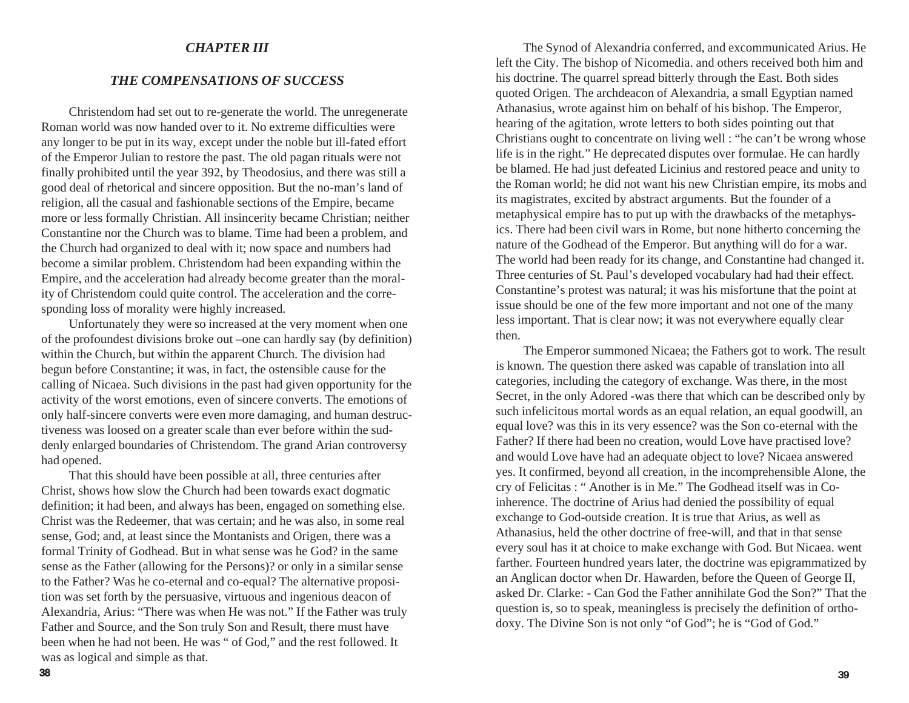## *CHAPTER III*

## *THE COMPENSATIONS OF SUCCESS*

Christendom had set out to re-generate the world. The unregenerate Roman world was now handed over to it. No extreme difficulties were any longer to be put in its way, except under the noble but ill-fated effort of the Emperor Julian to restore the past. The old pagan rituals were not finally prohibited until the year 392, by Theodosius, and there was still a good deal of rhetorical and sincere opposition. But the no-man's land of religion, all the casual and fashionable sections of the Empire, became more or less formally Christian. All insincerity became Christian; neither Constantine nor the Church was to blame. Time had been a problem, and the Church had organized to deal with it; now space and numbers had become a similar problem. Christendom had been expanding within the Empire, and the acceleration had already become greater than the morality of Christendom could quite control. The acceleration and the corresponding loss of morality were highly increased.

Unfortunately they were so increased at the very moment when one of the profoundest divisions broke out –one can hardly say (by definition) within the Church, but within the apparent Church. The division had begun before Constantine; it was, in fact, the ostensible cause for the calling of Nicaea. Such divisions in the past had given opportunity for the activity of the worst emotions, even of sincere converts. The emotions of only half-sincere converts were even more damaging, and human destructiveness was loosed on a greater scale than ever before within the suddenly enlarged boundaries of Christendom. The grand Arian controversy had opened.

That this should have been possible at all, three centuries after Christ, shows how slow the Church had been towards exact dogmatic definition; it had been, and always has been, engaged on something else. Christ was the Redeemer, that was certain; and he was also, in some real sense, God; and, at least since the Montanists and Origen, there was a formal Trinity of Godhead. But in what sense was he God? in the same sense as the Father (allowing for the Persons)? or only in a similar sense to the Father? Was he co-eternal and co-equal? The alternative proposition was set forth by the persuasive, virtuous and ingenious deacon of Alexandria, Arius: "There was when He was not." If the Father was truly Father and Source, and the Son truly Son and Result, there must have been when he had not been. He was " of God," and the rest followed. It was as logical and simple as that.

The Synod of Alexandria conferred, and excommunicated Arius. He left the City. The bishop of Nicomedia. and others received both him and his doctrine. The quarrel spread bitterly through the East. Both sides quoted Origen. The archdeacon of Alexandria, a small Egyptian named Athanasius, wrote against him on behalf of his bishop. The Emperor, hearing of the agitation, wrote letters to both sides pointing out that Christians ought to concentrate on living well : "he can't be wrong whose life is in the right." He deprecated disputes over formulae. He can hardly be blamed. He had just defeated Licinius and restored peace and unity to the Roman world; he did not want his new Christian empire, its mobs and its magistrates, excited by abstract arguments. But the founder of a metaphysical empire has to put up with the drawbacks of the metaphysics. There had been civil wars in Rome, but none hitherto concerning the nature of the Godhead of the Emperor. But anything will do for a war. The world had been ready for its change, and Constantine had changed it. Three centuries of St. Paul's developed vocabulary had had their effect. Constantine's protest was natural; it was his misfortune that the point at issue should be one of the few more important and not one of the many less important. That is clear now; it was not everywhere equally clear then.

The Emperor summoned Nicaea; the Fathers got to work. The result is known. The question there asked was capable of translation into all categories, including the category of exchange. Was there, in the most Secret, in the only Adored -was there that which can be described only by such infelicitous mortal words as an equal relation, an equal goodwill, an equal love? was this in its very essence? was the Son co-eternal with the Father? If there had been no creation, would Love have practised love? and would Love have had an adequate object to love? Nicaea answered yes. It confirmed, beyond all creation, in the incomprehensible Alone, the cry of Felicitas : " Another is in Me." The Godhead itself was in Co-inherence. The doctrine of Arius had denied the possibility of equal exchange to God-outside creation. It is true that Arius, as well as Athanasius, held the other doctrine of free-will, and that in that sense every soul has it at choice to make exchange with God. But Nicaea. went farther. Fourteen hundred years later, the doctrine was epigrammatized by an Anglican doctor when Dr. Hawarden, before the Queen of George II, asked Dr. Clarke: - Can God the Father annihilate God the Son?" That the question is, so to speak, meaningless is precisely the definition of orthodoxy. The Divine Son is not only "of God"; he is "God of God."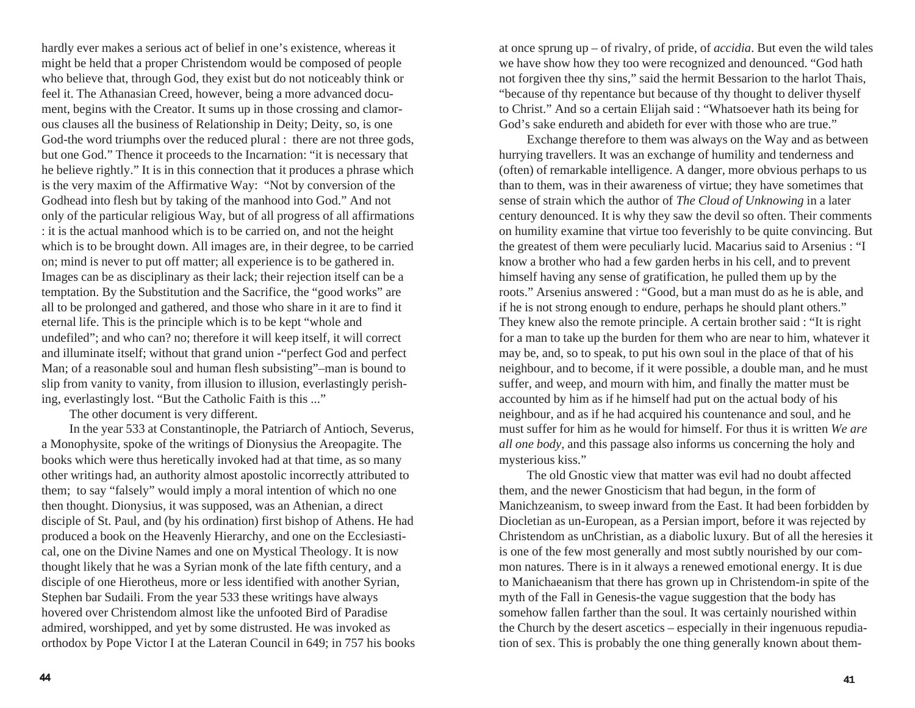hardly ever makes a serious act of belief in one's existence, whereas it might be held that a proper Christendom would be composed of people who believe that, through God, they exist but do not noticeably think or feel it. The Athanasian Creed, however, being a more advanced document, begins with the Creator. It sums up in those crossing and clamorous clauses all the business of Relationship in Deity; Deity, so, is one God-the word triumphs over the reduced plural : there are not three gods, but one God." Thence it proceeds to the Incarnation: "it is necessary that he believe rightly." It is in this connection that it produces a phrase which is the very maxim of the Affirmative Way: "Not by conversion of the Godhead into flesh but by taking of the manhood into God." And not only of the particular religious Way, but of all progress of all affirmations : it is the actual manhood which is to be carried on, and not the height which is to be brought down. All images are, in their degree, to be carried on; mind is never to put off matter; all experience is to be gathered in. Images can be as disciplinary as their lack; their rejection itself can be a temptation. By the Substitution and the Sacrifice, the "good works" are all to be prolonged and gathered, and those who share in it are to find it eternal life. This is the principle which is to be kept "whole and undefiled"; and who can? no; therefore it will keep itself, it will correct and illuminate itself; without that grand union -"perfect God and perfect Man; of a reasonable soul and human flesh subsisting"–man is bound to slip from vanity to vanity, from illusion to illusion, everlastingly perishing, everlastingly lost. "But the Catholic Faith is this ..."

The other document is very different.

In the year 533 at Constantinople, the Patriarch of Antioch, Severus, a Monophysite, spoke of the writings of Dionysius the Areopagite. The books which were thus heretically invoked had at that time, as so many other writings had, an authority almost apostolic incorrectly attributed to them; to say "falsely" would imply a moral intention of which no one then thought. Dionysius, it was supposed, was an Athenian, a direct disciple of St. Paul, and (by his ordination) first bishop of Athens. He had produced a book on the Heavenly Hierarchy, and one on the Ecclesiastical, one on the Divine Names and one on Mystical Theology. It is now thought likely that he was a Syrian monk of the late fifth century, and a disciple of one Hierotheus, more or less identified with another Syrian, Stephen bar Sudaili. From the year 533 these writings have always hovered over Christendom almost like the unfooted Bird of Paradise admired, worshipped, and yet by some distrusted. He was invoked as orthodox by Pope Victor I at the Lateran Council in 649; in 757 his books

at once sprung up – of rivalry, of pride, of *accidia*. But even the wild tales we have show how they too were recognized and denounced. "God hath not forgiven thee thy sins," said the hermit Bessarion to the harlot Thais, "because of thy repentance but because of thy thought to deliver thyself to Christ." And so a certain Elijah said : "Whatsoever hath its being for God's sake endureth and abideth for ever with those who are true."

Exchange therefore to them was always on the Way and as between hurrying travellers. It was an exchange of humility and tenderness and (often) of remarkable intelligence. A danger, more obvious perhaps to us than to them, was in their awareness of virtue; they have sometimes that sense of strain which the author of *The Cloud of Unknowing* in a later century denounced. It is why they saw the devil so often. Their comments on humility examine that virtue too feverishly to be quite convincing. But the greatest of them were peculiarly lucid. Macarius said to Arsenius : "I know a brother who had a few garden herbs in his cell, and to prevent himself having any sense of gratification, he pulled them up by the roots." Arsenius answered : "Good, but a man must do as he is able, and if he is not strong enough to endure, perhaps he should plant others." They knew also the remote principle. A certain brother said : "It is right for a man to take up the burden for them who are near to him, whatever it may be, and, so to speak, to put his own soul in the place of that of his neighbour, and to become, if it were possible, a double man, and he must suffer, and weep, and mourn with him, and finally the matter must be accounted by him as if he himself had put on the actual body of his neighbour, and as if he had acquired his countenance and soul, and he must suffer for him as he would for himself. For thus it is written *We are all one body*, and this passage also informs us concerning the holy and mysterious kiss."

The old Gnostic view that matter was evil had no doubt affected them, and the newer Gnosticism that had begun, in the form of Manichzeanism, to sweep inward from the East. It had been forbidden by Diocletian as un-European, as a Persian import, before it was rejected by Christendom as unChristian, as a diabolic luxury. But of all the heresies it is one of the few most generally and most subtly nourished by our common natures. There is in it always a renewed emotional energy. It is due to Manichaeanism that there has grown up in Christendom-in spite of the myth of the Fall in Genesis-the vague suggestion that the body has somehow fallen farther than the soul. It was certainly nourished within the Church by the desert ascetics – especially in their ingenuous repudiation of sex. This is probably the one thing generally known about them-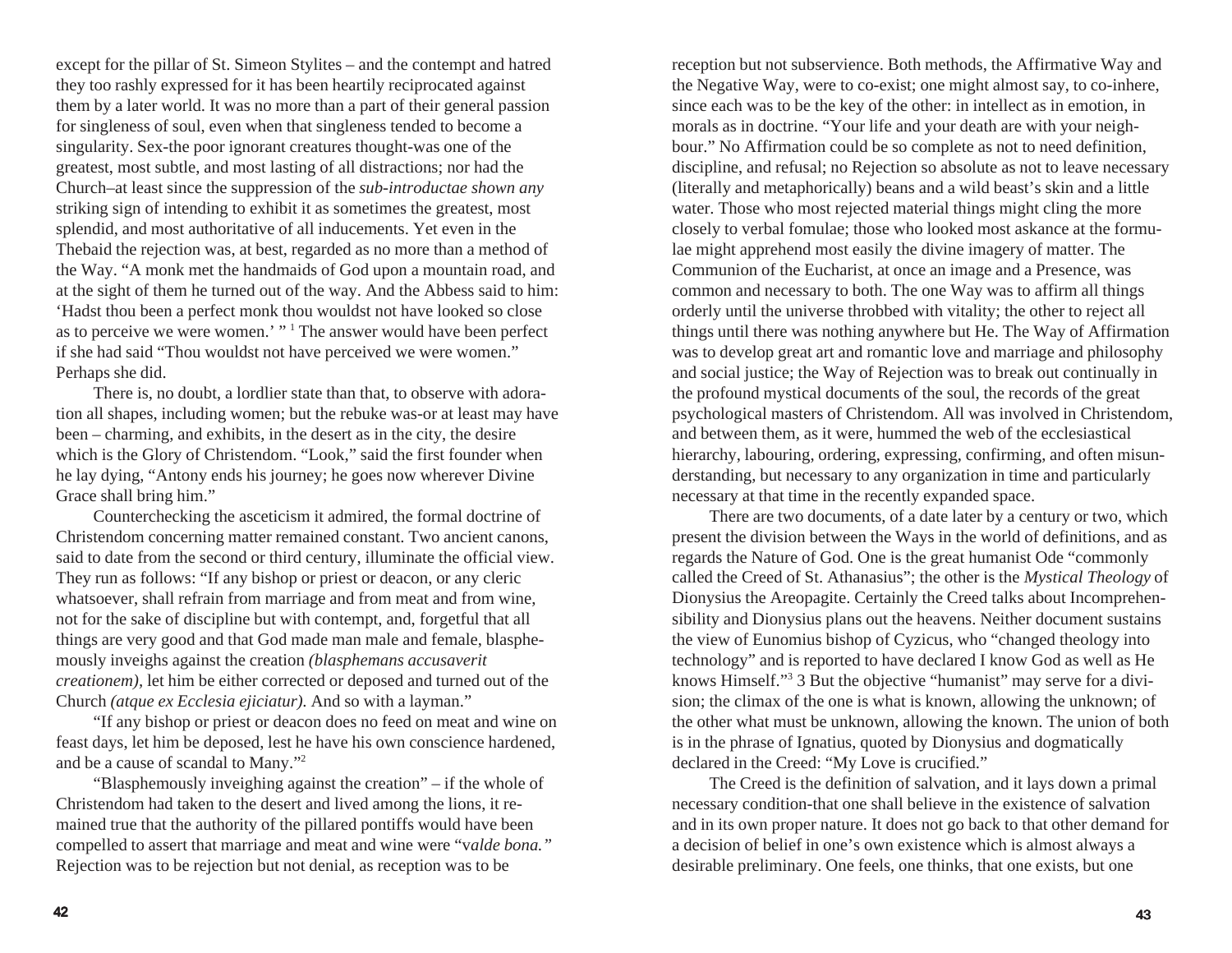except for the pillar of St. Simeon Stylites – and the contempt and hatred they too rashly expressed for it has been heartily reciprocated against them by a later world. It was no more than a part of their general passion for singleness of soul, even when that singleness tended to become a singularity. Sex-the poor ignorant creatures thought-was one of the greatest, most subtle, and most lasting of all distractions; nor had the Church–at least since the suppression of the *sub-introductae shown any* striking sign of intending to exhibit it as sometimes the greatest, most splendid, and most authoritative of all inducements. Yet even in the Thebaid the rejection was, at best, regarded as no more than a method of the Way. "A monk met the handmaids of God upon a mountain road, and at the sight of them he turned out of the way. And the Abbess said to him: 'Hadst thou been a perfect monk thou wouldst not have looked so close as to perceive we were women.' " [1] The answer would have been perfect if she had said "Thou wouldst not have perceived we were women." Perhaps she did.

There is, no doubt, a lordlier state than that, to observe with adoration all shapes, including women; but the rebuke was-or at least may have been – charming, and exhibits, in the desert as in the city, the desire which is the Glory of Christendom. "Look," said the first founder when he lay dying, "Antony ends his journey; he goes now wherever Divine Grace shall bring him."

Counterchecking the asceticism it admired, the formal doctrine of Christendom concerning matter remained constant. Two ancient canons, said to date from the second or third century, illuminate the official view. They run as follows: "If any bishop or priest or deacon, or any cleric whatsoever, shall refrain from marriage and from meat and from wine, not for the sake of discipline but with contempt, and, forgetful that all things are very good and that God made man male and female, blasphemously inveighs against the creation *(blasphemans accusaverit creationem),* let him be either corrected or deposed and turned out of the Church *(atque ex Ecclesia ejiciatur).* And so with a layman."

"If any bishop or priest or deacon does no feed on meat and wine on feast days, let him be deposed, lest he have his own conscience hardened, and be a cause of scandal to Many."[2]

"Blasphemously inveighing against the creation" – if the whole of Christendom had taken to the desert and lived among the lions, it remained true that the authority of the pillared pontiffs would have been compelled to assert that marriage and meat and wine were "v*alde bona."* Rejection was to be rejection but not denial, as reception was to be reception but not subservience. Both methods, the Affirmative Way and the Negative Way, were to co-exist; one might almost say, to co-inhere, since each was to be the key of the other: in intellect as in emotion, in morals as in doctrine. "Your life and your death are with your neighbour." No Affirmation could be so complete as not to need definition, discipline, and refusal; no Rejection so absolute as not to leave necessary (literally and metaphorically) beans and a wild beast's skin and a little water. Those who most rejected material things might cling the more closely to verbal fomulae; those who looked most askance at the formulae might apprehend most easily the divine imagery of matter. The Communion of the Eucharist, at once an image and a Presence, was common and necessary to both. The one Way was to affirm all things orderly until the universe throbbed with vitality; the other to reject all things until there was nothing anywhere but He. The Way of Affirmation was to develop great art and romantic love and marriage and philosophy and social justice; the Way of Rejection was to break out continually in the profound mystical documents of the soul, the records of the great psychological masters of Christendom. All was involved in Christendom, and between them, as it were, hummed the web of the ecclesiastical hierarchy, labouring, ordering, expressing, confirming, and often misunderstanding, but necessary to any organization in time and particularly necessary at that time in the recently expanded space.

There are two documents, of a date later by a century or two, which present the division between the Ways in the world of definitions, and as regards the Nature of God. One is the great humanist Ode "commonly called the Creed of St. Athanasius"; the other is the *Mystical Theology* of Dionysius the Areopagite. Certainly the Creed talks about Incomprehensibility and Dionysius plans out the heavens. Neither document sustains the view of Eunomius bishop of Cyzicus, who "changed theology into technology" and is reported to have declared I know God as well as He knows Himself."[3] 3 But the objective "humanist" may serve for a division; the climax of the one is what is known, allowing the unknown; of the other what must be unknown, allowing the known. The union of both is in the phrase of Ignatius, quoted by Dionysius and dogmatically declared in the Creed: "My Love is crucified."

The Creed is the definition of salvation, and it lays down a primal necessary condition-that one shall believe in the existence of salvation and in its own proper nature. It does not go back to that other demand for a decision of belief in one's own existence which is almost always a desirable preliminary. One feels, one thinks, that one exists, but one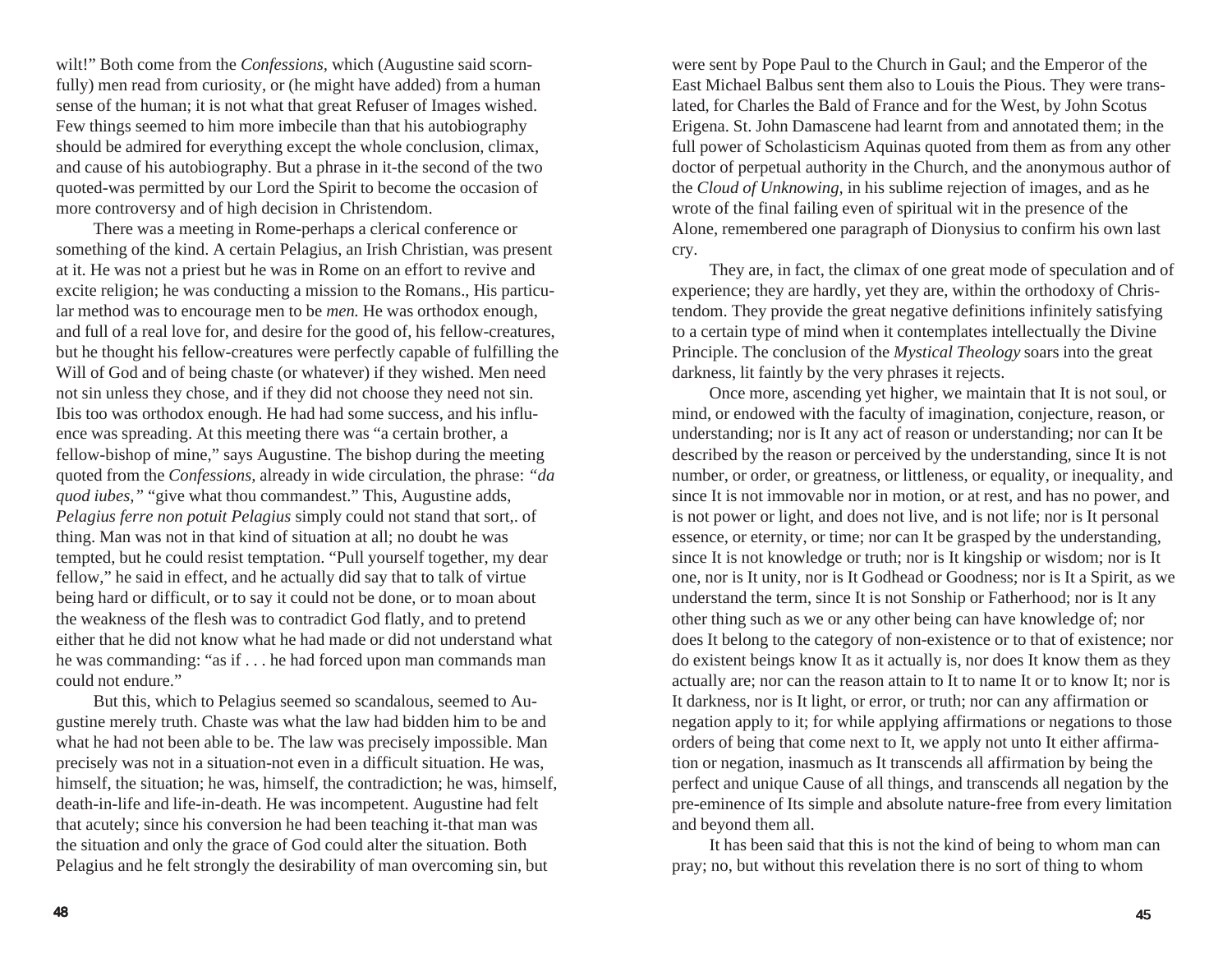wilt!" Both come from the *Confessions*, which (Augustine said scornfully) men read from curiosity, or (he might have added) from a human sense of the human; it is not what that great Refuser of Images wished. Few things seemed to him more imbecile than that his autobiography should be admired for everything except the whole conclusion, climax, and cause of his autobiography. But a phrase in it-the second of the two quoted-was permitted by our Lord the Spirit to become the occasion of more controversy and of high decision in Christendom.

There was a meeting in Rome-perhaps a clerical conference or something of the kind. A certain Pelagius, an Irish Christian, was present at it. He was not a priest but he was in Rome on an effort to revive and excite religion; he was conducting a mission to the Romans., His particular method was to encourage men to be *men.* He was orthodox enough, and full of a real love for, and desire for the good of, his fellow-creatures, but he thought his fellow-creatures were perfectly capable of fulfilling the Will of God and of being chaste (or whatever) if they wished. Men need not sin unless they chose, and if they did not choose they need not sin. Ibis too was orthodox enough. He had had some success, and his influence was spreading. At this meeting there was "a certain brother, a fellow-bishop of mine," says Augustine. The bishop during the meeting quoted from the *Confessions,* already in wide circulation, the phrase: *"da quod iubes,"* "give what thou commandest." This, Augustine adds, *Pelagius ferre non potuit Pelagius* simply could not stand that sort,. of thing. Man was not in that kind of situation at all; no doubt he was tempted, but he could resist temptation. "Pull yourself together, my dear fellow," he said in effect, and he actually did say that to talk of virtue being hard or difficult, or to say it could not be done, or to moan about the weakness of the flesh was to contradict God flatly, and to pretend either that he did not know what he had made or did not understand what he was commanding: "as if . . . he had forced upon man commands man could not endure."

But this, which to Pelagius seemed so scandalous, seemed to Augustine merely truth. Chaste was what the law had bidden him to be and what he had not been able to be. The law was precisely impossible. Man precisely was not in a situation-not even in a difficult situation. He was, himself, the situation; he was, himself, the contradiction; he was, himself, death-in-life and life-in-death. He was incompetent. Augustine had felt that acutely; since his conversion he had been teaching it-that man was the situation and only the grace of God could alter the situation. Both Pelagius and he felt strongly the desirability of man overcoming sin, but

were sent by Pope Paul to the Church in Gaul; and the Emperor of the East Michael Balbus sent them also to Louis the Pious. They were translated, for Charles the Bald of France and for the West, by John Scotus Erigena. St. John Damascene had learnt from and annotated them; in the full power of Scholasticism Aquinas quoted from them as from any other doctor of perpetual authority in the Church, and the anonymous author of the *Cloud of Unknowing*, in his sublime rejection of images, and as he wrote of the final failing even of spiritual wit in the presence of the Alone, remembered one paragraph of Dionysius to confirm his own last cry.

They are, in fact, the climax of one great mode of speculation and of experience; they are hardly, yet they are, within the orthodoxy of Christendom. They provide the great negative definitions infinitely satisfying to a certain type of mind when it contemplates intellectually the Divine Principle. The conclusion of the *Mystical Theology* soars into the great darkness, lit faintly by the very phrases it rejects.

Once more, ascending yet higher, we maintain that It is not soul, or mind, or endowed with the faculty of imagination, conjecture, reason, or understanding; nor is It any act of reason or understanding; nor can It be described by the reason or perceived by the understanding, since It is not number, or order, or greatness, or littleness, or equality, or inequality, and since It is not immovable nor in motion, or at rest, and has no power, and is not power or light, and does not live, and is not life; nor is It personal essence, or eternity, or time; nor can It be grasped by the understanding, since It is not knowledge or truth; nor is It kingship or wisdom; nor is It one, nor is It unity, nor is It Godhead or Goodness; nor is It a Spirit, as we understand the term, since It is not Sonship or Fatherhood; nor is It any other thing such as we or any other being can have knowledge of; nor does It belong to the category of non-existence or to that of existence; nor do existent beings know It as it actually is, nor does It know them as they actually are; nor can the reason attain to It to name It or to know It; nor is It darkness, nor is It light, or error, or truth; nor can any affirmation or negation apply to it; for while applying affirmations or negations to those orders of being that come next to It, we apply not unto It either affirmation or negation, inasmuch as It transcends all affirmation by being the perfect and unique Cause of all things, and transcends all negation by the pre-eminence of Its simple and absolute nature-free from every limitation and beyond them all.

It has been said that this is not the kind of being to whom man can pray; no, but without this revelation there is no sort of thing to whom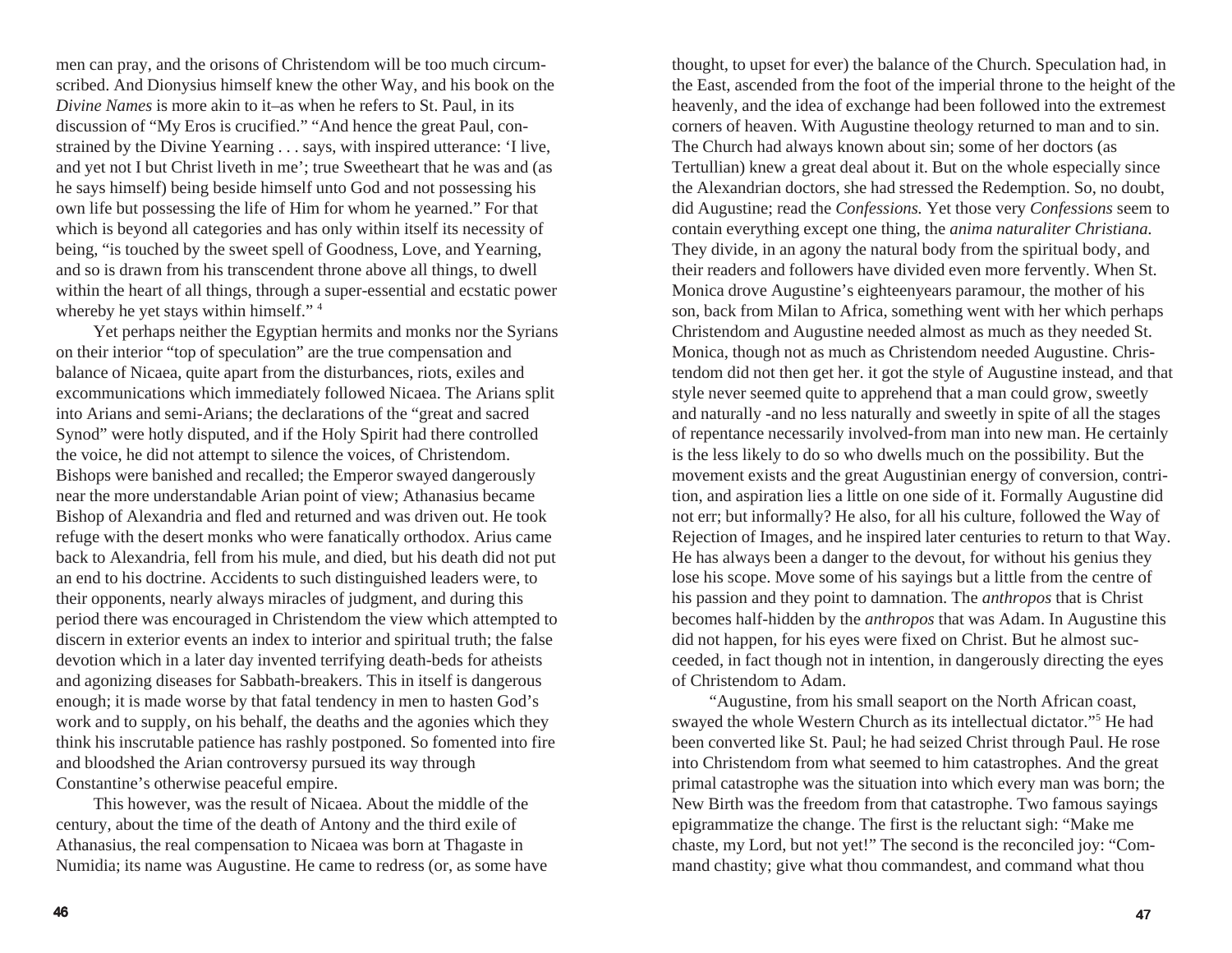men can pray, and the orisons of Christendom will be too much circumscribed. And Dionysius himself knew the other Way, and his book on the *Divine Names* is more akin to it–as when he refers to St. Paul, in its discussion of "My Eros is crucified." "And hence the great Paul, constrained by the Divine Yearning . . . says, with inspired utterance: 'I live, and yet not I but Christ liveth in me'; true Sweetheart that he was and (as he says himself) being beside himself unto God and not possessing his own life but possessing the life of Him for whom he yearned." For that which is beyond all categories and has only within itself its necessity of being, "is touched by the sweet spell of Goodness, Love, and Yearning, and so is drawn from his transcendent throne above all things, to dwell within the heart of all things, through a super-essential and ecstatic power whereby he yet stays within himself." [4]

Yet perhaps neither the Egyptian hermits and monks nor the Syrians on their interior "top of speculation" are the true compensation and balance of Nicaea, quite apart from the disturbances, riots, exiles and excommunications which immediately followed Nicaea. The Arians split into Arians and semi-Arians; the declarations of the "great and sacred Synod" were hotly disputed, and if the Holy Spirit had there controlled the voice, he did not attempt to silence the voices, of Christendom. Bishops were banished and recalled; the Emperor swayed dangerously near the more understandable Arian point of view; Athanasius became Bishop of Alexandria and fled and returned and was driven out. He took refuge with the desert monks who were fanatically orthodox. Arius came back to Alexandria, fell from his mule, and died, but his death did not put an end to his doctrine. Accidents to such distinguished leaders were, to their opponents, nearly always miracles of judgment, and during this period there was encouraged in Christendom the view which attempted to discern in exterior events an index to interior and spiritual truth; the false devotion which in a later day invented terrifying death-beds for atheists and agonizing diseases for Sabbath-breakers. This in itself is dangerous enough; it is made worse by that fatal tendency in men to hasten God's work and to supply, on his behalf, the deaths and the agonies which they think his inscrutable patience has rashly postponed. So fomented into fire and bloodshed the Arian controversy pursued its way through Constantine's otherwise peaceful empire.

This however, was the result of Nicaea. About the middle of the century, about the time of the death of Antony and the third exile of Athanasius, the real compensation to Nicaea was born at Thagaste in Numidia; its name was Augustine. He came to redress (or, as some have thought, to upset for ever) the balance of the Church. Speculation had, in the East, ascended from the foot of the imperial throne to the height of the heavenly, and the idea of exchange had been followed into the extremest corners of heaven. With Augustine theology returned to man and to sin. The Church had always known about sin; some of her doctors (as Tertullian) knew a great deal about it. But on the whole especially since the Alexandrian doctors, she had stressed the Redemption. So, no doubt, did Augustine; read the *Confessions.* Yet those very *Confessions* seem to contain everything except one thing, the *anima naturaliter Christiana.* They divide, in an agony the natural body from the spiritual body, and their readers and followers have divided even more fervently. When St. Monica drove Augustine's eighteenyears paramour, the mother of his son, back from Milan to Africa, something went with her which perhaps Christendom and Augustine needed almost as much as they needed St. Monica, though not as much as Christendom needed Augustine. Christendom did not then get her. it got the style of Augustine instead, and that style never seemed quite to apprehend that a man could grow, sweetly and naturally -and no less naturally and sweetly in spite of all the stages of repentance necessarily involved-from man into new man. He certainly is the less likely to do so who dwells much on the possibility. But the movement exists and the great Augustinian energy of conversion, contrition, and aspiration lies a little on one side of it. Formally Augustine did not err; but informally? He also, for all his culture, followed the Way of Rejection of Images, and he inspired later centuries to return to that Way. He has always been a danger to the devout, for without his genius they lose his scope. Move some of his sayings but a little from the centre of his passion and they point to damnation. The *anthropos* that is Christ becomes half-hidden by the *anthropos* that was Adam. In Augustine this did not happen, for his eyes were fixed on Christ. But he almost succeeded, in fact though not in intention, in dangerously directing the eyes of Christendom to Adam.

"Augustine, from his small seaport on the North African coast, swayed the whole Western Church as its intellectual dictator."[5] He had been converted like St. Paul; he had seized Christ through Paul. He rose into Christendom from what seemed to him catastrophes. And the great primal catastrophe was the situation into which every man was born; the New Birth was the freedom from that catastrophe. Two famous sayings epigrammatize the change. The first is the reluctant sigh: "Make me chaste, my Lord, but not yet!" The second is the reconciled joy: "Command chastity; give what thou commandest, and command what thou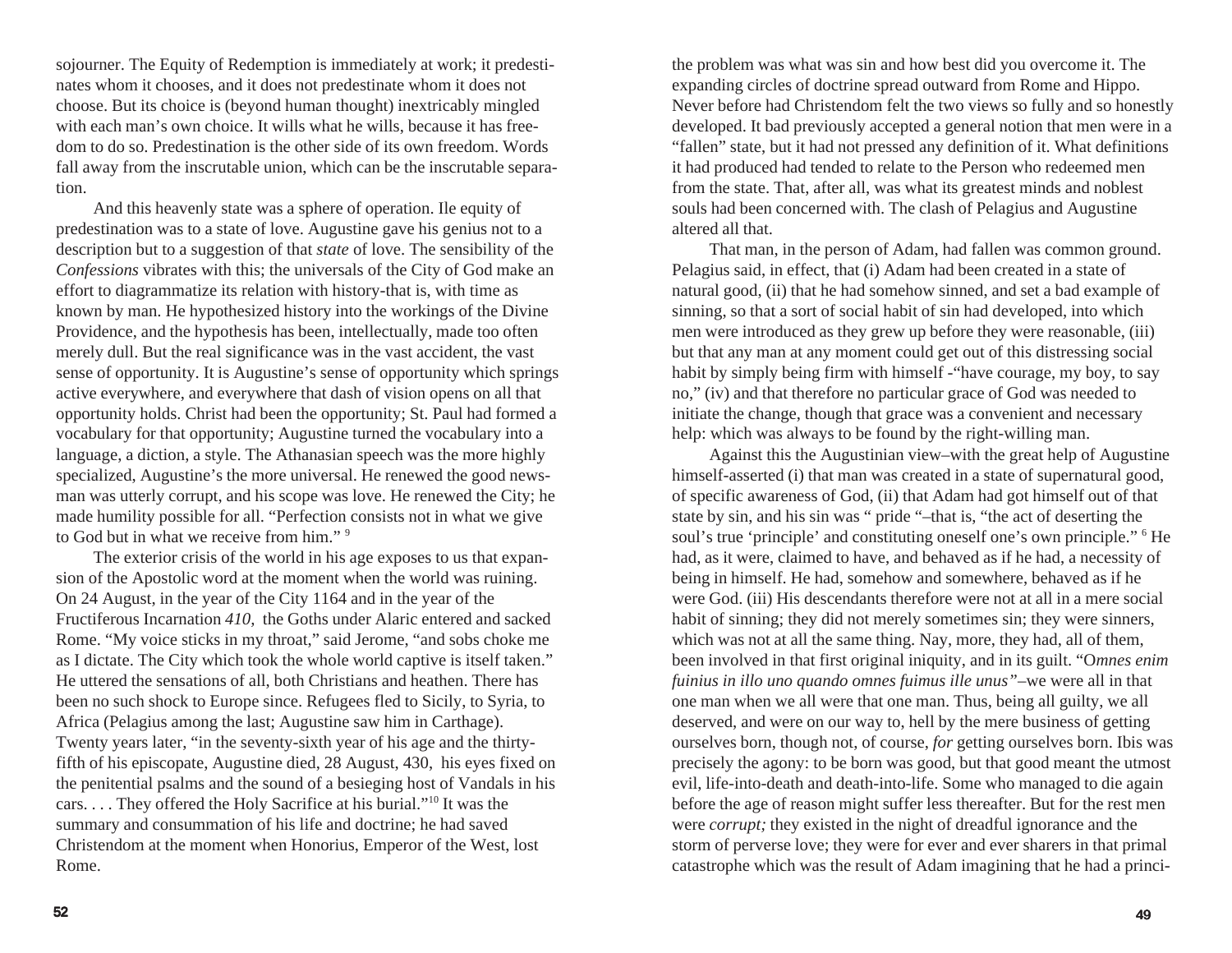sojourner. The Equity of Redemption is immediately at work; it predestinates whom it chooses, and it does not predestinate whom it does not choose. But its choice is (beyond human thought) inextricably mingled with each man's own choice. It wills what he wills, because it has freedom to do so. Predestination is the other side of its own freedom. Words fall away from the inscrutable union, which can be the inscrutable separation.

And this heavenly state was a sphere of operation. Ile equity of predestination was to a state of love. Augustine gave his genius not to a description but to a suggestion of that *state* of love. The sensibility of the *Confessions* vibrates with this; the universals of the City of God make an effort to diagrammatize its relation with history-that is, with time as known by man. He hypothesized history into the workings of the Divine Providence, and the hypothesis has been, intellectually, made too often merely dull. But the real significance was in the vast accident, the vast sense of opportunity. It is Augustine's sense of opportunity which springs active everywhere, and everywhere that dash of vision opens on all that opportunity holds. Christ had been the opportunity; St. Paul had formed a vocabulary for that opportunity; Augustine turned the vocabulary into a language, a diction, a style. The Athanasian speech was the more highly specialized, Augustine's the more universal. He renewed the good news-man was utterly corrupt, and his scope was love. He renewed the City; he made humility possible for all. "Perfection consists not in what we give to God but in what we receive from him." [9]

The exterior crisis of the world in his age exposes to us that expansion of the Apostolic word at the moment when the world was ruining. On 24 August, in the year of the City 1164 and in the year of the Fructiferous Incarnation *410,* the Goths under Alaric entered and sacked Rome. "My voice sticks in my throat," said Jerome, "and sobs choke me as I dictate. The City which took the whole world captive is itself taken." He uttered the sensations of all, both Christians and heathen. There has been no such shock to Europe since. Refugees fled to Sicily, to Syria, to Africa (Pelagius among the last; Augustine saw him in Carthage). Twenty years later, "in the seventy-sixth year of his age and the thirty-fifth of his episcopate, Augustine died, 28 August, 430, his eyes fixed on the penitential psalms and the sound of a besieging host of Vandals in his cars. . . . They offered the Holy Sacrifice at his burial."[10] It was the summary and consummation of his life and doctrine; he had saved Christendom at the moment when Honorius, Emperor of the West, lost Rome.

the problem was what was sin and how best did you overcome it. The expanding circles of doctrine spread outward from Rome and Hippo. Never before had Christendom felt the two views so fully and so honestly developed. It bad previously accepted a general notion that men were in a "fallen" state, but it had not pressed any definition of it. What definitions it had produced had tended to relate to the Person who redeemed men from the state. That, after all, was what its greatest minds and noblest souls had been concerned with. The clash of Pelagius and Augustine altered all that.

That man, in the person of Adam, had fallen was common ground. Pelagius said, in effect, that (i) Adam had been created in a state of natural good, (ii) that he had somehow sinned, and set a bad example of sinning, so that a sort of social habit of sin had developed, into which men were introduced as they grew up before they were reasonable, (iii) but that any man at any moment could get out of this distressing social habit by simply being firm with himself -"have courage, my boy, to say no," (iv) and that therefore no particular grace of God was needed to initiate the change, though that grace was a convenient and necessary help: which was always to be found by the right-willing man.

Against this the Augustinian view–with the great help of Augustine himself-asserted (i) that man was created in a state of supernatural good, of specific awareness of God, (ii) that Adam had got himself out of that state by sin, and his sin was " pride "–that is, "the act of deserting the soul's true 'principle' and constituting oneself one's own principle." [6] He had, as it were, claimed to have, and behaved as if he had, a necessity of being in himself. He had, somehow and somewhere, behaved as if he were God. (iii) His descendants therefore were not at all in a mere social habit of sinning; they did not merely sometimes sin; they were sinners, which was not at all the same thing. Nay, more, they had, all of them, been involved in that first original iniquity, and in its guilt. "O*mnes enim fuinius in illo uno quando omnes fuimus ille unus"*–we were all in that one man when we all were that one man. Thus, being all guilty, we all deserved, and were on our way to, hell by the mere business of getting ourselves born, though not, of course, *for* getting ourselves born. Ibis was precisely the agony: to be born was good, but that good meant the utmost evil, life-into-death and death-into-life. Some who managed to die again before the age of reason might suffer less thereafter. But for the rest men were *corrupt;* they existed in the night of dreadful ignorance and the storm of perverse love; they were for ever and ever sharers in that primal catastrophe which was the result of Adam imagining that he had a princi-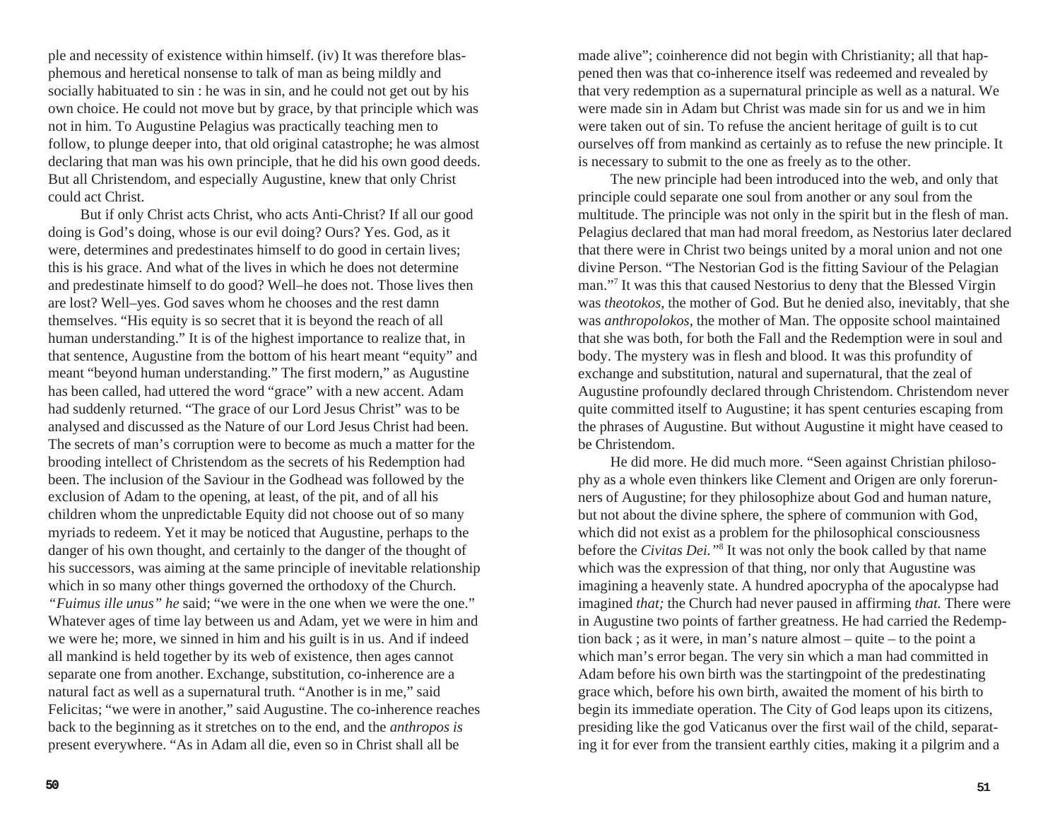ple and necessity of existence within himself. (iv) It was therefore blasphemous and heretical nonsense to talk of man as being mildly and socially habituated to sin : he was in sin, and he could not get out by his own choice. He could not move but by grace, by that principle which was not in him. To Augustine Pelagius was practically teaching men to follow, to plunge deeper into, that old original catastrophe; he was almost declaring that man was his own principle, that he did his own good deeds. But all Christendom, and especially Augustine, knew that only Christ could act Christ.

But if only Christ acts Christ, who acts Anti-Christ? If all our good doing is God's doing, whose is our evil doing? Ours? Yes. God, as it were, determines and predestinates himself to do good in certain lives; this is his grace. And what of the lives in which he does not determine and predestinate himself to do good? Well–he does not. Those lives then are lost? Well–yes. God saves whom he chooses and the rest damn themselves. "His equity is so secret that it is beyond the reach of all human understanding." It is of the highest importance to realize that, in that sentence, Augustine from the bottom of his heart meant "equity" and meant "beyond human understanding." The first modern," as Augustine has been called, had uttered the word "grace" with a new accent. Adam had suddenly returned. "The grace of our Lord Jesus Christ" was to be analysed and discussed as the Nature of our Lord Jesus Christ had been. The secrets of man's corruption were to become as much a matter for the brooding intellect of Christendom as the secrets of his Redemption had been. The inclusion of the Saviour in the Godhead was followed by the exclusion of Adam to the opening, at least, of the pit, and of all his children whom the unpredictable Equity did not choose out of so many myriads to redeem. Yet it may be noticed that Augustine, perhaps to the danger of his own thought, and certainly to the danger of the thought of his successors, was aiming at the same principle of inevitable relationship which in so many other things governed the orthodoxy of the Church. *"Fuimus ille unus" he* said; "we were in the one when we were the one." Whatever ages of time lay between us and Adam, yet we were in him and we were he; more, we sinned in him and his guilt is in us. And if indeed all mankind is held together by its web of existence, then ages cannot separate one from another. Exchange, substitution, co-inherence are a natural fact as well as a supernatural truth. "Another is in me," said Felicitas; "we were in another," said Augustine. The co-inherence reaches back to the beginning as it stretches on to the end, and the *anthropos is* present everywhere. "As in Adam all die, even so in Christ shall all be made alive"; coinherence did not begin with Christianity; all that happened then was that co-inherence itself was redeemed and revealed by that very redemption as a supernatural principle as well as a natural. We were made sin in Adam but Christ was made sin for us and we in him were taken out of sin. To refuse the ancient heritage of guilt is to cut ourselves off from mankind as certainly as to refuse the new principle. It is necessary to submit to the one as freely as to the other.

The new principle had been introduced into the web, and only that principle could separate one soul from another or any soul from the multitude. The principle was not only in the spirit but in the flesh of man. Pelagius declared that man had moral freedom, as Nestorius later declared that there were in Christ two beings united by a moral union and not one divine Person. "The Nestorian God is the fitting Saviour of the Pelagian man."[7] It was this that caused Nestorius to deny that the Blessed Virgin was *theotokos,* the mother of God. But he denied also, inevitably, that she was *anthropolokos,* the mother of Man. The opposite school maintained that she was both, for both the Fall and the Redemption were in soul and body. The mystery was in flesh and blood. It was this profundity of exchange and substitution, natural and supernatural, that the zeal of Augustine profoundly declared through Christendom. Christendom never quite committed itself to Augustine; it has spent centuries escaping from the phrases of Augustine. But without Augustine it might have ceased to be Christendom.

He did more. He did much more. "Seen against Christian philosophy as a whole even thinkers like Clement and Origen are only forerunners of Augustine; for they philosophize about God and human nature, but not about the divine sphere, the sphere of communion with God, which did not exist as a problem for the philosophical consciousness before the *Civitas Dei."*[8] It was not only the book called by that name which was the expression of that thing, nor only that Augustine was imagining a heavenly state. A hundred apocrypha of the apocalypse had imagined *that;* the Church had never paused in affirming *that.* There were in Augustine two points of farther greatness. He had carried the Redemption back ; as it were, in man's nature almost – quite – to the point a which man's error began. The very sin which a man had committed in Adam before his own birth was the startingpoint of the predestinating grace which, before his own birth, awaited the moment of his birth to begin its immediate operation. The City of God leaps upon its citizens, presiding like the god Vaticanus over the first wail of the child, separating it for ever from the transient earthly cities, making it a pilgrim and a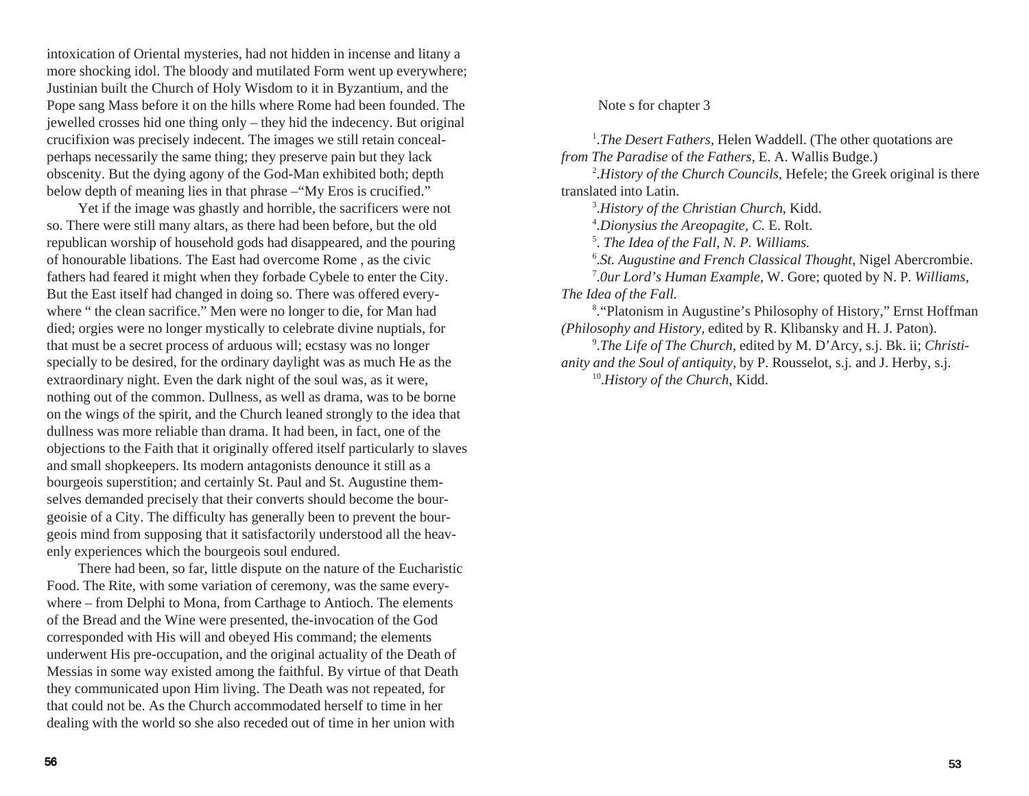intoxication of Oriental mysteries, had not hidden in incense and litany a more shocking idol. The bloody and mutilated Form went up everywhere; Justinian built the Church of Holy Wisdom to it in Byzantium, and the Pope sang Mass before it on the hills where Rome had been founded. The jewelled crosses hid one thing only – they hid the indecency. But original crucifixion was precisely indecent. The images we still retain conceal-perhaps necessarily the same thing; they preserve pain but they lack obscenity. But the dying agony of the God-Man exhibited both; depth below depth of meaning lies in that phrase –"My Eros is crucified."

Yet if the image was ghastly and horrible, the sacrificers were not so. There were still many altars, as there had been before, but the old republican worship of household gods had disappeared, and the pouring of honourable libations. The East had overcome Rome , as the civic fathers had feared it might when they forbade Cybele to enter the City. But the East itself had changed in doing so. There was offered everywhere " the clean sacrifice." Men were no longer to die, for Man had died; orgies were no longer mystically to celebrate divine nuptials, for that must be a secret process of arduous will; ecstasy was no longer specially to be desired, for the ordinary daylight was as much He as the extraordinary night. Even the dark night of the soul was, as it were, nothing out of the common. Dullness, as well as drama, was to be borne on the wings of the spirit, and the Church leaned strongly to the idea that dullness was more reliable than drama. It had been, in fact, one of the objections to the Faith that it originally offered itself particularly to slaves and small shopkeepers. Its modern antagonists denounce it still as a bourgeois superstition; and certainly St. Paul and St. Augustine themselves demanded precisely that their converts should become the bourgeoisie of a City. The difficulty has generally been to prevent the bourgeois mind from supposing that it satisfactorily understood all the heavenly experiences which the bourgeois soul endured.

There had been, so far, little dispute on the nature of the Eucharistic Food. The Rite, with some variation of ceremony, was the same everywhere – from Delphi to Mona, from Carthage to Antioch. The elements of the Bread and the Wine were presented, the-invocation of the God corresponded with His will and obeyed His command; the elements underwent His pre-occupation, and the original actuality of the Death of Messias in some way existed among the faithful. By virtue of that Death they communicated upon Him living. The Death was not repeated, for that could not be. As the Church accommodated herself to time in her dealing with the world so she also receded out of time in her union with

Note s for chapter 3

[1].*The Desert Fathers*, Helen Waddell. (The other quotations are *from The Paradise* of *the Fathers*, E. A. Wallis Budge.)

[2].*History of the Church Councils*, Hefele; the Greek original is there translated into Latin.

[3].*History of the Christian Church*, Kidd.

[4].*Dionysius the Areopagite, C.* E. Rolt.

[5]. *The Idea of the Fall, N. P. Williams.*

[6].*St. Augustine and French Classical Thought*, Nigel Abercrombie.

[7].*0ur Lord's Human Example,* W. Gore; quoted by N. P. *Williams, The Idea of the Fall.*

[8]."Platonism in Augustine's Philosophy of History," Ernst Hoffman *(Philosophy and History,* edited by R. Klibansky and H. J. Paton).

[9].*The Life of The Church,* edited by M. D'Arcy, s.j. Bk. ii; *Christianity and the Soul of antiquity,* by P. Rousselot, s.j. and J. Herby, s.j.

[10].*History of the Church,* Kidd.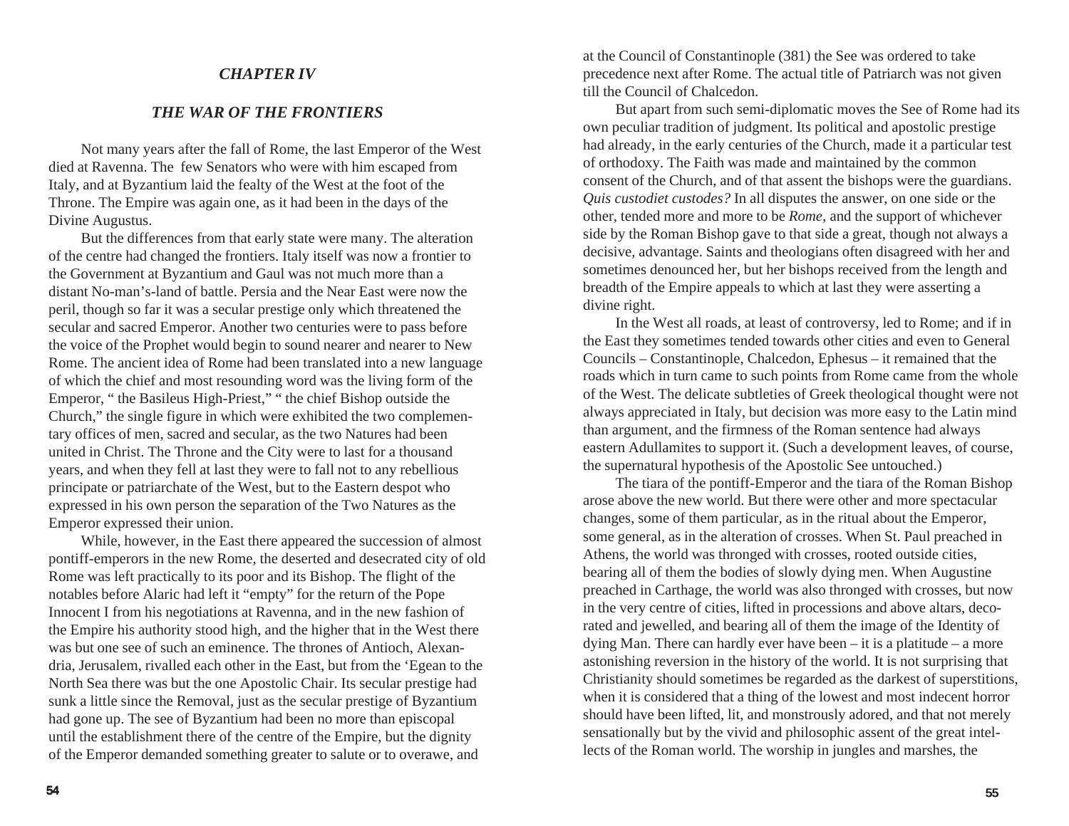## CHAPTER IV

## THE WAR OF THE FRONTIERS

Not many years after the fall of Rome, the last Emperor of the West died at Ravenna. The few Senators who were with him escaped from Italy, and at Byzantium laid the fealty of the West at the foot of the Throne. The Empire was again one, as it had been in the days of the Divine Augustus.

But the differences from that early state were many. The alteration of the centre had changed the frontiers. Italy itself was now a frontier to the Government at Byzantium and Gaul was not much more than a distant No-man's-land of battle. Persia and the Near East were now the peril, though so far it was a secular prestige only which threatened the secular and sacred Emperor. Another two centuries were to pass before the voice of the Prophet would begin to sound nearer and nearer to New Rome. The ancient idea of Rome had been translated into a new language of which the chief and most resounding word was the living form of the Emperor, " the Basileus High-Priest," " the chief Bishop outside the Church," the single figure in which were exhibited the two complementary offices of men, sacred and secular, as the two Natures had been united in Christ. The Throne and the City were to last for a thousand years, and when they fell at last they were to fall not to any rebellious principate or patriarchate of the West, but to the Eastern despot who expressed in his own person the separation of the Two Natures as the Emperor expressed their union.

While, however, in the East there appeared the succession of almost pontiff-emperors in the new Rome, the deserted and desecrated city of old Rome was left practically to its poor and its Bishop. The flight of the notables before Alaric had left it "empty" for the return of the Pope Innocent I from his negotiations at Ravenna, and in the new fashion of the Empire his authority stood high, and the higher that in the West there was but one see of such an eminence. The thrones of Antioch, Alexandria, Jerusalem, rivalled each other in the East, but from the 'Egean to the North Sea there was but the one Apostolic Chair. Its secular prestige had sunk a little since the Removal, just as the secular prestige of Byzantium had gone up. The see of Byzantium had been no more than episcopal until the establishment there of the centre of the Empire, but the dignity of the Emperor demanded something greater to salute or to overawe, and at the Council of Constantinople (381) the See was ordered to take precedence next after Rome. The actual title of Patriarch was not given till the Council of Chalcedon.

But apart from such semi-diplomatic moves the See of Rome had its own peculiar tradition of judgment. Its political and apostolic prestige had already, in the early centuries of the Church, made it a particular test of orthodoxy. The Faith was made and maintained by the common consent of the Church, and of that assent the bishops were the guardians. *Quis custodiet custodes?* In all disputes the answer, on one side or the other, tended more and more to be *Rome*, and the support of whichever side by the Roman Bishop gave to that side a great, though not always a decisive, advantage. Saints and theologians often disagreed with her and sometimes denounced her, but her bishops received from the length and breadth of the Empire appeals to which at last they were asserting a divine right.

In the West all roads, at least of controversy, led to Rome; and if in the East they sometimes tended towards other cities and even to General Councils – Constantinople, Chalcedon, Ephesus – it remained that the roads which in turn came to such points from Rome came from the whole of the West. The delicate subtleties of Greek theological thought were not always appreciated in Italy, but decision was more easy to the Latin mind than argument, and the firmness of the Roman sentence had always eastern Adullamites to support it. (Such a development leaves, of course, the supernatural hypothesis of the Apostolic See untouched.)

The tiara of the pontiff-Emperor and the tiara of the Roman Bishop arose above the new world. But there were other and more spectacular changes, some of them particular, as in the ritual about the Emperor, some general, as in the alteration of crosses. When St. Paul preached in Athens, the world was thronged with crosses, rooted outside cities, bearing all of them the bodies of slowly dying men. When Augustine preached in Carthage, the world was also thronged with crosses, but now in the very centre of cities, lifted in processions and above altars, decorated and jewelled, and bearing all of them the image of the Identity of dying Man. There can hardly ever have been – it is a platitude – a more astonishing reversion in the history of the world. It is not surprising that Christianity should sometimes be regarded as the darkest of superstitions, when it is considered that a thing of the lowest and most indecent horror should have been lifted, lit, and monstrously adored, and that not merely sensationally but by the vivid and philosophic assent of the great intellects of the Roman world. The worship in jungles and marshes, the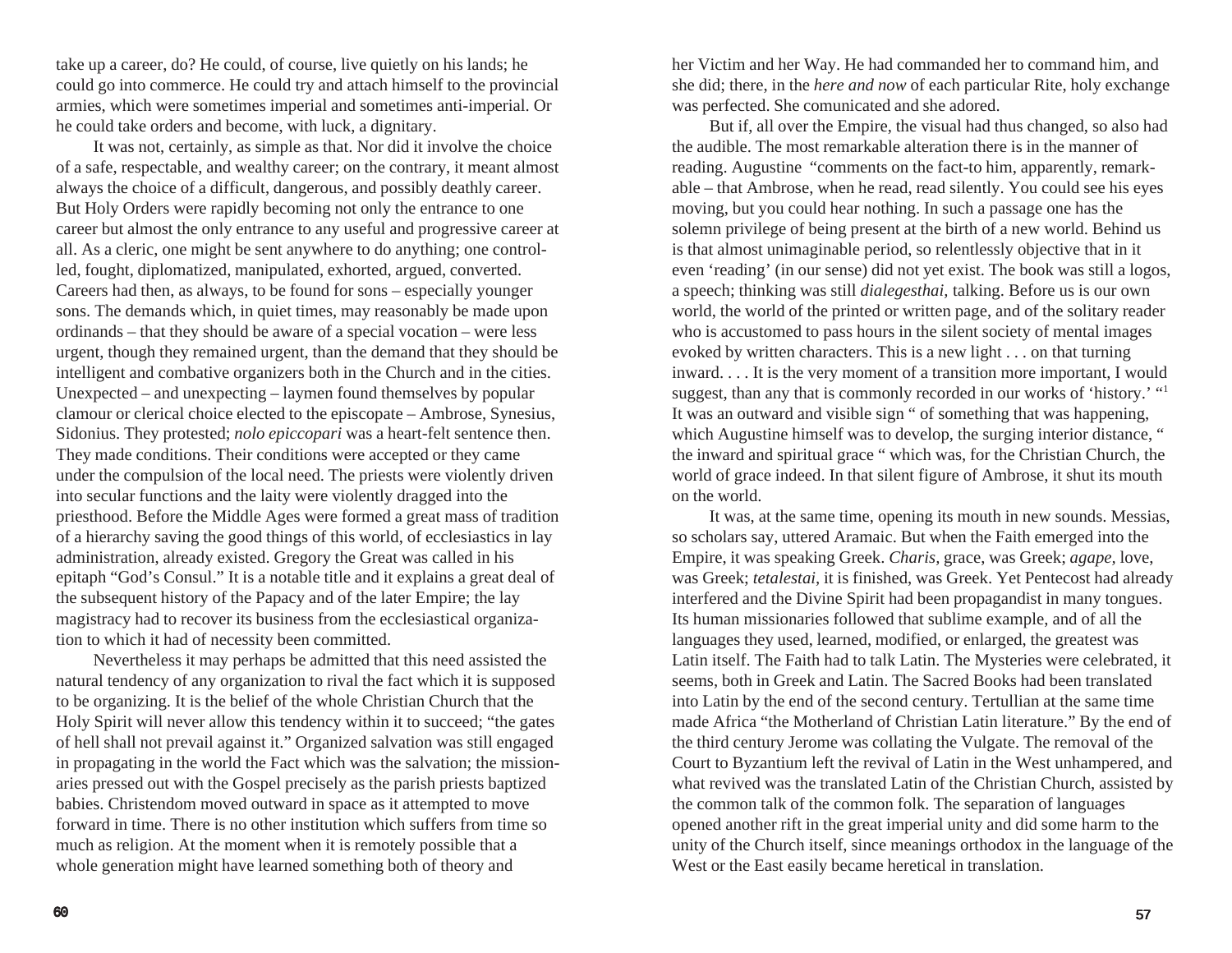take up a career, do? He could, of course, live quietly on his lands; he could go into commerce. He could try and attach himself to the provincial armies, which were sometimes imperial and sometimes anti-imperial. Or he could take orders and become, with luck, a dignitary.

It was not, certainly, as simple as that. Nor did it involve the choice of a safe, respectable, and wealthy career; on the contrary, it meant almost always the choice of a difficult, dangerous, and possibly deathly career. But Holy Orders were rapidly becoming not only the entrance to one career but almost the only entrance to any useful and progressive career at all. As a cleric, one might be sent anywhere to do anything; one controlled, fought, diplomatized, manipulated, exhorted, argued, converted. Careers had then, as always, to be found for sons – especially younger sons. The demands which, in quiet times, may reasonably be made upon ordinands – that they should be aware of a special vocation – were less urgent, though they remained urgent, than the demand that they should be intelligent and combative organizers both in the Church and in the cities. Unexpected – and unexpecting – laymen found themselves by popular clamour or clerical choice elected to the episcopate – Ambrose, Synesius, Sidonius. They protested; *nolo epiccopari* was a heart-felt sentence then. They made conditions. Their conditions were accepted or they came under the compulsion of the local need. The priests were violently driven into secular functions and the laity were violently dragged into the priesthood. Before the Middle Ages were formed a great mass of tradition of a hierarchy saving the good things of this world, of ecclesiastics in lay administration, already existed. Gregory the Great was called in his epitaph "God's Consul." It is a notable title and it explains a great deal of the subsequent history of the Papacy and of the later Empire; the lay magistracy had to recover its business from the ecclesiastical organization to which it had of necessity been committed.

Nevertheless it may perhaps be admitted that this need assisted the natural tendency of any organization to rival the fact which it is supposed to be organizing. It is the belief of the whole Christian Church that the Holy Spirit will never allow this tendency within it to succeed; "the gates of hell shall not prevail against it." Organized salvation was still engaged in propagating in the world the Fact which was the salvation; the missionaries pressed out with the Gospel precisely as the parish priests baptized babies. Christendom moved outward in space as it attempted to move forward in time. There is no other institution which suffers from time so much as religion. At the moment when it is remotely possible that a whole generation might have learned something both of theory and

her Victim and her Way. He had commanded her to command him, and she did; there, in the *here and now* of each particular Rite, holy exchange was perfected. She comunicated and she adored.

But if, all over the Empire, the visual had thus changed, so also had the audible. The most remarkable alteration there is in the manner of reading. Augustine "comments on the fact-to him, apparently, remarkable – that Ambrose, when he read, read silently. You could see his eyes moving, but you could hear nothing. In such a passage one has the solemn privilege of being present at the birth of a new world. Behind us is that almost unimaginable period, so relentlessly objective that in it even 'reading' (in our sense) did not yet exist. The book was still a logos, a speech; thinking was still *dialegesthai,* talking. Before us is our own world, the world of the printed or written page, and of the solitary reader who is accustomed to pass hours in the silent society of mental images evoked by written characters. This is a new light . . . on that turning inward. . . . It is the very moment of a transition more important, I would suggest, than any that is commonly recorded in our works of 'history.' "[1] It was an outward and visible sign " of something that was happening, which Augustine himself was to develop, the surging interior distance, " the inward and spiritual grace " which was, for the Christian Church, the world of grace indeed. In that silent figure of Ambrose, it shut its mouth on the world.

It was, at the same time, opening its mouth in new sounds. Messias, so scholars say, uttered Aramaic. But when the Faith emerged into the Empire, it was speaking Greek. *Charis,* grace, was Greek; *agape,* love, was Greek; *tetalestai,* it is finished, was Greek. Yet Pentecost had already interfered and the Divine Spirit had been propagandist in many tongues. Its human missionaries followed that sublime example, and of all the languages they used, learned, modified, or enlarged, the greatest was Latin itself. The Faith had to talk Latin. The Mysteries were celebrated, it seems, both in Greek and Latin. The Sacred Books had been translated into Latin by the end of the second century. Tertullian at the same time made Africa "the Motherland of Christian Latin literature." By the end of the third century Jerome was collating the Vulgate. The removal of the Court to Byzantium left the revival of Latin in the West unhampered, and what revived was the translated Latin of the Christian Church, assisted by the common talk of the common folk. The separation of languages opened another rift in the great imperial unity and did some harm to the unity of the Church itself, since meanings orthodox in the language of the West or the East easily became heretical in translation.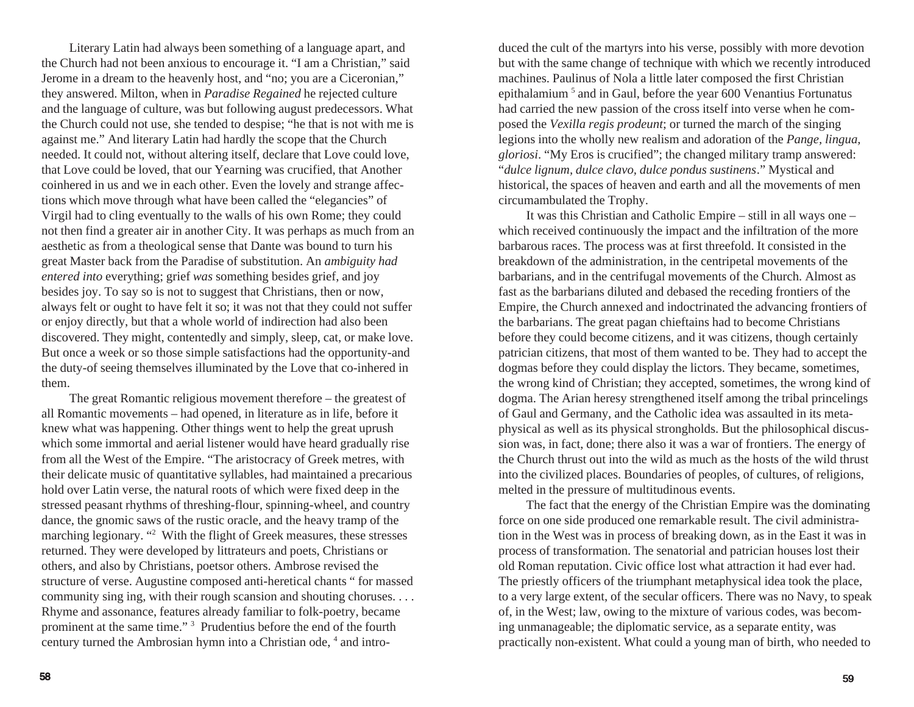Literary Latin had always been something of a language apart, and the Church had not been anxious to encourage it. "I am a Christian," said Jerome in a dream to the heavenly host, and "no; you are a Ciceronian," they answered. Milton, when in *Paradise Regained* he rejected culture and the language of culture, was but following august predecessors. What the Church could not use, she tended to despise; "he that is not with me is against me." And literary Latin had hardly the scope that the Church needed. It could not, without altering itself, declare that Love could love, that Love could be loved, that our Yearning was crucified, that Another coinhered in us and we in each other. Even the lovely and strange affections which move through what have been called the "elegancies" of Virgil had to cling eventually to the walls of his own Rome; they could not then find a greater air in another City. It was perhaps as much from an aesthetic as from a theological sense that Dante was bound to turn his great Master back from the Paradise of substitution. An *ambiguity had entered into* everything; grief *was* something besides grief, and joy besides joy. To say so is not to suggest that Christians, then or now, always felt or ought to have felt it so; it was not that they could not suffer or enjoy directly, but that a whole world of indirection had also been discovered. They might, contentedly and simply, sleep, cat, or make love. But once a week or so those simple satisfactions had the opportunity-and the duty-of seeing themselves illuminated by the Love that co-inhered in them.

The great Romantic religious movement therefore – the greatest of all Romantic movements – had opened, in literature as in life, before it knew what was happening. Other things went to help the great uprush which some immortal and aerial listener would have heard gradually rise from all the West of the Empire. "The aristocracy of Greek metres, with their delicate music of quantitative syllables, had maintained a precarious hold over Latin verse, the natural roots of which were fixed deep in the stressed peasant rhythms of threshing-flour, spinning-wheel, and country dance, the gnomic saws of the rustic oracle, and the heavy tramp of the marching legionary. "[2] With the flight of Greek measures, these stresses returned. They were developed by littrateurs and poets, Christians or others, and also by Christians, poetsor others. Ambrose revised the structure of verse. Augustine composed anti-heretical chants " for massed community sing ing, with their rough scansion and shouting choruses. . . . Rhyme and assonance, features already familiar to folk-poetry, became prominent at the same time." [3] Prudentius before the end of the fourth century turned the Ambrosian hymn into a Christian ode, [4] and introduced the cult of the martyrs into his verse, possibly with more devotion but with the same change of technique with which we recently introduced machines. Paulinus of Nola a little later composed the first Christian epithalamium [5] and in Gaul, before the year 600 Venantius Fortunatus had carried the new passion of the cross itself into verse when he composed the *Vexilla regis prodeunt*; or turned the march of the singing legions into the wholly new realism and adoration of the *Pange, lingua, gloriosi*. "My Eros is crucified"; the changed military tramp answered: "*dulce lignum, dulce clavo, dulce pondus sustinens*." Mystical and historical, the spaces of heaven and earth and all the movements of men circumambulated the Trophy.

It was this Christian and Catholic Empire – still in all ways one – which received continuously the impact and the infiltration of the more barbarous races. The process was at first threefold. It consisted in the breakdown of the administration, in the centripetal movements of the barbarians, and in the centrifugal movements of the Church. Almost as fast as the barbarians diluted and debased the receding frontiers of the Empire, the Church annexed and indoctrinated the advancing frontiers of the barbarians. The great pagan chieftains had to become Christians before they could become citizens, and it was citizens, though certainly patrician citizens, that most of them wanted to be. They had to accept the dogmas before they could display the lictors. They became, sometimes, the wrong kind of Christian; they accepted, sometimes, the wrong kind of dogma. The Arian heresy strengthened itself among the tribal princelings of Gaul and Germany, and the Catholic idea was assaulted in its metaphysical as well as its physical strongholds. But the philosophical discussion was, in fact, done; there also it was a war of frontiers. The energy of the Church thrust out into the wild as much as the hosts of the wild thrust into the civilized places. Boundaries of peoples, of cultures, of religions, melted in the pressure of multitudinous events.

The fact that the energy of the Christian Empire was the dominating force on one side produced one remarkable result. The civil administration in the West was in process of breaking down, as in the East it was in process of transformation. The senatorial and patrician houses lost their old Roman reputation. Civic office lost what attraction it had ever had. The priestly officers of the triumphant metaphysical idea took the place, to a very large extent, of the secular officers. There was no Navy, to speak of, in the West; law, owing to the mixture of various codes, was becoming unmanageable; the diplomatic service, as a separate entity, was practically non-existent. What could a young man of birth, who needed to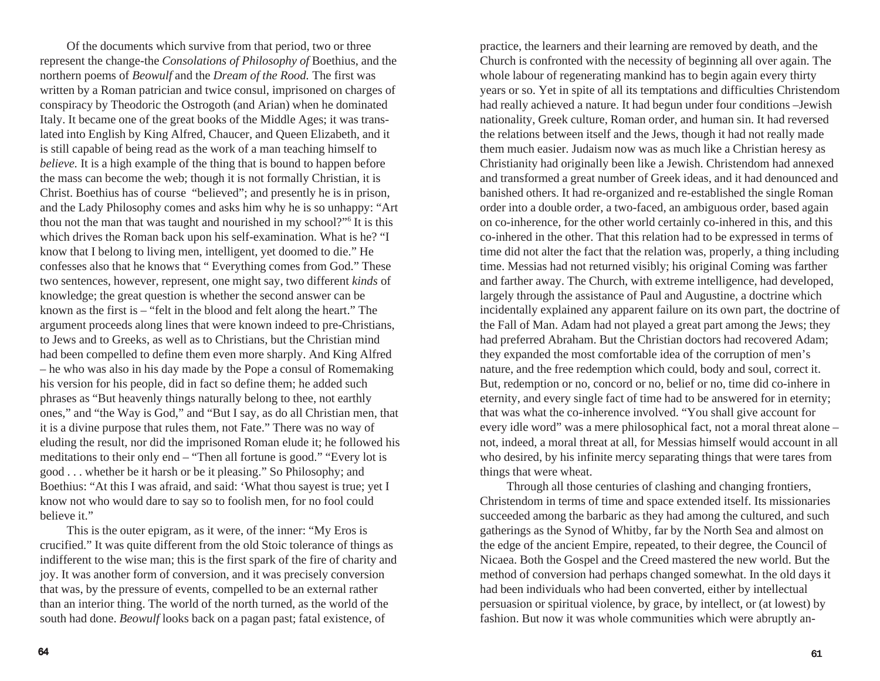Of the documents which survive from that period, two or three represent the change-the *Consolations of Philosophy of* Boethius, and the northern poems of *Beowulf* and the *Dream of the Rood.* The first was written by a Roman patrician and twice consul, imprisoned on charges of conspiracy by Theodoric the Ostrogoth (and Arian) when he dominated Italy. It became one of the great books of the Middle Ages; it was translated into English by King Alfred, Chaucer, and Queen Elizabeth, and it is still capable of being read as the work of a man teaching himself to *believe.* It is a high example of the thing that is bound to happen before the mass can become the web; though it is not formally Christian, it is Christ. Boethius has of course "believed"; and presently he is in prison, and the Lady Philosophy comes and asks him why he is so unhappy: "Art thou not the man that was taught and nourished in my school?"[6] It is this which drives the Roman back upon his self-examination. What is he? "I know that I belong to living men, intelligent, yet doomed to die." He confesses also that he knows that " Everything comes from God." These two sentences, however, represent, one might say, two different *kinds* of knowledge; the great question is whether the second answer can be known as the first is – "felt in the blood and felt along the heart." The argument proceeds along lines that were known indeed to pre-Christians, to Jews and to Greeks, as well as to Christians, but the Christian mind had been compelled to define them even more sharply. And King Alfred – he who was also in his day made by the Pope a consul of Romemaking his version for his people, did in fact so define them; he added such phrases as "But heavenly things naturally belong to thee, not earthly ones," and "the Way is God," and "But I say, as do all Christian men, that it is a divine purpose that rules them, not Fate." There was no way of eluding the result, nor did the imprisoned Roman elude it; he followed his meditations to their only end – "Then all fortune is good." "Every lot is good . . . whether be it harsh or be it pleasing." So Philosophy; and Boethius: "At this I was afraid, and said: 'What thou sayest is true; yet I know not who would dare to say so to foolish men, for no fool could believe it."

This is the outer epigram, as it were, of the inner: "My Eros is crucified." It was quite different from the old Stoic tolerance of things as indifferent to the wise man; this is the first spark of the fire of charity and joy. It was another form of conversion, and it was precisely conversion that was, by the pressure of events, compelled to be an external rather than an interior thing. The world of the north turned, as the world of the south had done. *Beowulf* looks back on a pagan past; fatal existence, of

practice, the learners and their learning are removed by death, and the Church is confronted with the necessity of beginning all over again. The whole labour of regenerating mankind has to begin again every thirty years or so. Yet in spite of all its temptations and difficulties Christendom had really achieved a nature. It had begun under four conditions –Jewish nationality, Greek culture, Roman order, and human sin. It had reversed the relations between itself and the Jews, though it had not really made them much easier. Judaism now was as much like a Christian heresy as Christianity had originally been like a Jewish. Christendom had annexed and transformed a great number of Greek ideas, and it had denounced and banished others. It had re-organized and re-established the single Roman order into a double order, a two-faced, an ambiguous order, based again on co-inherence, for the other world certainly co-inhered in this, and this co-inhered in the other. That this relation had to be expressed in terms of time did not alter the fact that the relation was, properly, a thing including time. Messias had not returned visibly; his original Coming was farther and farther away. The Church, with extreme intelligence, had developed, largely through the assistance of Paul and Augustine, a doctrine which incidentally explained any apparent failure on its own part, the doctrine of the Fall of Man. Adam had not played a great part among the Jews; they had preferred Abraham. But the Christian doctors had recovered Adam; they expanded the most comfortable idea of the corruption of men's nature, and the free redemption which could, body and soul, correct it. But, redemption or no, concord or no, belief or no, time did co-inhere in eternity, and every single fact of time had to be answered for in eternity; that was what the co-inherence involved. "You shall give account for every idle word" was a mere philosophical fact, not a moral threat alone – not, indeed, a moral threat at all, for Messias himself would account in all who desired, by his infinite mercy separating things that were tares from things that were wheat.

Through all those centuries of clashing and changing frontiers, Christendom in terms of time and space extended itself. Its missionaries succeeded among the barbaric as they had among the cultured, and such gatherings as the Synod of Whitby, far by the North Sea and almost on the edge of the ancient Empire, repeated, to their degree, the Council of Nicaea. Both the Gospel and the Creed mastered the new world. But the method of conversion had perhaps changed somewhat. In the old days it had been individuals who had been converted, either by intellectual persuasion or spiritual violence, by grace, by intellect, or (at lowest) by fashion. But now it was whole communities which were abruptly an-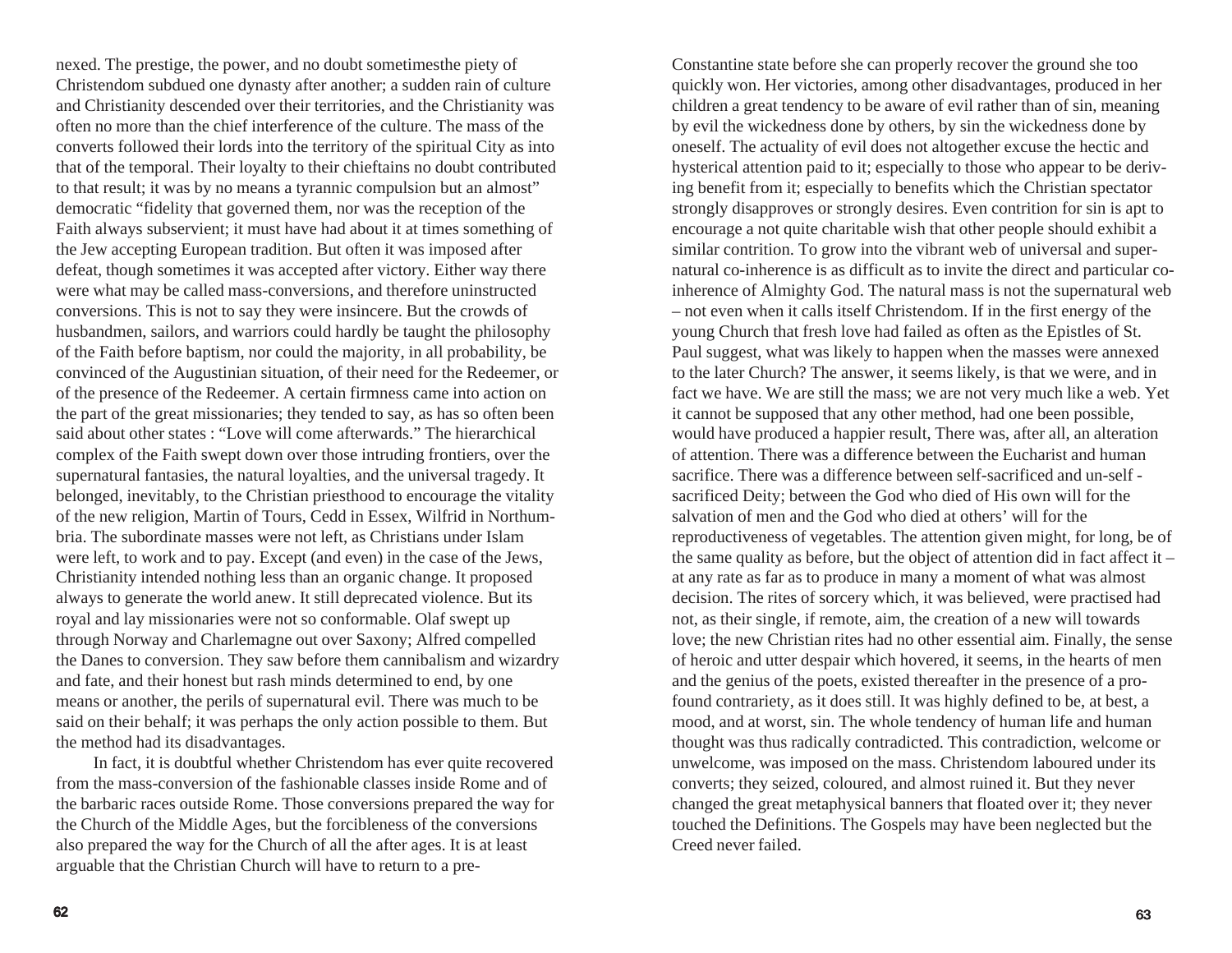nexed. The prestige, the power, and no doubt sometimesthe piety of Christendom subdued one dynasty after another; a sudden rain of culture and Christianity descended over their territories, and the Christianity was often no more than the chief interference of the culture. The mass of the converts followed their lords into the territory of the spiritual City as into that of the temporal. Their loyalty to their chieftains no doubt contributed to that result; it was by no means a tyrannic compulsion but an almost" democratic "fidelity that governed them, nor was the reception of the Faith always subservient; it must have had about it at times something of the Jew accepting European tradition. But often it was imposed after defeat, though sometimes it was accepted after victory. Either way there were what may be called mass-conversions, and therefore uninstructed conversions. This is not to say they were insincere. But the crowds of husbandmen, sailors, and warriors could hardly be taught the philosophy of the Faith before baptism, nor could the majority, in all probability, be convinced of the Augustinian situation, of their need for the Redeemer, or of the presence of the Redeemer. A certain firmness came into action on the part of the great missionaries; they tended to say, as has so often been said about other states : "Love will come afterwards." The hierarchical complex of the Faith swept down over those intruding frontiers, over the supernatural fantasies, the natural loyalties, and the universal tragedy. It belonged, inevitably, to the Christian priesthood to encourage the vitality of the new religion, Martin of Tours, Cedd in Essex, Wilfrid in Northumbria. The subordinate masses were not left, as Christians under Islam were left, to work and to pay. Except (and even) in the case of the Jews, Christianity intended nothing less than an organic change. It proposed always to generate the world anew. It still deprecated violence. But its royal and lay missionaries were not so conformable. Olaf swept up through Norway and Charlemagne out over Saxony; Alfred compelled the Danes to conversion. They saw before them cannibalism and wizardry and fate, and their honest but rash minds determined to end, by one means or another, the perils of supernatural evil. There was much to be said on their behalf; it was perhaps the only action possible to them. But the method had its disadvantages.

In fact, it is doubtful whether Christendom has ever quite recovered from the mass-conversion of the fashionable classes inside Rome and of the barbaric races outside Rome. Those conversions prepared the way for the Church of the Middle Ages, but the forcibleness of the conversions also prepared the way for the Church of all the after ages. It is at least arguable that the Christian Church will have to return to a pre-Constantine state before she can properly recover the ground she too quickly won. Her victories, among other disadvantages, produced in her children a great tendency to be aware of evil rather than of sin, meaning by evil the wickedness done by others, by sin the wickedness done by oneself. The actuality of evil does not altogether excuse the hectic and hysterical attention paid to it; especially to those who appear to be deriving benefit from it; especially to benefits which the Christian spectator strongly disapproves or strongly desires. Even contrition for sin is apt to encourage a not quite charitable wish that other people should exhibit a similar contrition. To grow into the vibrant web of universal and supernatural co-inherence is as difficult as to invite the direct and particular co-inherence of Almighty God. The natural mass is not the supernatural web – not even when it calls itself Christendom. If in the first energy of the young Church that fresh love had failed as often as the Epistles of St. Paul suggest, what was likely to happen when the masses were annexed to the later Church? The answer, it seems likely, is that we were, and in fact we have. We are still the mass; we are not very much like a web. Yet it cannot be supposed that any other method, had one been possible, would have produced a happier result, There was, after all, an alteration of attention. There was a difference between the Eucharist and human sacrifice. There was a difference between self-sacrificed and un-self - sacrificed Deity; between the God who died of His own will for the salvation of men and the God who died at others' will for the reproductiveness of vegetables. The attention given might, for long, be of the same quality as before, but the object of attention did in fact affect it – at any rate as far as to produce in many a moment of what was almost decision. The rites of sorcery which, it was believed, were practised had not, as their single, if remote, aim, the creation of a new will towards love; the new Christian rites had no other essential aim. Finally, the sense of heroic and utter despair which hovered, it seems, in the hearts of men and the genius of the poets, existed thereafter in the presence of a profound contrariety, as it does still. It was highly defined to be, at best, a mood, and at worst, sin. The whole tendency of human life and human thought was thus radically contradicted. This contradiction, welcome or unwelcome, was imposed on the mass. Christendom laboured under its converts; they seized, coloured, and almost ruined it. But they never changed the great metaphysical banners that floated over it; they never touched the Definitions. The Gospels may have been neglected but the Creed never failed.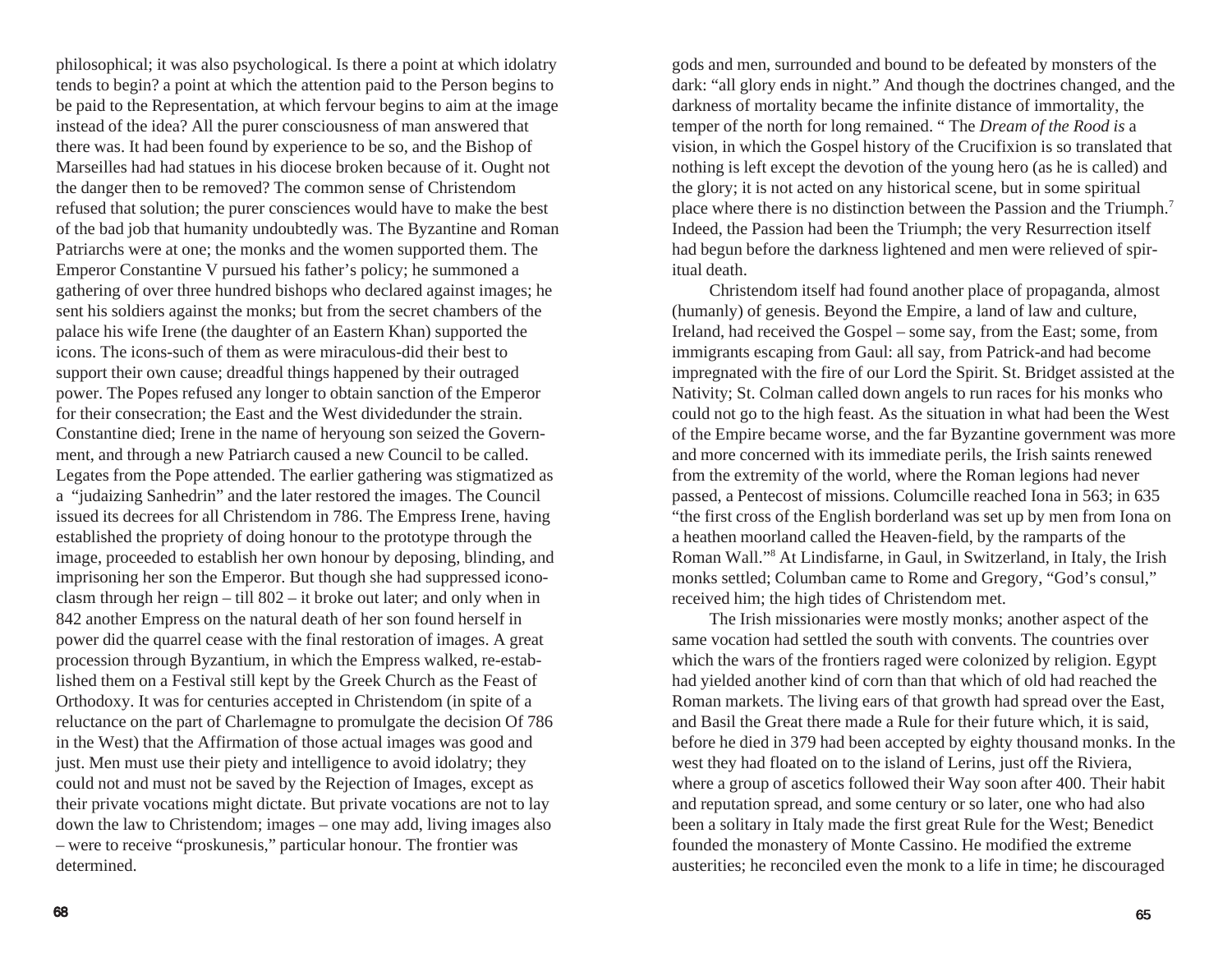philosophical; it was also psychological. Is there a point at which idolatry tends to begin? a point at which the attention paid to the Person begins to be paid to the Representation, at which fervour begins to aim at the image instead of the idea? All the purer consciousness of man answered that there was. It had been found by experience to be so, and the Bishop of Marseilles had had statues in his diocese broken because of it. Ought not the danger then to be removed? The common sense of Christendom refused that solution; the purer consciences would have to make the best of the bad job that humanity undoubtedly was. The Byzantine and Roman Patriarchs were at one; the monks and the women supported them. The Emperor Constantine V pursued his father's policy; he summoned a gathering of over three hundred bishops who declared against images; he sent his soldiers against the monks; but from the secret chambers of the palace his wife Irene (the daughter of an Eastern Khan) supported the icons. The icons-such of them as were miraculous-did their best to support their own cause; dreadful things happened by their outraged power. The Popes refused any longer to obtain sanction of the Emperor for their consecration; the East and the West dividedunder the strain. Constantine died; Irene in the name of heryoung son seized the Government, and through a new Patriarch caused a new Council to be called. Legates from the Pope attended. The earlier gathering was stigmatized as a "judaizing Sanhedrin" and the later restored the images. The Council issued its decrees for all Christendom in 786. The Empress Irene, having established the propriety of doing honour to the prototype through the image, proceeded to establish her own honour by deposing, blinding, and imprisoning her son the Emperor. But though she had suppressed iconoclasm through her reign – till 802 – it broke out later; and only when in 842 another Empress on the natural death of her son found herself in power did the quarrel cease with the final restoration of images. A great procession through Byzantium, in which the Empress walked, re-established them on a Festival still kept by the Greek Church as the Feast of Orthodoxy. It was for centuries accepted in Christendom (in spite of a reluctance on the part of Charlemagne to promulgate the decision Of 786 in the West) that the Affirmation of those actual images was good and just. Men must use their piety and intelligence to avoid idolatry; they could not and must not be saved by the Rejection of Images, except as their private vocations might dictate. But private vocations are not to lay down the law to Christendom; images – one may add, living images also – were to receive "proskunesis," particular honour. The frontier was determined.

gods and men, surrounded and bound to be defeated by monsters of the dark: "all glory ends in night." And though the doctrines changed, and the darkness of mortality became the infinite distance of immortality, the temper of the north for long remained. " The *Dream of the Rood is* a vision, in which the Gospel history of the Crucifixion is so translated that nothing is left except the devotion of the young hero (as he is called) and the glory; it is not acted on any historical scene, but in some spiritual place where there is no distinction between the Passion and the Triumph.[7] Indeed, the Passion had been the Triumph; the very Resurrection itself had begun before the darkness lightened and men were relieved of spiritual death.

Christendom itself had found another place of propaganda, almost (humanly) of genesis. Beyond the Empire, a land of law and culture, Ireland, had received the Gospel – some say, from the East; some, from immigrants escaping from Gaul: all say, from Patrick-and had become impregnated with the fire of our Lord the Spirit. St. Bridget assisted at the Nativity; St. Colman called down angels to run races for his monks who could not go to the high feast. As the situation in what had been the West of the Empire became worse, and the far Byzantine government was more and more concerned with its immediate perils, the Irish saints renewed from the extremity of the world, where the Roman legions had never passed, a Pentecost of missions. Columcille reached Iona in 563; in 635 "the first cross of the English borderland was set up by men from Iona on a heathen moorland called the Heaven-field, by the ramparts of the Roman Wall."[8] At Lindisfarne, in Gaul, in Switzerland, in Italy, the Irish monks settled; Columban came to Rome and Gregory, "God's consul," received him; the high tides of Christendom met.

The Irish missionaries were mostly monks; another aspect of the same vocation had settled the south with convents. The countries over which the wars of the frontiers raged were colonized by religion. Egypt had yielded another kind of corn than that which of old had reached the Roman markets. The living ears of that growth had spread over the East, and Basil the Great there made a Rule for their future which, it is said, before he died in 379 had been accepted by eighty thousand monks. In the west they had floated on to the island of Lerins, just off the Riviera, where a group of ascetics followed their Way soon after 400. Their habit and reputation spread, and some century or so later, one who had also been a solitary in Italy made the first great Rule for the West; Benedict founded the monastery of Monte Cassino. He modified the extreme austerities; he reconciled even the monk to a life in time; he discouraged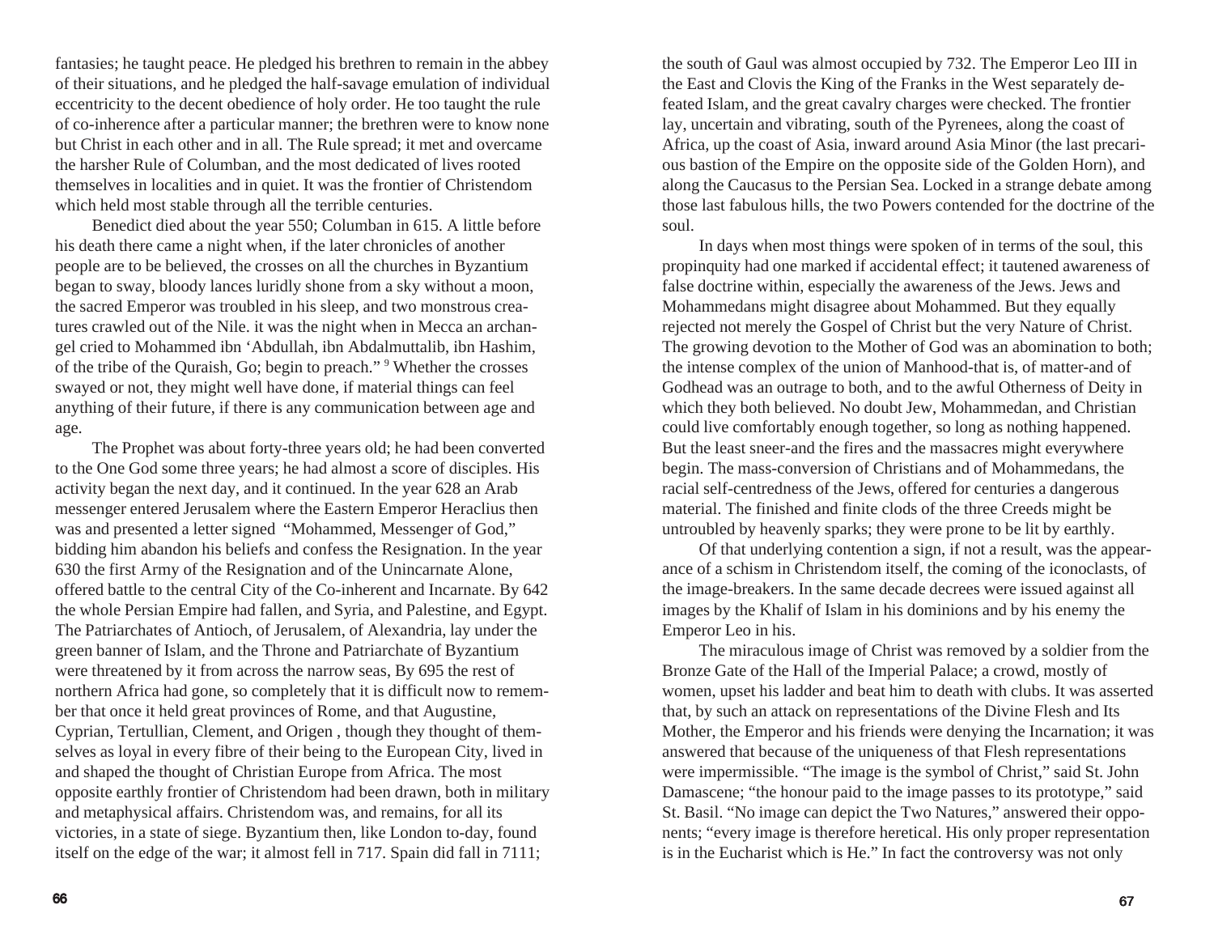fantasies; he taught peace. He pledged his brethren to remain in the abbey of their situations, and he pledged the half-savage emulation of individual eccentricity to the decent obedience of holy order. He too taught the rule of co-inherence after a particular manner; the brethren were to know none but Christ in each other and in all. The Rule spread; it met and overcame the harsher Rule of Columban, and the most dedicated of lives rooted themselves in localities and in quiet. It was the frontier of Christendom which held most stable through all the terrible centuries.

Benedict died about the year 550; Columban in 615. A little before his death there came a night when, if the later chronicles of another people are to be believed, the crosses on all the churches in Byzantium began to sway, bloody lances luridly shone from a sky without a moon, the sacred Emperor was troubled in his sleep, and two monstrous creatures crawled out of the Nile. it was the night when in Mecca an archangel cried to Mohammed ibn 'Abdullah, ibn Abdalmuttalib, ibn Hashim, of the tribe of the Quraish, Go; begin to preach." [9] Whether the crosses swayed or not, they might well have done, if material things can feel anything of their future, if there is any communication between age and age.

The Prophet was about forty-three years old; he had been converted to the One God some three years; he had almost a score of disciples. His activity began the next day, and it continued. In the year 628 an Arab messenger entered Jerusalem where the Eastern Emperor Heraclius then was and presented a letter signed "Mohammed, Messenger of God," bidding him abandon his beliefs and confess the Resignation. In the year 630 the first Army of the Resignation and of the Unincarnate Alone, offered battle to the central City of the Co-inherent and Incarnate. By 642 the whole Persian Empire had fallen, and Syria, and Palestine, and Egypt. The Patriarchates of Antioch, of Jerusalem, of Alexandria, lay under the green banner of Islam, and the Throne and Patriarchate of Byzantium were threatened by it from across the narrow seas, By 695 the rest of northern Africa had gone, so completely that it is difficult now to remember that once it held great provinces of Rome, and that Augustine, Cyprian, Tertullian, Clement, and Origen , though they thought of themselves as loyal in every fibre of their being to the European City, lived in and shaped the thought of Christian Europe from Africa. The most opposite earthly frontier of Christendom had been drawn, both in military and metaphysical affairs. Christendom was, and remains, for all its victories, in a state of siege. Byzantium then, like London to-day, found itself on the edge of the war; it almost fell in 717. Spain did fall in 7111; the south of Gaul was almost occupied by 732. The Emperor Leo III in the East and Clovis the King of the Franks in the West separately defeated Islam, and the great cavalry charges were checked. The frontier lay, uncertain and vibrating, south of the Pyrenees, along the coast of Africa, up the coast of Asia, inward around Asia Minor (the last precarious bastion of the Empire on the opposite side of the Golden Horn), and along the Caucasus to the Persian Sea. Locked in a strange debate among those last fabulous hills, the two Powers contended for the doctrine of the soul.

In days when most things were spoken of in terms of the soul, this propinquity had one marked if accidental effect; it tautened awareness of false doctrine within, especially the awareness of the Jews. Jews and Mohammedans might disagree about Mohammed. But they equally rejected not merely the Gospel of Christ but the very Nature of Christ. The growing devotion to the Mother of God was an abomination to both; the intense complex of the union of Manhood-that is, of matter-and of Godhead was an outrage to both, and to the awful Otherness of Deity in which they both believed. No doubt Jew, Mohammedan, and Christian could live comfortably enough together, so long as nothing happened. But the least sneer-and the fires and the massacres might everywhere begin. The mass-conversion of Christians and of Mohammedans, the racial self-centredness of the Jews, offered for centuries a dangerous material. The finished and finite clods of the three Creeds might be untroubled by heavenly sparks; they were prone to be lit by earthly.

Of that underlying contention a sign, if not a result, was the appearance of a schism in Christendom itself, the coming of the iconoclasts, of the image-breakers. In the same decade decrees were issued against all images by the Khalif of Islam in his dominions and by his enemy the Emperor Leo in his.

The miraculous image of Christ was removed by a soldier from the Bronze Gate of the Hall of the Imperial Palace; a crowd, mostly of women, upset his ladder and beat him to death with clubs. It was asserted that, by such an attack on representations of the Divine Flesh and Its Mother, the Emperor and his friends were denying the Incarnation; it was answered that because of the uniqueness of that Flesh representations were impermissible. "The image is the symbol of Christ," said St. John Damascene; "the honour paid to the image passes to its prototype," said St. Basil. "No image can depict the Two Natures," answered their opponents; "every image is therefore heretical. His only proper representation is in the Eucharist which is He." In fact the controversy was not only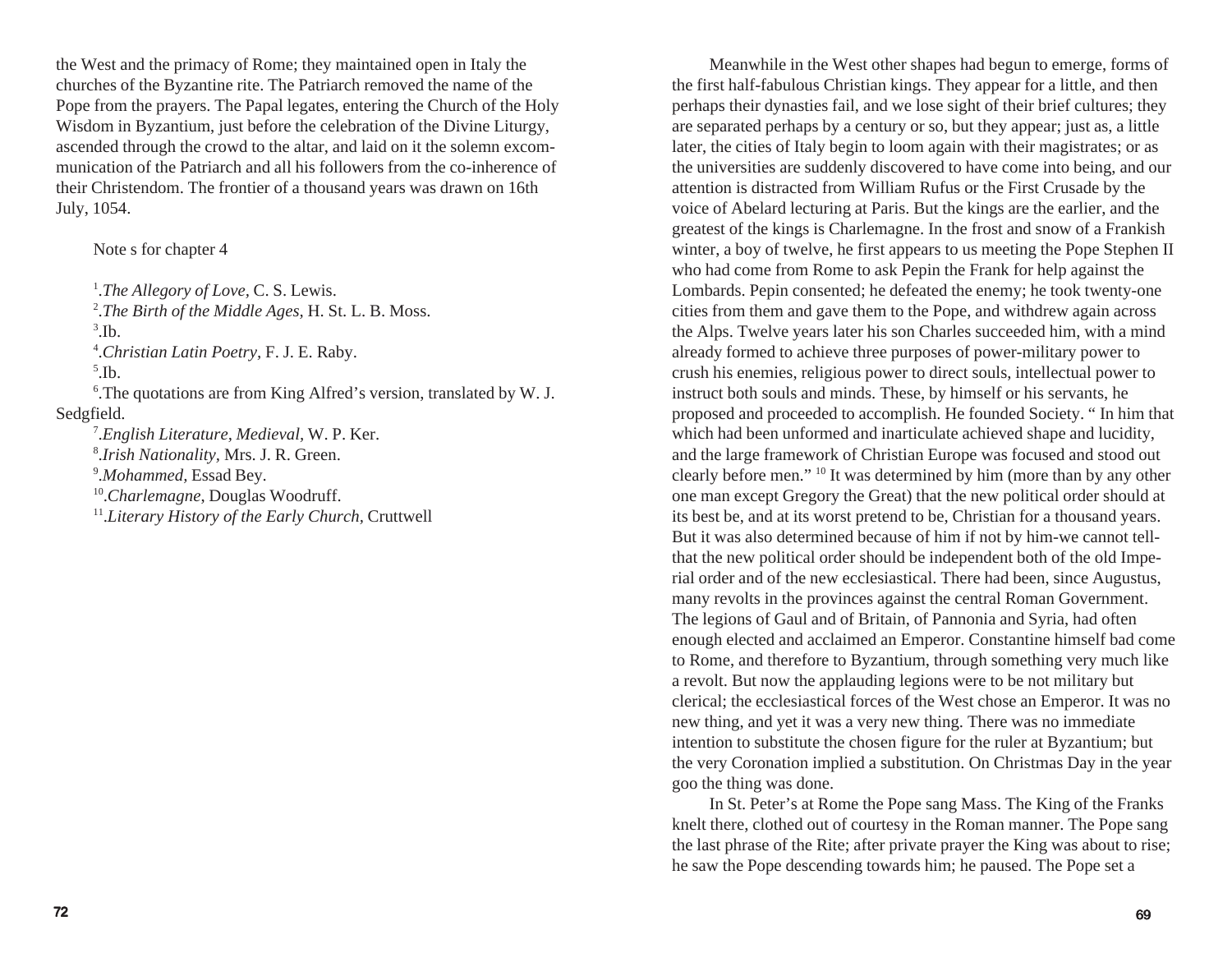the West and the primacy of Rome; they maintained open in Italy the churches of the Byzantine rite. The Patriarch removed the name of the Pope from the prayers. The Papal legates, entering the Church of the Holy Wisdom in Byzantium, just before the celebration of the Divine Liturgy, ascended through the crowd to the altar, and laid on it the solemn excommunication of the Patriarch and all his followers from the co-inherence of their Christendom. The frontier of a thousand years was drawn on 16th July, 1054.

Note s for chapter 4

[1].*The Allegory of Love*, C. S. Lewis.

[2].*The Birth of the Middle Ages*, H. St. L. B. Moss.

[3].Ib.

[4].*Christian Latin Poetry*, F. J. E. Raby.

[5].Ib.

[6].The quotations are from King Alfred's version, translated by W. J. Sedgfield.

[7].*English Literature, Medieval*, W. P. Ker.

[8].*Irish Nationality*, Mrs. J. R. Green.

[9].*Mohammed*, Essad Bey.

[10].*Charlemagne*, Douglas Woodruff.

[11].*Literary History of the Early Church*, Cruttwell

Meanwhile in the West other shapes had begun to emerge, forms of the first half-fabulous Christian kings. They appear for a little, and then perhaps their dynasties fail, and we lose sight of their brief cultures; they are separated perhaps by a century or so, but they appear; just as, a little later, the cities of Italy begin to loom again with their magistrates; or as the universities are suddenly discovered to have come into being, and our attention is distracted from William Rufus or the First Crusade by the voice of Abelard lecturing at Paris. But the kings are the earlier, and the greatest of the kings is Charlemagne. In the frost and snow of a Frankish winter, a boy of twelve, he first appears to us meeting the Pope Stephen II who had come from Rome to ask Pepin the Frank for help against the Lombards. Pepin consented; he defeated the enemy; he took twenty-one cities from them and gave them to the Pope, and withdrew again across the Alps. Twelve years later his son Charles succeeded him, with a mind already formed to achieve three purposes of power-military power to crush his enemies, religious power to direct souls, intellectual power to instruct both souls and minds. These, by himself or his servants, he proposed and proceeded to accomplish. He founded Society. " In him that which had been unformed and inarticulate achieved shape and lucidity, and the large framework of Christian Europe was focused and stood out clearly before men." [10] It was determined by him (more than by any other one man except Gregory the Great) that the new political order should at its best be, and at its worst pretend to be, Christian for a thousand years. But it was also determined because of him if not by him-we cannot tell-that the new political order should be independent both of the old Imperial order and of the new ecclesiastical. There had been, since Augustus, many revolts in the provinces against the central Roman Government. The legions of Gaul and of Britain, of Pannonia and Syria, had often enough elected and acclaimed an Emperor. Constantine himself bad come to Rome, and therefore to Byzantium, through something very much like a revolt. But now the applauding legions were to be not military but clerical; the ecclesiastical forces of the West chose an Emperor. It was no new thing, and yet it was a very new thing. There was no immediate intention to substitute the chosen figure for the ruler at Byzantium; but the very Coronation implied a substitution. On Christmas Day in the year goo the thing was done.

In St. Peter's at Rome the Pope sang Mass. The King of the Franks knelt there, clothed out of courtesy in the Roman manner. The Pope sang the last phrase of the Rite; after private prayer the King was about to rise; he saw the Pope descending towards him; he paused. The Pope set a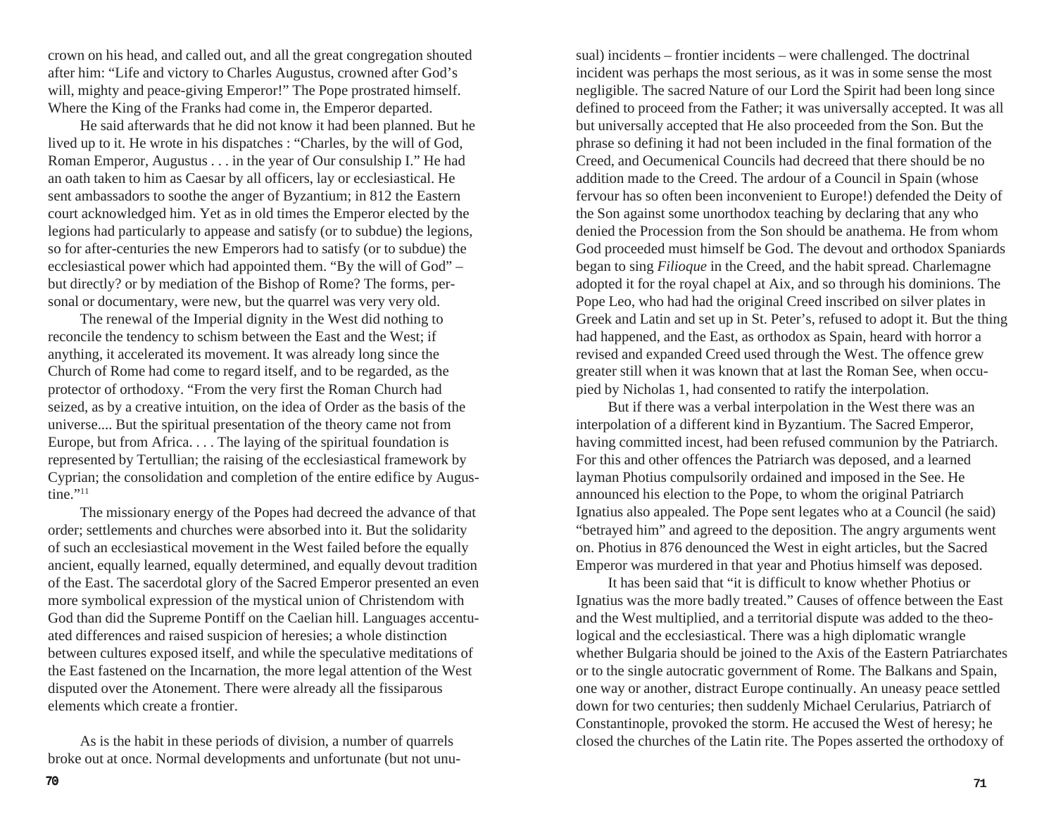crown on his head, and called out, and all the great congregation shouted after him: "Life and victory to Charles Augustus, crowned after God's will, mighty and peace-giving Emperor!" The Pope prostrated himself. Where the King of the Franks had come in, the Emperor departed.

He said afterwards that he did not know it had been planned. But he lived up to it. He wrote in his dispatches : "Charles, by the will of God, Roman Emperor, Augustus . . . in the year of Our consulship I." He had an oath taken to him as Caesar by all officers, lay or ecclesiastical. He sent ambassadors to soothe the anger of Byzantium; in 812 the Eastern court acknowledged him. Yet as in old times the Emperor elected by the legions had particularly to appease and satisfy (or to subdue) the legions, so for after-centuries the new Emperors had to satisfy (or to subdue) the ecclesiastical power which had appointed them. "By the will of God" – but directly? or by mediation of the Bishop of Rome? The forms, personal or documentary, were new, but the quarrel was very very old.

The renewal of the Imperial dignity in the West did nothing to reconcile the tendency to schism between the East and the West; if anything, it accelerated its movement. It was already long since the Church of Rome had come to regard itself, and to be regarded, as the protector of orthodoxy. "From the very first the Roman Church had seized, as by a creative intuition, on the idea of Order as the basis of the universe.... But the spiritual presentation of the theory came not from Europe, but from Africa. . . . The laying of the spiritual foundation is represented by Tertullian; the raising of the ecclesiastical framework by Cyprian; the consolidation and completion of the entire edifice by Augustine."[11]

The missionary energy of the Popes had decreed the advance of that order; settlements and churches were absorbed into it. But the solidarity of such an ecclesiastical movement in the West failed before the equally ancient, equally learned, equally determined, and equally devout tradition of the East. The sacerdotal glory of the Sacred Emperor presented an even more symbolical expression of the mystical union of Christendom with God than did the Supreme Pontiff on the Caelian hill. Languages accentuated differences and raised suspicion of heresies; a whole distinction between cultures exposed itself, and while the speculative meditations of the East fastened on the Incarnation, the more legal attention of the West disputed over the Atonement. There were already all the fissiparous elements which create a frontier.

As is the habit in these periods of division, a number of quarrels broke out at once. Normal developments and unfortunate (but not unusual) incidents – frontier incidents – were challenged. The doctrinal incident was perhaps the most serious, as it was in some sense the most negligible. The sacred Nature of our Lord the Spirit had been long since defined to proceed from the Father; it was universally accepted. It was all but universally accepted that He also proceeded from the Son. But the phrase so defining it had not been included in the final formation of the Creed, and Oecumenical Councils had decreed that there should be no addition made to the Creed. The ardour of a Council in Spain (whose fervour has so often been inconvenient to Europe!) defended the Deity of the Son against some unorthodox teaching by declaring that any who denied the Procession from the Son should be anathema. He from whom God proceeded must himself be God. The devout and orthodox Spaniards began to sing *Filioque* in the Creed, and the habit spread. Charlemagne adopted it for the royal chapel at Aix, and so through his dominions. The Pope Leo, who had had the original Creed inscribed on silver plates in Greek and Latin and set up in St. Peter's, refused to adopt it. But the thing had happened, and the East, as orthodox as Spain, heard with horror a revised and expanded Creed used through the West. The offence grew greater still when it was known that at last the Roman See, when occupied by Nicholas 1, had consented to ratify the interpolation.

But if there was a verbal interpolation in the West there was an interpolation of a different kind in Byzantium. The Sacred Emperor, having committed incest, had been refused communion by the Patriarch. For this and other offences the Patriarch was deposed, and a learned layman Photius compulsorily ordained and imposed in the See. He announced his election to the Pope, to whom the original Patriarch Ignatius also appealed. The Pope sent legates who at a Council (he said) "betrayed him" and agreed to the deposition. The angry arguments went on. Photius in 876 denounced the West in eight articles, but the Sacred Emperor was murdered in that year and Photius himself was deposed.

It has been said that "it is difficult to know whether Photius or Ignatius was the more badly treated." Causes of offence between the East and the West multiplied, and a territorial dispute was added to the theological and the ecclesiastical. There was a high diplomatic wrangle whether Bulgaria should be joined to the Axis of the Eastern Patriarchates or to the single autocratic government of Rome. The Balkans and Spain, one way or another, distract Europe continually. An uneasy peace settled down for two centuries; then suddenly Michael Cerularius, Patriarch of Constantinople, provoked the storm. He accused the West of heresy; he closed the churches of the Latin rite. The Popes asserted the orthodoxy of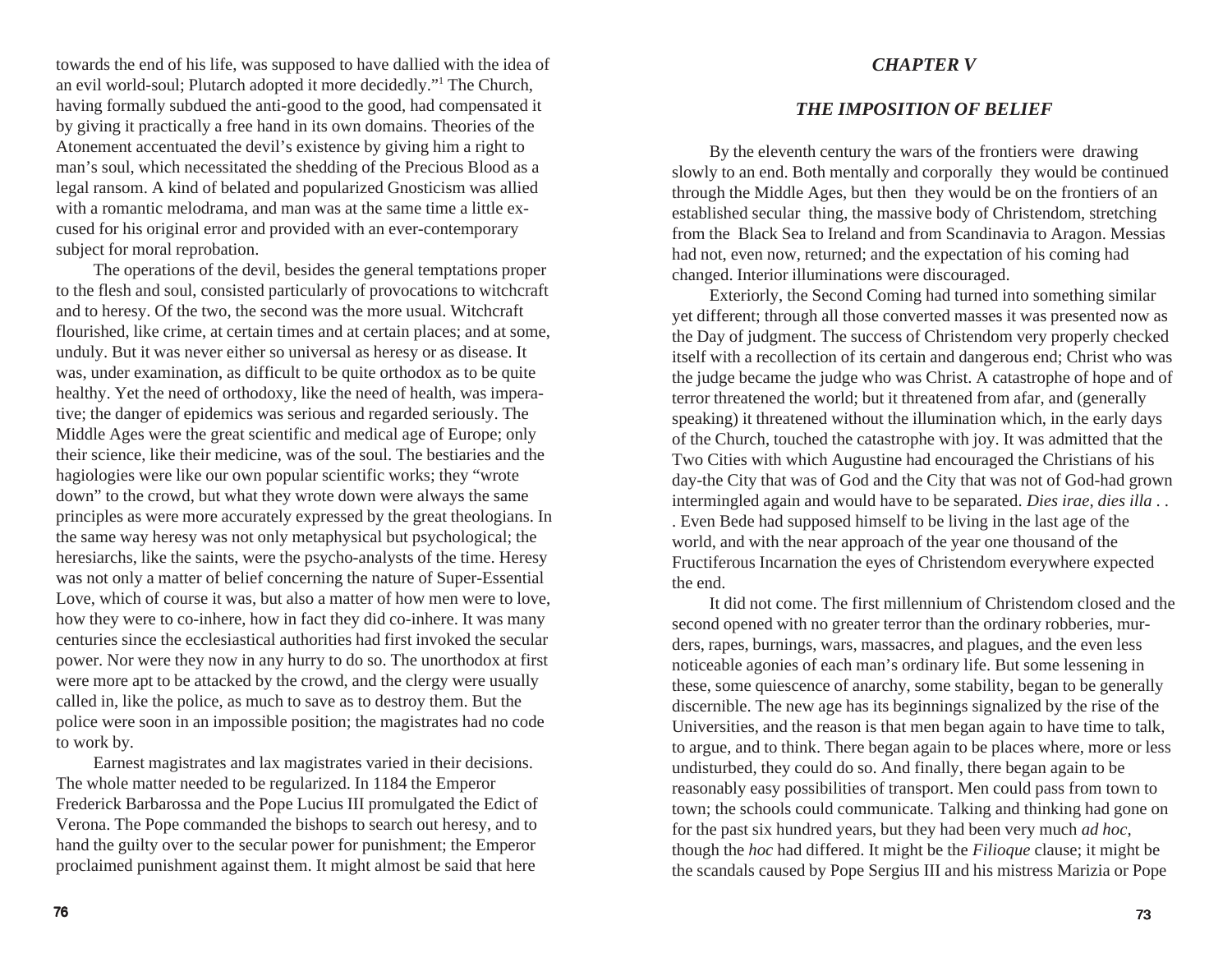towards the end of his life, was supposed to have dallied with the idea of an evil world-soul; Plutarch adopted it more decidedly."[1] The Church, having formally subdued the anti-good to the good, had compensated it by giving it practically a free hand in its own domains. Theories of the Atonement accentuated the devil's existence by giving him a right to man's soul, which necessitated the shedding of the Precious Blood as a legal ransom. A kind of belated and popularized Gnosticism was allied with a romantic melodrama, and man was at the same time a little excused for his original error and provided with an ever-contemporary subject for moral reprobation.

The operations of the devil, besides the general temptations proper to the flesh and soul, consisted particularly of provocations to witchcraft and to heresy. Of the two, the second was the more usual. Witchcraft flourished, like crime, at certain times and at certain places; and at some, unduly. But it was never either so universal as heresy or as disease. It was, under examination, as difficult to be quite orthodox as to be quite healthy. Yet the need of orthodoxy, like the need of health, was imperative; the danger of epidemics was serious and regarded seriously. The Middle Ages were the great scientific and medical age of Europe; only their science, like their medicine, was of the soul. The bestiaries and the hagiologies were like our own popular scientific works; they "wrote down" to the crowd, but what they wrote down were always the same principles as were more accurately expressed by the great theologians. In the same way heresy was not only metaphysical but psychological; the heresiarchs, like the saints, were the psycho-analysts of the time. Heresy was not only a matter of belief concerning the nature of Super-Essential Love, which of course it was, but also a matter of how men were to love, how they were to co-inhere, how in fact they did co-inhere. It was many centuries since the ecclesiastical authorities had first invoked the secular power. Nor were they now in any hurry to do so. The unorthodox at first were more apt to be attacked by the crowd, and the clergy were usually called in, like the police, as much to save as to destroy them. But the police were soon in an impossible position; the magistrates had no code to work by.

Earnest magistrates and lax magistrates varied in their decisions. The whole matter needed to be regularized. In 1184 the Emperor Frederick Barbarossa and the Pope Lucius III promulgated the Edict of Verona. The Pope commanded the bishops to search out heresy, and to hand the guilty over to the secular power for punishment; the Emperor proclaimed punishment against them. It might almost be said that here

## *CHAPTER V*

## *THE IMPOSITION OF BELIEF*

By the eleventh century the wars of the frontiers were drawing slowly to an end. Both mentally and corporally they would be continued through the Middle Ages, but then they would be on the frontiers of an established secular thing, the massive body of Christendom, stretching from the Black Sea to Ireland and from Scandinavia to Aragon. Messias had not, even now, returned; and the expectation of his coming had changed. Interior illuminations were discouraged.

Exteriorly, the Second Coming had turned into something similar yet different; through all those converted masses it was presented now as the Day of judgment. The success of Christendom very properly checked itself with a recollection of its certain and dangerous end; Christ who was the judge became the judge who was Christ. A catastrophe of hope and of terror threatened the world; but it threatened from afar, and (generally speaking) it threatened without the illumination which, in the early days of the Church, touched the catastrophe with joy. It was admitted that the Two Cities with which Augustine had encouraged the Christians of his day-the City that was of God and the City that was not of God-had grown intermingled again and would have to be separated. *Dies irae, dies illa . . .* Even Bede had supposed himself to be living in the last age of the world, and with the near approach of the year one thousand of the Fructiferous Incarnation the eyes of Christendom everywhere expected the end.

It did not come. The first millennium of Christendom closed and the second opened with no greater terror than the ordinary robberies, murders, rapes, burnings, wars, massacres, and plagues, and the even less noticeable agonies of each man's ordinary life. But some lessening in these, some quiescence of anarchy, some stability, began to be generally discernible. The new age has its beginnings signalized by the rise of the Universities, and the reason is that men began again to have time to talk, to argue, and to think. There began again to be places where, more or less undisturbed, they could do so. And finally, there began again to be reasonably easy possibilities of transport. Men could pass from town to town; the schools could communicate. Talking and thinking had gone on for the past six hundred years, but they had been very much *ad hoc,* though the *hoc* had differed. It might be the *Filioque* clause; it might be the scandals caused by Pope Sergius III and his mistress Marizia or Pope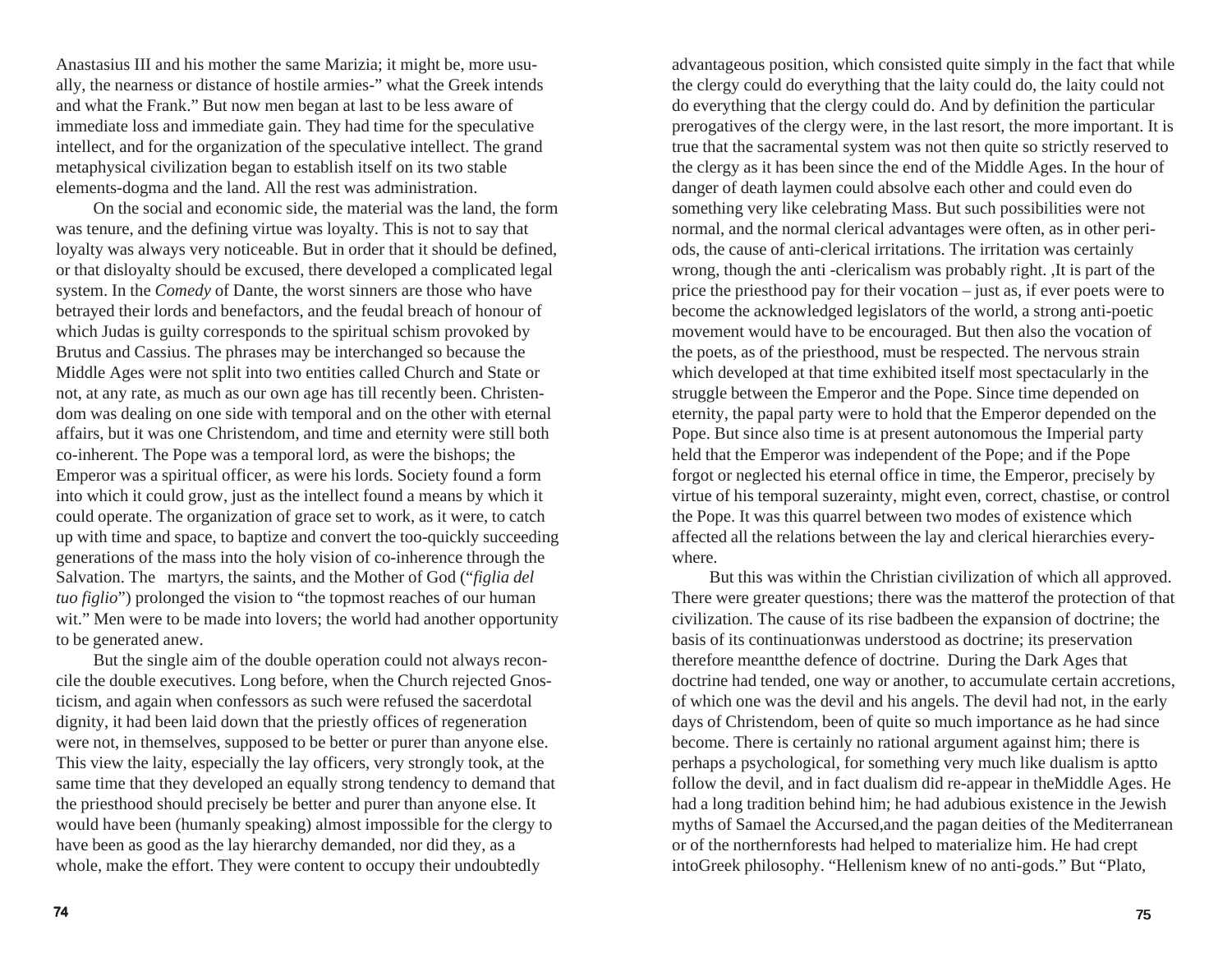Anastasius III and his mother the same Marizia; it might be, more usually, the nearness or distance of hostile armies-" what the Greek intends and what the Frank." But now men began at last to be less aware of immediate loss and immediate gain. They had time for the speculative intellect, and for the organization of the speculative intellect. The grand metaphysical civilization began to establish itself on its two stable elements-dogma and the land. All the rest was administration.

On the social and economic side, the material was the land, the form was tenure, and the defining virtue was loyalty. This is not to say that loyalty was always very noticeable. But in order that it should be defined, or that disloyalty should be excused, there developed a complicated legal system. In the *Comedy* of Dante, the worst sinners are those who have betrayed their lords and benefactors, and the feudal breach of honour of which Judas is guilty corresponds to the spiritual schism provoked by Brutus and Cassius. The phrases may be interchanged so because the Middle Ages were not split into two entities called Church and State or not, at any rate, as much as our own age has till recently been. Christendom was dealing on one side with temporal and on the other with eternal affairs, but it was one Christendom, and time and eternity were still both co-inherent. The Pope was a temporal lord, as were the bishops; the Emperor was a spiritual officer, as were his lords. Society found a form into which it could grow, just as the intellect found a means by which it could operate. The organization of grace set to work, as it were, to catch up with time and space, to baptize and convert the too-quickly succeeding generations of the mass into the holy vision of co-inherence through the Salvation. The martyrs, the saints, and the Mother of God ("*figlia del tuo figlio*") prolonged the vision to "the topmost reaches of our human wit." Men were to be made into lovers; the world had another opportunity to be generated anew.

But the single aim of the double operation could not always reconcile the double executives. Long before, when the Church rejected Gnosticism, and again when confessors as such were refused the sacerdotal dignity, it had been laid down that the priestly offices of regeneration were not, in themselves, supposed to be better or purer than anyone else. This view the laity, especially the lay officers, very strongly took, at the same time that they developed an equally strong tendency to demand that the priesthood should precisely be better and purer than anyone else. It would have been (humanly speaking) almost impossible for the clergy to have been as good as the lay hierarchy demanded, nor did they, as a whole, make the effort. They were content to occupy their undoubtedly advantageous position, which consisted quite simply in the fact that while the clergy could do everything that the laity could do, the laity could not do everything that the clergy could do. And by definition the particular prerogatives of the clergy were, in the last resort, the more important. It is true that the sacramental system was not then quite so strictly reserved to the clergy as it has been since the end of the Middle Ages. In the hour of danger of death laymen could absolve each other and could even do something very like celebrating Mass. But such possibilities were not normal, and the normal clerical advantages were often, as in other periods, the cause of anti-clerical irritations. The irritation was certainly wrong, though the anti -clericalism was probably right. ,It is part of the price the priesthood pay for their vocation – just as, if ever poets were to become the acknowledged legislators of the world, a strong anti-poetic movement would have to be encouraged. But then also the vocation of the poets, as of the priesthood, must be respected. The nervous strain which developed at that time exhibited itself most spectacularly in the struggle between the Emperor and the Pope. Since time depended on eternity, the papal party were to hold that the Emperor depended on the Pope. But since also time is at present autonomous the Imperial party held that the Emperor was independent of the Pope; and if the Pope forgot or neglected his eternal office in time, the Emperor, precisely by virtue of his temporal suzerainty, might even, correct, chastise, or control the Pope. It was this quarrel between two modes of existence which affected all the relations between the lay and clerical hierarchies everywhere.

But this was within the Christian civilization of which all approved. There were greater questions; there was the matterof the protection of that civilization. The cause of its rise badbeen the expansion of doctrine; the basis of its continuationwas understood as doctrine; its preservation therefore meantthe defence of doctrine. During the Dark Ages that doctrine had tended, one way or another, to accumulate certain accretions, of which one was the devil and his angels. The devil had not, in the early days of Christendom, been of quite so much importance as he had since become. There is certainly no rational argument against him; there is perhaps a psychological, for something very much like dualism is aptto follow the devil, and in fact dualism did re-appear in theMiddle Ages. He had a long tradition behind him; he had adubious existence in the Jewish myths of Samael the Accursed,and the pagan deities of the Mediterranean or of the northernforests had helped to materialize him. He had crept intoGreek philosophy. "Hellenism knew of no anti-gods." But "Plato,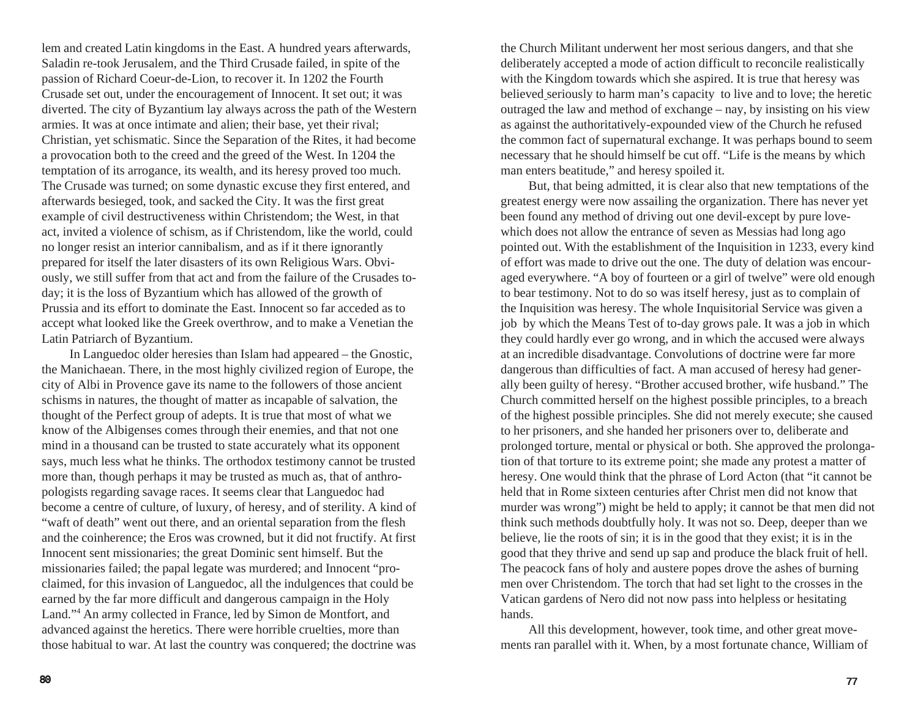lem and created Latin kingdoms in the East. A hundred years afterwards, Saladin re-took Jerusalem, and the Third Crusade failed, in spite of the passion of Richard Coeur-de-Lion, to recover it. In 1202 the Fourth Crusade set out, under the encouragement of Innocent. It set out; it was diverted. The city of Byzantium lay always across the path of the Western armies. It was at once intimate and alien; their base, yet their rival; Christian, yet schismatic. Since the Separation of the Rites, it had become a provocation both to the creed and the greed of the West. In 1204 the temptation of its arrogance, its wealth, and its heresy proved too much. The Crusade was turned; on some dynastic excuse they first entered, and afterwards besieged, took, and sacked the City. It was the first great example of civil destructiveness within Christendom; the West, in that act, invited a violence of schism, as if Christendom, like the world, could no longer resist an interior cannibalism, and as if it there ignorantly prepared for itself the later disasters of its own Religious Wars. Obviously, we still suffer from that act and from the failure of the Crusades to-day; it is the loss of Byzantium which has allowed of the growth of Prussia and its effort to dominate the East. Innocent so far acceded as to accept what looked like the Greek overthrow, and to make a Venetian the Latin Patriarch of Byzantium.

In Languedoc older heresies than Islam had appeared – the Gnostic, the Manichaean. There, in the most highly civilized region of Europe, the city of Albi in Provence gave its name to the followers of those ancient schisms in natures, the thought of matter as incapable of salvation, the thought of the Perfect group of adepts. It is true that most of what we know of the Albigenses comes through their enemies, and that not one mind in a thousand can be trusted to state accurately what its opponent says, much less what he thinks. The orthodox testimony cannot be trusted more than, though perhaps it may be trusted as much as, that of anthropologists regarding savage races. It seems clear that Languedoc had become a centre of culture, of luxury, of heresy, and of sterility. A kind of "waft of death" went out there, and an oriental separation from the flesh and the coinherence; the Eros was crowned, but it did not fructify. At first Innocent sent missionaries; the great Dominic sent himself. But the missionaries failed; the papal legate was murdered; and Innocent "proclaimed, for this invasion of Languedoc, all the indulgences that could be earned by the far more difficult and dangerous campaign in the Holy Land."[4] An army collected in France, led by Simon de Montfort, and advanced against the heretics. There were horrible cruelties, more than those habitual to war. At last the country was conquered; the doctrine was

the Church Militant underwent her most serious dangers, and that she deliberately accepted a mode of action difficult to reconcile realistically with the Kingdom towards which she aspired. It is true that heresy was believed seriously to harm man's capacity to live and to love; the heretic outraged the law and method of exchange – nay, by insisting on his view as against the authoritatively-expounded view of the Church he refused the common fact of supernatural exchange. It was perhaps bound to seem necessary that he should himself be cut off. "Life is the means by which man enters beatitude," and heresy spoiled it.

But, that being admitted, it is clear also that new temptations of the greatest energy were now assailing the organization. There has never yet been found any method of driving out one devil-except by pure love-which does not allow the entrance of seven as Messias had long ago pointed out. With the establishment of the Inquisition in 1233, every kind of effort was made to drive out the one. The duty of delation was encouraged everywhere. "A boy of fourteen or a girl of twelve" were old enough to bear testimony. Not to do so was itself heresy, just as to complain of the Inquisition was heresy. The whole Inquisitorial Service was given a job by which the Means Test of to-day grows pale. It was a job in which they could hardly ever go wrong, and in which the accused were always at an incredible disadvantage. Convolutions of doctrine were far more dangerous than difficulties of fact. A man accused of heresy had generally been guilty of heresy. "Brother accused brother, wife husband." The Church committed herself on the highest possible principles, to a breach of the highest possible principles. She did not merely execute; she caused to her prisoners, and she handed her prisoners over to, deliberate and prolonged torture, mental or physical or both. She approved the prolongation of that torture to its extreme point; she made any protest a matter of heresy. One would think that the phrase of Lord Acton (that "it cannot be held that in Rome sixteen centuries after Christ men did not know that murder was wrong") might be held to apply; it cannot be that men did not think such methods doubtfully holy. It was not so. Deep, deeper than we believe, lie the roots of sin; it is in the good that they exist; it is in the good that they thrive and send up sap and produce the black fruit of hell. The peacock fans of holy and austere popes drove the ashes of burning men over Christendom. The torch that had set light to the crosses in the Vatican gardens of Nero did not now pass into helpless or hesitating hands.

All this development, however, took time, and other great movements ran parallel with it. When, by a most fortunate chance, William of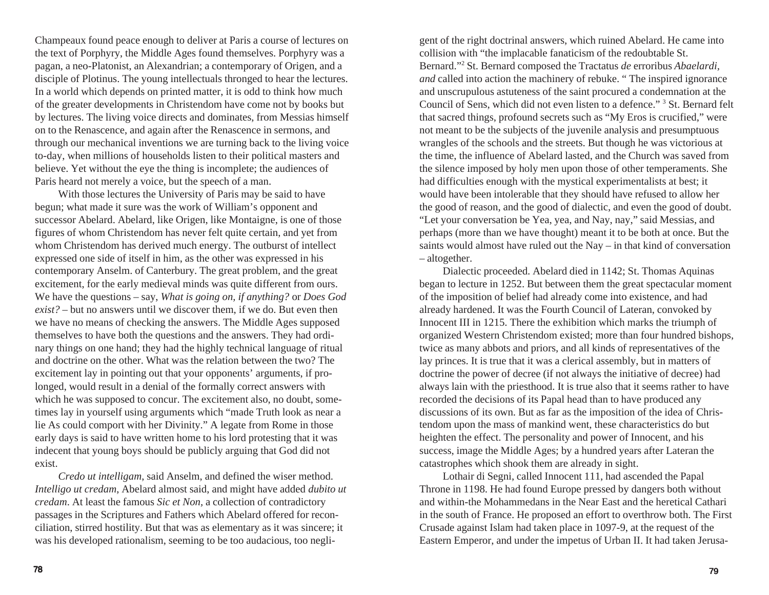Champeaux found peace enough to deliver at Paris a course of lectures on the text of Porphyry, the Middle Ages found themselves. Porphyry was a pagan, a neo-Platonist, an Alexandrian; a contemporary of Origen, and a disciple of Plotinus. The young intellectuals thronged to hear the lectures. In a world which depends on printed matter, it is odd to think how much of the greater developments in Christendom have come not by books but by lectures. The living voice directs and dominates, from Messias himself on to the Renascence, and again after the Renascence in sermons, and through our mechanical inventions we are turning back to the living voice to-day, when millions of households listen to their political masters and believe. Yet without the eye the thing is incomplete; the audiences of Paris heard not merely a voice, but the speech of a man.

With those lectures the University of Paris may be said to have begun; what made it sure was the work of William's opponent and successor Abelard. Abelard, like Origen, like Montaigne, is one of those figures of whom Christendom has never felt quite certain, and yet from whom Christendom has derived much energy. The outburst of intellect expressed one side of itself in him, as the other was expressed in his contemporary Anselm. of Canterbury. The great problem, and the great excitement, for the early medieval minds was quite different from ours. We have the questions – say, *What is going on, if anything?* or *Does God exist?* – but no answers until we discover them, if we do. But even then we have no means of checking the answers. The Middle Ages supposed themselves to have both the questions and the answers. They had ordinary things on one hand; they had the highly technical language of ritual and doctrine on the other. What was the relation between the two? The excitement lay in pointing out that your opponents' arguments, if prolonged, would result in a denial of the formally correct answers with which he was supposed to concur. The excitement also, no doubt, sometimes lay in yourself using arguments which "made Truth look as near a lie As could comport with her Divinity." A legate from Rome in those early days is said to have written home to his lord protesting that it was indecent that young boys should be publicly arguing that God did not exist.

*Credo ut intelligam*, said Anselm, and defined the wiser method. *Intelligo ut credam*, Abelard almost said, and might have added *dubito ut credam*. At least the famous *Sic et Non*, a collection of contradictory passages in the Scriptures and Fathers which Abelard offered for reconciliation, stirred hostility. But that was as elementary as it was sincere; it was his developed rationalism, seeming to be too audacious, too negligent of the right doctrinal answers, which ruined Abelard. He came into collision with "the implacable fanaticism of the redoubtable St. Bernard."[2] St. Bernard composed the Tractatus *de* erroribus *Abaelardi, and* called into action the machinery of rebuke. " The inspired ignorance and unscrupulous astuteness of the saint procured a condemnation at the Council of Sens, which did not even listen to a defence." [3] St. Bernard felt that sacred things, profound secrets such as "My Eros is crucified," were not meant to be the subjects of the juvenile analysis and presumptuous wrangles of the schools and the streets. But though he was victorious at the time, the influence of Abelard lasted, and the Church was saved from the silence imposed by holy men upon those of other temperaments. She had difficulties enough with the mystical experimentalists at best; it would have been intolerable that they should have refused to allow her the good of reason, and the good of dialectic, and even the good of doubt. "Let your conversation be Yea, yea, and Nay, nay," said Messias, and perhaps (more than we have thought) meant it to be both at once. But the saints would almost have ruled out the Nay – in that kind of conversation – altogether.

Dialectic proceeded. Abelard died in 1142; St. Thomas Aquinas began to lecture in 1252. But between them the great spectacular moment of the imposition of belief had already come into existence, and had already hardened. It was the Fourth Council of Lateran, convoked by Innocent III in 1215. There the exhibition which marks the triumph of organized Western Christendom existed; more than four hundred bishops, twice as many abbots and priors, and all kinds of representatives of the lay princes. It is true that it was a clerical assembly, but in matters of doctrine the power of decree (if not always the initiative of decree) had always lain with the priesthood. It is true also that it seems rather to have recorded the decisions of its Papal head than to have produced any discussions of its own. But as far as the imposition of the idea of Christendom upon the mass of mankind went, these characteristics do but heighten the effect. The personality and power of Innocent, and his success, image the Middle Ages; by a hundred years after Lateran the catastrophes which shook them are already in sight.

Lothair di Segni, called Innocent 111, had ascended the Papal Throne in 1198. He had found Europe pressed by dangers both without and within-the Mohammedans in the Near East and the heretical Cathari in the south of France. He proposed an effort to overthrow both. The First Crusade against Islam had taken place in 1097-9, at the request of the Eastern Emperor, and under the impetus of Urban II. It had taken Jerusa-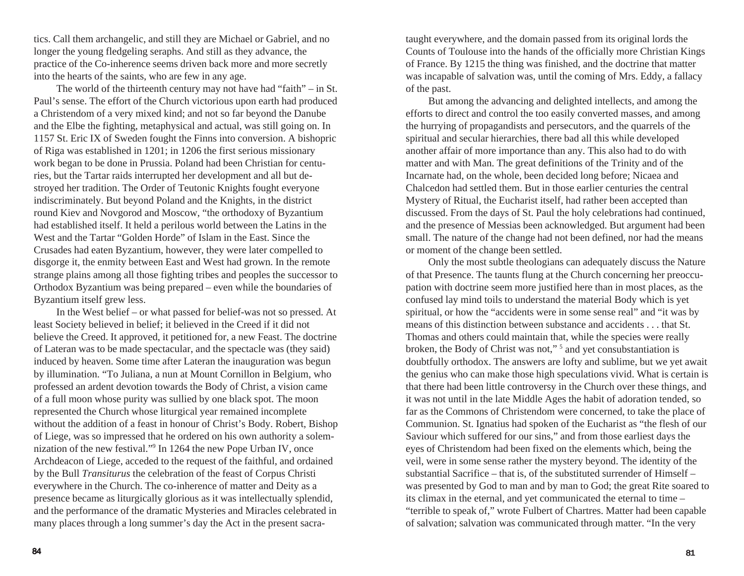tics. Call them archangelic, and still they are Michael or Gabriel, and no longer the young fledgeling seraphs. And still as they advance, the practice of the Co-inherence seems driven back more and more secretly into the hearts of the saints, who are few in any age.

The world of the thirteenth century may not have had "faith" – in St. Paul's sense. The effort of the Church victorious upon earth had produced a Christendom of a very mixed kind; and not so far beyond the Danube and the Elbe the fighting, metaphysical and actual, was still going on. In 1157 St. Eric IX of Sweden fought the Finns into conversion. A bishopric of Riga was established in 1201; in 1206 the first serious missionary work began to be done in Prussia. Poland had been Christian for centuries, but the Tartar raids interrupted her development and all but destroyed her tradition. The Order of Teutonic Knights fought everyone indiscriminately. But beyond Poland and the Knights, in the district round Kiev and Novgorod and Moscow, "the orthodoxy of Byzantium had established itself. It held a perilous world between the Latins in the West and the Tartar "Golden Horde" of Islam in the East. Since the Crusades had eaten Byzantium, however, they were later compelled to disgorge it, the enmity between East and West had grown. In the remote strange plains among all those fighting tribes and peoples the successor to Orthodox Byzantium was being prepared – even while the boundaries of Byzantium itself grew less.

In the West belief – or what passed for belief-was not so pressed. At least Society believed in belief; it believed in the Creed if it did not believe the Creed. It approved, it petitioned for, a new Feast. The doctrine of Lateran was to be made spectacular, and the spectacle was (they said) induced by heaven. Some time after Lateran the inauguration was begun by illumination. "To Juliana, a nun at Mount Cornillon in Belgium, who professed an ardent devotion towards the Body of Christ, a vision came of a full moon whose purity was sullied by one black spot. The moon represented the Church whose liturgical year remained incomplete without the addition of a feast in honour of Christ's Body. Robert, Bishop of Liege, was so impressed that he ordered on his own authority a solemnization of the new festival."[9] In 1264 the new Pope Urban IV, once Archdeacon of Liege, acceded to the request of the faithful, and ordained by the Bull *Transiturus* the celebration of the feast of Corpus Christi everywhere in the Church. The co-inherence of matter and Deity as a presence became as liturgically glorious as it was intellectually splendid, and the performance of the dramatic Mysteries and Miracles celebrated in many places through a long summer's day the Act in the present sacra-

taught everywhere, and the domain passed from its original lords the Counts of Toulouse into the hands of the officially more Christian Kings of France. By 1215 the thing was finished, and the doctrine that matter was incapable of salvation was, until the coming of Mrs. Eddy, a fallacy of the past.

But among the advancing and delighted intellects, and among the efforts to direct and control the too easily converted masses, and among the hurrying of propagandists and persecutors, and the quarrels of the spiritual and secular hierarchies, there bad all this while developed another affair of more importance than any. This also had to do with matter and with Man. The great definitions of the Trinity and of the Incarnate had, on the whole, been decided long before; Nicaea and Chalcedon had settled them. But in those earlier centuries the central Mystery of Ritual, the Eucharist itself, had rather been accepted than discussed. From the days of St. Paul the holy celebrations had continued, and the presence of Messias been acknowledged. But argument had been small. The nature of the change had not been defined, nor had the means or moment of the change been settled.

Only the most subtle theologians can adequately discuss the Nature of that Presence. The taunts flung at the Church concerning her preoccupation with doctrine seem more justified here than in most places, as the confused lay mind toils to understand the material Body which is yet spiritual, or how the "accidents were in some sense real" and "it was by means of this distinction between substance and accidents . . . that St. Thomas and others could maintain that, while the species were really broken, the Body of Christ was not,"[5] and yet consubstantiation is doubtfully orthodox. The answers are lofty and sublime, but we yet await the genius who can make those high speculations vivid. What is certain is that there had been little controversy in the Church over these things, and it was not until in the late Middle Ages the habit of adoration tended, so far as the Commons of Christendom were concerned, to take the place of Communion. St. Ignatius had spoken of the Eucharist as "the flesh of our Saviour which suffered for our sins," and from those earliest days the eyes of Christendom had been fixed on the elements which, being the veil, were in some sense rather the mystery beyond. The identity of the substantial Sacrifice – that is, of the substituted surrender of Himself – was presented by God to man and by man to God; the great Rite soared to its climax in the eternal, and yet communicated the eternal to time – "terrible to speak of," wrote Fulbert of Chartres. Matter had been capable of salvation; salvation was communicated through matter. "In the very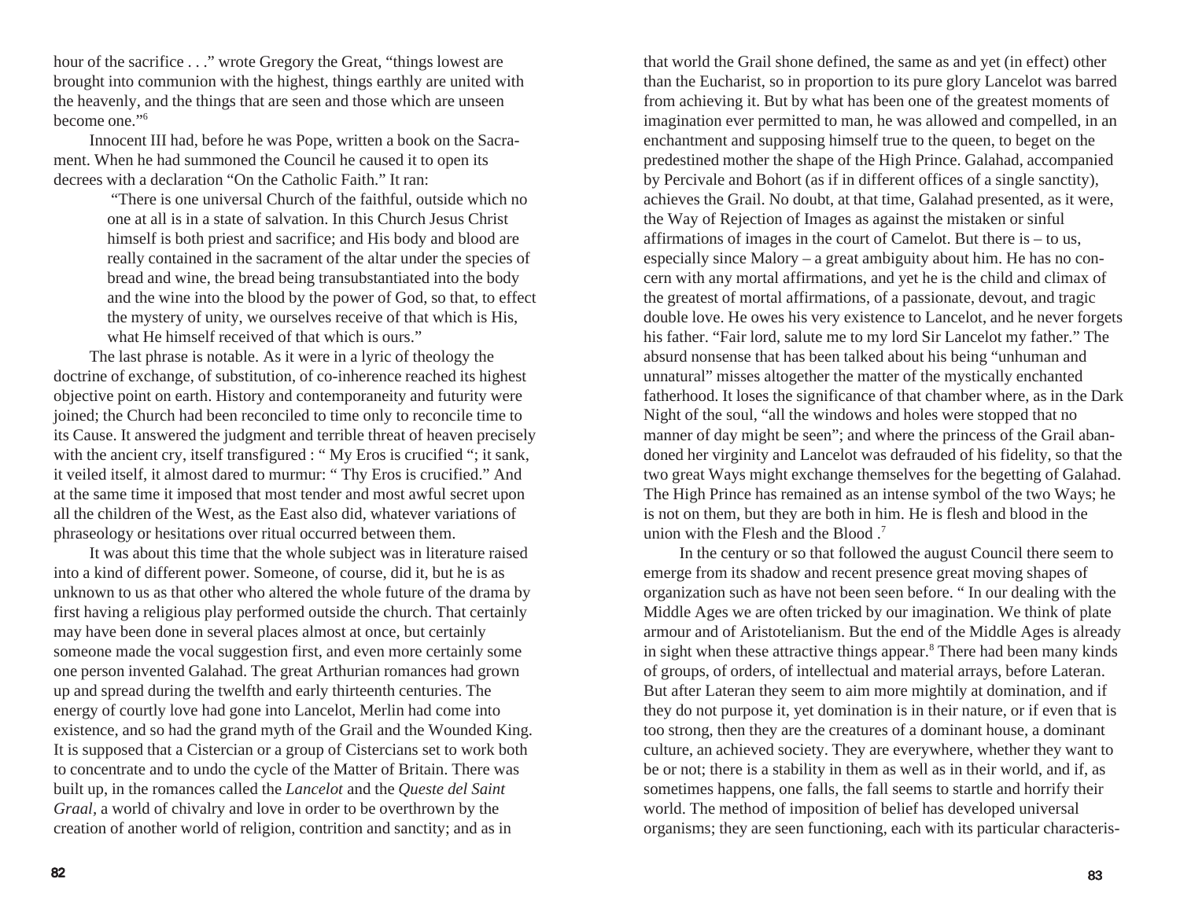hour of the sacrifice . . ." wrote Gregory the Great, "things lowest are brought into communion with the highest, things earthly are united with the heavenly, and the things that are seen and those which are unseen become one."[6]

Innocent III had, before he was Pope, written a book on the Sacrament. When he had summoned the Council he caused it to open its decrees with a declaration "On the Catholic Faith." It ran:

> "There is one universal Church of the faithful, outside which no one at all is in a state of salvation. In this Church Jesus Christ himself is both priest and sacrifice; and His body and blood are really contained in the sacrament of the altar under the species of bread and wine, the bread being transubstantiated into the body and the wine into the blood by the power of God, so that, to effect the mystery of unity, we ourselves receive of that which is His, what He himself received of that which is ours."

The last phrase is notable. As it were in a lyric of theology the doctrine of exchange, of substitution, of co-inherence reached its highest objective point on earth. History and contemporaneity and futurity were joined; the Church had been reconciled to time only to reconcile time to its Cause. It answered the judgment and terrible threat of heaven precisely with the ancient cry, itself transfigured : " My Eros is crucified "; it sank, it veiled itself, it almost dared to murmur: " Thy Eros is crucified." And at the same time it imposed that most tender and most awful secret upon all the children of the West, as the East also did, whatever variations of phraseology or hesitations over ritual occurred between them.

It was about this time that the whole subject was in literature raised into a kind of different power. Someone, of course, did it, but he is as unknown to us as that other who altered the whole future of the drama by first having a religious play performed outside the church. That certainly may have been done in several places almost at once, but certainly someone made the vocal suggestion first, and even more certainly some one person invented Galahad. The great Arthurian romances had grown up and spread during the twelfth and early thirteenth centuries. The energy of courtly love had gone into Lancelot, Merlin had come into existence, and so had the grand myth of the Grail and the Wounded King. It is supposed that a Cistercian or a group of Cistercians set to work both to concentrate and to undo the cycle of the Matter of Britain. There was built up, in the romances called the *Lancelot* and the *Queste del Saint Graal*, a world of chivalry and love in order to be overthrown by the creation of another world of religion, contrition and sanctity; and as in that world the Grail shone defined, the same as and yet (in effect) other than the Eucharist, so in proportion to its pure glory Lancelot was barred from achieving it. But by what has been one of the greatest moments of imagination ever permitted to man, he was allowed and compelled, in an enchantment and supposing himself true to the queen, to beget on the predestined mother the shape of the High Prince. Galahad, accompanied by Percivale and Bohort (as if in different offices of a single sanctity), achieves the Grail. No doubt, at that time, Galahad presented, as it were, the Way of Rejection of Images as against the mistaken or sinful affirmations of images in the court of Camelot. But there is – to us, especially since Malory – a great ambiguity about him. He has no concern with any mortal affirmations, and yet he is the child and climax of the greatest of mortal affirmations, of a passionate, devout, and tragic double love. He owes his very existence to Lancelot, and he never forgets his father. "Fair lord, salute me to my lord Sir Lancelot my father." The absurd nonsense that has been talked about his being "unhuman and unnatural" misses altogether the matter of the mystically enchanted fatherhood. It loses the significance of that chamber where, as in the Dark Night of the soul, "all the windows and holes were stopped that no manner of day might be seen"; and where the princess of the Grail abandoned her virginity and Lancelot was defrauded of his fidelity, so that the two great Ways might exchange themselves for the begetting of Galahad. The High Prince has remained as an intense symbol of the two Ways; he is not on them, but they are both in him. He is flesh and blood in the union with the Flesh and the Blood .[7]

In the century or so that followed the august Council there seem to emerge from its shadow and recent presence great moving shapes of organization such as have not been seen before. " In our dealing with the Middle Ages we are often tricked by our imagination. We think of plate armour and of Aristotelianism. But the end of the Middle Ages is already in sight when these attractive things appear.[8] There had been many kinds of groups, of orders, of intellectual and material arrays, before Lateran. But after Lateran they seem to aim more mightily at domination, and if they do not purpose it, yet domination is in their nature, or if even that is too strong, then they are the creatures of a dominant house, a dominant culture, an achieved society. They are everywhere, whether they want to be or not; there is a stability in them as well as in their world, and if, as sometimes happens, one falls, the fall seems to startle and horrify their world. The method of imposition of belief has developed universal organisms; they are seen functioning, each with its particular characteris-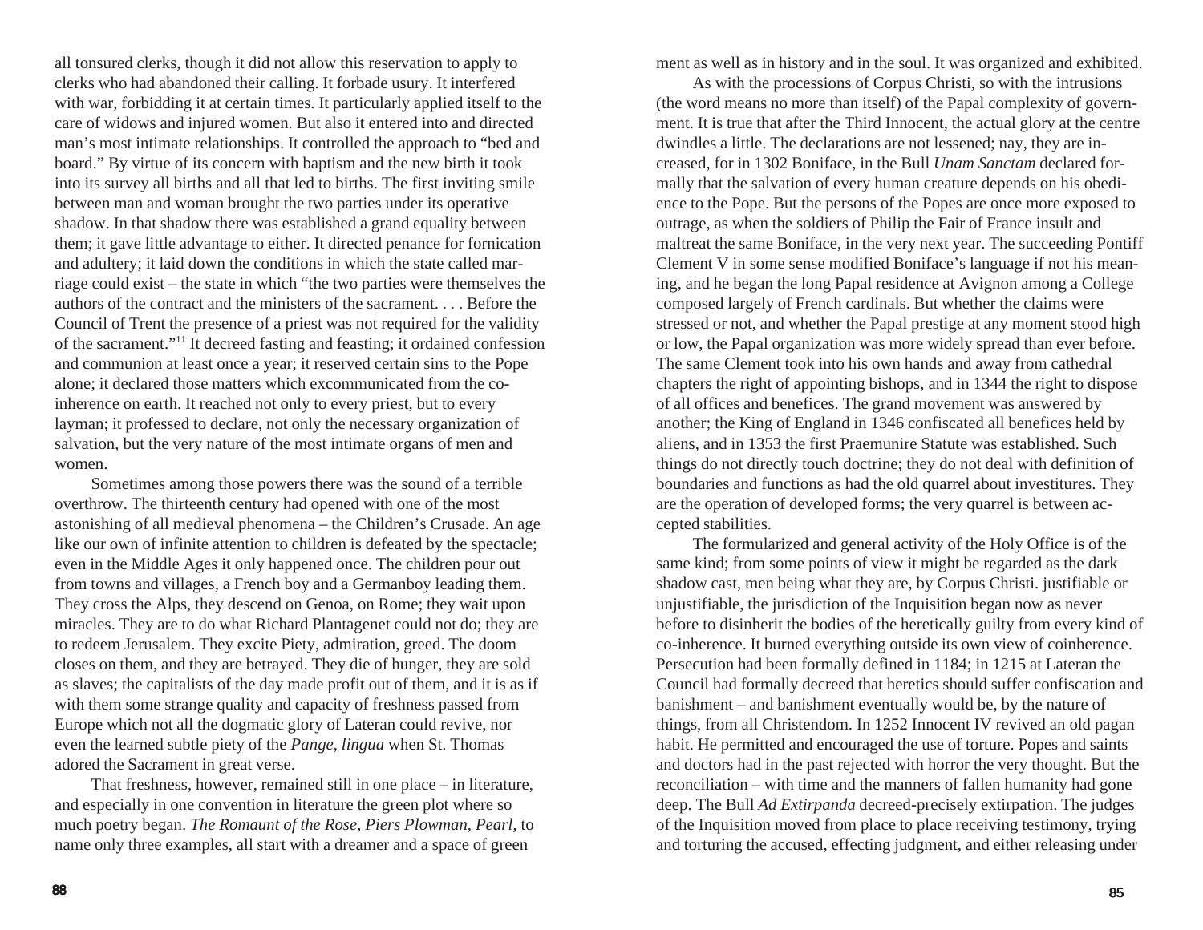all tonsured clerks, though it did not allow this reservation to apply to clerks who had abandoned their calling. It forbade usury. It interfered with war, forbidding it at certain times. It particularly applied itself to the care of widows and injured women. But also it entered into and directed man's most intimate relationships. It controlled the approach to "bed and board." By virtue of its concern with baptism and the new birth it took into its survey all births and all that led to births. The first inviting smile between man and woman brought the two parties under its operative shadow. In that shadow there was established a grand equality between them; it gave little advantage to either. It directed penance for fornication and adultery; it laid down the conditions in which the state called marriage could exist – the state in which "the two parties were themselves the authors of the contract and the ministers of the sacrament. . . . Before the Council of Trent the presence of a priest was not required for the validity of the sacrament."[11] It decreed fasting and feasting; it ordained confession and communion at least once a year; it reserved certain sins to the Pope alone; it declared those matters which excommunicated from the co-inherence on earth. It reached not only to every priest, but to every layman; it professed to declare, not only the necessary organization of salvation, but the very nature of the most intimate organs of men and women.

Sometimes among those powers there was the sound of a terrible overthrow. The thirteenth century had opened with one of the most astonishing of all medieval phenomena – the Children's Crusade. An age like our own of infinite attention to children is defeated by the spectacle; even in the Middle Ages it only happened once. The children pour out from towns and villages, a French boy and a Germanboy leading them. They cross the Alps, they descend on Genoa, on Rome; they wait upon miracles. They are to do what Richard Plantagenet could not do; they are to redeem Jerusalem. They excite Piety, admiration, greed. The doom closes on them, and they are betrayed. They die of hunger, they are sold as slaves; the capitalists of the day made profit out of them, and it is as if with them some strange quality and capacity of freshness passed from Europe which not all the dogmatic glory of Lateran could revive, nor even the learned subtle piety of the *Pange, lingua* when St. Thomas adored the Sacrament in great verse.

That freshness, however, remained still in one place – in literature, and especially in one convention in literature the green plot where so much poetry began. *The Romaunt of the Rose*, *Piers Plowman*, *Pearl*, to name only three examples, all start with a dreamer and a space of green

ment as well as in history and in the soul. It was organized and exhibited.

As with the processions of Corpus Christi, so with the intrusions (the word means no more than itself) of the Papal complexity of government. It is true that after the Third Innocent, the actual glory at the centre dwindles a little. The declarations are not lessened; nay, they are increased, for in 1302 Boniface, in the Bull *Unam Sanctam* declared formally that the salvation of every human creature depends on his obedience to the Pope. But the persons of the Popes are once more exposed to outrage, as when the soldiers of Philip the Fair of France insult and maltreat the same Boniface, in the very next year. The succeeding Pontiff Clement V in some sense modified Boniface's language if not his meaning, and he began the long Papal residence at Avignon among a College composed largely of French cardinals. But whether the claims were stressed or not, and whether the Papal prestige at any moment stood high or low, the Papal organization was more widely spread than ever before. The same Clement took into his own hands and away from cathedral chapters the right of appointing bishops, and in 1344 the right to dispose of all offices and benefices. The grand movement was answered by another; the King of England in 1346 confiscated all benefices held by aliens, and in 1353 the first Praemunire Statute was established. Such things do not directly touch doctrine; they do not deal with definition of boundaries and functions as had the old quarrel about investitures. They are the operation of developed forms; the very quarrel is between accepted stabilities.

The formularized and general activity of the Holy Office is of the same kind; from some points of view it might be regarded as the dark shadow cast, men being what they are, by Corpus Christi. justifiable or unjustifiable, the jurisdiction of the Inquisition began now as never before to disinherit the bodies of the heretically guilty from every kind of co-inherence. It burned everything outside its own view of coinherence. Persecution had been formally defined in 1184; in 1215 at Lateran the Council had formally decreed that heretics should suffer confiscation and banishment – and banishment eventually would be, by the nature of things, from all Christendom. In 1252 Innocent IV revived an old pagan habit. He permitted and encouraged the use of torture. Popes and saints and doctors had in the past rejected with horror the very thought. But the reconciliation – with time and the manners of fallen humanity had gone deep. The Bull *Ad Extirpanda* decreed-precisely extirpation. The judges of the Inquisition moved from place to place receiving testimony, trying and torturing the accused, effecting judgment, and either releasing under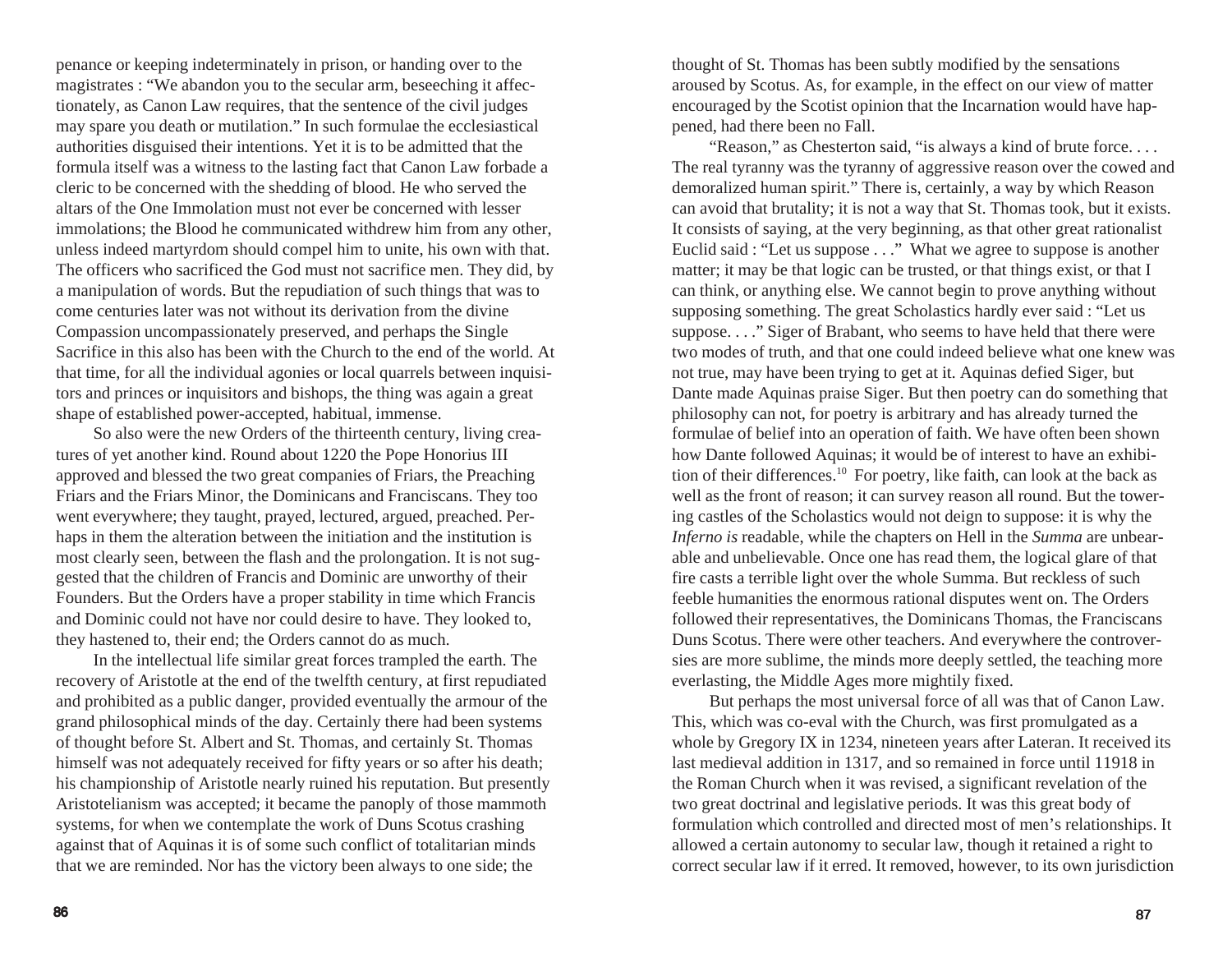penance or keeping indeterminately in prison, or handing over to the magistrates : "We abandon you to the secular arm, beseeching it affectionately, as Canon Law requires, that the sentence of the civil judges may spare you death or mutilation." In such formulae the ecclesiastical authorities disguised their intentions. Yet it is to be admitted that the formula itself was a witness to the lasting fact that Canon Law forbade a cleric to be concerned with the shedding of blood. He who served the altars of the One Immolation must not ever be concerned with lesser immolations; the Blood he communicated withdrew him from any other, unless indeed martyrdom should compel him to unite, his own with that. The officers who sacrificed the God must not sacrifice men. They did, by a manipulation of words. But the repudiation of such things that was to come centuries later was not without its derivation from the divine Compassion uncompassionately preserved, and perhaps the Single Sacrifice in this also has been with the Church to the end of the world. At that time, for all the individual agonies or local quarrels between inquisitors and princes or inquisitors and bishops, the thing was again a great shape of established power-accepted, habitual, immense.

So also were the new Orders of the thirteenth century, living creatures of yet another kind. Round about 1220 the Pope Honorius III approved and blessed the two great companies of Friars, the Preaching Friars and the Friars Minor, the Dominicans and Franciscans. They too went everywhere; they taught, prayed, lectured, argued, preached. Perhaps in them the alteration between the initiation and the institution is most clearly seen, between the flash and the prolongation. It is not suggested that the children of Francis and Dominic are unworthy of their Founders. But the Orders have a proper stability in time which Francis and Dominic could not have nor could desire to have. They looked to, they hastened to, their end; the Orders cannot do as much.

In the intellectual life similar great forces trampled the earth. The recovery of Aristotle at the end of the twelfth century, at first repudiated and prohibited as a public danger, provided eventually the armour of the grand philosophical minds of the day. Certainly there had been systems of thought before St. Albert and St. Thomas, and certainly St. Thomas himself was not adequately received for fifty years or so after his death; his championship of Aristotle nearly ruined his reputation. But presently Aristotelianism was accepted; it became the panoply of those mammoth systems, for when we contemplate the work of Duns Scotus crashing against that of Aquinas it is of some such conflict of totalitarian minds that we are reminded. Nor has the victory been always to one side; the thought of St. Thomas has been subtly modified by the sensations aroused by Scotus. As, for example, in the effect on our view of matter encouraged by the Scotist opinion that the Incarnation would have happened, had there been no Fall.

"Reason," as Chesterton said, "is always a kind of brute force. . . . The real tyranny was the tyranny of aggressive reason over the cowed and demoralized human spirit." There is, certainly, a way by which Reason can avoid that brutality; it is not a way that St. Thomas took, but it exists. It consists of saying, at the very beginning, as that other great rationalist Euclid said : "Let us suppose . . ." What we agree to suppose is another matter; it may be that logic can be trusted, or that things exist, or that I can think, or anything else. We cannot begin to prove anything without supposing something. The great Scholastics hardly ever said : "Let us suppose. . . ." Siger of Brabant, who seems to have held that there were two modes of truth, and that one could indeed believe what one knew was not true, may have been trying to get at it. Aquinas defied Siger, but Dante made Aquinas praise Siger. But then poetry can do something that philosophy can not, for poetry is arbitrary and has already turned the formulae of belief into an operation of faith. We have often been shown how Dante followed Aquinas; it would be of interest to have an exhibition of their differences.[10] For poetry, like faith, can look at the back as well as the front of reason; it can survey reason all round. But the towering castles of the Scholastics would not deign to suppose: it is why the *Inferno is* readable, while the chapters on Hell in the *Summa* are unbearable and unbelievable. Once one has read them, the logical glare of that fire casts a terrible light over the whole Summa. But reckless of such feeble humanities the enormous rational disputes went on. The Orders followed their representatives, the Dominicans Thomas, the Franciscans Duns Scotus. There were other teachers. And everywhere the controversies are more sublime, the minds more deeply settled, the teaching more everlasting, the Middle Ages more mightily fixed.

But perhaps the most universal force of all was that of Canon Law. This, which was co-eval with the Church, was first promulgated as a whole by Gregory IX in 1234, nineteen years after Lateran. It received its last medieval addition in 1317, and so remained in force until 11918 in the Roman Church when it was revised, a significant revelation of the two great doctrinal and legislative periods. It was this great body of formulation which controlled and directed most of men's relationships. It allowed a certain autonomy to secular law, though it retained a right to correct secular law if it erred. It removed, however, to its own jurisdiction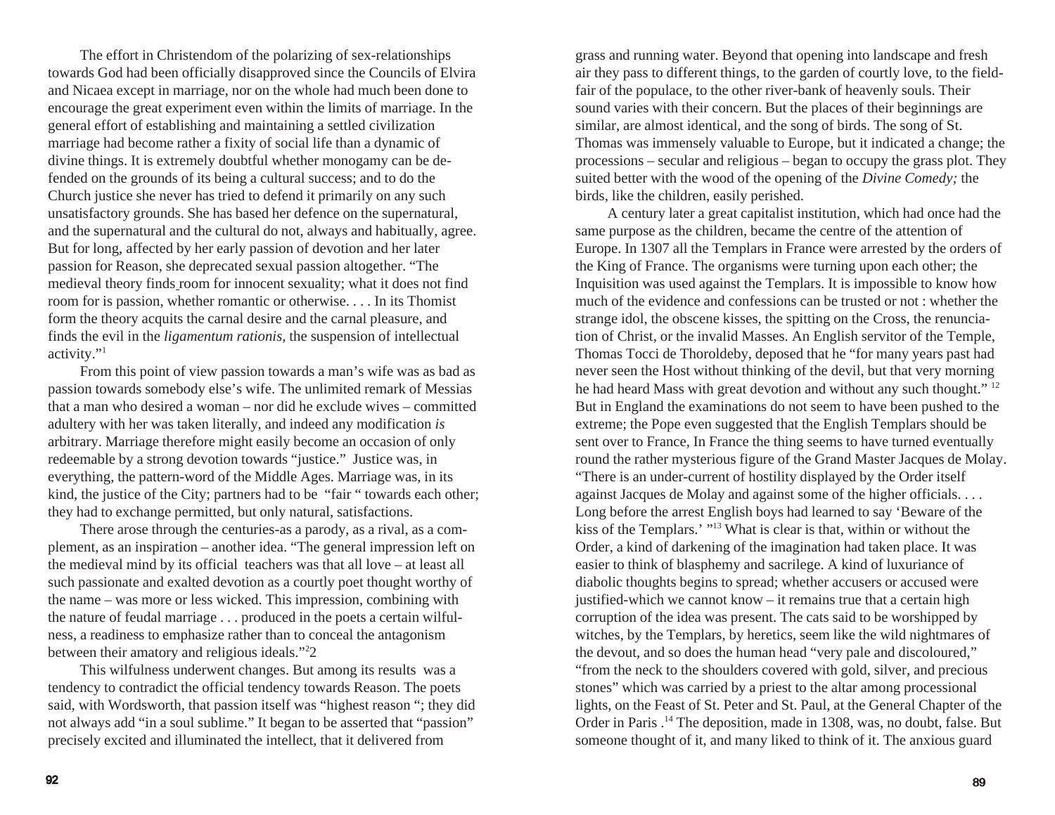The effort in Christendom of the polarizing of sex-relationships towards God had been officially disapproved since the Councils of Elvira and Nicaea except in marriage, nor on the whole had much been done to encourage the great experiment even within the limits of marriage. In the general effort of establishing and maintaining a settled civilization marriage had become rather a fixity of social life than a dynamic of divine things. It is extremely doubtful whether monogamy can be defended on the grounds of its being a cultural success; and to do the Church justice she never has tried to defend it primarily on any such unsatisfactory grounds. She has based her defence on the supernatural, and the supernatural and the cultural do not, always and habitually, agree. But for long, affected by her early passion of devotion and her later passion for Reason, she deprecated sexual passion altogether. "The medieval theory finds room for innocent sexuality; what it does not find room for is passion, whether romantic or otherwise. . . . In its Thomist form the theory acquits the carnal desire and the carnal pleasure, and finds the evil in the *ligamentum rationis*, the suspension of intellectual activity."[1]

From this point of view passion towards a man's wife was as bad as passion towards somebody else's wife. The unlimited remark of Messias that a man who desired a woman – nor did he exclude wives – committed adultery with her was taken literally, and indeed any modification *is* arbitrary. Marriage therefore might easily become an occasion of only redeemable by a strong devotion towards "justice." Justice was, in everything, the pattern-word of the Middle Ages. Marriage was, in its kind, the justice of the City; partners had to be "fair " towards each other; they had to exchange permitted, but only natural, satisfactions.

There arose through the centuries-as a parody, as a rival, as a complement, as an inspiration – another idea. "The general impression left on the medieval mind by its official teachers was that all love – at least all such passionate and exalted devotion as a courtly poet thought worthy of the name – was more or less wicked. This impression, combining with the nature of feudal marriage . . . produced in the poets a certain wilfulness, a readiness to emphasize rather than to conceal the antagonism between their amatory and religious ideals."[2]2

This wilfulness underwent changes. But among its results was a tendency to contradict the official tendency towards Reason. The poets said, with Wordsworth, that passion itself was "highest reason "; they did not always add "in a soul sublime." It began to be asserted that "passion" precisely excited and illuminated the intellect, that it delivered from

grass and running water. Beyond that opening into landscape and fresh air they pass to different things, to the garden of courtly love, to the field-fair of the populace, to the other river-bank of heavenly souls. Their sound varies with their concern. But the places of their beginnings are similar, are almost identical, and the song of birds. The song of St. Thomas was immensely valuable to Europe, but it indicated a change; the processions – secular and religious – began to occupy the grass plot. They suited better with the wood of the opening of the *Divine Comedy;* the birds, like the children, easily perished.

A century later a great capitalist institution, which had once had the same purpose as the children, became the centre of the attention of Europe. In 1307 all the Templars in France were arrested by the orders of the King of France. The organisms were turning upon each other; the Inquisition was used against the Templars. It is impossible to know how much of the evidence and confessions can be trusted or not : whether the strange idol, the obscene kisses, the spitting on the Cross, the renunciation of Christ, or the invalid Masses. An English servitor of the Temple, Thomas Tocci de Thoroldeby, deposed that he "for many years past had never seen the Host without thinking of the devil, but that very morning he had heard Mass with great devotion and without any such thought." [12] But in England the examinations do not seem to have been pushed to the extreme; the Pope even suggested that the English Templars should be sent over to France, In France the thing seems to have turned eventually round the rather mysterious figure of the Grand Master Jacques de Molay. "There is an under-current of hostility displayed by the Order itself against Jacques de Molay and against some of the higher officials. . . . Long before the arrest English boys had learned to say 'Beware of the kiss of the Templars.' "[13] What is clear is that, within or without the Order, a kind of darkening of the imagination had taken place. It was easier to think of blasphemy and sacrilege. A kind of luxuriance of diabolic thoughts begins to spread; whether accusers or accused were justified-which we cannot know – it remains true that a certain high corruption of the idea was present. The cats said to be worshipped by witches, by the Templars, by heretics, seem like the wild nightmares of the devout, and so does the human head "very pale and discoloured," "from the neck to the shoulders covered with gold, silver, and precious stones" which was carried by a priest to the altar among processional lights, on the Feast of St. Peter and St. Paul, at the General Chapter of the Order in Paris .[14] The deposition, made in 1308, was, no doubt, false. But someone thought of it, and many liked to think of it. The anxious guard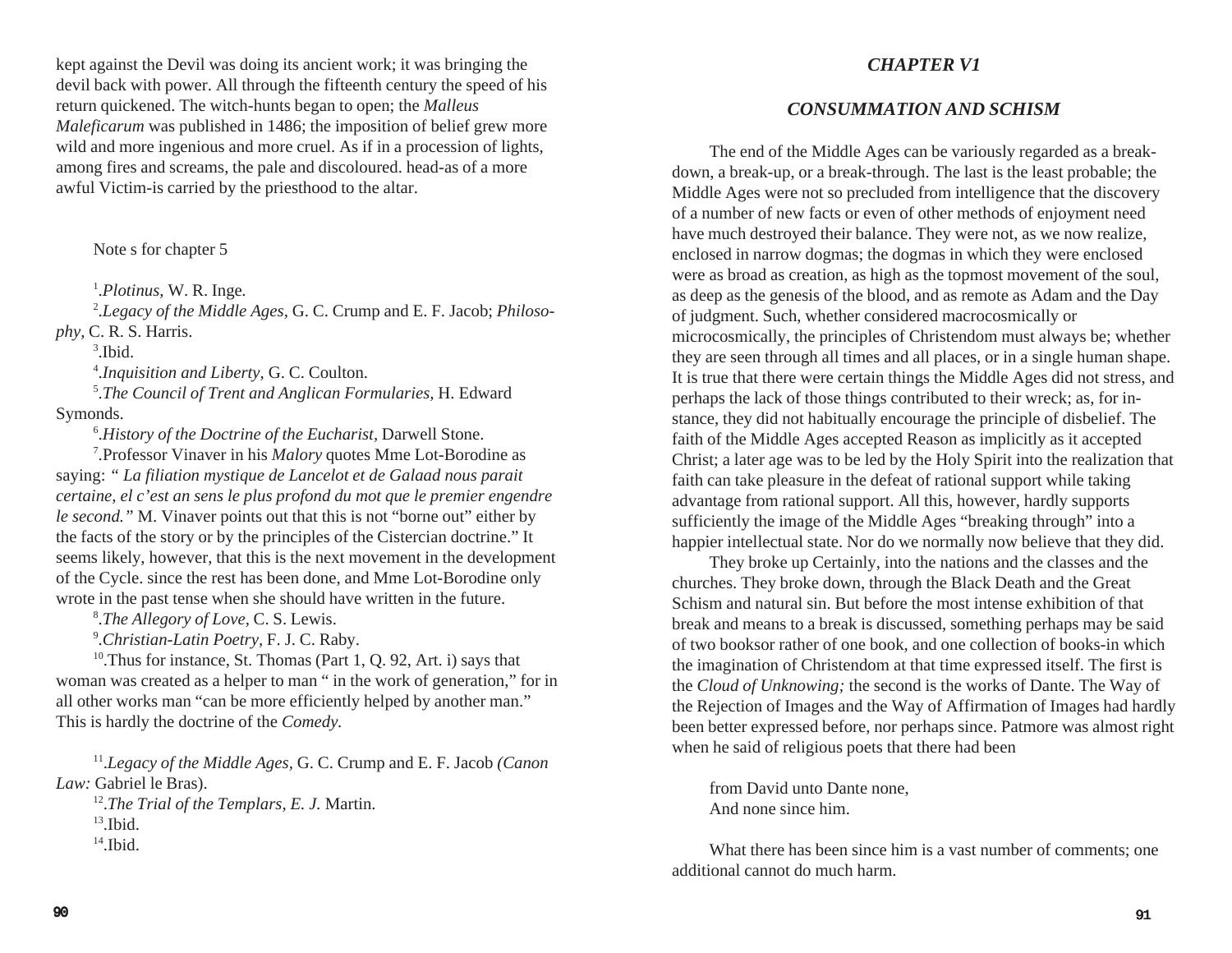kept against the Devil was doing its ancient work; it was bringing the devil back with power. All through the fifteenth century the speed of his return quickened. The witch-hunts began to open; the *Malleus Maleficarum* was published in 1486; the imposition of belief grew more wild and more ingenious and more cruel. As if in a procession of lights, among fires and screams, the pale and discoloured. head-as of a more awful Victim-is carried by the priesthood to the altar.

Note s for chapter 5

[1].*Plotinus,* W. R. Inge.

[2].*Legacy of the Middle Ages,* G. C. Crump and E. F. Jacob; *Philosophy,* C. R. S. Harris.

[3].Ibid.

[4].*Inquisition and Liberty,* G. C. Coulton.

[5].*The Council of Trent and Anglican Formularies,* H. Edward Symonds.

[6].*History of the Doctrine of the Eucharist,* Darwell Stone.

[7].Professor Vinaver in his *Malory* quotes Mme Lot-Borodine as saying: *" La filiation mystique de Lancelot et de Galaad nous parait certaine, el c'est an sens le plus profond du mot que le premier engendre le second."* M. Vinaver points out that this is not "borne out" either by the facts of the story or by the principles of the Cistercian doctrine." It seems likely, however, that this is the next movement in the development of the Cycle. since the rest has been done, and Mme Lot-Borodine only wrote in the past tense when she should have written in the future.

[8].*The Allegory of Love,* C. S. Lewis.

[9].*Christian-Latin Poetry,* F. J. C. Raby.

[10].Thus for instance, St. Thomas (Part 1, Q. 92, Art. i) says that woman was created as a helper to man " in the work of generation," for in all other works man "can be more efficiently helped by another man." This is hardly the doctrine of the *Comedy.*

[11].*Legacy of the Middle Ages,* G. C. Crump and E. F. Jacob *(Canon Law:* Gabriel le Bras).

[12].*The Trial of the Templars, E. J.* Martin.

[13].Ibid.

[14].Ibid.

## *CHAPTER V1*

### *CONSUMMATION AND SCHISM*

The end of the Middle Ages can be variously regarded as a break-down, a break-up, or a break-through. The last is the least probable; the Middle Ages were not so precluded from intelligence that the discovery of a number of new facts or even of other methods of enjoyment need have much destroyed their balance. They were not, as we now realize, enclosed in narrow dogmas; the dogmas in which they were enclosed were as broad as creation, as high as the topmost movement of the soul, as deep as the genesis of the blood, and as remote as Adam and the Day of judgment. Such, whether considered macrocosmically or microcosmically, the principles of Christendom must always be; whether they are seen through all times and all places, or in a single human shape. It is true that there were certain things the Middle Ages did not stress, and perhaps the lack of those things contributed to their wreck; as, for instance, they did not habitually encourage the principle of disbelief. The faith of the Middle Ages accepted Reason as implicitly as it accepted Christ; a later age was to be led by the Holy Spirit into the realization that faith can take pleasure in the defeat of rational support while taking advantage from rational support. All this, however, hardly supports sufficiently the image of the Middle Ages "breaking through" into a happier intellectual state. Nor do we normally now believe that they did.

They broke up Certainly, into the nations and the classes and the churches. They broke down, through the Black Death and the Great Schism and natural sin. But before the most intense exhibition of that break and means to a break is discussed, something perhaps may be said of two booksor rather of one book, and one collection of books-in which the imagination of Christendom at that time expressed itself. The first is the *Cloud of Unknowing;* the second is the works of Dante. The Way of the Rejection of Images and the Way of Affirmation of Images had hardly been better expressed before, nor perhaps since. Patmore was almost right when he said of religious poets that there had been

> from David unto Dante none,
> And none since him.

What there has been since him is a vast number of comments; one additional cannot do much harm.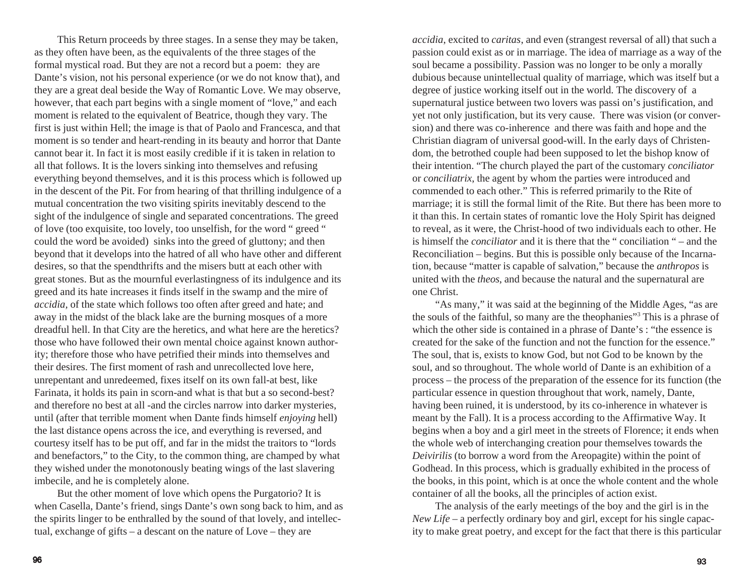This Return proceeds by three stages. In a sense they may be taken, as they often have been, as the equivalents of the three stages of the formal mystical road. But they are not a record but a poem: they are Dante's vision, not his personal experience (or we do not know that), and they are a great deal beside the Way of Romantic Love. We may observe, however, that each part begins with a single moment of "love," and each moment is related to the equivalent of Beatrice, though they vary. The first is just within Hell; the image is that of Paolo and Francesca, and that moment is so tender and heart-rending in its beauty and horror that Dante cannot bear it. In fact it is most easily credible if it is taken in relation to all that follows. It is the lovers sinking into themselves and refusing everything beyond themselves, and it is this process which is followed up in the descent of the Pit. For from hearing of that thrilling indulgence of a mutual concentration the two visiting spirits inevitably descend to the sight of the indulgence of single and separated concentrations. The greed of love (too exquisite, too lovely, too unselfish, for the word " greed " could the word be avoided) sinks into the greed of gluttony; and then beyond that it develops into the hatred of all who have other and different desires, so that the spendthrifts and the misers butt at each other with great stones. But as the mournful everlastingness of its indulgence and its greed and its hate increases it finds itself in the swamp and the mire of *accidia,* of the state which follows too often after greed and hate; and away in the midst of the black lake are the burning mosques of a more dreadful hell. In that City are the heretics, and what here are the heretics? those who have followed their own mental choice against known authority; therefore those who have petrified their minds into themselves and their desires. The first moment of rash and unrecollected love here, unrepentant and unredeemed, fixes itself on its own fall-at best, like Farinata, it holds its pain in scorn-and what is that but a so second-best? and therefore no best at all -and the circles narrow into darker mysteries, until (after that terrible moment when Dante finds himself *enjoying* hell) the last distance opens across the ice, and everything is reversed, and courtesy itself has to be put off, and far in the midst the traitors to "lords and benefactors," to the City, to the common thing, are champed by what they wished under the monotonously beating wings of the last slavering imbecile, and he is completely alone.

But the other moment of love which opens the Purgatorio? It is when Casella, Dante's friend, sings Dante's own song back to him, and as the spirits linger to be enthralled by the sound of that lovely, and intellectual, exchange of gifts – a descant on the nature of Love – they are

*accidia*, excited to *caritas*, and even (strangest reversal of all) that such a passion could exist as or in marriage. The idea of marriage as a way of the soul became a possibility. Passion was no longer to be only a morally dubious because unintellectual quality of marriage, which was itself but a degree of justice working itself out in the world. The discovery of a supernatural justice between two lovers was passi on's justification, and yet not only justification, but its very cause. There was vision (or conversion) and there was co-inherence and there was faith and hope and the Christian diagram of universal good-will. In the early days of Christendom, the betrothed couple had been supposed to let the bishop know of their intention. "The church played the part of the customary *conciliator* or *conciliatrix*, the agent by whom the parties were introduced and commended to each other." This is referred primarily to the Rite of marriage; it is still the formal limit of the Rite. But there has been more to it than this. In certain states of romantic love the Holy Spirit has deigned to reveal, as it were, the Christ-hood of two individuals each to other. He is himself the *conciliator* and it is there that the " conciliation " – and the Reconciliation – begins. But this is possible only because of the Incarnation, because "matter is capable of salvation," because the *anthropos* is united with the *theos*, and because the natural and the supernatural are one Christ.

"As many," it was said at the beginning of the Middle Ages, "as are the souls of the faithful, so many are the theophanies"[3] This is a phrase of which the other side is contained in a phrase of Dante's : "the essence is created for the sake of the function and not the function for the essence." The soul, that is, exists to know God, but not God to be known by the soul, and so throughout. The whole world of Dante is an exhibition of a process – the process of the preparation of the essence for its function (the particular essence in question throughout that work, namely, Dante, having been ruined, it is understood, by its co-inherence in whatever is meant by the Fall). It is a process according to the Affirmative Way. It begins when a boy and a girl meet in the streets of Florence; it ends when the whole web of interchanging creation pour themselves towards the *Deivirilis* (to borrow a word from the Areopagite) within the point of Godhead. In this process, which is gradually exhibited in the process of the books, in this point, which is at once the whole content and the whole container of all the books, all the principles of action exist.

The analysis of the early meetings of the boy and the girl is in the *New Life* – a perfectly ordinary boy and girl, except for his single capacity to make great poetry, and except for the fact that there is this particular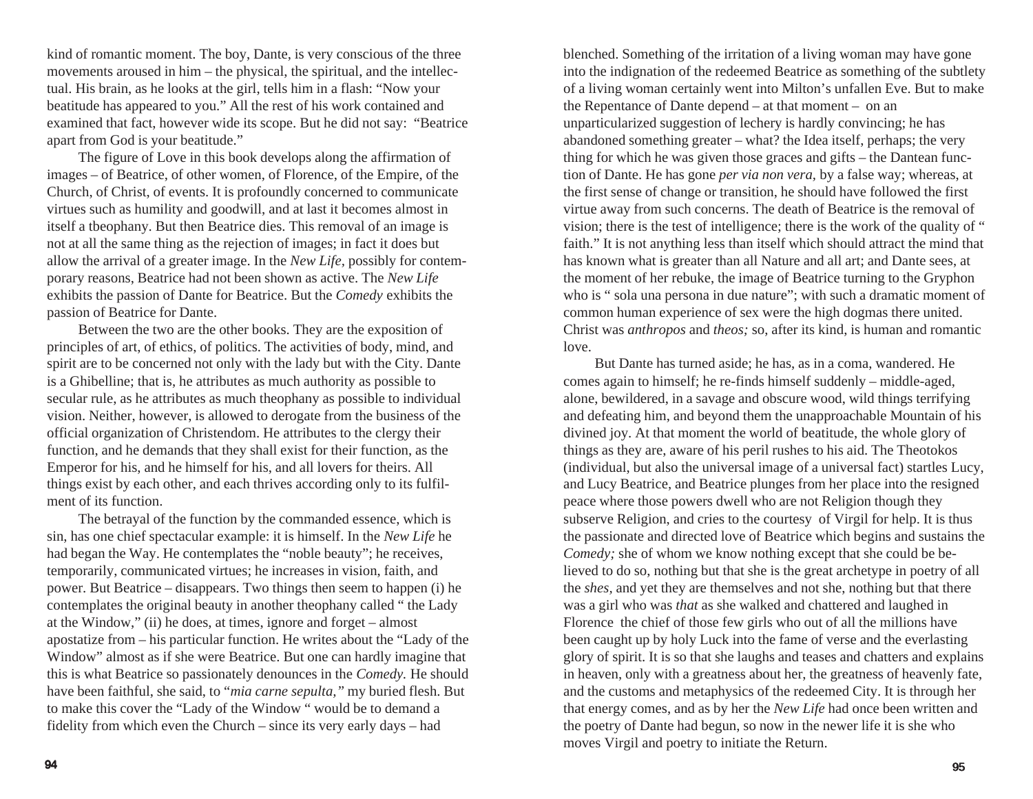kind of romantic moment. The boy, Dante, is very conscious of the three movements aroused in him – the physical, the spiritual, and the intellectual. His brain, as he looks at the girl, tells him in a flash: "Now your beatitude has appeared to you." All the rest of his work contained and examined that fact, however wide its scope. But he did not say: "Beatrice apart from God is your beatitude."

The figure of Love in this book develops along the affirmation of images – of Beatrice, of other women, of Florence, of the Empire, of the Church, of Christ, of events. It is profoundly concerned to communicate virtues such as humility and goodwill, and at last it becomes almost in itself a tbeophany. But then Beatrice dies. This removal of an image is not at all the same thing as the rejection of images; in fact it does but allow the arrival of a greater image. In the *New Life*, possibly for contemporary reasons, Beatrice had not been shown as active. The *New Life* exhibits the passion of Dante for Beatrice. But the *Comedy* exhibits the passion of Beatrice for Dante.

Between the two are the other books. They are the exposition of principles of art, of ethics, of politics. The activities of body, mind, and spirit are to be concerned not only with the lady but with the City. Dante is a Ghibelline; that is, he attributes as much authority as possible to secular rule, as he attributes as much theophany as possible to individual vision. Neither, however, is allowed to derogate from the business of the official organization of Christendom. He attributes to the clergy their function, and he demands that they shall exist for their function, as the Emperor for his, and he himself for his, and all lovers for theirs. All things exist by each other, and each thrives according only to its fulfilment of its function.

The betrayal of the function by the commanded essence, which is sin, has one chief spectacular example: it is himself. In the *New Life* he had began the Way. He contemplates the "noble beauty"; he receives, temporarily, communicated virtues; he increases in vision, faith, and power. But Beatrice – disappears. Two things then seem to happen (i) he contemplates the original beauty in another theophany called " the Lady at the Window," (ii) he does, at times, ignore and forget – almost apostatize from – his particular function. He writes about the "Lady of the Window" almost as if she were Beatrice. But one can hardly imagine that this is what Beatrice so passionately denounces in the *Comedy.* He should have been faithful, she said, to "*mia carne sepulta,"* my buried flesh. But to make this cover the "Lady of the Window " would be to demand a fidelity from which even the Church – since its very early days – had blenched. Something of the irritation of a living woman may have gone into the indignation of the redeemed Beatrice as something of the subtlety of a living woman certainly went into Milton's unfallen Eve. But to make the Repentance of Dante depend – at that moment – on an unparticularized suggestion of lechery is hardly convincing; he has abandoned something greater – what? the Idea itself, perhaps; the very thing for which he was given those graces and gifts – the Dantean function of Dante. He has gone *per via non vera,* by a false way; whereas, at the first sense of change or transition, he should have followed the first virtue away from such concerns. The death of Beatrice is the removal of vision; there is the test of intelligence; there is the work of the quality of " faith." It is not anything less than itself which should attract the mind that has known what is greater than all Nature and all art; and Dante sees, at the moment of her rebuke, the image of Beatrice turning to the Gryphon who is " sola una persona in due nature"; with such a dramatic moment of common human experience of sex were the high dogmas there united. Christ was *anthropos* and *theos;* so, after its kind, is human and romantic love.

But Dante has turned aside; he has, as in a coma, wandered. He comes again to himself; he re-finds himself suddenly – middle-aged, alone, bewildered, in a savage and obscure wood, wild things terrifying and defeating him, and beyond them the unapproachable Mountain of his divined joy. At that moment the world of beatitude, the whole glory of things as they are, aware of his peril rushes to his aid. The Theotokos (individual, but also the universal image of a universal fact) startles Lucy, and Lucy Beatrice, and Beatrice plunges from her place into the resigned peace where those powers dwell who are not Religion though they subserve Religion, and cries to the courtesy of Virgil for help. It is thus the passionate and directed love of Beatrice which begins and sustains the *Comedy;* she of whom we know nothing except that she could be believed to do so, nothing but that she is the great archetype in poetry of all the *shes*, and yet they are themselves and not she, nothing but that there was a girl who was *that* as she walked and chattered and laughed in Florence the chief of those few girls who out of all the millions have been caught up by holy Luck into the fame of verse and the everlasting glory of spirit. It is so that she laughs and teases and chatters and explains in heaven, only with a greatness about her, the greatness of heavenly fate, and the customs and metaphysics of the redeemed City. It is through her that energy comes, and as by her the *New Life* had once been written and the poetry of Dante had begun, so now in the newer life it is she who moves Virgil and poetry to initiate the Return.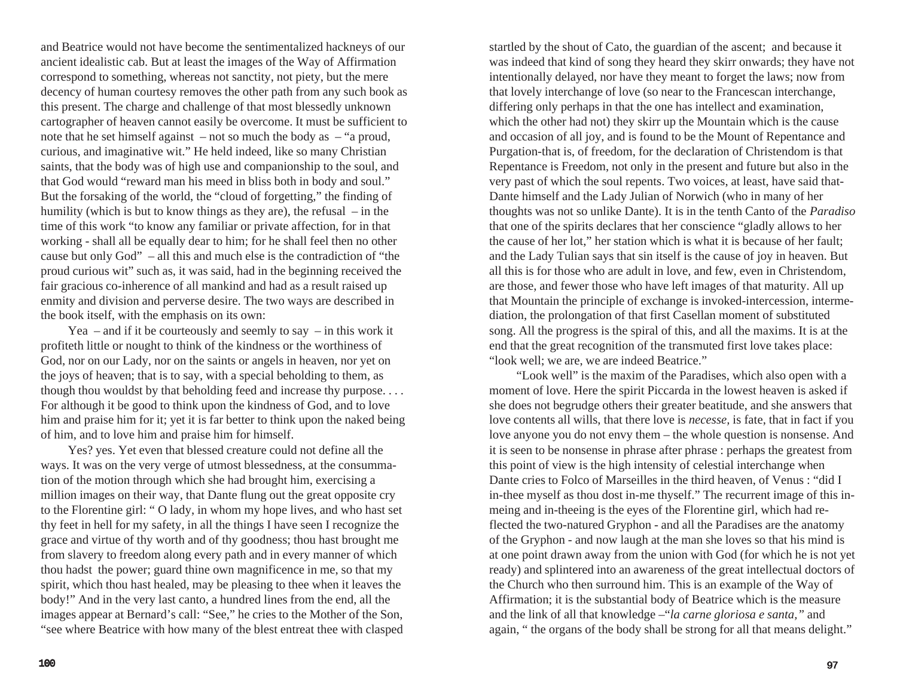and Beatrice would not have become the sentimentalized hackneys of our ancient idealistic cab. But at least the images of the Way of Affirmation correspond to something, whereas not sanctity, not piety, but the mere decency of human courtesy removes the other path from any such book as this present. The charge and challenge of that most blessedly unknown cartographer of heaven cannot easily be overcome. It must be sufficient to note that he set himself against – not so much the body as – "a proud, curious, and imaginative wit." He held indeed, like so many Christian saints, that the body was of high use and companionship to the soul, and that God would "reward man his meed in bliss both in body and soul." But the forsaking of the world, the "cloud of forgetting," the finding of humility (which is but to know things as they are), the refusal – in the time of this work "to know any familiar or private affection, for in that working - shall all be equally dear to him; for he shall feel then no other cause but only God" – all this and much else is the contradiction of "the proud curious wit" such as, it was said, had in the beginning received the fair gracious co-inherence of all mankind and had as a result raised up enmity and division and perverse desire. The two ways are described in the book itself, with the emphasis on its own:

Yea – and if it be courteously and seemly to say – in this work it profiteth little or nought to think of the kindness or the worthiness of God, nor on our Lady, nor on the saints or angels in heaven, nor yet on the joys of heaven; that is to say, with a special beholding to them, as though thou wouldst by that beholding feed and increase thy purpose. . . . For although it be good to think upon the kindness of God, and to love him and praise him for it; yet it is far better to think upon the naked being of him, and to love him and praise him for himself.

Yes? yes. Yet even that blessed creature could not define all the ways. It was on the very verge of utmost blessedness, at the consummation of the motion through which she had brought him, exercising a million images on their way, that Dante flung out the great opposite cry to the Florentine girl: " O lady, in whom my hope lives, and who hast set thy feet in hell for my safety, in all the things I have seen I recognize the grace and virtue of thy worth and of thy goodness; thou hast brought me from slavery to freedom along every path and in every manner of which thou hadst the power; guard thine own magnificence in me, so that my spirit, which thou hast healed, may be pleasing to thee when it leaves the body!" And in the very last canto, a hundred lines from the end, all the images appear at Bernard's call: "See," he cries to the Mother of the Son, "see where Beatrice with how many of the blest entreat thee with clasped

startled by the shout of Cato, the guardian of the ascent; and because it was indeed that kind of song they heard they skirr onwards; they have not intentionally delayed, nor have they meant to forget the laws; now from that lovely interchange of love (so near to the Francescan interchange, differing only perhaps in that the one has intellect and examination, which the other had not) they skirr up the Mountain which is the cause and occasion of all joy, and is found to be the Mount of Repentance and Purgation-that is, of freedom, for the declaration of Christendom is that Repentance is Freedom, not only in the present and future but also in the very past of which the soul repents. Two voices, at least, have said that-Dante himself and the Lady Julian of Norwich (who in many of her thoughts was not so unlike Dante). It is in the tenth Canto of the *Paradiso* that one of the spirits declares that her conscience "gladly allows to her the cause of her lot," her station which is what it is because of her fault; and the Lady Tulian says that sin itself is the cause of joy in heaven. But all this is for those who are adult in love, and few, even in Christendom, are those, and fewer those who have left images of that maturity. All up that Mountain the principle of exchange is invoked-intercession, intermediation, the prolongation of that first Casellan moment of substituted song. All the progress is the spiral of this, and all the maxims. It is at the end that the great recognition of the transmuted first love takes place: "look well; we are, we are indeed Beatrice."

"Look well" is the maxim of the Paradises, which also open with a moment of love. Here the spirit Piccarda in the lowest heaven is asked if she does not begrudge others their greater beatitude, and she answers that love contents all wills, that there love is *necesse,* is fate, that in fact if you love anyone you do not envy them – the whole question is nonsense. And it is seen to be nonsense in phrase after phrase : perhaps the greatest from this point of view is the high intensity of celestial interchange when Dante cries to Folco of Marseilles in the third heaven, of Venus : "did I in-thee myself as thou dost in-me thyself." The recurrent image of this in-meing and in-theeing is the eyes of the Florentine girl, which had reflected the two-natured Gryphon - and all the Paradises are the anatomy of the Gryphon - and now laugh at the man she loves so that his mind is at one point drawn away from the union with God (for which he is not yet ready) and splintered into an awareness of the great intellectual doctors of the Church who then surround him. This is an example of the Way of Affirmation; it is the substantial body of Beatrice which is the measure and the link of all that knowledge –"*la carne gloriosa e santa,"* and again, " the organs of the body shall be strong for all that means delight."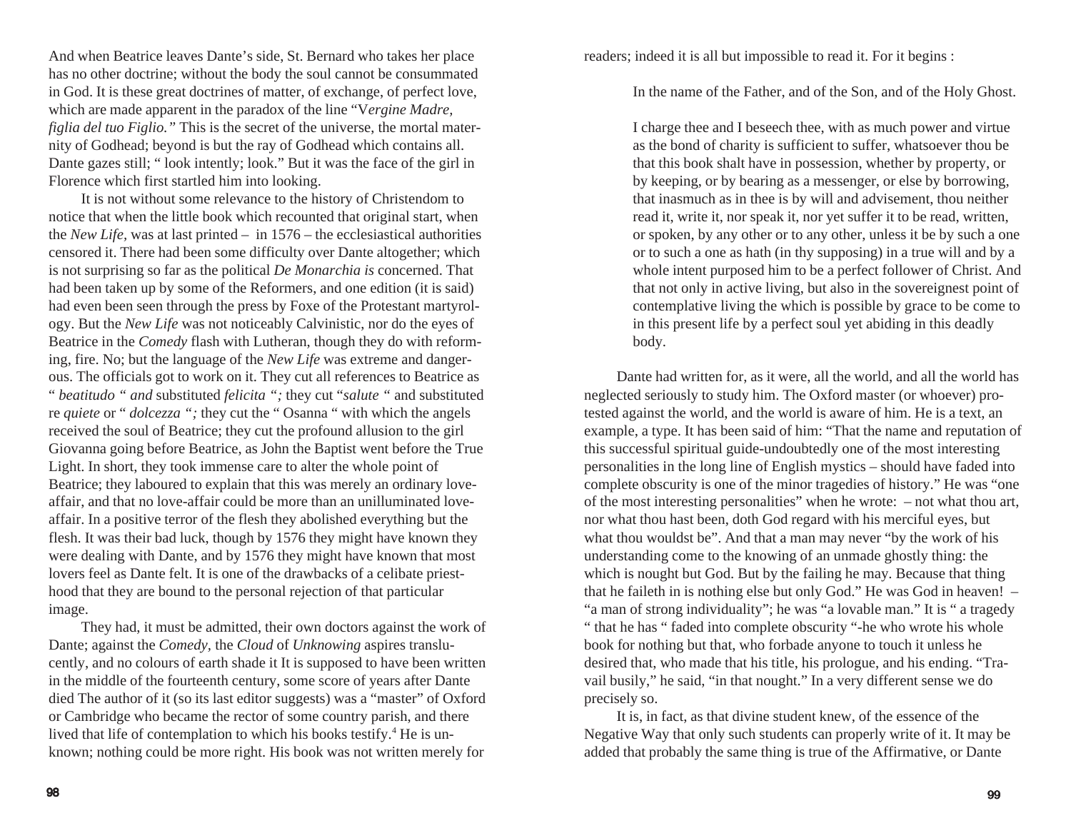And when Beatrice leaves Dante's side, St. Bernard who takes her place has no other doctrine; without the body the soul cannot be consummated in God. It is these great doctrines of matter, of exchange, of perfect love, which are made apparent in the paradox of the line "V*ergine Madre, figlia del tuo Figlio."* This is the secret of the universe, the mortal maternity of Godhead; beyond is but the ray of Godhead which contains all. Dante gazes still; " look intently; look." But it was the face of the girl in Florence which first startled him into looking.

It is not without some relevance to the history of Christendom to notice that when the little book which recounted that original start, when the *New Life,* was at last printed – in 1576 – the ecclesiastical authorities censored it. There had been some difficulty over Dante altogether; which is not surprising so far as the political *De Monarchia is* concerned. That had been taken up by some of the Reformers, and one edition (it is said) had even been seen through the press by Foxe of the Protestant martyrology. But the *New Life* was not noticeably Calvinistic, nor do the eyes of Beatrice in the *Comedy* flash with Lutheran, though they do with reforming, fire. No; but the language of the *New Life* was extreme and dangerous. The officials got to work on it. They cut all references to Beatrice as " *beatitudo " and* substituted *felicita ";* they cut "*salute "* and substituted re *quiete* or " *dolcezza ";* they cut the " Osanna " with which the angels received the soul of Beatrice; they cut the profound allusion to the girl Giovanna going before Beatrice, as John the Baptist went before the True Light. In short, they took immense care to alter the whole point of Beatrice; they laboured to explain that this was merely an ordinary love-affair, and that no love-affair could be more than an unilluminated love-affair. In a positive terror of the flesh they abolished everything but the flesh. It was their bad luck, though by 1576 they might have known they were dealing with Dante, and by 1576 they might have known that most lovers feel as Dante felt. It is one of the drawbacks of a celibate priesthood that they are bound to the personal rejection of that particular image.

They had, it must be admitted, their own doctors against the work of Dante; against the *Comedy,* the *Cloud* of *Unknowing* aspires translucently, and no colours of earth shade it It is supposed to have been written in the middle of the fourteenth century, some score of years after Dante died The author of it (so its last editor suggests) was a "master" of Oxford or Cambridge who became the rector of some country parish, and there lived that life of contemplation to which his books testify.[4] He is unknown; nothing could be more right. His book was not written merely for readers; indeed it is all but impossible to read it. For it begins :

> In the name of the Father, and of the Son, and of the Holy Ghost.
>
> I charge thee and I beseech thee, with as much power and virtue as the bond of charity is sufficient to suffer, whatsoever thou be that this book shalt have in possession, whether by property, or by keeping, or by bearing as a messenger, or else by borrowing, that inasmuch as in thee is by will and advisement, thou neither read it, write it, nor speak it, nor yet suffer it to be read, written, or spoken, by any other or to any other, unless it be by such a one or to such a one as hath (in thy supposing) in a true will and by a whole intent purposed him to be a perfect follower of Christ. And that not only in active living, but also in the sovereignest point of contemplative living the which is possible by grace to be come to in this present life by a perfect soul yet abiding in this deadly body.

Dante had written for, as it were, all the world, and all the world has neglected seriously to study him. The Oxford master (or whoever) protested against the world, and the world is aware of him. He is a text, an example, a type. It has been said of him: "That the name and reputation of this successful spiritual guide-undoubtedly one of the most interesting personalities in the long line of English mystics – should have faded into complete obscurity is one of the minor tragedies of history." He was "one of the most interesting personalities" when he wrote: – not what thou art, nor what thou hast been, doth God regard with his merciful eyes, but what thou wouldst be". And that a man may never "by the work of his understanding come to the knowing of an unmade ghostly thing: the which is nought but God. But by the failing he may. Because that thing that he faileth in is nothing else but only God." He was God in heaven! – "a man of strong individuality"; he was "a lovable man." It is " a tragedy " that he has " faded into complete obscurity "-he who wrote his whole book for nothing but that, who forbade anyone to touch it unless he desired that, who made that his title, his prologue, and his ending. "Travail busily," he said, "in that nought." In a very different sense we do precisely so.

It is, in fact, as that divine student knew, of the essence of the Negative Way that only such students can properly write of it. It may be added that probably the same thing is true of the Affirmative, or Dante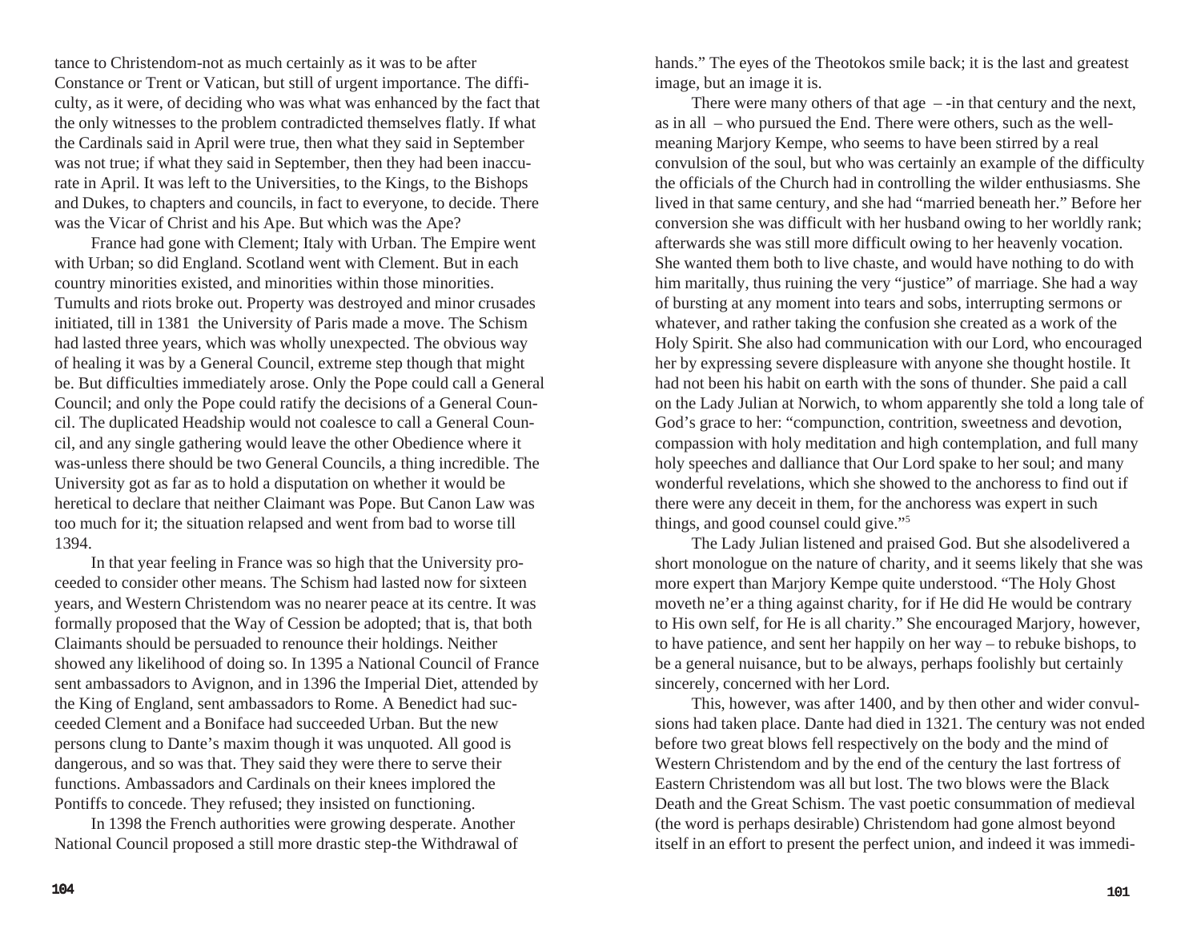tance to Christendom-not as much certainly as it was to be after Constance or Trent or Vatican, but still of urgent importance. The difficulty, as it were, of deciding who was what was enhanced by the fact that the only witnesses to the problem contradicted themselves flatly. If what the Cardinals said in April were true, then what they said in September was not true; if what they said in September, then they had been inaccurate in April. It was left to the Universities, to the Kings, to the Bishops and Dukes, to chapters and councils, in fact to everyone, to decide. There was the Vicar of Christ and his Ape. But which was the Ape?

France had gone with Clement; Italy with Urban. The Empire went with Urban; so did England. Scotland went with Clement. But in each country minorities existed, and minorities within those minorities. Tumults and riots broke out. Property was destroyed and minor crusades initiated, till in 1381 the University of Paris made a move. The Schism had lasted three years, which was wholly unexpected. The obvious way of healing it was by a General Council, extreme step though that might be. But difficulties immediately arose. Only the Pope could call a General Council; and only the Pope could ratify the decisions of a General Council. The duplicated Headship would not coalesce to call a General Council, and any single gathering would leave the other Obedience where it was-unless there should be two General Councils, a thing incredible. The University got as far as to hold a disputation on whether it would be heretical to declare that neither Claimant was Pope. But Canon Law was too much for it; the situation relapsed and went from bad to worse till 1394.

In that year feeling in France was so high that the University proceeded to consider other means. The Schism had lasted now for sixteen years, and Western Christendom was no nearer peace at its centre. It was formally proposed that the Way of Cession be adopted; that is, that both Claimants should be persuaded to renounce their holdings. Neither showed any likelihood of doing so. In 1395 a National Council of France sent ambassadors to Avignon, and in 1396 the Imperial Diet, attended by the King of England, sent ambassadors to Rome. A Benedict had succeeded Clement and a Boniface had succeeded Urban. But the new persons clung to Dante's maxim though it was unquoted. All good is dangerous, and so was that. They said they were there to serve their functions. Ambassadors and Cardinals on their knees implored the Pontiffs to concede. They refused; they insisted on functioning.

In 1398 the French authorities were growing desperate. Another National Council proposed a still more drastic step-the Withdrawal of

hands." The eyes of the Theotokos smile back; it is the last and greatest image, but an image it is.

There were many others of that age – -in that century and the next, as in all – who pursued the End. There were others, such as the well-meaning Marjory Kempe, who seems to have been stirred by a real convulsion of the soul, but who was certainly an example of the difficulty the officials of the Church had in controlling the wilder enthusiasms. She lived in that same century, and she had "married beneath her." Before her conversion she was difficult with her husband owing to her worldly rank; afterwards she was still more difficult owing to her heavenly vocation. She wanted them both to live chaste, and would have nothing to do with him maritally, thus ruining the very "justice" of marriage. She had a way of bursting at any moment into tears and sobs, interrupting sermons or whatever, and rather taking the confusion she created as a work of the Holy Spirit. She also had communication with our Lord, who encouraged her by expressing severe displeasure with anyone she thought hostile. It had not been his habit on earth with the sons of thunder. She paid a call on the Lady Julian at Norwich, to whom apparently she told a long tale of God's grace to her: "compunction, contrition, sweetness and devotion, compassion with holy meditation and high contemplation, and full many holy speeches and dalliance that Our Lord spake to her soul; and many wonderful revelations, which she showed to the anchoress to find out if there were any deceit in them, for the anchoress was expert in such things, and good counsel could give."[5]

The Lady Julian listened and praised God. But she alsodelivered a short monologue on the nature of charity, and it seems likely that she was more expert than Marjory Kempe quite understood. "The Holy Ghost moveth ne'er a thing against charity, for if He did He would be contrary to His own self, for He is all charity." She encouraged Marjory, however, to have patience, and sent her happily on her way – to rebuke bishops, to be a general nuisance, but to be always, perhaps foolishly but certainly sincerely, concerned with her Lord.

This, however, was after 1400, and by then other and wider convulsions had taken place. Dante had died in 1321. The century was not ended before two great blows fell respectively on the body and the mind of Western Christendom and by the end of the century the last fortress of Eastern Christendom was all but lost. The two blows were the Black Death and the Great Schism. The vast poetic consummation of medieval (the word is perhaps desirable) Christendom had gone almost beyond itself in an effort to present the perfect union, and indeed it was immedi-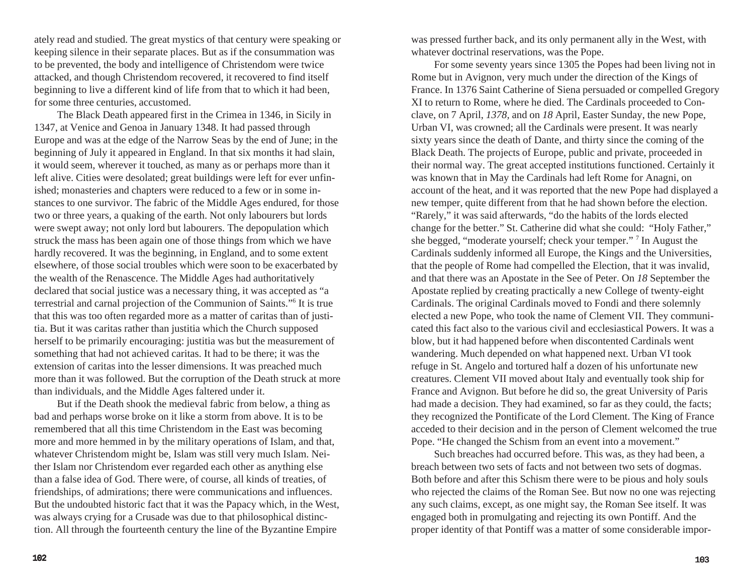ately read and studied. The great mystics of that century were speaking or keeping silence in their separate places. But as if the consummation was to be prevented, the body and intelligence of Christendom were twice attacked, and though Christendom recovered, it recovered to find itself beginning to live a different kind of life from that to which it had been, for some three centuries, accustomed.

The Black Death appeared first in the Crimea in 1346, in Sicily in 1347, at Venice and Genoa in January 1348. It had passed through Europe and was at the edge of the Narrow Seas by the end of June; in the beginning of July it appeared in England. In that six months it had slain, it would seem, wherever it touched, as many as or perhaps more than it left alive. Cities were desolated; great buildings were left for ever unfinished; monasteries and chapters were reduced to a few or in some instances to one survivor. The fabric of the Middle Ages endured, for those two or three years, a quaking of the earth. Not only labourers but lords were swept away; not only lord but labourers. The depopulation which struck the mass has been again one of those things from which we have hardly recovered. It was the beginning, in England, and to some extent elsewhere, of those social troubles which were soon to be exacerbated by the wealth of the Renascence. The Middle Ages had authoritatively declared that social justice was a necessary thing, it was accepted as "a terrestrial and carnal projection of the Communion of Saints."[6] It is true that this was too often regarded more as a matter of caritas than of justitia. But it was caritas rather than justitia which the Church supposed herself to be primarily encouraging: justitia was but the measurement of something that had not achieved caritas. It had to be there; it was the extension of caritas into the lesser dimensions. It was preached much more than it was followed. But the corruption of the Death struck at more than individuals, and the Middle Ages faltered under it.

But if the Death shook the medieval fabric from below, a thing as bad and perhaps worse broke on it like a storm from above. It is to be remembered that all this time Christendom in the East was becoming more and more hemmed in by the military operations of Islam, and that, whatever Christendom might be, Islam was still very much Islam. Neither Islam nor Christendom ever regarded each other as anything else than a false idea of God. There were, of course, all kinds of treaties, of friendships, of admirations; there were communications and influences. But the undoubted historic fact that it was the Papacy which, in the West, was always crying for a Crusade was due to that philosophical distinction. All through the fourteenth century the line of the Byzantine Empire was pressed further back, and its only permanent ally in the West, with whatever doctrinal reservations, was the Pope.

For some seventy years since 1305 the Popes had been living not in Rome but in Avignon, very much under the direction of the Kings of France. In 1376 Saint Catherine of Siena persuaded or compelled Gregory XI to return to Rome, where he died. The Cardinals proceeded to Conclave, on 7 April, *1378*, and on *18* April, Easter Sunday, the new Pope, Urban VI, was crowned; all the Cardinals were present. It was nearly sixty years since the death of Dante, and thirty since the coming of the Black Death. The projects of Europe, public and private, proceeded in their normal way. The great accepted institutions functioned. Certainly it was known that in May the Cardinals had left Rome for Anagni, on account of the heat, and it was reported that the new Pope had displayed a new temper, quite different from that he had shown before the election. "Rarely," it was said afterwards, "do the habits of the lords elected change for the better." St. Catherine did what she could: "Holy Father," she begged, "moderate yourself; check your temper." [7] In August the Cardinals suddenly informed all Europe, the Kings and the Universities, that the people of Rome had compelled the Election, that it was invalid, and that there was an Apostate in the See of Peter. On *18* September the Apostate replied by creating practically a new College of twenty-eight Cardinals. The original Cardinals moved to Fondi and there solemnly elected a new Pope, who took the name of Clement VII. They communicated this fact also to the various civil and ecclesiastical Powers. It was a blow, but it had happened before when discontented Cardinals went wandering. Much depended on what happened next. Urban VI took refuge in St. Angelo and tortured half a dozen of his unfortunate new creatures. Clement VII moved about Italy and eventually took ship for France and Avignon. But before he did so, the great University of Paris had made a decision. They had examined, so far as they could, the facts; they recognized the Pontificate of the Lord Clement. The King of France acceded to their decision and in the person of Clement welcomed the true Pope. "He changed the Schism from an event into a movement."

Such breaches had occurred before. This was, as they had been, a breach between two sets of facts and not between two sets of dogmas. Both before and after this Schism there were to be pious and holy souls who rejected the claims of the Roman See. But now no one was rejecting any such claims, except, as one might say, the Roman See itself. It was engaged both in promulgating and rejecting its own Pontiff. And the proper identity of that Pontiff was a matter of some considerable impor-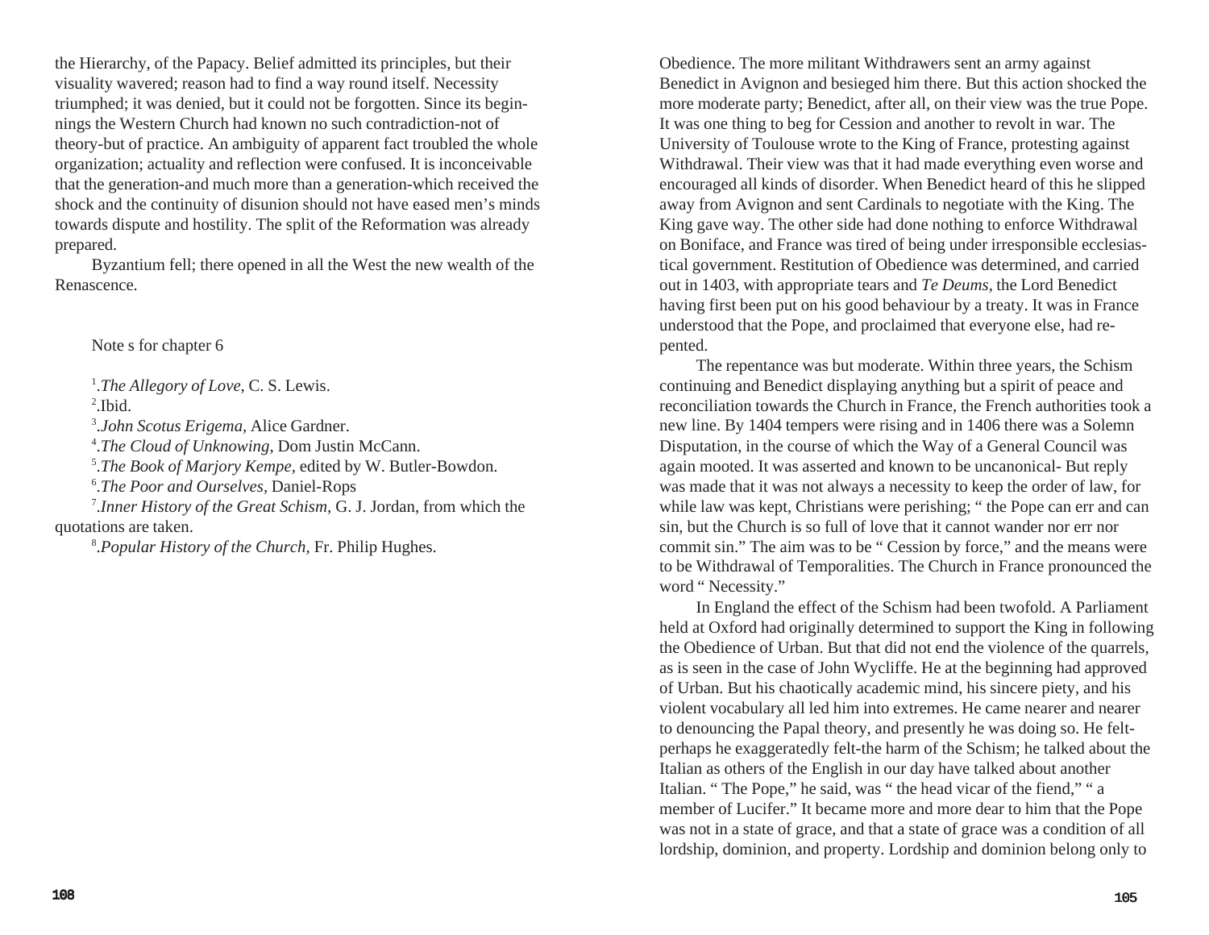the Hierarchy, of the Papacy. Belief admitted its principles, but their visuality wavered; reason had to find a way round itself. Necessity triumphed; it was denied, but it could not be forgotten. Since its beginnings the Western Church had known no such contradiction-not of theory-but of practice. An ambiguity of apparent fact troubled the whole organization; actuality and reflection were confused. It is inconceivable that the generation-and much more than a generation-which received the shock and the continuity of disunion should not have eased men's minds towards dispute and hostility. The split of the Reformation was already prepared.

Byzantium fell; there opened in all the West the new wealth of the Renascence.

Note s for chapter 6

[1].*The Allegory of Love*, C. S. Lewis.

[2].Ibid.

[3].*John Scotus Erigema,* Alice Gardner.

[4].*The Cloud of Unknowing,* Dom Justin McCann.

[5].*The Book of Marjory Kempe*, edited by W. Butler-Bowdon.

[6].*The Poor and Ourselves*, Daniel-Rops

[7].*Inner History of the Great Schism*, G. J. Jordan, from which the quotations are taken.

[8].*Popular History of the Church*, Fr. Philip Hughes.

Obedience. The more militant Withdrawers sent an army against Benedict in Avignon and besieged him there. But this action shocked the more moderate party; Benedict, after all, on their view was the true Pope. It was one thing to beg for Cession and another to revolt in war. The University of Toulouse wrote to the King of France, protesting against Withdrawal. Their view was that it had made everything even worse and encouraged all kinds of disorder. When Benedict heard of this he slipped away from Avignon and sent Cardinals to negotiate with the King. The King gave way. The other side had done nothing to enforce Withdrawal on Boniface, and France was tired of being under irresponsible ecclesiastical government. Restitution of Obedience was determined, and carried out in 1403, with appropriate tears and *Te Deums*, the Lord Benedict having first been put on his good behaviour by a treaty. It was in France understood that the Pope, and proclaimed that everyone else, had repented.

The repentance was but moderate. Within three years, the Schism continuing and Benedict displaying anything but a spirit of peace and reconciliation towards the Church in France, the French authorities took a new line. By 1404 tempers were rising and in 1406 there was a Solemn Disputation, in the course of which the Way of a General Council was again mooted. It was asserted and known to be uncanonical- But reply was made that it was not always a necessity to keep the order of law, for while law was kept, Christians were perishing; " the Pope can err and can sin, but the Church is so full of love that it cannot wander nor err nor commit sin." The aim was to be " Cession by force," and the means were to be Withdrawal of Temporalities. The Church in France pronounced the word " Necessity."

In England the effect of the Schism had been twofold. A Parliament held at Oxford had originally determined to support the King in following the Obedience of Urban. But that did not end the violence of the quarrels, as is seen in the case of John Wycliffe. He at the beginning had approved of Urban. But his chaotically academic mind, his sincere piety, and his violent vocabulary all led him into extremes. He came nearer and nearer to denouncing the Papal theory, and presently he was doing so. He felt-perhaps he exaggeratedly felt-the harm of the Schism; he talked about the Italian as others of the English in our day have talked about another Italian. " The Pope," he said, was " the head vicar of the fiend," " a member of Lucifer." It became more and more dear to him that the Pope was not in a state of grace, and that a state of grace was a condition of all lordship, dominion, and property. Lordship and dominion belong only to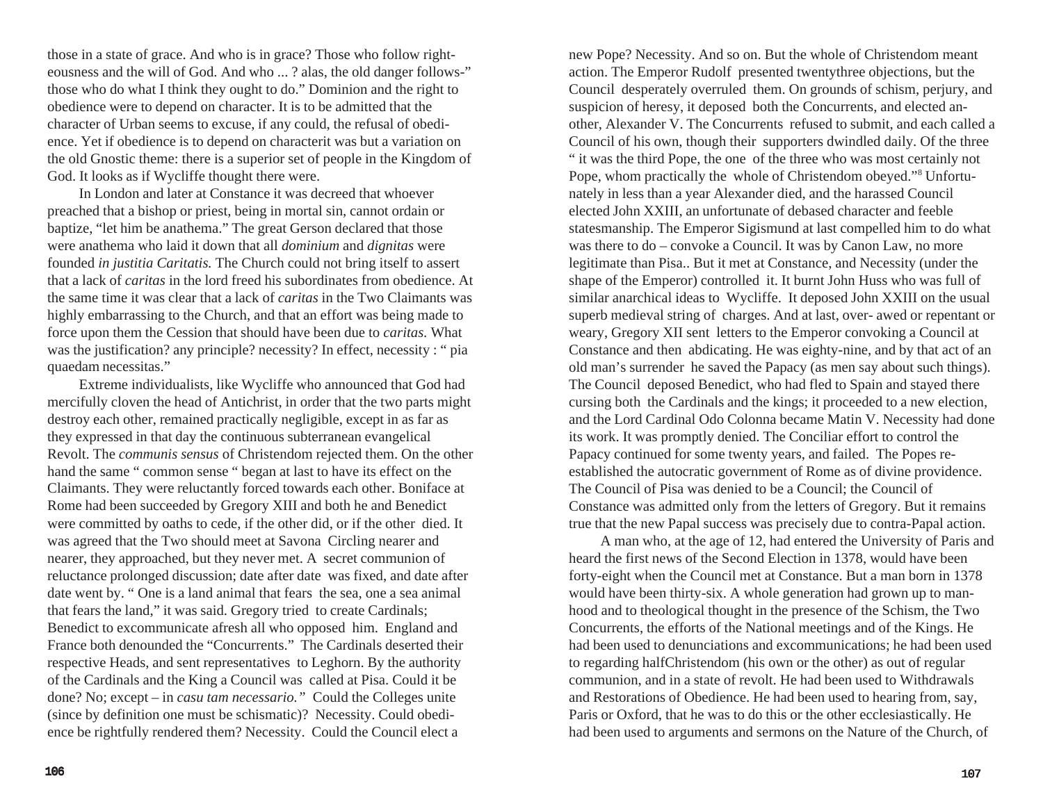those in a state of grace. And who is in grace? Those who follow righteousness and the will of God. And who ... ? alas, the old danger follows-" those who do what I think they ought to do." Dominion and the right to obedience were to depend on character. It is to be admitted that the character of Urban seems to excuse, if any could, the refusal of obedience. Yet if obedience is to depend on characterit was but a variation on the old Gnostic theme: there is a superior set of people in the Kingdom of God. It looks as if Wycliffe thought there were.

In London and later at Constance it was decreed that whoever preached that a bishop or priest, being in mortal sin, cannot ordain or baptize, "let him be anathema." The great Gerson declared that those were anathema who laid it down that all *dominium* and *dignitas* were founded *in justitia Caritatis.* The Church could not bring itself to assert that a lack of *caritas* in the lord freed his subordinates from obedience. At the same time it was clear that a lack of *caritas* in the Two Claimants was highly embarrassing to the Church, and that an effort was being made to force upon them the Cession that should have been due to *caritas.* What was the justification? any principle? necessity? In effect, necessity : " pia quaedam necessitas."

Extreme individualists, like Wycliffe who announced that God had mercifully cloven the head of Antichrist, in order that the two parts might destroy each other, remained practically negligible, except in as far as they expressed in that day the continuous subterranean evangelical Revolt. The *communis sensus* of Christendom rejected them. On the other hand the same " common sense " began at last to have its effect on the Claimants. They were reluctantly forced towards each other. Boniface at Rome had been succeeded by Gregory XIII and both he and Benedict were committed by oaths to cede, if the other did, or if the other died. It was agreed that the Two should meet at Savona Circling nearer and nearer, they approached, but they never met. A secret communion of reluctance prolonged discussion; date after date was fixed, and date after date went by. " One is a land animal that fears the sea, one a sea animal that fears the land," it was said. Gregory tried to create Cardinals; Benedict to excommunicate afresh all who opposed him. England and France both denounded the "Concurrents." The Cardinals deserted their respective Heads, and sent representatives to Leghorn. By the authority of the Cardinals and the King a Council was called at Pisa. Could it be done? No; except – in *casu tam necessario."* Could the Colleges unite (since by definition one must be schismatic)? Necessity. Could obedience be rightfully rendered them? Necessity. Could the Council elect a new Pope? Necessity. And so on. But the whole of Christendom meant action. The Emperor Rudolf presented twentythree objections, but the Council desperately overruled them. On grounds of schism, perjury, and suspicion of heresy, it deposed both the Concurrents, and elected another, Alexander V. The Concurrents refused to submit, and each called a Council of his own, though their supporters dwindled daily. Of the three " it was the third Pope, the one of the three who was most certainly not Pope, whom practically the whole of Christendom obeyed."[8] Unfortunately in less than a year Alexander died, and the harassed Council elected John XXIII, an unfortunate of debased character and feeble statesmanship. The Emperor Sigismund at last compelled him to do what was there to do – convoke a Council. It was by Canon Law, no more legitimate than Pisa.. But it met at Constance, and Necessity (under the shape of the Emperor) controlled it. It burnt John Huss who was full of similar anarchical ideas to Wycliffe. It deposed John XXIII on the usual superb medieval string of charges. And at last, over- awed or repentant or weary, Gregory XII sent letters to the Emperor convoking a Council at Constance and then abdicating. He was eighty-nine, and by that act of an old man's surrender he saved the Papacy (as men say about such things). The Council deposed Benedict, who had fled to Spain and stayed there cursing both the Cardinals and the kings; it proceeded to a new election, and the Lord Cardinal Odo Colonna became Matin V. Necessity had done its work. It was promptly denied. The Conciliar effort to control the Papacy continued for some twenty years, and failed. The Popes re-established the autocratic government of Rome as of divine providence. The Council of Pisa was denied to be a Council; the Council of Constance was admitted only from the letters of Gregory. But it remains true that the new Papal success was precisely due to contra-Papal action.

A man who, at the age of 12, had entered the University of Paris and heard the first news of the Second Election in 1378, would have been forty-eight when the Council met at Constance. But a man born in 1378 would have been thirty-six. A whole generation had grown up to manhood and to theological thought in the presence of the Schism, the Two Concurrents, the efforts of the National meetings and of the Kings. He had been used to denunciations and excommunications; he had been used to regarding halfChristendom (his own or the other) as out of regular communion, and in a state of revolt. He had been used to Withdrawals and Restorations of Obedience. He had been used to hearing from, say, Paris or Oxford, that he was to do this or the other ecclesiastically. He had been used to arguments and sermons on the Nature of the Church, of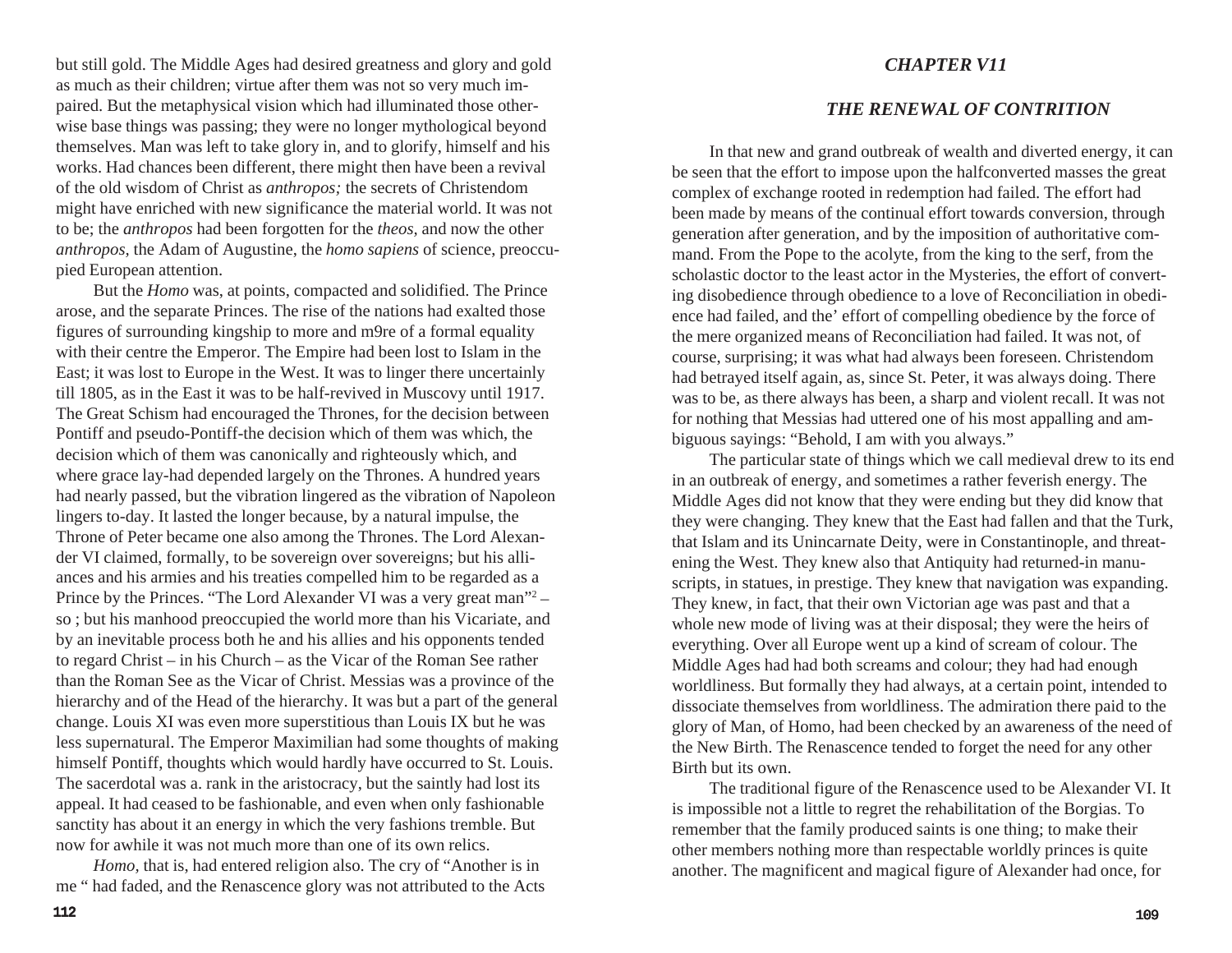but still gold. The Middle Ages had desired greatness and glory and gold as much as their children; virtue after them was not so very much impaired. But the metaphysical vision which had illuminated those otherwise base things was passing; they were no longer mythological beyond themselves. Man was left to take glory in, and to glorify, himself and his works. Had chances been different, there might then have been a revival of the old wisdom of Christ as *anthropos;* the secrets of Christendom might have enriched with new significance the material world. It was not to be; the *anthropos* had been forgotten for the *theos,* and now the other *anthropos,* the Adam of Augustine, the *homo sapiens* of science, preoccupied European attention.

But the *Homo* was, at points, compacted and solidified. The Prince arose, and the separate Princes. The rise of the nations had exalted those figures of surrounding kingship to more and m9re of a formal equality with their centre the Emperor. The Empire had been lost to Islam in the East; it was lost to Europe in the West. It was to linger there uncertainly till 1805, as in the East it was to be half-revived in Muscovy until 1917. The Great Schism had encouraged the Thrones, for the decision between Pontiff and pseudo-Pontiff-the decision which of them was which, the decision which of them was canonically and righteously which, and where grace lay-had depended largely on the Thrones. A hundred years had nearly passed, but the vibration lingered as the vibration of Napoleon lingers to-day. It lasted the longer because, by a natural impulse, the Throne of Peter became one also among the Thrones. The Lord Alexander VI claimed, formally, to be sovereign over sovereigns; but his alliances and his armies and his treaties compelled him to be regarded as a Prince by the Princes. "The Lord Alexander VI was a very great man"[2] – so ; but his manhood preoccupied the world more than his Vicariate, and by an inevitable process both he and his allies and his opponents tended to regard Christ – in his Church – as the Vicar of the Roman See rather than the Roman See as the Vicar of Christ. Messias was a province of the hierarchy and of the Head of the hierarchy. It was but a part of the general change. Louis XI was even more superstitious than Louis IX but he was less supernatural. The Emperor Maximilian had some thoughts of making himself Pontiff, thoughts which would hardly have occurred to St. Louis. The sacerdotal was a. rank in the aristocracy, but the saintly had lost its appeal. It had ceased to be fashionable, and even when only fashionable sanctity has about it an energy in which the very fashions tremble. But now for awhile it was not much more than one of its own relics.

*Homo,* that is, had entered religion also. The cry of "Another is in me " had faded, and the Renascence glory was not attributed to the Acts

## *CHAPTER V11*

## *THE RENEWAL OF CONTRITION*

In that new and grand outbreak of wealth and diverted energy, it can be seen that the effort to impose upon the halfconverted masses the great complex of exchange rooted in redemption had failed. The effort had been made by means of the continual effort towards conversion, through generation after generation, and by the imposition of authoritative command. From the Pope to the acolyte, from the king to the serf, from the scholastic doctor to the least actor in the Mysteries, the effort of converting disobedience through obedience to a love of Reconciliation in obedience had failed, and the' effort of compelling obedience by the force of the mere organized means of Reconciliation had failed. It was not, of course, surprising; it was what had always been foreseen. Christendom had betrayed itself again, as, since St. Peter, it was always doing. There was to be, as there always has been, a sharp and violent recall. It was not for nothing that Messias had uttered one of his most appalling and ambiguous sayings: "Behold, I am with you always."

The particular state of things which we call medieval drew to its end in an outbreak of energy, and sometimes a rather feverish energy. The Middle Ages did not know that they were ending but they did know that they were changing. They knew that the East had fallen and that the Turk, that Islam and its Unincarnate Deity, were in Constantinople, and threatening the West. They knew also that Antiquity had returned-in manuscripts, in statues, in prestige. They knew that navigation was expanding. They knew, in fact, that their own Victorian age was past and that a whole new mode of living was at their disposal; they were the heirs of everything. Over all Europe went up a kind of scream of colour. The Middle Ages had had both screams and colour; they had had enough worldliness. But formally they had always, at a certain point, intended to dissociate themselves from worldliness. The admiration there paid to the glory of Man, of Homo, had been checked by an awareness of the need of the New Birth. The Renascence tended to forget the need for any other Birth but its own.

The traditional figure of the Renascence used to be Alexander VI. It is impossible not a little to regret the rehabilitation of the Borgias. To remember that the family produced saints is one thing; to make their other members nothing more than respectable worldly princes is quite another. The magnificent and magical figure of Alexander had once, for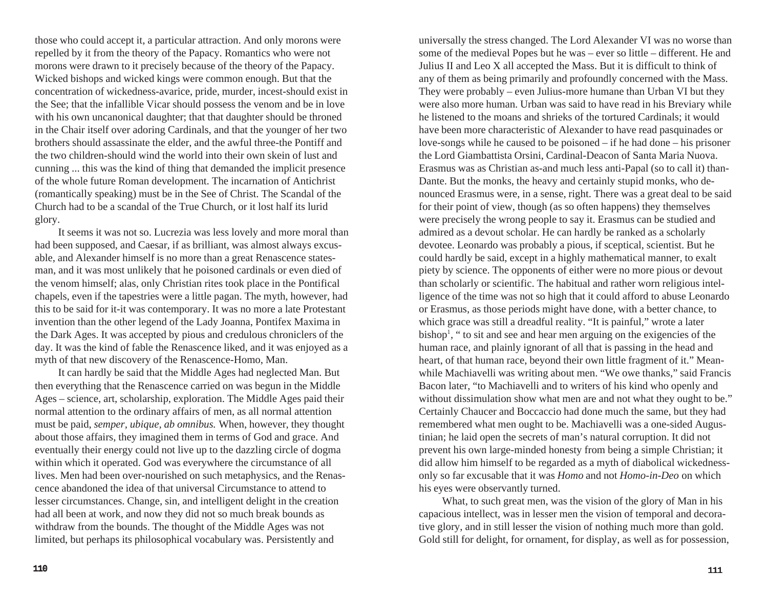those who could accept it, a particular attraction. And only morons were repelled by it from the theory of the Papacy. Romantics who were not morons were drawn to it precisely because of the theory of the Papacy. Wicked bishops and wicked kings were common enough. But that the concentration of wickedness-avarice, pride, murder, incest-should exist in the See; that the infallible Vicar should possess the venom and be in love with his own uncanonical daughter; that that daughter should be throned in the Chair itself over adoring Cardinals, and that the younger of her two brothers should assassinate the elder, and the awful three-the Pontiff and the two children-should wind the world into their own skein of lust and cunning ... this was the kind of thing that demanded the implicit presence of the whole future Roman development. The incarnation of Antichrist (romantically speaking) must be in the See of Christ. The Scandal of the Church had to be a scandal of the True Church, or it lost half its lurid glory.

It seems it was not so. Lucrezia was less lovely and more moral than had been supposed, and Caesar, if as brilliant, was almost always excusable, and Alexander himself is no more than a great Renascence statesman, and it was most unlikely that he poisoned cardinals or even died of the venom himself; alas, only Christian rites took place in the Pontifical chapels, even if the tapestries were a little pagan. The myth, however, had this to be said for it-it was contemporary. It was no more a late Protestant invention than the other legend of the Lady Joanna, Pontifex Maxima in the Dark Ages. It was accepted by pious and credulous chroniclers of the day. It was the kind of fable the Renascence liked, and it was enjoyed as a myth of that new discovery of the Renascence-Homo, Man.

It can hardly be said that the Middle Ages had neglected Man. But then everything that the Renascence carried on was begun in the Middle Ages – science, art, scholarship, exploration. The Middle Ages paid their normal attention to the ordinary affairs of men, as all normal attention must be paid, *semper, ubique, ab omnibus.* When, however, they thought about those affairs, they imagined them in terms of God and grace. And eventually their energy could not live up to the dazzling circle of dogma within which it operated. God was everywhere the circumstance of all lives. Men had been over-nourished on such metaphysics, and the Renascence abandoned the idea of that universal Circumstance to attend to lesser circumstances. Change, sin, and intelligent delight in the creation had all been at work, and now they did not so much break bounds as withdraw from the bounds. The thought of the Middle Ages was not limited, but perhaps its philosophical vocabulary was. Persistently and universally the stress changed. The Lord Alexander VI was no worse than some of the medieval Popes but he was – ever so little – different. He and Julius II and Leo X all accepted the Mass. But it is difficult to think of any of them as being primarily and profoundly concerned with the Mass. They were probably – even Julius-more humane than Urban VI but they were also more human. Urban was said to have read in his Breviary while he listened to the moans and shrieks of the tortured Cardinals; it would have been more characteristic of Alexander to have read pasquinades or love-songs while he caused to be poisoned – if he had done – his prisoner the Lord Giambattista Orsini, Cardinal-Deacon of Santa Maria Nuova. Erasmus was as Christian as-and much less anti-Papal (so to call it) than-Dante. But the monks, the heavy and certainly stupid monks, who denounced Erasmus were, in a sense, right. There was a great deal to be said for their point of view, though (as so often happens) they themselves were precisely the wrong people to say it. Erasmus can be studied and admired as a devout scholar. He can hardly be ranked as a scholarly devotee. Leonardo was probably a pious, if sceptical, scientist. But he could hardly be said, except in a highly mathematical manner, to exalt piety by science. The opponents of either were no more pious or devout than scholarly or scientific. The habitual and rather worn religious intelligence of the time was not so high that it could afford to abuse Leonardo or Erasmus, as those periods might have done, with a better chance, to which grace was still a dreadful reality. "It is painful," wrote a later bishop[1], " to sit and see and hear men arguing on the exigencies of the human race, and plainly ignorant of all that is passing in the head and heart, of that human race, beyond their own little fragment of it." Meanwhile Machiavelli was writing about men. "We owe thanks," said Francis Bacon later, "to Machiavelli and to writers of his kind who openly and without dissimulation show what men are and not what they ought to be." Certainly Chaucer and Boccaccio had done much the same, but they had remembered what men ought to be. Machiavelli was a one-sided Augustinian; he laid open the secrets of man's natural corruption. It did not prevent his own large-minded honesty from being a simple Christian; it did allow him himself to be regarded as a myth of diabolical wickedness-only so far excusable that it was *Homo* and not *Homo-in-Deo* on which his eyes were observantly turned.

What, to such great men, was the vision of the glory of Man in his capacious intellect, was in lesser men the vision of temporal and decorative glory, and in still lesser the vision of nothing much more than gold. Gold still for delight, for ornament, for display, as well as for possession,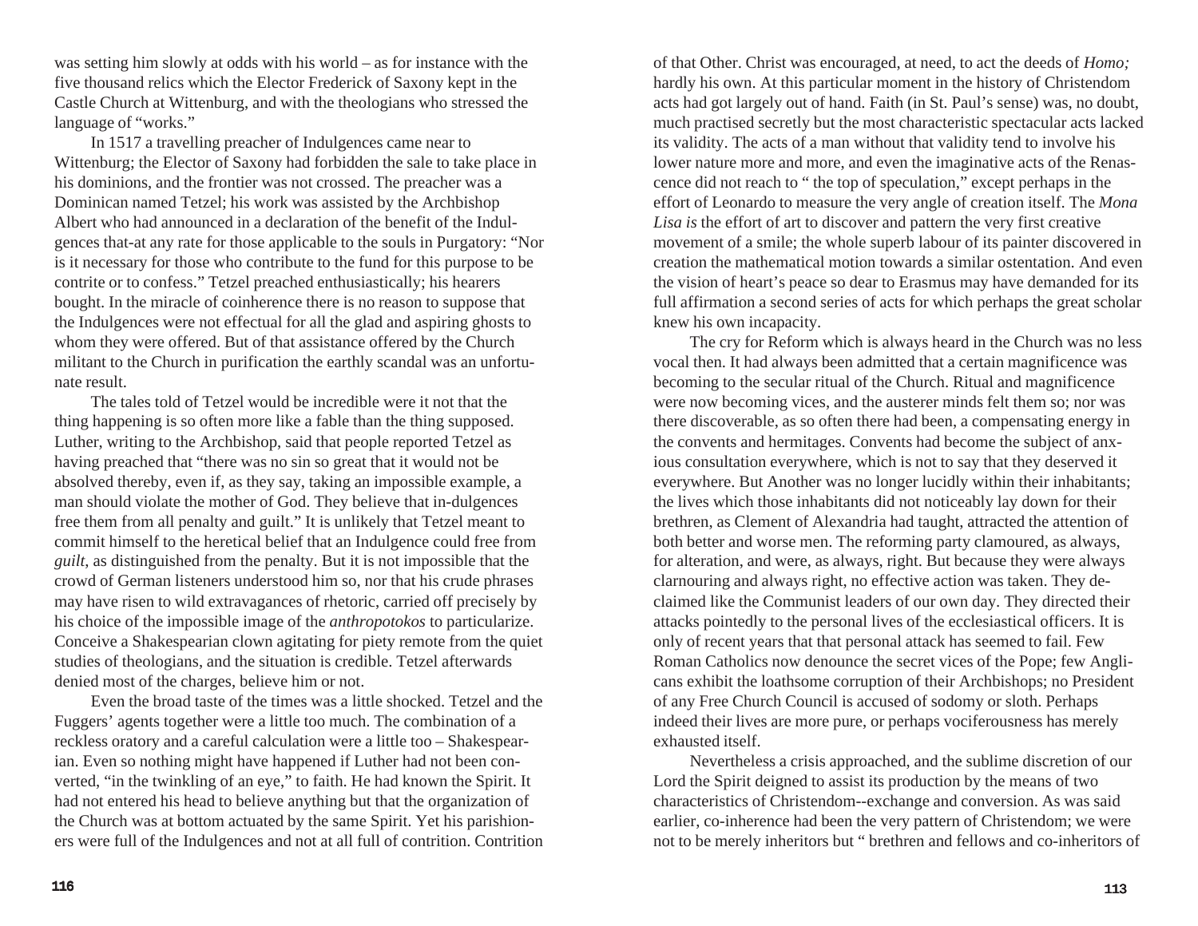was setting him slowly at odds with his world – as for instance with the five thousand relics which the Elector Frederick of Saxony kept in the Castle Church at Wittenburg, and with the theologians who stressed the language of "works."

In 1517 a travelling preacher of Indulgences came near to Wittenburg; the Elector of Saxony had forbidden the sale to take place in his dominions, and the frontier was not crossed. The preacher was a Dominican named Tetzel; his work was assisted by the Archbishop Albert who had announced in a declaration of the benefit of the Indulgences that-at any rate for those applicable to the souls in Purgatory: "Nor is it necessary for those who contribute to the fund for this purpose to be contrite or to confess." Tetzel preached enthusiastically; his hearers bought. In the miracle of coinherence there is no reason to suppose that the Indulgences were not effectual for all the glad and aspiring ghosts to whom they were offered. But of that assistance offered by the Church militant to the Church in purification the earthly scandal was an unfortunate result.

The tales told of Tetzel would be incredible were it not that the thing happening is so often more like a fable than the thing supposed. Luther, writing to the Archbishop, said that people reported Tetzel as having preached that "there was no sin so great that it would not be absolved thereby, even if, as they say, taking an impossible example, a man should violate the mother of God. They believe that in-dulgences free them from all penalty and guilt." It is unlikely that Tetzel meant to commit himself to the heretical belief that an Indulgence could free from *guilt*, as distinguished from the penalty. But it is not impossible that the crowd of German listeners understood him so, nor that his crude phrases may have risen to wild extravagances of rhetoric, carried off precisely by his choice of the impossible image of the *anthropotokos* to particularize. Conceive a Shakespearian clown agitating for piety remote from the quiet studies of theologians, and the situation is credible. Tetzel afterwards denied most of the charges, believe him or not.

Even the broad taste of the times was a little shocked. Tetzel and the Fuggers' agents together were a little too much. The combination of a reckless oratory and a careful calculation were a little too – Shakespearian. Even so nothing might have happened if Luther had not been converted, "in the twinkling of an eye," to faith. He had known the Spirit. It had not entered his head to believe anything but that the organization of the Church was at bottom actuated by the same Spirit. Yet his parishioners were full of the Indulgences and not at all full of contrition. Contrition

of that Other. Christ was encouraged, at need, to act the deeds of *Homo;* hardly his own. At this particular moment in the history of Christendom acts had got largely out of hand. Faith (in St. Paul's sense) was, no doubt, much practised secretly but the most characteristic spectacular acts lacked its validity. The acts of a man without that validity tend to involve his lower nature more and more, and even the imaginative acts of the Renascence did not reach to " the top of speculation," except perhaps in the effort of Leonardo to measure the very angle of creation itself. The *Mona Lisa is* the effort of art to discover and pattern the very first creative movement of a smile; the whole superb labour of its painter discovered in creation the mathematical motion towards a similar ostentation. And even the vision of heart's peace so dear to Erasmus may have demanded for its full affirmation a second series of acts for which perhaps the great scholar knew his own incapacity.

The cry for Reform which is always heard in the Church was no less vocal then. It had always been admitted that a certain magnificence was becoming to the secular ritual of the Church. Ritual and magnificence were now becoming vices, and the austerer minds felt them so; nor was there discoverable, as so often there had been, a compensating energy in the convents and hermitages. Convents had become the subject of anxious consultation everywhere, which is not to say that they deserved it everywhere. But Another was no longer lucidly within their inhabitants; the lives which those inhabitants did not noticeably lay down for their brethren, as Clement of Alexandria had taught, attracted the attention of both better and worse men. The reforming party clamoured, as always, for alteration, and were, as always, right. But because they were always clarnouring and always right, no effective action was taken. They declaimed like the Communist leaders of our own day. They directed their attacks pointedly to the personal lives of the ecclesiastical officers. It is only of recent years that that personal attack has seemed to fail. Few Roman Catholics now denounce the secret vices of the Pope; few Anglicans exhibit the loathsome corruption of their Archbishops; no President of any Free Church Council is accused of sodomy or sloth. Perhaps indeed their lives are more pure, or perhaps vociferousness has merely exhausted itself.

Nevertheless a crisis approached, and the sublime discretion of our Lord the Spirit deigned to assist its production by the means of two characteristics of Christendom--exchange and conversion. As was said earlier, co-inherence had been the very pattern of Christendom; we were not to be merely inheritors but " brethren and fellows and co-inheritors of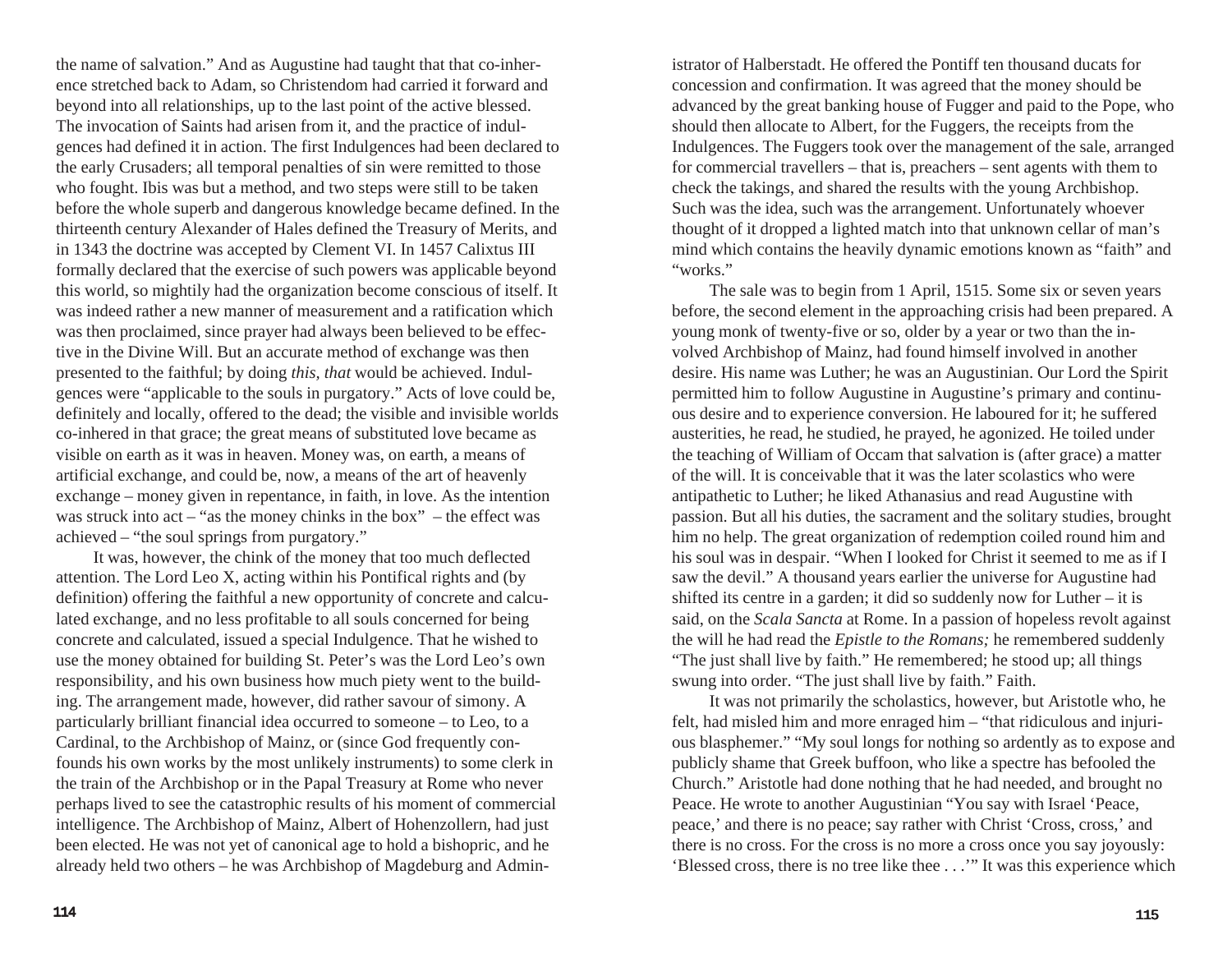the name of salvation." And as Augustine had taught that that co-inherence stretched back to Adam, so Christendom had carried it forward and beyond into all relationships, up to the last point of the active blessed. The invocation of Saints had arisen from it, and the practice of indulgences had defined it in action. The first Indulgences had been declared to the early Crusaders; all temporal penalties of sin were remitted to those who fought. Ibis was but a method, and two steps were still to be taken before the whole superb and dangerous knowledge became defined. In the thirteenth century Alexander of Hales defined the Treasury of Merits, and in 1343 the doctrine was accepted by Clement VI. In 1457 Calixtus III formally declared that the exercise of such powers was applicable beyond this world, so mightily had the organization become conscious of itself. It was indeed rather a new manner of measurement and a ratification which was then proclaimed, since prayer had always been believed to be effective in the Divine Will. But an accurate method of exchange was then presented to the faithful; by doing *this*, *that* would be achieved. Indulgences were "applicable to the souls in purgatory." Acts of love could be, definitely and locally, offered to the dead; the visible and invisible worlds co-inhered in that grace; the great means of substituted love became as visible on earth as it was in heaven. Money was, on earth, a means of artificial exchange, and could be, now, a means of the art of heavenly exchange – money given in repentance, in faith, in love. As the intention was struck into act – "as the money chinks in the box" – the effect was achieved – "the soul springs from purgatory."

It was, however, the chink of the money that too much deflected attention. The Lord Leo X, acting within his Pontifical rights and (by definition) offering the faithful a new opportunity of concrete and calculated exchange, and no less profitable to all souls concerned for being concrete and calculated, issued a special Indulgence. That he wished to use the money obtained for building St. Peter's was the Lord Leo's own responsibility, and his own business how much piety went to the building. The arrangement made, however, did rather savour of simony. A particularly brilliant financial idea occurred to someone – to Leo, to a Cardinal, to the Archbishop of Mainz, or (since God frequently confounds his own works by the most unlikely instruments) to some clerk in the train of the Archbishop or in the Papal Treasury at Rome who never perhaps lived to see the catastrophic results of his moment of commercial intelligence. The Archbishop of Mainz, Albert of Hohenzollern, had just been elected. He was not yet of canonical age to hold a bishopric, and he already held two others – he was Archbishop of Magdeburg and Administrator of Halberstadt. He offered the Pontiff ten thousand ducats for concession and confirmation. It was agreed that the money should be advanced by the great banking house of Fugger and paid to the Pope, who should then allocate to Albert, for the Fuggers, the receipts from the Indulgences. The Fuggers took over the management of the sale, arranged for commercial travellers – that is, preachers – sent agents with them to check the takings, and shared the results with the young Archbishop. Such was the idea, such was the arrangement. Unfortunately whoever thought of it dropped a lighted match into that unknown cellar of man's mind which contains the heavily dynamic emotions known as "faith" and "works."

The sale was to begin from 1 April, 1515. Some six or seven years before, the second element in the approaching crisis had been prepared. A young monk of twenty-five or so, older by a year or two than the involved Archbishop of Mainz, had found himself involved in another desire. His name was Luther; he was an Augustinian. Our Lord the Spirit permitted him to follow Augustine in Augustine's primary and continuous desire and to experience conversion. He laboured for it; he suffered austerities, he read, he studied, he prayed, he agonized. He toiled under the teaching of William of Occam that salvation is (after grace) a matter of the will. It is conceivable that it was the later scolastics who were antipathetic to Luther; he liked Athanasius and read Augustine with passion. But all his duties, the sacrament and the solitary studies, brought him no help. The great organization of redemption coiled round him and his soul was in despair. "When I looked for Christ it seemed to me as if I saw the devil." A thousand years earlier the universe for Augustine had shifted its centre in a garden; it did so suddenly now for Luther – it is said, on the *Scala Sancta* at Rome. In a passion of hopeless revolt against the will he had read the *Epistle to the Romans;* he remembered suddenly "The just shall live by faith." He remembered; he stood up; all things swung into order. "The just shall live by faith." Faith.

It was not primarily the scholastics, however, but Aristotle who, he felt, had misled him and more enraged him – "that ridiculous and injurious blasphemer." "My soul longs for nothing so ardently as to expose and publicly shame that Greek buffoon, who like a spectre has befooled the Church." Aristotle had done nothing that he had needed, and brought no Peace. He wrote to another Augustinian "You say with Israel 'Peace, peace,' and there is no peace; say rather with Christ 'Cross, cross,' and there is no cross. For the cross is no more a cross once you say joyously: 'Blessed cross, there is no tree like thee . . .'" It was this experience which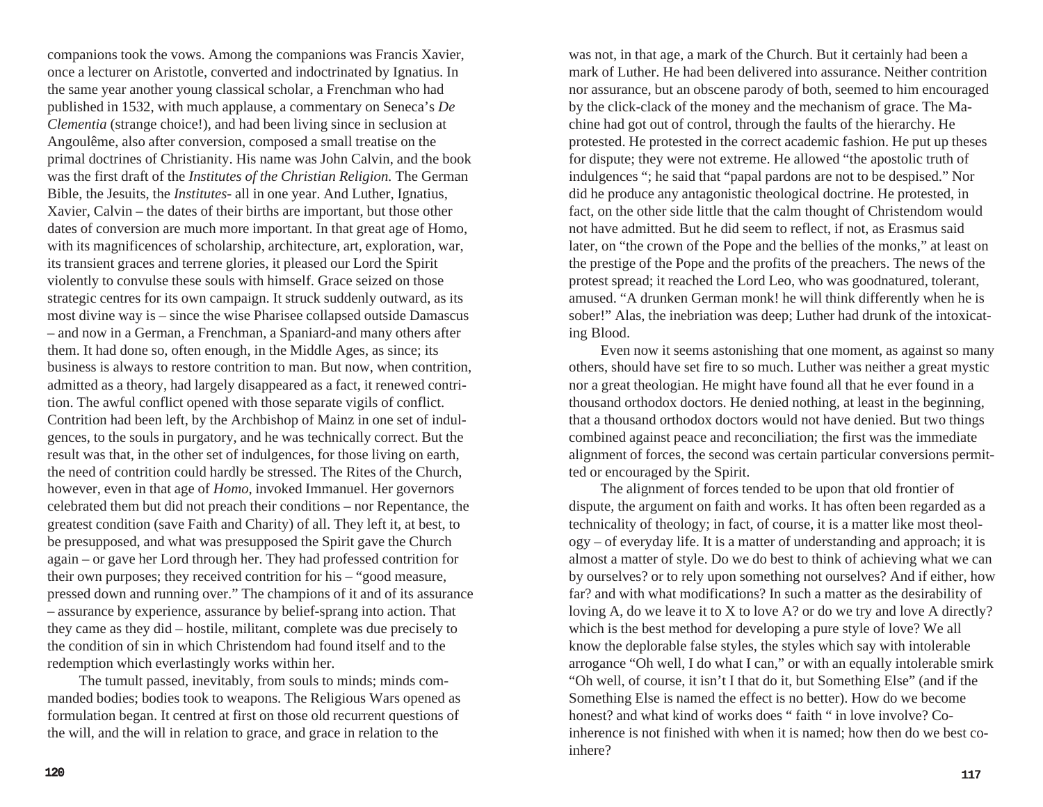companions took the vows. Among the companions was Francis Xavier, once a lecturer on Aristotle, converted and indoctrinated by Ignatius. In the same year another young classical scholar, a Frenchman who had published in 1532, with much applause, a commentary on Seneca's *De Clementia* (strange choice!), and had been living since in seclusion at Angoulême, also after conversion, composed a small treatise on the primal doctrines of Christianity. His name was John Calvin, and the book was the first draft of the *Institutes of the Christian Religion.* The German Bible, the Jesuits, the *Institutes*- all in one year. And Luther, Ignatius, Xavier, Calvin – the dates of their births are important, but those other dates of conversion are much more important. In that great age of Homo, with its magnificences of scholarship, architecture, art, exploration, war, its transient graces and terrene glories, it pleased our Lord the Spirit violently to convulse these souls with himself. Grace seized on those strategic centres for its own campaign. It struck suddenly outward, as its most divine way is – since the wise Pharisee collapsed outside Damascus – and now in a German, a Frenchman, a Spaniard-and many others after them. It had done so, often enough, in the Middle Ages, as since; its business is always to restore contrition to man. But now, when contrition, admitted as a theory, had largely disappeared as a fact, it renewed contrition. The awful conflict opened with those separate vigils of conflict. Contrition had been left, by the Archbishop of Mainz in one set of indulgences, to the souls in purgatory, and he was technically correct. But the result was that, in the other set of indulgences, for those living on earth, the need of contrition could hardly be stressed. The Rites of the Church, however, even in that age of *Homo*, invoked Immanuel. Her governors celebrated them but did not preach their conditions – nor Repentance, the greatest condition (save Faith and Charity) of all. They left it, at best, to be presupposed, and what was presupposed the Spirit gave the Church again – or gave her Lord through her. They had professed contrition for their own purposes; they received contrition for his – "good measure, pressed down and running over." The champions of it and of its assurance – assurance by experience, assurance by belief-sprang into action. That they came as they did – hostile, militant, complete was due precisely to the condition of sin in which Christendom had found itself and to the redemption which everlastingly works within her.

The tumult passed, inevitably, from souls to minds; minds commanded bodies; bodies took to weapons. The Religious Wars opened as formulation began. It centred at first on those old recurrent questions of the will, and the will in relation to grace, and grace in relation to the

was not, in that age, a mark of the Church. But it certainly had been a mark of Luther. He had been delivered into assurance. Neither contrition nor assurance, but an obscene parody of both, seemed to him encouraged by the click-clack of the money and the mechanism of grace. The Machine had got out of control, through the faults of the hierarchy. He protested. He protested in the correct academic fashion. He put up theses for dispute; they were not extreme. He allowed "the apostolic truth of indulgences "; he said that "papal pardons are not to be despised." Nor did he produce any antagonistic theological doctrine. He protested, in fact, on the other side little that the calm thought of Christendom would not have admitted. But he did seem to reflect, if not, as Erasmus said later, on "the crown of the Pope and the bellies of the monks," at least on the prestige of the Pope and the profits of the preachers. The news of the protest spread; it reached the Lord Leo, who was goodnatured, tolerant, amused. "A drunken German monk! he will think differently when he is sober!" Alas, the inebriation was deep; Luther had drunk of the intoxicating Blood.

Even now it seems astonishing that one moment, as against so many others, should have set fire to so much. Luther was neither a great mystic nor a great theologian. He might have found all that he ever found in a thousand orthodox doctors. He denied nothing, at least in the beginning, that a thousand orthodox doctors would not have denied. But two things combined against peace and reconciliation; the first was the immediate alignment of forces, the second was certain particular conversions permitted or encouraged by the Spirit.

The alignment of forces tended to be upon that old frontier of dispute, the argument on faith and works. It has often been regarded as a technicality of theology; in fact, of course, it is a matter like most theology – of everyday life. It is a matter of understanding and approach; it is almost a matter of style. Do we do best to think of achieving what we can by ourselves? or to rely upon something not ourselves? And if either, how far? and with what modifications? In such a matter as the desirability of loving A, do we leave it to X to love A? or do we try and love A directly? which is the best method for developing a pure style of love? We all know the deplorable false styles, the styles which say with intolerable arrogance "Oh well, I do what I can," or with an equally intolerable smirk "Oh well, of course, it isn't I that do it, but Something Else" (and if the Something Else is named the effect is no better). How do we become honest? and what kind of works does " faith " in love involve? Co-inherence is not finished with when it is named; how then do we best co-inhere?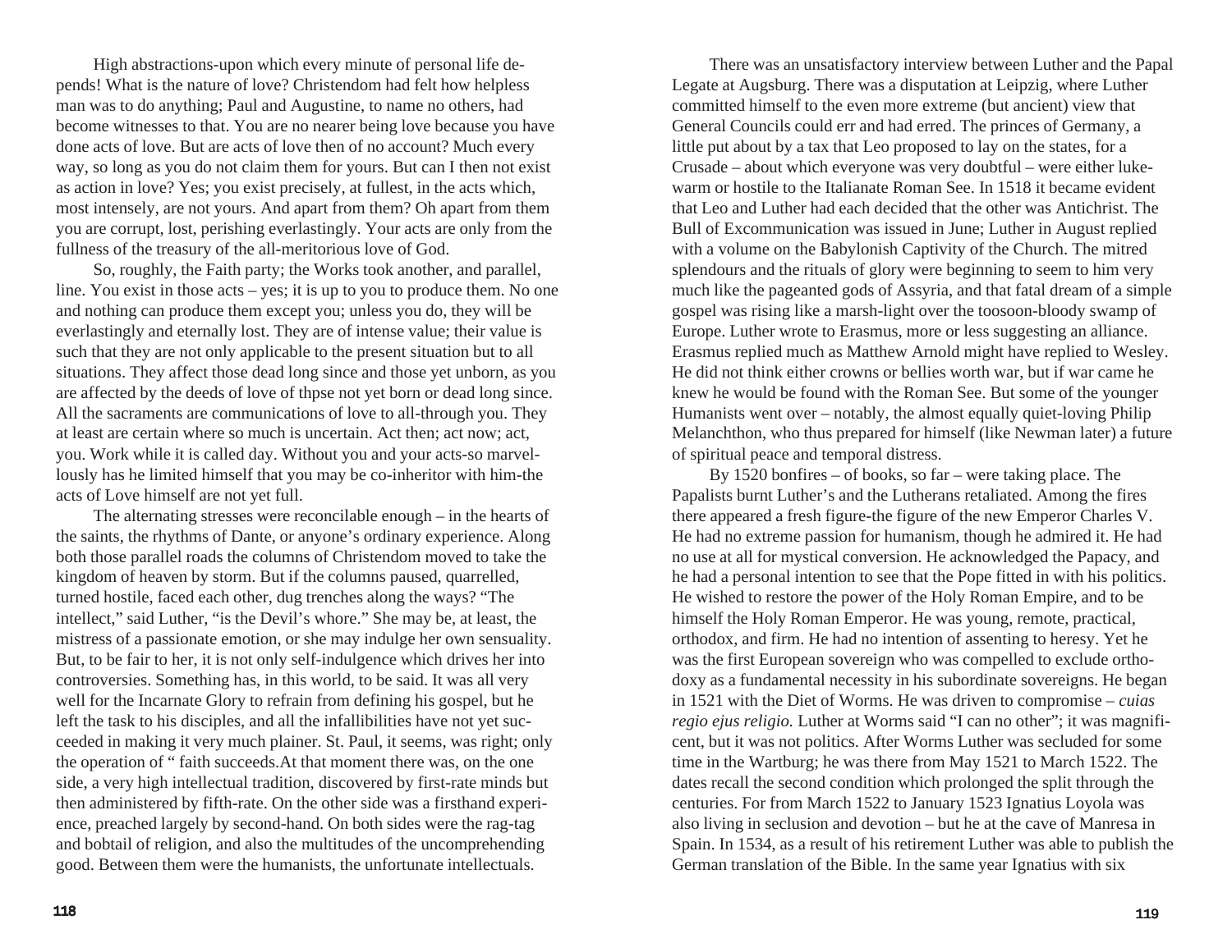High abstractions-upon which every minute of personal life depends! What is the nature of love? Christendom had felt how helpless man was to do anything; Paul and Augustine, to name no others, had become witnesses to that. You are no nearer being love because you have done acts of love. But are acts of love then of no account? Much every way, so long as you do not claim them for yours. But can I then not exist as action in love? Yes; you exist precisely, at fullest, in the acts which, most intensely, are not yours. And apart from them? Oh apart from them you are corrupt, lost, perishing everlastingly. Your acts are only from the fullness of the treasury of the all-meritorious love of God.

So, roughly, the Faith party; the Works took another, and parallel, line. You exist in those acts – yes; it is up to you to produce them. No one and nothing can produce them except you; unless you do, they will be everlastingly and eternally lost. They are of intense value; their value is such that they are not only applicable to the present situation but to all situations. They affect those dead long since and those yet unborn, as you are affected by the deeds of love of thpse not yet born or dead long since. All the sacraments are communications of love to all-through you. They at least are certain where so much is uncertain. Act then; act now; act, you. Work while it is called day. Without you and your acts-so marvellously has he limited himself that you may be co-inheritor with him-the acts of Love himself are not yet full.

The alternating stresses were reconcilable enough – in the hearts of the saints, the rhythms of Dante, or anyone's ordinary experience. Along both those parallel roads the columns of Christendom moved to take the kingdom of heaven by storm. But if the columns paused, quarrelled, turned hostile, faced each other, dug trenches along the ways? "The intellect," said Luther, "is the Devil's whore." She may be, at least, the mistress of a passionate emotion, or she may indulge her own sensuality. But, to be fair to her, it is not only self-indulgence which drives her into controversies. Something has, in this world, to be said. It was all very well for the Incarnate Glory to refrain from defining his gospel, but he left the task to his disciples, and all the infallibilities have not yet succeeded in making it very much plainer. St. Paul, it seems, was right; only the operation of " faith succeeds.At that moment there was, on the one side, a very high intellectual tradition, discovered by first-rate minds but then administered by fifth-rate. On the other side was a firsthand experience, preached largely by second-hand. On both sides were the rag-tag and bobtail of religion, and also the multitudes of the uncomprehending good. Between them were the humanists, the unfortunate intellectuals.

There was an unsatisfactory interview between Luther and the Papal Legate at Augsburg. There was a disputation at Leipzig, where Luther committed himself to the even more extreme (but ancient) view that General Councils could err and had erred. The princes of Germany, a little put about by a tax that Leo proposed to lay on the states, for a Crusade – about which everyone was very doubtful – were either lukewarm or hostile to the Italianate Roman See. In 1518 it became evident that Leo and Luther had each decided that the other was Antichrist. The Bull of Excommunication was issued in June; Luther in August replied with a volume on the Babylonish Captivity of the Church. The mitred splendours and the rituals of glory were beginning to seem to him very much like the pageanted gods of Assyria, and that fatal dream of a simple gospel was rising like a marsh-light over the toosoon-bloody swamp of Europe. Luther wrote to Erasmus, more or less suggesting an alliance. Erasmus replied much as Matthew Arnold might have replied to Wesley. He did not think either crowns or bellies worth war, but if war came he knew he would be found with the Roman See. But some of the younger Humanists went over – notably, the almost equally quiet-loving Philip Melanchthon, who thus prepared for himself (like Newman later) a future of spiritual peace and temporal distress.

By 1520 bonfires – of books, so far – were taking place. The Papalists burnt Luther's and the Lutherans retaliated. Among the fires there appeared a fresh figure-the figure of the new Emperor Charles V. He had no extreme passion for humanism, though he admired it. He had no use at all for mystical conversion. He acknowledged the Papacy, and he had a personal intention to see that the Pope fitted in with his politics. He wished to restore the power of the Holy Roman Empire, and to be himself the Holy Roman Emperor. He was young, remote, practical, orthodox, and firm. He had no intention of assenting to heresy. Yet he was the first European sovereign who was compelled to exclude orthodoxy as a fundamental necessity in his subordinate sovereigns. He began in 1521 with the Diet of Worms. He was driven to compromise – *cuias regio ejus religio.* Luther at Worms said "I can no other"; it was magnificent, but it was not politics. After Worms Luther was secluded for some time in the Wartburg; he was there from May 1521 to March 1522. The dates recall the second condition which prolonged the split through the centuries. For from March 1522 to January 1523 Ignatius Loyola was also living in seclusion and devotion – but he at the cave of Manresa in Spain. In 1534, as a result of his retirement Luther was able to publish the German translation of the Bible. In the same year Ignatius with six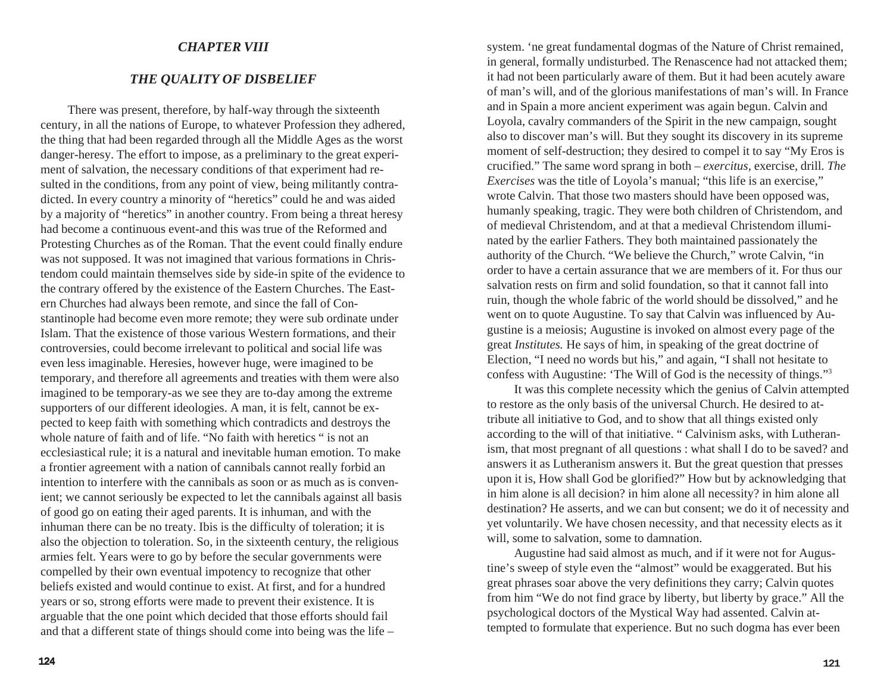## *CHAPTER VIII*

## *THE QUALITY OF DISBELIEF*

There was present, therefore, by half-way through the sixteenth century, in all the nations of Europe, to whatever Profession they adhered, the thing that had been regarded through all the Middle Ages as the worst danger-heresy. The effort to impose, as a preliminary to the great experiment of salvation, the necessary conditions of that experiment had resulted in the conditions, from any point of view, being militantly contradicted. In every country a minority of "heretics" could he and was aided by a majority of "heretics" in another country. From being a threat heresy had become a continuous event-and this was true of the Reformed and Protesting Churches as of the Roman. That the event could finally endure was not supposed. It was not imagined that various formations in Christendom could maintain themselves side by side-in spite of the evidence to the contrary offered by the existence of the Eastern Churches. The Eastern Churches had always been remote, and since the fall of Constantinople had become even more remote; they were sub ordinate under Islam. That the existence of those various Western formations, and their controversies, could become irrelevant to political and social life was even less imaginable. Heresies, however huge, were imagined to be temporary, and therefore all agreements and treaties with them were also imagined to be temporary-as we see they are to-day among the extreme supporters of our different ideologies. A man, it is felt, cannot be expected to keep faith with something which contradicts and destroys the whole nature of faith and of life. "No faith with heretics " is not an ecclesiastical rule; it is a natural and inevitable human emotion. To make a frontier agreement with a nation of cannibals cannot really forbid an intention to interfere with the cannibals as soon or as much as is convenient; we cannot seriously be expected to let the cannibals against all basis of good go on eating their aged parents. It is inhuman, and with the inhuman there can be no treaty. Ibis is the difficulty of toleration; it is also the objection to toleration. So, in the sixteenth century, the religious armies felt. Years were to go by before the secular governments were compelled by their own eventual impotency to recognize that other beliefs existed and would continue to exist. At first, and for a hundred years or so, strong efforts were made to prevent their existence. It is arguable that the one point which decided that those efforts should fail and that a different state of things should come into being was the life –

system. 'ne great fundamental dogmas of the Nature of Christ remained, in general, formally undisturbed. The Renascence had not attacked them; it had not been particularly aware of them. But it had been acutely aware of man's will, and of the glorious manifestations of man's will. In France and in Spain a more ancient experiment was again begun. Calvin and Loyola, cavalry commanders of the Spirit in the new campaign, sought also to discover man's will. But they sought its discovery in its supreme moment of self-destruction; they desired to compel it to say "My Eros is crucified." The same word sprang in both – *exercitus,* exercise, drill. *The Exercises* was the title of Loyola's manual; "this life is an exercise," wrote Calvin. That those two masters should have been opposed was, humanly speaking, tragic. They were both children of Christendom, and of medieval Christendom, and at that a medieval Christendom illuminated by the earlier Fathers. They both maintained passionately the authority of the Church. "We believe the Church," wrote Calvin, "in order to have a certain assurance that we are members of it. For thus our salvation rests on firm and solid foundation, so that it cannot fall into ruin, though the whole fabric of the world should be dissolved," and he went on to quote Augustine. To say that Calvin was influenced by Augustine is a meiosis; Augustine is invoked on almost every page of the great *Institutes.* He says of him, in speaking of the great doctrine of Election, "I need no words but his," and again, "I shall not hesitate to confess with Augustine: 'The Will of God is the necessity of things."[3]

It was this complete necessity which the genius of Calvin attempted to restore as the only basis of the universal Church. He desired to attribute all initiative to God, and to show that all things existed only according to the will of that initiative. " Calvinism asks, with Lutheranism, that most pregnant of all questions : what shall I do to be saved? and answers it as Lutheranism answers it. But the great question that presses upon it is, How shall God be glorified?" How but by acknowledging that in him alone is all decision? in him alone all necessity? in him alone all destination? He asserts, and we can but consent; we do it of necessity and yet voluntarily. We have chosen necessity, and that necessity elects as it will, some to salvation, some to damnation.

Augustine had said almost as much, and if it were not for Augustine's sweep of style even the "almost" would be exaggerated. But his great phrases soar above the very definitions they carry; Calvin quotes from him "We do not find grace by liberty, but liberty by grace." All the psychological doctors of the Mystical Way had assented. Calvin attempted to formulate that experience. But no such dogma has ever been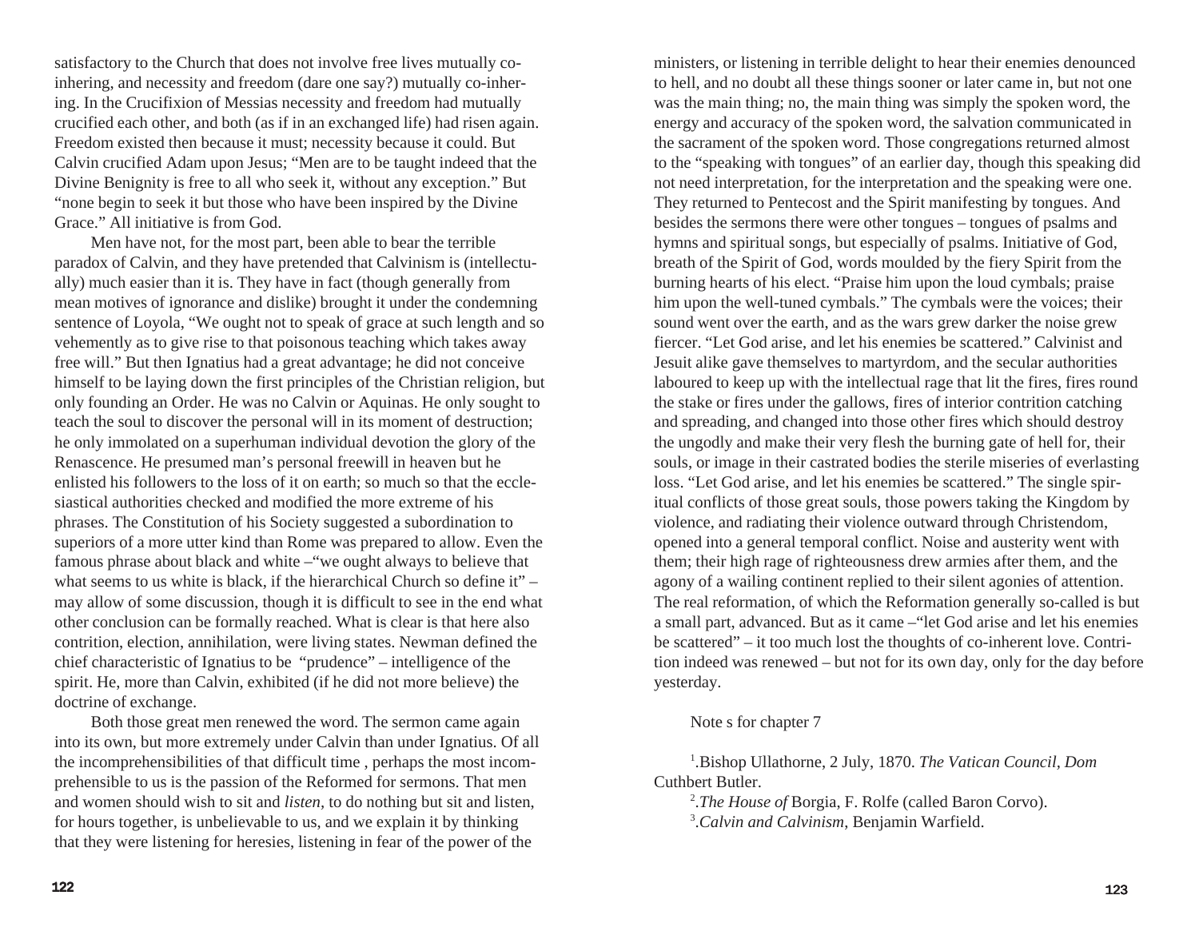satisfactory to the Church that does not involve free lives mutually co-inhering, and necessity and freedom (dare one say?) mutually co-inhering. In the Crucifixion of Messias necessity and freedom had mutually crucified each other, and both (as if in an exchanged life) had risen again. Freedom existed then because it must; necessity because it could. But Calvin crucified Adam upon Jesus; "Men are to be taught indeed that the Divine Benignity is free to all who seek it, without any exception." But "none begin to seek it but those who have been inspired by the Divine Grace." All initiative is from God.

Men have not, for the most part, been able to bear the terrible paradox of Calvin, and they have pretended that Calvinism is (intellectually) much easier than it is. They have in fact (though generally from mean motives of ignorance and dislike) brought it under the condemning sentence of Loyola, "We ought not to speak of grace at such length and so vehemently as to give rise to that poisonous teaching which takes away free will." But then Ignatius had a great advantage; he did not conceive himself to be laying down the first principles of the Christian religion, but only founding an Order. He was no Calvin or Aquinas. He only sought to teach the soul to discover the personal will in its moment of destruction; he only immolated on a superhuman individual devotion the glory of the Renascence. He presumed man's personal freewill in heaven but he enlisted his followers to the loss of it on earth; so much so that the ecclesiastical authorities checked and modified the more extreme of his phrases. The Constitution of his Society suggested a subordination to superiors of a more utter kind than Rome was prepared to allow. Even the famous phrase about black and white –"we ought always to believe that what seems to us white is black, if the hierarchical Church so define it" – may allow of some discussion, though it is difficult to see in the end what other conclusion can be formally reached. What is clear is that here also contrition, election, annihilation, were living states. Newman defined the chief characteristic of Ignatius to be "prudence" – intelligence of the spirit. He, more than Calvin, exhibited (if he did not more believe) the doctrine of exchange.

Both those great men renewed the word. The sermon came again into its own, but more extremely under Calvin than under Ignatius. Of all the incomprehensibilities of that difficult time , perhaps the most incomprehensible to us is the passion of the Reformed for sermons. That men and women should wish to sit and *listen*, to do nothing but sit and listen, for hours together, is unbelievable to us, and we explain it by thinking that they were listening for heresies, listening in fear of the power of the ministers, or listening in terrible delight to hear their enemies denounced to hell, and no doubt all these things sooner or later came in, but not one was the main thing; no, the main thing was simply the spoken word, the energy and accuracy of the spoken word, the salvation communicated in the sacrament of the spoken word. Those congregations returned almost to the "speaking with tongues" of an earlier day, though this speaking did not need interpretation, for the interpretation and the speaking were one. They returned to Pentecost and the Spirit manifesting by tongues. And besides the sermons there were other tongues – tongues of psalms and hymns and spiritual songs, but especially of psalms. Initiative of God, breath of the Spirit of God, words moulded by the fiery Spirit from the burning hearts of his elect. "Praise him upon the loud cymbals; praise him upon the well-tuned cymbals." The cymbals were the voices; their sound went over the earth, and as the wars grew darker the noise grew fiercer. "Let God arise, and let his enemies be scattered." Calvinist and Jesuit alike gave themselves to martyrdom, and the secular authorities laboured to keep up with the intellectual rage that lit the fires, fires round the stake or fires under the gallows, fires of interior contrition catching and spreading, and changed into those other fires which should destroy the ungodly and make their very flesh the burning gate of hell for, their souls, or image in their castrated bodies the sterile miseries of everlasting loss. "Let God arise, and let his enemies be scattered." The single spiritual conflicts of those great souls, those powers taking the Kingdom by violence, and radiating their violence outward through Christendom, opened into a general temporal conflict. Noise and austerity went with them; their high rage of righteousness drew armies after them, and the agony of a wailing continent replied to their silent agonies of attention. The real reformation, of which the Reformation generally so-called is but a small part, advanced. But as it came –"let God arise and let his enemies be scattered" – it too much lost the thoughts of co-inherent love. Contrition indeed was renewed – but not for its own day, only for the day before yesterday.

Note s for chapter 7

[1].Bishop Ullathorne, 2 July, 1870. *The Vatican Council, Dom* Cuthbert Butler.

[2].*The House of* Borgia, F. Rolfe (called Baron Corvo).

[3].*Calvin and Calvinism*, Benjamin Warfield.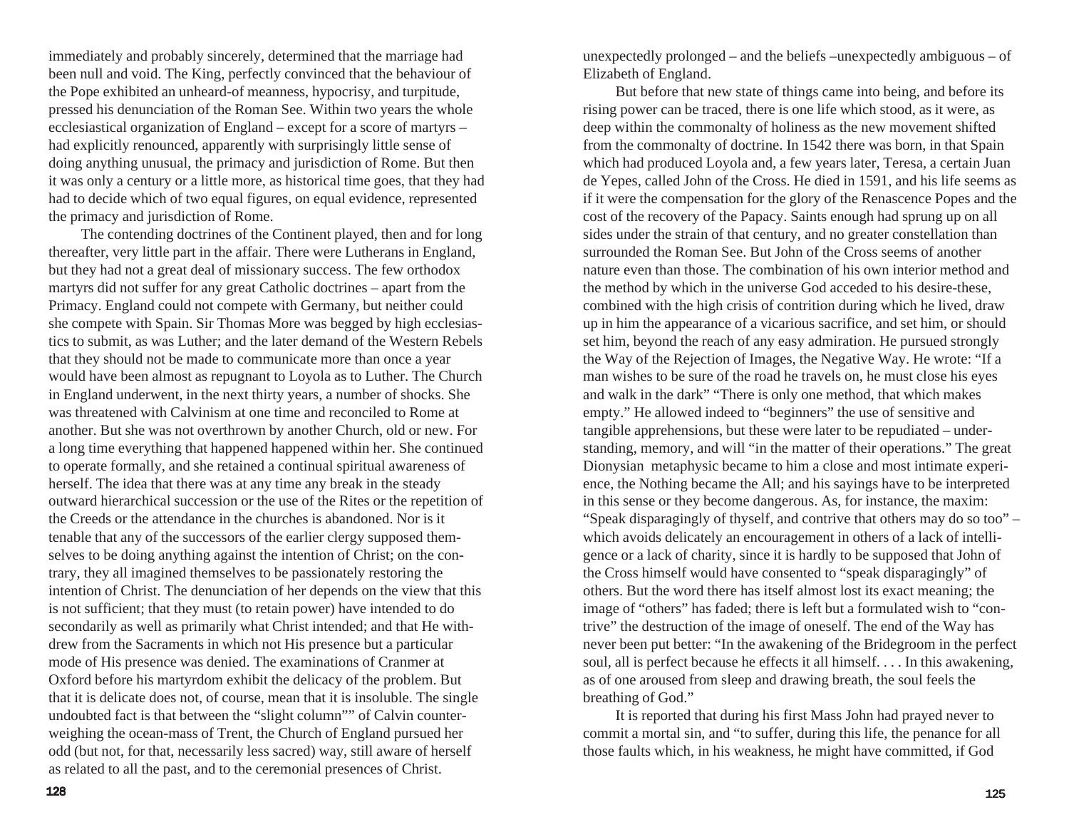immediately and probably sincerely, determined that the marriage had been null and void. The King, perfectly convinced that the behaviour of the Pope exhibited an unheard-of meanness, hypocrisy, and turpitude, pressed his denunciation of the Roman See. Within two years the whole ecclesiastical organization of England – except for a score of martyrs – had explicitly renounced, apparently with surprisingly little sense of doing anything unusual, the primacy and jurisdiction of Rome. But then it was only a century or a little more, as historical time goes, that they had had to decide which of two equal figures, on equal evidence, represented the primacy and jurisdiction of Rome.

The contending doctrines of the Continent played, then and for long thereafter, very little part in the affair. There were Lutherans in England, but they had not a great deal of missionary success. The few orthodox martyrs did not suffer for any great Catholic doctrines – apart from the Primacy. England could not compete with Germany, but neither could she compete with Spain. Sir Thomas More was begged by high ecclesiastics to submit, as was Luther; and the later demand of the Western Rebels that they should not be made to communicate more than once a year would have been almost as repugnant to Loyola as to Luther. The Church in England underwent, in the next thirty years, a number of shocks. She was threatened with Calvinism at one time and reconciled to Rome at another. But she was not overthrown by another Church, old or new. For a long time everything that happened happened within her. She continued to operate formally, and she retained a continual spiritual awareness of herself. The idea that there was at any time any break in the steady outward hierarchical succession or the use of the Rites or the repetition of the Creeds or the attendance in the churches is abandoned. Nor is it tenable that any of the successors of the earlier clergy supposed themselves to be doing anything against the intention of Christ; on the contrary, they all imagined themselves to be passionately restoring the intention of Christ. The denunciation of her depends on the view that this is not sufficient; that they must (to retain power) have intended to do secondarily as well as primarily what Christ intended; and that He withdrew from the Sacraments in which not His presence but a particular mode of His presence was denied. The examinations of Cranmer at Oxford before his martyrdom exhibit the delicacy of the problem. But that it is delicate does not, of course, mean that it is insoluble. The single undoubted fact is that between the "slight column"" of Calvin counterweighing the ocean-mass of Trent, the Church of England pursued her odd (but not, for that, necessarily less sacred) way, still aware of herself as related to all the past, and to the ceremonial presences of Christ.

unexpectedly prolonged – and the beliefs –unexpectedly ambiguous – of Elizabeth of England.

But before that new state of things came into being, and before its rising power can be traced, there is one life which stood, as it were, as deep within the commonalty of holiness as the new movement shifted from the commonalty of doctrine. In 1542 there was born, in that Spain which had produced Loyola and, a few years later, Teresa, a certain Juan de Yepes, called John of the Cross. He died in 1591, and his life seems as if it were the compensation for the glory of the Renascence Popes and the cost of the recovery of the Papacy. Saints enough had sprung up on all sides under the strain of that century, and no greater constellation than surrounded the Roman See. But John of the Cross seems of another nature even than those. The combination of his own interior method and the method by which in the universe God acceded to his desire-these, combined with the high crisis of contrition during which he lived, draw up in him the appearance of a vicarious sacrifice, and set him, or should set him, beyond the reach of any easy admiration. He pursued strongly the Way of the Rejection of Images, the Negative Way. He wrote: "If a man wishes to be sure of the road he travels on, he must close his eyes and walk in the dark" "There is only one method, that which makes empty." He allowed indeed to "beginners" the use of sensitive and tangible apprehensions, but these were later to be repudiated – understanding, memory, and will "in the matter of their operations." The great Dionysian metaphysic became to him a close and most intimate experience, the Nothing became the All; and his sayings have to be interpreted in this sense or they become dangerous. As, for instance, the maxim: "Speak disparagingly of thyself, and contrive that others may do so too" – which avoids delicately an encouragement in others of a lack of intelligence or a lack of charity, since it is hardly to be supposed that John of the Cross himself would have consented to "speak disparagingly" of others. But the word there has itself almost lost its exact meaning; the image of "others" has faded; there is left but a formulated wish to "contrive" the destruction of the image of oneself. The end of the Way has never been put better: "In the awakening of the Bridegroom in the perfect soul, all is perfect because he effects it all himself. . . . In this awakening, as of one aroused from sleep and drawing breath, the soul feels the breathing of God."

It is reported that during his first Mass John had prayed never to commit a mortal sin, and "to suffer, during this life, the penance for all those faults which, in his weakness, he might have committed, if God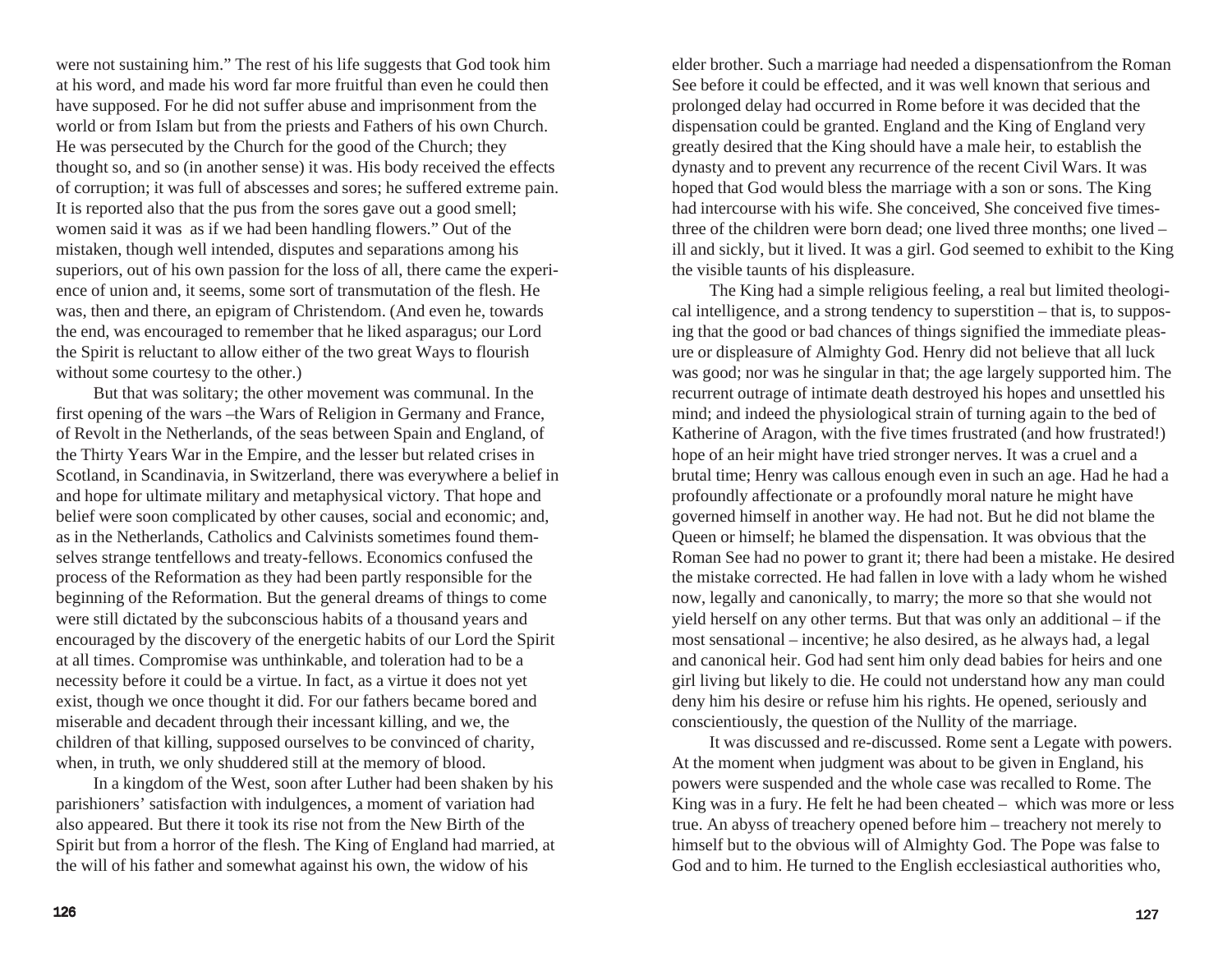were not sustaining him." The rest of his life suggests that God took him at his word, and made his word far more fruitful than even he could then have supposed. For he did not suffer abuse and imprisonment from the world or from Islam but from the priests and Fathers of his own Church. He was persecuted by the Church for the good of the Church; they thought so, and so (in another sense) it was. His body received the effects of corruption; it was full of abscesses and sores; he suffered extreme pain. It is reported also that the pus from the sores gave out a good smell; women said it was as if we had been handling flowers." Out of the mistaken, though well intended, disputes and separations among his superiors, out of his own passion for the loss of all, there came the experience of union and, it seems, some sort of transmutation of the flesh. He was, then and there, an epigram of Christendom. (And even he, towards the end, was encouraged to remember that he liked asparagus; our Lord the Spirit is reluctant to allow either of the two great Ways to flourish without some courtesy to the other.)

But that was solitary; the other movement was communal. In the first opening of the wars –the Wars of Religion in Germany and France, of Revolt in the Netherlands, of the seas between Spain and England, of the Thirty Years War in the Empire, and the lesser but related crises in Scotland, in Scandinavia, in Switzerland, there was everywhere a belief in and hope for ultimate military and metaphysical victory. That hope and belief were soon complicated by other causes, social and economic; and, as in the Netherlands, Catholics and Calvinists sometimes found themselves strange tentfellows and treaty-fellows. Economics confused the process of the Reformation as they had been partly responsible for the beginning of the Reformation. But the general dreams of things to come were still dictated by the subconscious habits of a thousand years and encouraged by the discovery of the energetic habits of our Lord the Spirit at all times. Compromise was unthinkable, and toleration had to be a necessity before it could be a virtue. In fact, as a virtue it does not yet exist, though we once thought it did. For our fathers became bored and miserable and decadent through their incessant killing, and we, the children of that killing, supposed ourselves to be convinced of charity, when, in truth, we only shuddered still at the memory of blood.

In a kingdom of the West, soon after Luther had been shaken by his parishioners' satisfaction with indulgences, a moment of variation had also appeared. But there it took its rise not from the New Birth of the Spirit but from a horror of the flesh. The King of England had married, at the will of his father and somewhat against his own, the widow of his elder brother. Such a marriage had needed a dispensationfrom the Roman See before it could be effected, and it was well known that serious and prolonged delay had occurred in Rome before it was decided that the dispensation could be granted. England and the King of England very greatly desired that the King should have a male heir, to establish the dynasty and to prevent any recurrence of the recent Civil Wars. It was hoped that God would bless the marriage with a son or sons. The King had intercourse with his wife. She conceived, She conceived five times- three of the children were born dead; one lived three months; one lived – ill and sickly, but it lived. It was a girl. God seemed to exhibit to the King the visible taunts of his displeasure.

The King had a simple religious feeling, a real but limited theological intelligence, and a strong tendency to superstition – that is, to supposing that the good or bad chances of things signified the immediate pleasure or displeasure of Almighty God. Henry did not believe that all luck was good; nor was he singular in that; the age largely supported him. The recurrent outrage of intimate death destroyed his hopes and unsettled his mind; and indeed the physiological strain of turning again to the bed of Katherine of Aragon, with the five times frustrated (and how frustrated!) hope of an heir might have tried stronger nerves. It was a cruel and a brutal time; Henry was callous enough even in such an age. Had he had a profoundly affectionate or a profoundly moral nature he might have governed himself in another way. He had not. But he did not blame the Queen or himself; he blamed the dispensation. It was obvious that the Roman See had no power to grant it; there had been a mistake. He desired the mistake corrected. He had fallen in love with a lady whom he wished now, legally and canonically, to marry; the more so that she would not yield herself on any other terms. But that was only an additional – if the most sensational – incentive; he also desired, as he always had, a legal and canonical heir. God had sent him only dead babies for heirs and one girl living but likely to die. He could not understand how any man could deny him his desire or refuse him his rights. He opened, seriously and conscientiously, the question of the Nullity of the marriage.

It was discussed and re-discussed. Rome sent a Legate with powers. At the moment when judgment was about to be given in England, his powers were suspended and the whole case was recalled to Rome. The King was in a fury. He felt he had been cheated – which was more or less true. An abyss of treachery opened before him – treachery not merely to himself but to the obvious will of Almighty God. The Pope was false to God and to him. He turned to the English ecclesiastical authorities who,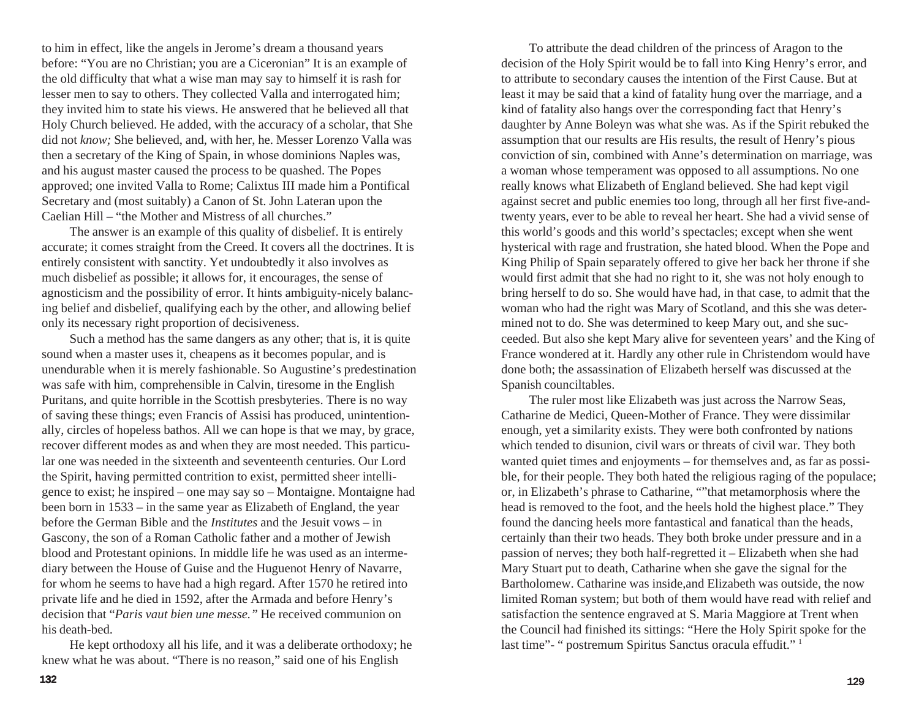to him in effect, like the angels in Jerome's dream a thousand years before: "You are no Christian; you are a Ciceronian" It is an example of the old difficulty that what a wise man may say to himself it is rash for lesser men to say to others. They collected Valla and interrogated him; they invited him to state his views. He answered that he believed all that Holy Church believed. He added, with the accuracy of a scholar, that She did not *know;* She believed, and, with her, he. Messer Lorenzo Valla was then a secretary of the King of Spain, in whose dominions Naples was, and his august master caused the process to be quashed. The Popes approved; one invited Valla to Rome; Calixtus III made him a Pontifical Secretary and (most suitably) a Canon of St. John Lateran upon the Caelian Hill – "the Mother and Mistress of all churches."

The answer is an example of this quality of disbelief. It is entirely accurate; it comes straight from the Creed. It covers all the doctrines. It is entirely consistent with sanctity. Yet undoubtedly it also involves as much disbelief as possible; it allows for, it encourages, the sense of agnosticism and the possibility of error. It hints ambiguity-nicely balancing belief and disbelief, qualifying each by the other, and allowing belief only its necessary right proportion of decisiveness.

Such a method has the same dangers as any other; that is, it is quite sound when a master uses it, cheapens as it becomes popular, and is unendurable when it is merely fashionable. So Augustine's predestination was safe with him, comprehensible in Calvin, tiresome in the English Puritans, and quite horrible in the Scottish presbyteries. There is no way of saving these things; even Francis of Assisi has produced, unintentionally, circles of hopeless bathos. All we can hope is that we may, by grace, recover different modes as and when they are most needed. This particular one was needed in the sixteenth and seventeenth centuries. Our Lord the Spirit, having permitted contrition to exist, permitted sheer intelligence to exist; he inspired – one may say so – Montaigne. Montaigne had been born in 1533 – in the same year as Elizabeth of England, the year before the German Bible and the *Institutes* and the Jesuit vows – in Gascony, the son of a Roman Catholic father and a mother of Jewish blood and Protestant opinions. In middle life he was used as an intermediary between the House of Guise and the Huguenot Henry of Navarre, for whom he seems to have had a high regard. After 1570 he retired into private life and he died in 1592, after the Armada and before Henry's decision that "*Paris vaut bien une messe."* He received communion on his death-bed.

He kept orthodoxy all his life, and it was a deliberate orthodoxy; he knew what he was about. "There is no reason," said one of his English

To attribute the dead children of the princess of Aragon to the decision of the Holy Spirit would be to fall into King Henry's error, and to attribute to secondary causes the intention of the First Cause. But at least it may be said that a kind of fatality hung over the marriage, and a kind of fatality also hangs over the corresponding fact that Henry's daughter by Anne Boleyn was what she was. As if the Spirit rebuked the assumption that our results are His results, the result of Henry's pious conviction of sin, combined with Anne's determination on marriage, was a woman whose temperament was opposed to all assumptions. No one really knows what Elizabeth of England believed. She had kept vigil against secret and public enemies too long, through all her first five-and-twenty years, ever to be able to reveal her heart. She had a vivid sense of this world's goods and this world's spectacles; except when she went hysterical with rage and frustration, she hated blood. When the Pope and King Philip of Spain separately offered to give her back her throne if she would first admit that she had no right to it, she was not holy enough to bring herself to do so. She would have had, in that case, to admit that the woman who had the right was Mary of Scotland, and this she was determined not to do. She was determined to keep Mary out, and she succeeded. But also she kept Mary alive for seventeen years' and the King of France wondered at it. Hardly any other rule in Christendom would have done both; the assassination of Elizabeth herself was discussed at the Spanish counciltables.

The ruler most like Elizabeth was just across the Narrow Seas, Catharine de Medici, Queen-Mother of France. They were dissimilar enough, yet a similarity exists. They were both confronted by nations which tended to disunion, civil wars or threats of civil war. They both wanted quiet times and enjoyments – for themselves and, as far as possible, for their people. They both hated the religious raging of the populace; or, in Elizabeth's phrase to Catharine, ""that metamorphosis where the head is removed to the foot, and the heels hold the highest place." They found the dancing heels more fantastical and fanatical than the heads, certainly than their two heads. They both broke under pressure and in a passion of nerves; they both half-regretted it – Elizabeth when she had Mary Stuart put to death, Catharine when she gave the signal for the Bartholomew. Catharine was inside,and Elizabeth was outside, the now limited Roman system; but both of them would have read with relief and satisfaction the sentence engraved at S. Maria Maggiore at Trent when the Council had finished its sittings: "Here the Holy Spirit spoke for the last time"- " postremum Spiritus Sanctus oracula effudit." [1]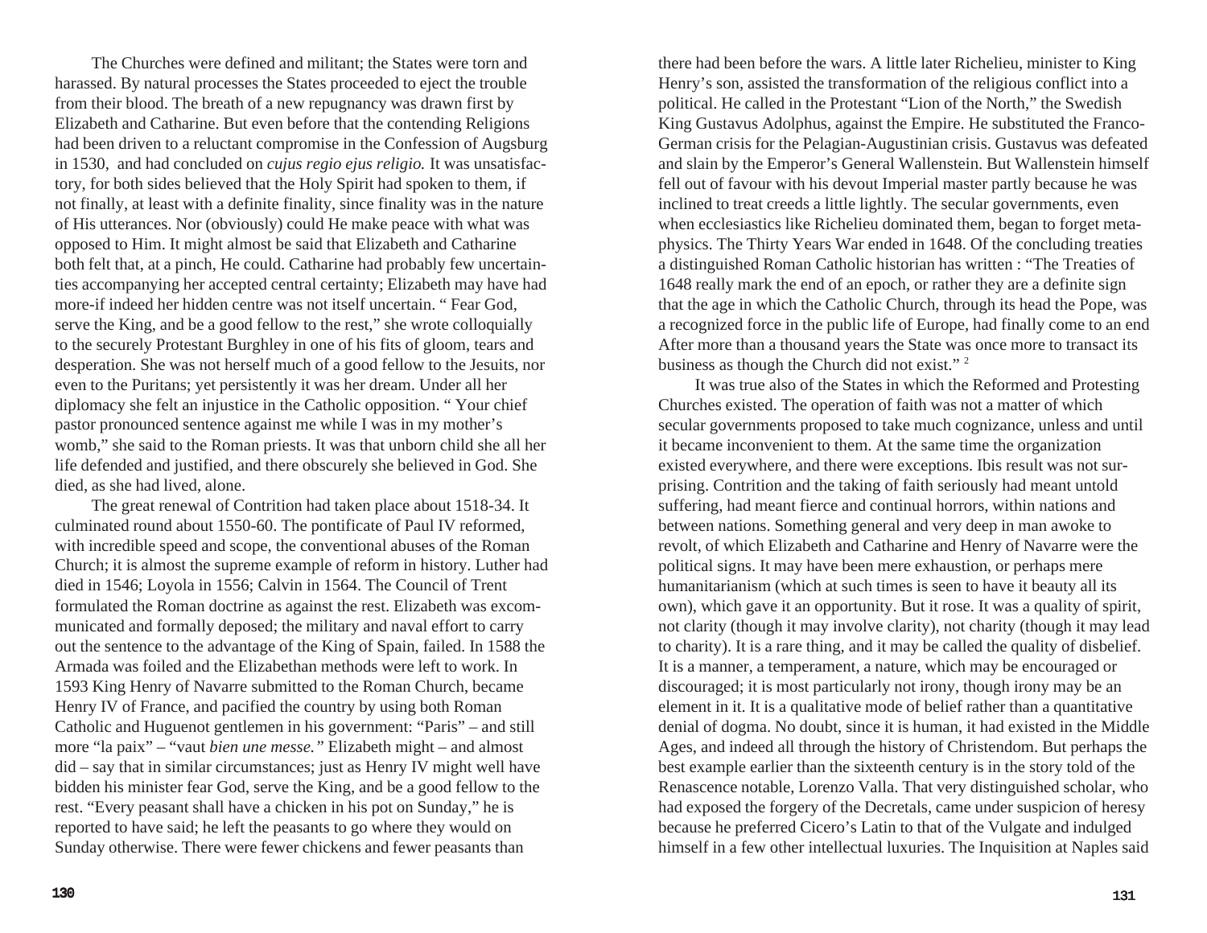The Churches were defined and militant; the States were torn and harassed. By natural processes the States proceeded to eject the trouble from their blood. The breath of a new repugnancy was drawn first by Elizabeth and Catharine. But even before that the contending Religions had been driven to a reluctant compromise in the Confession of Augsburg in 1530, and had concluded on *cujus regio ejus religio.* It was unsatisfactory, for both sides believed that the Holy Spirit had spoken to them, if not finally, at least with a definite finality, since finality was in the nature of His utterances. Nor (obviously) could He make peace with what was opposed to Him. It might almost be said that Elizabeth and Catharine both felt that, at a pinch, He could. Catharine had probably few uncertainties accompanying her accepted central certainty; Elizabeth may have had more-if indeed her hidden centre was not itself uncertain. " Fear God, serve the King, and be a good fellow to the rest," she wrote colloquially to the securely Protestant Burghley in one of his fits of gloom, tears and desperation. She was not herself much of a good fellow to the Jesuits, nor even to the Puritans; yet persistently it was her dream. Under all her diplomacy she felt an injustice in the Catholic opposition. " Your chief pastor pronounced sentence against me while I was in my mother's womb," she said to the Roman priests. It was that unborn child she all her life defended and justified, and there obscurely she believed in God. She died, as she had lived, alone.

The great renewal of Contrition had taken place about 1518-34. It culminated round about 1550-60. The pontificate of Paul IV reformed, with incredible speed and scope, the conventional abuses of the Roman Church; it is almost the supreme example of reform in history. Luther had died in 1546; Loyola in 1556; Calvin in 1564. The Council of Trent formulated the Roman doctrine as against the rest. Elizabeth was excommunicated and formally deposed; the military and naval effort to carry out the sentence to the advantage of the King of Spain, failed. In 1588 the Armada was foiled and the Elizabethan methods were left to work. In 1593 King Henry of Navarre submitted to the Roman Church, became Henry IV of France, and pacified the country by using both Roman Catholic and Huguenot gentlemen in his government: "Paris" – and still more "la paix" – "vaut *bien une messe."* Elizabeth might – and almost did – say that in similar circumstances; just as Henry IV might well have bidden his minister fear God, serve the King, and be a good fellow to the rest. "Every peasant shall have a chicken in his pot on Sunday," he is reported to have said; he left the peasants to go where they would on Sunday otherwise. There were fewer chickens and fewer peasants than there had been before the wars. A little later Richelieu, minister to King Henry's son, assisted the transformation of the religious conflict into a political. He called in the Protestant "Lion of the North," the Swedish King Gustavus Adolphus, against the Empire. He substituted the Franco-German crisis for the Pelagian-Augustinian crisis. Gustavus was defeated and slain by the Emperor's General Wallenstein. But Wallenstein himself fell out of favour with his devout Imperial master partly because he was inclined to treat creeds a little lightly. The secular governments, even when ecclesiastics like Richelieu dominated them, began to forget metaphysics. The Thirty Years War ended in 1648. Of the concluding treaties a distinguished Roman Catholic historian has written : "The Treaties of 1648 really mark the end of an epoch, or rather they are a definite sign that the age in which the Catholic Church, through its head the Pope, was a recognized force in the public life of Europe, had finally come to an end After more than a thousand years the State was once more to transact its business as though the Church did not exist." [2]

It was true also of the States in which the Reformed and Protesting Churches existed. The operation of faith was not a matter of which secular governments proposed to take much cognizance, unless and until it became inconvenient to them. At the same time the organization existed everywhere, and there were exceptions. Ibis result was not surprising. Contrition and the taking of faith seriously had meant untold suffering, had meant fierce and continual horrors, within nations and between nations. Something general and very deep in man awoke to revolt, of which Elizabeth and Catharine and Henry of Navarre were the political signs. It may have been mere exhaustion, or perhaps mere humanitarianism (which at such times is seen to have it beauty all its own), which gave it an opportunity. But it rose. It was a quality of spirit, not clarity (though it may involve clarity), not charity (though it may lead to charity). It is a rare thing, and it may be called the quality of disbelief. It is a manner, a temperament, a nature, which may be encouraged or discouraged; it is most particularly not irony, though irony may be an element in it. It is a qualitative mode of belief rather than a quantitative denial of dogma. No doubt, since it is human, it had existed in the Middle Ages, and indeed all through the history of Christendom. But perhaps the best example earlier than the sixteenth century is in the story told of the Renascence notable, Lorenzo Valla. That very distinguished scholar, who had exposed the forgery of the Decretals, came under suspicion of heresy because he preferred Cicero's Latin to that of the Vulgate and indulged himself in a few other intellectual luxuries. The Inquisition at Naples said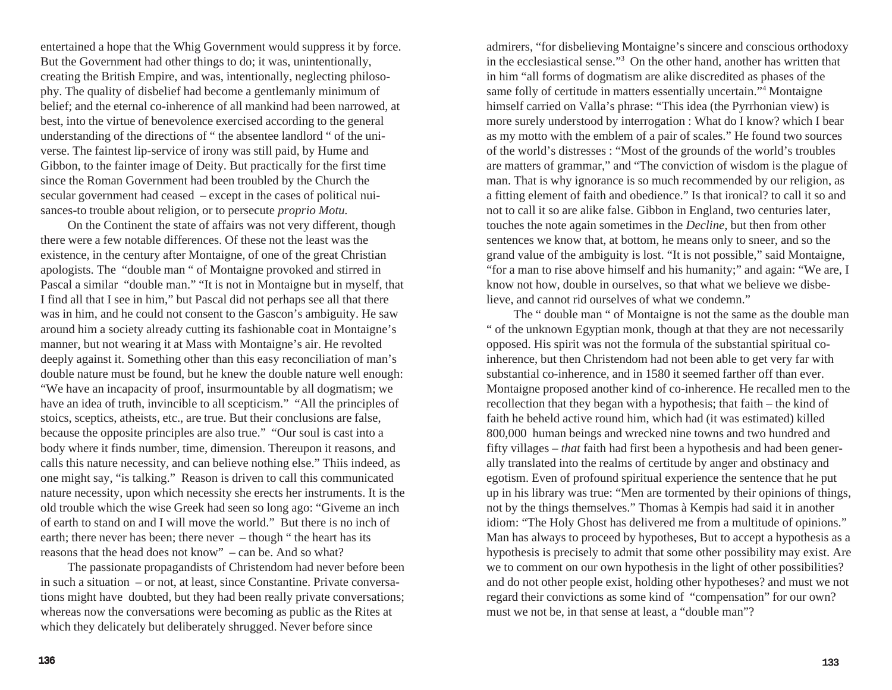entertained a hope that the Whig Government would suppress it by force. But the Government had other things to do; it was, unintentionally, creating the British Empire, and was, intentionally, neglecting philosophy. The quality of disbelief had become a gentlemanly minimum of belief; and the eternal co-inherence of all mankind had been narrowed, at best, into the virtue of benevolence exercised according to the general understanding of the directions of " the absentee landlord " of the universe. The faintest lip-service of irony was still paid, by Hume and Gibbon, to the fainter image of Deity. But practically for the first time since the Roman Government had been troubled by the Church the secular government had ceased – except in the cases of political nuisances-to trouble about religion, or to persecute *proprio Motu.*

On the Continent the state of affairs was not very different, though there were a few notable differences. Of these not the least was the existence, in the century after Montaigne, of one of the great Christian apologists. The "double man " of Montaigne provoked and stirred in Pascal a similar "double man." "It is not in Montaigne but in myself, that I find all that I see in him," but Pascal did not perhaps see all that there was in him, and he could not consent to the Gascon's ambiguity. He saw around him a society already cutting its fashionable coat in Montaigne's manner, but not wearing it at Mass with Montaigne's air. He revolted deeply against it. Something other than this easy reconciliation of man's double nature must be found, but he knew the double nature well enough: "We have an incapacity of proof, insurmountable by all dogmatism; we have an idea of truth, invincible to all scepticism." "All the principles of stoics, sceptics, atheists, etc., are true. But their conclusions are false, because the opposite principles are also true." "Our soul is cast into a body where it finds number, time, dimension. Thereupon it reasons, and calls this nature necessity, and can believe nothing else." Thiis indeed, as one might say, "is talking." Reason is driven to call this communicated nature necessity, upon which necessity she erects her instruments. It is the old trouble which the wise Greek had seen so long ago: "Giveme an inch of earth to stand on and I will move the world." But there is no inch of earth; there never has been; there never – though " the heart has its reasons that the head does not know" – can be. And so what?

The passionate propagandists of Christendom had never before been in such a situation – or not, at least, since Constantine. Private conversations might have doubted, but they had been really private conversations; whereas now the conversations were becoming as public as the Rites at which they delicately but deliberately shrugged. Never before since

admirers, "for disbelieving Montaigne's sincere and conscious orthodoxy in the ecclesiastical sense."[3] On the other hand, another has written that in him "all forms of dogmatism are alike discredited as phases of the same folly of certitude in matters essentially uncertain."[4] Montaigne himself carried on Valla's phrase: "This idea (the Pyrrhonian view) is more surely understood by interrogation : What do I know? which I bear as my motto with the emblem of a pair of scales." He found two sources of the world's distresses : "Most of the grounds of the world's troubles are matters of grammar," and "The conviction of wisdom is the plague of man. That is why ignorance is so much recommended by our religion, as a fitting element of faith and obedience." Is that ironical? to call it so and not to call it so are alike false. Gibbon in England, two centuries later, touches the note again sometimes in the *Decline,* but then from other sentences we know that, at bottom, he means only to sneer, and so the grand value of the ambiguity is lost. "It is not possible," said Montaigne, "for a man to rise above himself and his humanity;" and again: "We are, I know not how, double in ourselves, so that what we believe we disbelieve, and cannot rid ourselves of what we condemn."

The " double man " of Montaigne is not the same as the double man " of the unknown Egyptian monk, though at that they are not necessarily opposed. His spirit was not the formula of the substantial spiritual co-inherence, but then Christendom had not been able to get very far with substantial co-inherence, and in 1580 it seemed farther off than ever. Montaigne proposed another kind of co-inherence. He recalled men to the recollection that they began with a hypothesis; that faith – the kind of faith he beheld active round him, which had (it was estimated) killed 800,000 human beings and wrecked nine towns and two hundred and fifty villages – *that* faith had first been a hypothesis and had been generally translated into the realms of certitude by anger and obstinacy and egotism. Even of profound spiritual experience the sentence that he put up in his library was true: "Men are tormented by their opinions of things, not by the things themselves." Thomas à Kempis had said it in another idiom: "The Holy Ghost has delivered me from a multitude of opinions." Man has always to proceed by hypotheses, But to accept a hypothesis as a hypothesis is precisely to admit that some other possibility may exist. Are we to comment on our own hypothesis in the light of other possibilities? and do not other people exist, holding other hypotheses? and must we not regard their convictions as some kind of "compensation" for our own? must we not be, in that sense at least, a "double man"?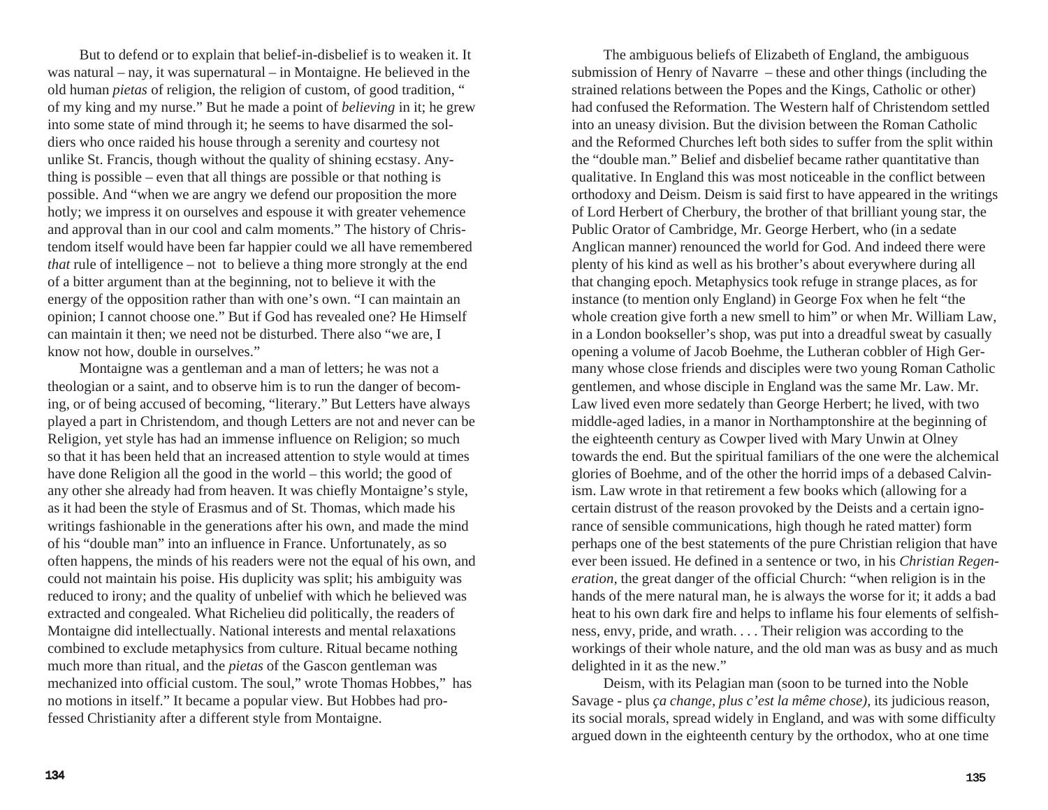But to defend or to explain that belief-in-disbelief is to weaken it. It was natural – nay, it was supernatural – in Montaigne. He believed in the old human *pietas* of religion, the religion of custom, of good tradition, " of my king and my nurse." But he made a point of *believing* in it; he grew into some state of mind through it; he seems to have disarmed the soldiers who once raided his house through a serenity and courtesy not unlike St. Francis, though without the quality of shining ecstasy. Anything is possible – even that all things are possible or that nothing is possible. And "when we are angry we defend our proposition the more hotly; we impress it on ourselves and espouse it with greater vehemence and approval than in our cool and calm moments." The history of Christendom itself would have been far happier could we all have remembered *that* rule of intelligence – not to believe a thing more strongly at the end of a bitter argument than at the beginning, not to believe it with the energy of the opposition rather than with one's own. "I can maintain an opinion; I cannot choose one." But if God has revealed one? He Himself can maintain it then; we need not be disturbed. There also "we are, I know not how, double in ourselves."

Montaigne was a gentleman and a man of letters; he was not a theologian or a saint, and to observe him is to run the danger of becoming, or of being accused of becoming, "literary." But Letters have always played a part in Christendom, and though Letters are not and never can be Religion, yet style has had an immense influence on Religion; so much so that it has been held that an increased attention to style would at times have done Religion all the good in the world – this world; the good of any other she already had from heaven. It was chiefly Montaigne's style, as it had been the style of Erasmus and of St. Thomas, which made his writings fashionable in the generations after his own, and made the mind of his "double man" into an influence in France. Unfortunately, as so often happens, the minds of his readers were not the equal of his own, and could not maintain his poise. His duplicity was split; his ambiguity was reduced to irony; and the quality of unbelief with which he believed was extracted and congealed. What Richelieu did politically, the readers of Montaigne did intellectually. National interests and mental relaxations combined to exclude metaphysics from culture. Ritual became nothing much more than ritual, and the *pietas* of the Gascon gentleman was mechanized into official custom. The soul," wrote Thomas Hobbes," has no motions in itself." It became a popular view. But Hobbes had professed Christianity after a different style from Montaigne.

The ambiguous beliefs of Elizabeth of England, the ambiguous submission of Henry of Navarre – these and other things (including the strained relations between the Popes and the Kings, Catholic or other) had confused the Reformation. The Western half of Christendom settled into an uneasy division. But the division between the Roman Catholic and the Reformed Churches left both sides to suffer from the split within the "double man." Belief and disbelief became rather quantitative than qualitative. In England this was most noticeable in the conflict between orthodoxy and Deism. Deism is said first to have appeared in the writings of Lord Herbert of Cherbury, the brother of that brilliant young star, the Public Orator of Cambridge, Mr. George Herbert, who (in a sedate Anglican manner) renounced the world for God. And indeed there were plenty of his kind as well as his brother's about everywhere during all that changing epoch. Metaphysics took refuge in strange places, as for instance (to mention only England) in George Fox when he felt "the whole creation give forth a new smell to him" or when Mr. William Law, in a London bookseller's shop, was put into a dreadful sweat by casually opening a volume of Jacob Boehme, the Lutheran cobbler of High Germany whose close friends and disciples were two young Roman Catholic gentlemen, and whose disciple in England was the same Mr. Law. Mr. Law lived even more sedately than George Herbert; he lived, with two middle-aged ladies, in a manor in Northamptonshire at the beginning of the eighteenth century as Cowper lived with Mary Unwin at Olney towards the end. But the spiritual familiars of the one were the alchemical glories of Boehme, and of the other the horrid imps of a debased Calvinism. Law wrote in that retirement a few books which (allowing for a certain distrust of the reason provoked by the Deists and a certain ignorance of sensible communications, high though he rated matter) form perhaps one of the best statements of the pure Christian religion that have ever been issued. He defined in a sentence or two, in his *Christian Regeneration*, the great danger of the official Church: "when religion is in the hands of the mere natural man, he is always the worse for it; it adds a bad heat to his own dark fire and helps to inflame his four elements of selfishness, envy, pride, and wrath. . . . Their religion was according to the workings of their whole nature, and the old man was as busy and as much delighted in it as the new."

Deism, with its Pelagian man (soon to be turned into the Noble Savage - plus *ça change, plus c'est la même chose)*, its judicious reason, its social morals, spread widely in England, and was with some difficulty argued down in the eighteenth century by the orthodox, who at one time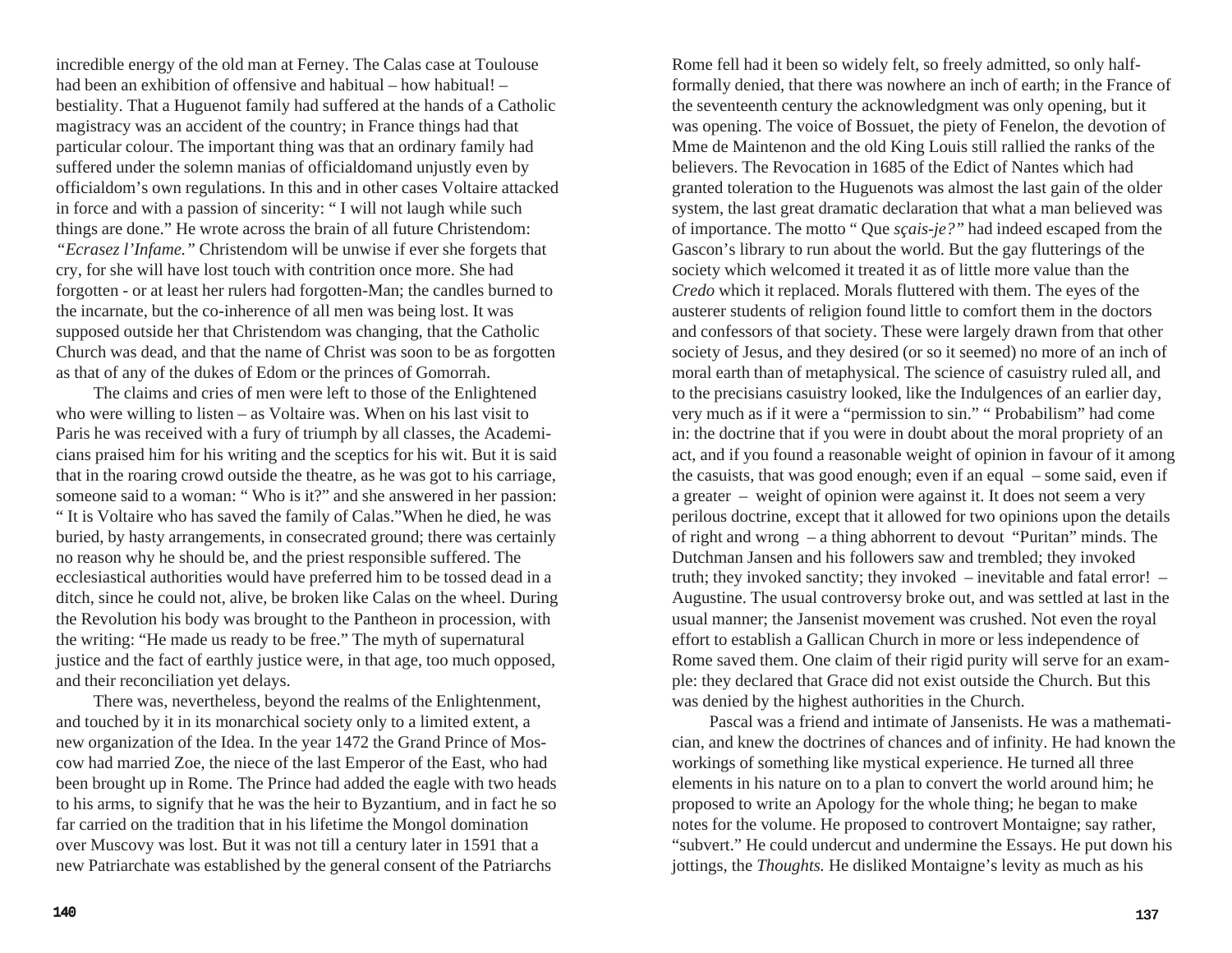incredible energy of the old man at Ferney. The Calas case at Toulouse had been an exhibition of offensive and habitual – how habitual! – bestiality. That a Huguenot family had suffered at the hands of a Catholic magistracy was an accident of the country; in France things had that particular colour. The important thing was that an ordinary family had suffered under the solemn manias of officialdomand unjustly even by officialdom's own regulations. In this and in other cases Voltaire attacked in force and with a passion of sincerity: " I will not laugh while such things are done." He wrote across the brain of all future Christendom: *"Ecrasez l'Infame."* Christendom will be unwise if ever she forgets that cry, for she will have lost touch with contrition once more. She had forgotten - or at least her rulers had forgotten-Man; the candles burned to the incarnate, but the co-inherence of all men was being lost. It was supposed outside her that Christendom was changing, that the Catholic Church was dead, and that the name of Christ was soon to be as forgotten as that of any of the dukes of Edom or the princes of Gomorrah.

The claims and cries of men were left to those of the Enlightened who were willing to listen – as Voltaire was. When on his last visit to Paris he was received with a fury of triumph by all classes, the Academicians praised him for his writing and the sceptics for his wit. But it is said that in the roaring crowd outside the theatre, as he was got to his carriage, someone said to a woman: " Who is it?" and she answered in her passion: " It is Voltaire who has saved the family of Calas."When he died, he was buried, by hasty arrangements, in consecrated ground; there was certainly no reason why he should be, and the priest responsible suffered. The ecclesiastical authorities would have preferred him to be tossed dead in a ditch, since he could not, alive, be broken like Calas on the wheel. During the Revolution his body was brought to the Pantheon in procession, with the writing: "He made us ready to be free." The myth of supernatural justice and the fact of earthly justice were, in that age, too much opposed, and their reconciliation yet delays.

There was, nevertheless, beyond the realms of the Enlightenment, and touched by it in its monarchical society only to a limited extent, a new organization of the Idea. In the year 1472 the Grand Prince of Moscow had married Zoe, the niece of the last Emperor of the East, who had been brought up in Rome. The Prince had added the eagle with two heads to his arms, to signify that he was the heir to Byzantium, and in fact he so far carried on the tradition that in his lifetime the Mongol domination over Muscovy was lost. But it was not till a century later in 1591 that a new Patriarchate was established by the general consent of the Patriarchs

Rome fell had it been so widely felt, so freely admitted, so only half-formally denied, that there was nowhere an inch of earth; in the France of the seventeenth century the acknowledgment was only opening, but it was opening. The voice of Bossuet, the piety of Fenelon, the devotion of Mme de Maintenon and the old King Louis still rallied the ranks of the believers. The Revocation in 1685 of the Edict of Nantes which had granted toleration to the Huguenots was almost the last gain of the older system, the last great dramatic declaration that what a man believed was of importance. The motto " Que *sçais-je?"* had indeed escaped from the Gascon's library to run about the world. But the gay flutterings of the society which welcomed it treated it as of little more value than the *Credo* which it replaced. Morals fluttered with them. The eyes of the austerer students of religion found little to comfort them in the doctors and confessors of that society. These were largely drawn from that other society of Jesus, and they desired (or so it seemed) no more of an inch of moral earth than of metaphysical. The science of casuistry ruled all, and to the precisians casuistry looked, like the Indulgences of an earlier day, very much as if it were a "permission to sin." " Probabilism" had come in: the doctrine that if you were in doubt about the moral propriety of an act, and if you found a reasonable weight of opinion in favour of it among the casuists, that was good enough; even if an equal – some said, even if a greater – weight of opinion were against it. It does not seem a very perilous doctrine, except that it allowed for two opinions upon the details of right and wrong – a thing abhorrent to devout "Puritan" minds. The Dutchman Jansen and his followers saw and trembled; they invoked truth; they invoked sanctity; they invoked – inevitable and fatal error! – Augustine. The usual controversy broke out, and was settled at last in the usual manner; the Jansenist movement was crushed. Not even the royal effort to establish a Gallican Church in more or less independence of Rome saved them. One claim of their rigid purity will serve for an example: they declared that Grace did not exist outside the Church. But this was denied by the highest authorities in the Church.

Pascal was a friend and intimate of Jansenists. He was a mathematician, and knew the doctrines of chances and of infinity. He had known the workings of something like mystical experience. He turned all three elements in his nature on to a plan to convert the world around him; he proposed to write an Apology for the whole thing; he began to make notes for the volume. He proposed to controvert Montaigne; say rather, "subvert." He could undercut and undermine the Essays. He put down his jottings, the *Thoughts.* He disliked Montaigne's levity as much as his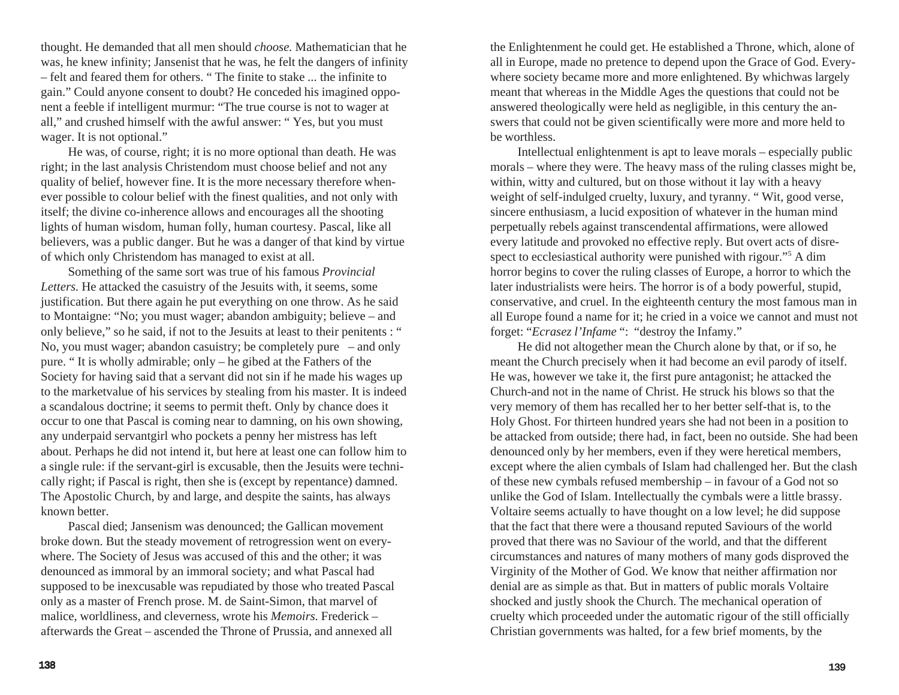thought. He demanded that all men should *choose.* Mathematician that he was, he knew infinity; Jansenist that he was, he felt the dangers of infinity – felt and feared them for others. " The finite to stake ... the infinite to gain." Could anyone consent to doubt? He conceded his imagined opponent a feeble if intelligent murmur: "The true course is not to wager at all," and crushed himself with the awful answer: " Yes, but you must wager. It is not optional."

He was, of course, right; it is no more optional than death. He was right; in the last analysis Christendom must choose belief and not any quality of belief, however fine. It is the more necessary therefore whenever possible to colour belief with the finest qualities, and not only with itself; the divine co-inherence allows and encourages all the shooting lights of human wisdom, human folly, human courtesy. Pascal, like all believers, was a public danger. But he was a danger of that kind by virtue of which only Christendom has managed to exist at all.

Something of the same sort was true of his famous *Provincial Letters.* He attacked the casuistry of the Jesuits with, it seems, some justification. But there again he put everything on one throw. As he said to Montaigne: "No; you must wager; abandon ambiguity; believe – and only believe," so he said, if not to the Jesuits at least to their penitents : " No, you must wager; abandon casuistry; be completely pure – and only pure. " It is wholly admirable; only – he gibed at the Fathers of the Society for having said that a servant did not sin if he made his wages up to the marketvalue of his services by stealing from his master. It is indeed a scandalous doctrine; it seems to permit theft. Only by chance does it occur to one that Pascal is coming near to damning, on his own showing, any underpaid servantgirl who pockets a penny her mistress has left about. Perhaps he did not intend it, but here at least one can follow him to a single rule: if the servant-girl is excusable, then the Jesuits were technically right; if Pascal is right, then she is (except by repentance) damned. The Apostolic Church, by and large, and despite the saints, has always known better.

Pascal died; Jansenism was denounced; the Gallican movement broke down. But the steady movement of retrogression went on everywhere. The Society of Jesus was accused of this and the other; it was denounced as immoral by an immoral society; and what Pascal had supposed to be inexcusable was repudiated by those who treated Pascal only as a master of French prose. M. de Saint-Simon, that marvel of malice, worldliness, and cleverness, wrote his *Memoirs.* Frederick – afterwards the Great – ascended the Throne of Prussia, and annexed all the Enlightenment he could get. He established a Throne, which, alone of all in Europe, made no pretence to depend upon the Grace of God. Everywhere society became more and more enlightened. By whichwas largely meant that whereas in the Middle Ages the questions that could not be answered theologically were held as negligible, in this century the answers that could not be given scientifically were more and more held to be worthless.

Intellectual enlightenment is apt to leave morals – especially public morals – where they were. The heavy mass of the ruling classes might be, within, witty and cultured, but on those without it lay with a heavy weight of self-indulged cruelty, luxury, and tyranny. " Wit, good verse, sincere enthusiasm, a lucid exposition of whatever in the human mind perpetually rebels against transcendental affirmations, were allowed every latitude and provoked no effective reply. But overt acts of disrespect to ecclesiastical authority were punished with rigour."[5] A dim horror begins to cover the ruling classes of Europe, a horror to which the later industrialists were heirs. The horror is of a body powerful, stupid, conservative, and cruel. In the eighteenth century the most famous man in all Europe found a name for it; he cried in a voice we cannot and must not forget: "*Ecrasez l'Infame* ": "destroy the Infamy."

He did not altogether mean the Church alone by that, or if so, he meant the Church precisely when it had become an evil parody of itself. He was, however we take it, the first pure antagonist; he attacked the Church-and not in the name of Christ. He struck his blows so that the very memory of them has recalled her to her better self-that is, to the Holy Ghost. For thirteen hundred years she had not been in a position to be attacked from outside; there had, in fact, been no outside. She had been denounced only by her members, even if they were heretical members, except where the alien cymbals of Islam had challenged her. But the clash of these new cymbals refused membership – in favour of a God not so unlike the God of Islam. Intellectually the cymbals were a little brassy. Voltaire seems actually to have thought on a low level; he did suppose that the fact that there were a thousand reputed Saviours of the world proved that there was no Saviour of the world, and that the different circumstances and natures of many mothers of many gods disproved the Virginity of the Mother of God. We know that neither affirmation nor denial are as simple as that. But in matters of public morals Voltaire shocked and justly shook the Church. The mechanical operation of cruelty which proceeded under the automatic rigour of the still officially Christian governments was halted, for a few brief moments, by the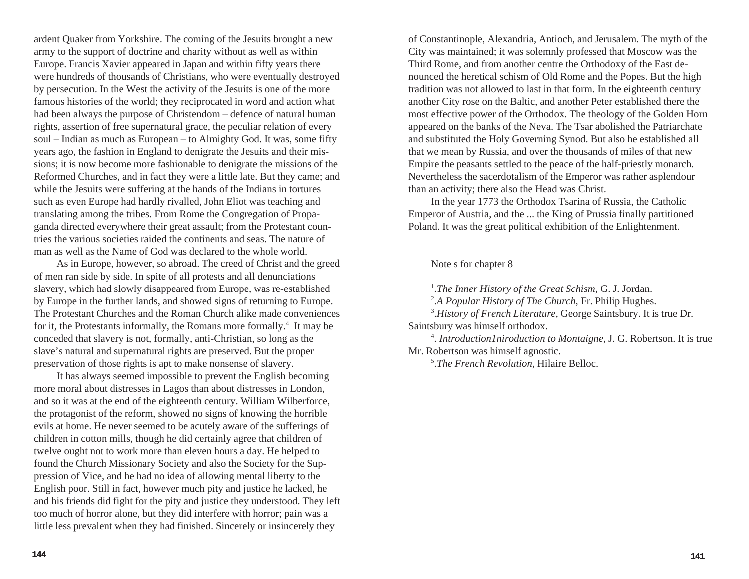ardent Quaker from Yorkshire. The coming of the Jesuits brought a new army to the support of doctrine and charity without as well as within Europe. Francis Xavier appeared in Japan and within fifty years there were hundreds of thousands of Christians, who were eventually destroyed by persecution. In the West the activity of the Jesuits is one of the more famous histories of the world; they reciprocated in word and action what had been always the purpose of Christendom – defence of natural human rights, assertion of free supernatural grace, the peculiar relation of every soul – Indian as much as European – to Almighty God. It was, some fifty years ago, the fashion in England to denigrate the Jesuits and their missions; it is now become more fashionable to denigrate the missions of the Reformed Churches, and in fact they were a little late. But they came; and while the Jesuits were suffering at the hands of the Indians in tortures such as even Europe had hardly rivalled, John Eliot was teaching and translating among the tribes. From Rome the Congregation of Propaganda directed everywhere their great assault; from the Protestant countries the various societies raided the continents and seas. The nature of man as well as the Name of God was declared to the whole world.

As in Europe, however, so abroad. The creed of Christ and the greed of men ran side by side. In spite of all protests and all denunciations slavery, which had slowly disappeared from Europe, was re-established by Europe in the further lands, and showed signs of returning to Europe. The Protestant Churches and the Roman Church alike made conveniences for it, the Protestants informally, the Romans more formally.[4] It may be conceded that slavery is not, formally, anti-Christian, so long as the slave's natural and supernatural rights are preserved. But the proper preservation of those rights is apt to make nonsense of slavery.

It has always seemed impossible to prevent the English becoming more moral about distresses in Lagos than about distresses in London, and so it was at the end of the eighteenth century. William Wilberforce, the protagonist of the reform, showed no signs of knowing the horrible evils at home. He never seemed to be acutely aware of the sufferings of children in cotton mills, though he did certainly agree that children of twelve ought not to work more than eleven hours a day. He helped to found the Church Missionary Society and also the Society for the Suppression of Vice, and he had no idea of allowing mental liberty to the English poor. Still in fact, however much pity and justice he lacked, he and his friends did fight for the pity and justice they understood. They left too much of horror alone, but they did interfere with horror; pain was a little less prevalent when they had finished. Sincerely or insincerely they

of Constantinople, Alexandria, Antioch, and Jerusalem. The myth of the City was maintained; it was solemnly professed that Moscow was the Third Rome, and from another centre the Orthodoxy of the East denounced the heretical schism of Old Rome and the Popes. But the high tradition was not allowed to last in that form. In the eighteenth century another City rose on the Baltic, and another Peter established there the most effective power of the Orthodox. The theology of the Golden Horn appeared on the banks of the Neva. The Tsar abolished the Patriarchate and substituted the Holy Governing Synod. But also he established all that we mean by Russia, and over the thousands of miles of that new Empire the peasants settled to the peace of the half-priestly monarch. Nevertheless the sacerdotalism of the Emperor was rather asplendour than an activity; there also the Head was Christ.

In the year 1773 the Orthodox Tsarina of Russia, the Catholic Emperor of Austria, and the ... the King of Prussia finally partitioned Poland. It was the great political exhibition of the Enlightenment.

Note s for chapter 8

[1]. *The Inner History of the Great Schism*, G. J. Jordan.

[2]. *A Popular History of The Church*, Fr. Philip Hughes.

[3]. *History of French Literature*, George Saintsbury. It is true Dr. Saintsbury was himself orthodox.

[4]. *Introduction1niroduction to Montaigne*, J. G. Robertson. It is true Mr. Robertson was himself agnostic.

[5]. *The French Revolution*, Hilaire Belloc.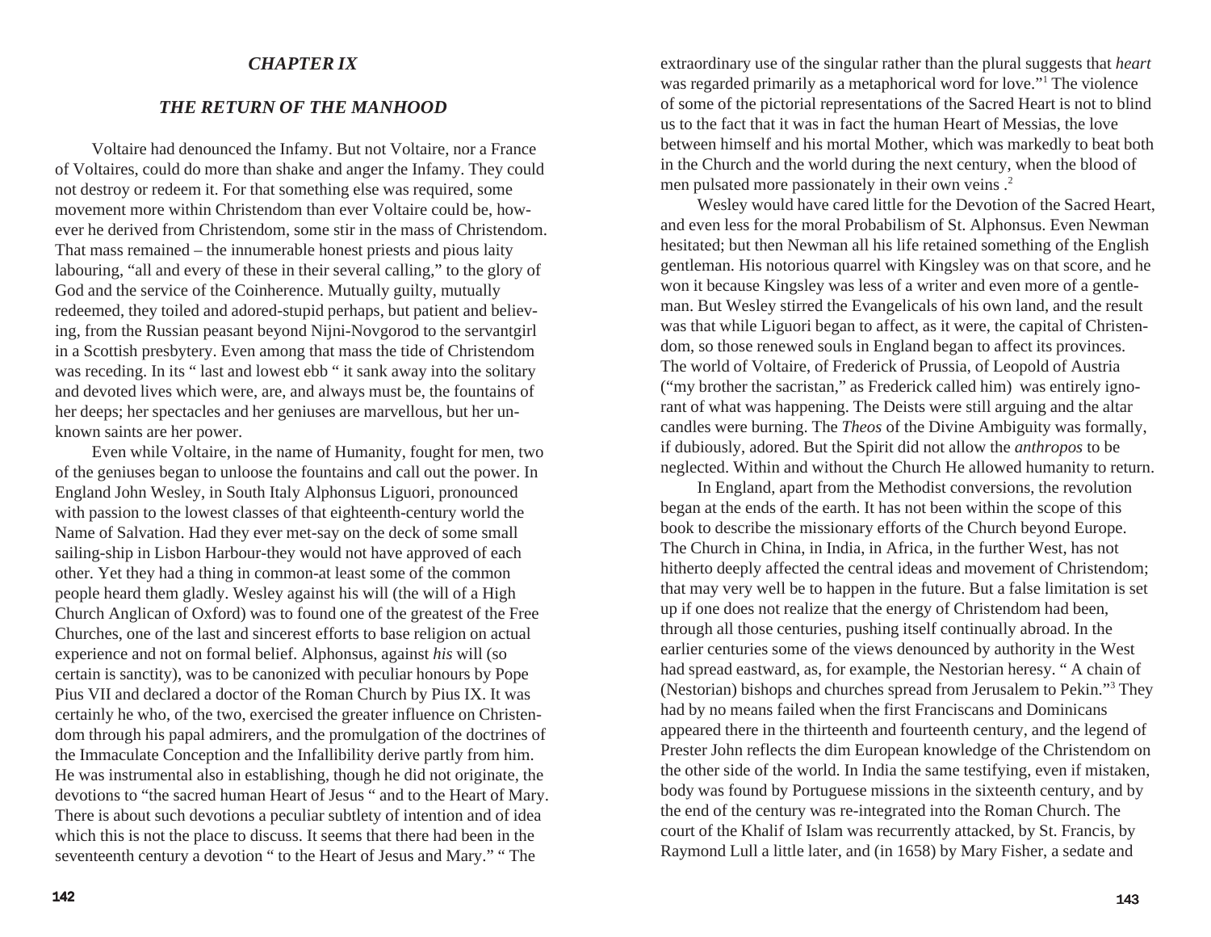## *CHAPTER IX*

## *THE RETURN OF THE MANHOOD*

Voltaire had denounced the Infamy. But not Voltaire, nor a France of Voltaires, could do more than shake and anger the Infamy. They could not destroy or redeem it. For that something else was required, some movement more within Christendom than ever Voltaire could be, however he derived from Christendom, some stir in the mass of Christendom. That mass remained – the innumerable honest priests and pious laity labouring, "all and every of these in their several calling," to the glory of God and the service of the Coinherence. Mutually guilty, mutually redeemed, they toiled and adored-stupid perhaps, but patient and believing, from the Russian peasant beyond Nijni-Novgorod to the servantgirl in a Scottish presbytery. Even among that mass the tide of Christendom was receding. In its " last and lowest ebb " it sank away into the solitary and devoted lives which were, are, and always must be, the fountains of her deeps; her spectacles and her geniuses are marvellous, but her unknown saints are her power.

Even while Voltaire, in the name of Humanity, fought for men, two of the geniuses began to unloose the fountains and call out the power. In England John Wesley, in South Italy Alphonsus Liguori, pronounced with passion to the lowest classes of that eighteenth-century world the Name of Salvation. Had they ever met-say on the deck of some small sailing-ship in Lisbon Harbour-they would not have approved of each other. Yet they had a thing in common-at least some of the common people heard them gladly. Wesley against his will (the will of a High Church Anglican of Oxford) was to found one of the greatest of the Free Churches, one of the last and sincerest efforts to base religion on actual experience and not on formal belief. Alphonsus, against *his* will (so certain is sanctity), was to be canonized with peculiar honours by Pope Pius VII and declared a doctor of the Roman Church by Pius IX. It was certainly he who, of the two, exercised the greater influence on Christendom through his papal admirers, and the promulgation of the doctrines of the Immaculate Conception and the Infallibility derive partly from him. He was instrumental also in establishing, though he did not originate, the devotions to "the sacred human Heart of Jesus " and to the Heart of Mary. There is about such devotions a peculiar subtlety of intention and of idea which this is not the place to discuss. It seems that there had been in the seventeenth century a devotion " to the Heart of Jesus and Mary." " The extraordinary use of the singular rather than the plural suggests that *heart* was regarded primarily as a metaphorical word for love."[1] The violence of some of the pictorial representations of the Sacred Heart is not to blind us to the fact that it was in fact the human Heart of Messias, the love between himself and his mortal Mother, which was markedly to beat both in the Church and the world during the next century, when the blood of men pulsated more passionately in their own veins .[2]

Wesley would have cared little for the Devotion of the Sacred Heart, and even less for the moral Probabilism of St. Alphonsus. Even Newman hesitated; but then Newman all his life retained something of the English gentleman. His notorious quarrel with Kingsley was on that score, and he won it because Kingsley was less of a writer and even more of a gentleman. But Wesley stirred the Evangelicals of his own land, and the result was that while Liguori began to affect, as it were, the capital of Christendom, so those renewed souls in England began to affect its provinces. The world of Voltaire, of Frederick of Prussia, of Leopold of Austria ("my brother the sacristan," as Frederick called him) was entirely ignorant of what was happening. The Deists were still arguing and the altar candles were burning. The *Theos* of the Divine Ambiguity was formally, if dubiously, adored. But the Spirit did not allow the *anthropos* to be neglected. Within and without the Church He allowed humanity to return.

In England, apart from the Methodist conversions, the revolution began at the ends of the earth. It has not been within the scope of this book to describe the missionary efforts of the Church beyond Europe. The Church in China, in India, in Africa, in the further West, has not hitherto deeply affected the central ideas and movement of Christendom; that may very well be to happen in the future. But a false limitation is set up if one does not realize that the energy of Christendom had been, through all those centuries, pushing itself continually abroad. In the earlier centuries some of the views denounced by authority in the West had spread eastward, as, for example, the Nestorian heresy. " A chain of (Nestorian) bishops and churches spread from Jerusalem to Pekin."[3] They had by no means failed when the first Franciscans and Dominicans appeared there in the thirteenth and fourteenth century, and the legend of Prester John reflects the dim European knowledge of the Christendom on the other side of the world. In India the same testifying, even if mistaken, body was found by Portuguese missions in the sixteenth century, and by the end of the century was re-integrated into the Roman Church. The court of the Khalif of Islam was recurrently attacked, by St. Francis, by Raymond Lull a little later, and (in 1658) by Mary Fisher, a sedate and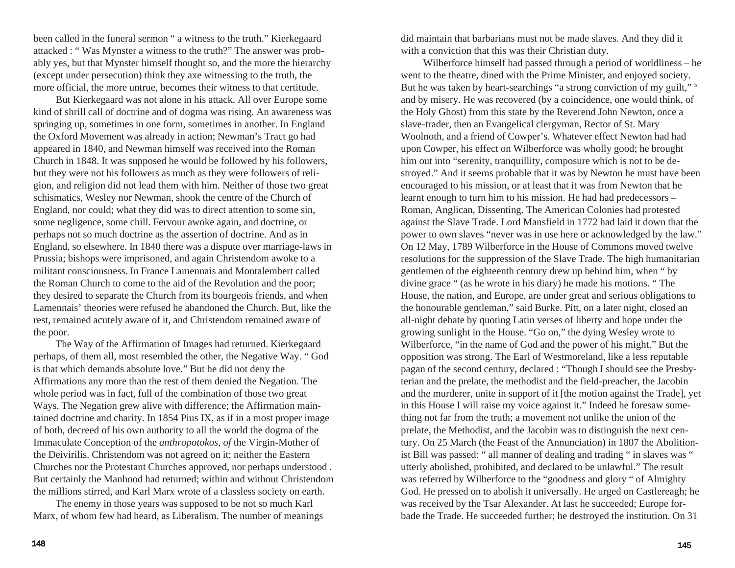been called in the funeral sermon " a witness to the truth." Kierkegaard attacked : " Was Mynster a witness to the truth?" The answer was probably yes, but that Mynster himself thought so, and the more the hierarchy (except under persecution) think they axe witnessing to the truth, the more official, the more untrue, becomes their witness to that certitude.

But Kierkegaard was not alone in his attack. All over Europe some kind of shrill call of doctrine and of dogma was rising. An awareness was springing up, sometimes in one form, sometimes in another. In England the Oxford Movement was already in action; Newman's Tract go had appeared in 1840, and Newman himself was received into the Roman Church in 1848. It was supposed he would be followed by his followers, but they were not his followers as much as they were followers of religion, and religion did not lead them with him. Neither of those two great schismatics, Wesley nor Newman, shook the centre of the Church of England, nor could; what they did was to direct attention to some sin, some negligence, some chill. Fervour awoke again, and doctrine, or perhaps not so much doctrine as the assertion of doctrine. And as in England, so elsewhere. In 1840 there was a dispute over marriage-laws in Prussia; bishops were imprisoned, and again Christendom awoke to a militant consciousness. In France Lamennais and Montalembert called the Roman Church to come to the aid of the Revolution and the poor; they desired to separate the Church from its bourgeois friends, and when Lamennais' theories were refused he abandoned the Church. But, like the rest, remained acutely aware of it, and Christendom remained aware of the poor.

The Way of the Affirmation of Images had returned. Kierkegaard perhaps, of them all, most resembled the other, the Negative Way. " God is that which demands absolute love." But he did not deny the Affirmations any more than the rest of them denied the Negation. The whole period was in fact, full of the combination of those two great Ways. The Negation grew alive with difference; the Affirmation maintained doctrine and charity. In 1854 Pius IX, as if in a most proper image of both, decreed of his own authority to all the world the dogma of the Immaculate Conception of the *anthropotokos, of* the Virgin-Mother of the Deivirilis. Christendom was not agreed on it; neither the Eastern Churches nor the Protestant Churches approved, nor perhaps understood . But certainly the Manhood had returned; within and without Christendom the millions stirred, and Karl Marx wrote of a classless society on earth.

The enemy in those years was supposed to be not so much Karl Marx, of whom few had heard, as Liberalism. The number of meanings

did maintain that barbarians must not be made slaves. And they did it with a conviction that this was their Christian duty.

Wilberforce himself had passed through a period of worldliness – he went to the theatre, dined with the Prime Minister, and enjoyed society. But he was taken by heart-searchings "a strong conviction of my guilt," [5] and by misery. He was recovered (by a coincidence, one would think, of the Holy Ghost) from this state by the Reverend John Newton, once a slave-trader, then an Evangelical clergyman, Rector of St. Mary Woolnoth, and a friend of Cowper's. Whatever effect Newton had had upon Cowper, his effect on Wilberforce was wholly good; he brought him out into "serenity, tranquillity, composure which is not to be destroyed." And it seems probable that it was by Newton he must have been encouraged to his mission, or at least that it was from Newton that he learnt enough to turn him to his mission. He had had predecessors – Roman, Anglican, Dissenting. The American Colonies had protested against the Slave Trade. Lord Mansfield in 1772 had laid it down that the power to own slaves "never was in use here or acknowledged by the law." On 12 May, 1789 Wilberforce in the House of Commons moved twelve resolutions for the suppression of the Slave Trade. The high humanitarian gentlemen of the eighteenth century drew up behind him, when " by divine grace " (as he wrote in his diary) he made his motions. " The House, the nation, and Europe, are under great and serious obligations to the honourable gentleman," said Burke. Pitt, on a later night, closed an all-night debate by quoting Latin verses of liberty and hope under the growing sunlight in the House. "Go on," the dying Wesley wrote to Wilberforce, "in the name of God and the power of his might." But the opposition was strong. The Earl of Westmoreland, like a less reputable pagan of the second century, declared : "Though I should see the Presbyterian and the prelate, the methodist and the field-preacher, the Jacobin and the murderer, unite in support of it [the motion against the Trade], yet in this House I will raise my voice against it." Indeed he foresaw something not far from the truth; a movement not unlike the union of the prelate, the Methodist, and the Jacobin was to distinguish the next century. On 25 March (the Feast of the Annunciation) in 1807 the Abolitionist Bill was passed: " all manner of dealing and trading " in slaves was " utterly abolished, prohibited, and declared to be unlawful." The result was referred by Wilberforce to the "goodness and glory " of Almighty God. He pressed on to abolish it universally. He urged on Castlereagh; he was received by the Tsar Alexander. At last he succeeded; Europe forbade the Trade. He succeeded further; he destroyed the institution. On 31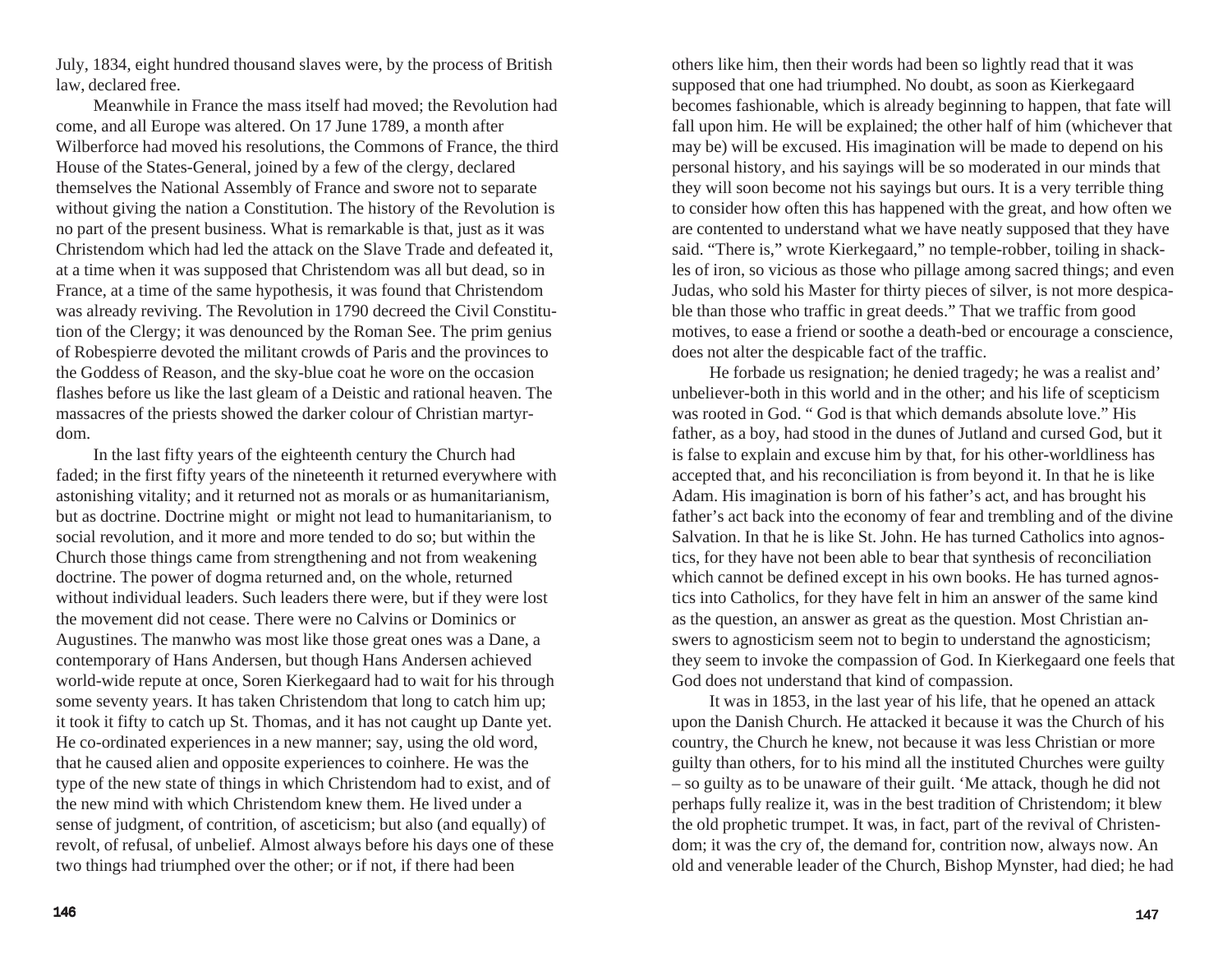July, 1834, eight hundred thousand slaves were, by the process of British law, declared free.

Meanwhile in France the mass itself had moved; the Revolution had come, and all Europe was altered. On 17 June 1789, a month after Wilberforce had moved his resolutions, the Commons of France, the third House of the States-General, joined by a few of the clergy, declared themselves the National Assembly of France and swore not to separate without giving the nation a Constitution. The history of the Revolution is no part of the present business. What is remarkable is that, just as it was Christendom which had led the attack on the Slave Trade and defeated it, at a time when it was supposed that Christendom was all but dead, so in France, at a time of the same hypothesis, it was found that Christendom was already reviving. The Revolution in 1790 decreed the Civil Constitution of the Clergy; it was denounced by the Roman See. The prim genius of Robespierre devoted the militant crowds of Paris and the provinces to the Goddess of Reason, and the sky-blue coat he wore on the occasion flashes before us like the last gleam of a Deistic and rational heaven. The massacres of the priests showed the darker colour of Christian martyrdom.

In the last fifty years of the eighteenth century the Church had faded; in the first fifty years of the nineteenth it returned everywhere with astonishing vitality; and it returned not as morals or as humanitarianism, but as doctrine. Doctrine might or might not lead to humanitarianism, to social revolution, and it more and more tended to do so; but within the Church those things came from strengthening and not from weakening doctrine. The power of dogma returned and, on the whole, returned without individual leaders. Such leaders there were, but if they were lost the movement did not cease. There were no Calvins or Dominics or Augustines. The manwho was most like those great ones was a Dane, a contemporary of Hans Andersen, but though Hans Andersen achieved world-wide repute at once, Soren Kierkegaard had to wait for his through some seventy years. It has taken Christendom that long to catch him up; it took it fifty to catch up St. Thomas, and it has not caught up Dante yet. He co-ordinated experiences in a new manner; say, using the old word, that he caused alien and opposite experiences to coinhere. He was the type of the new state of things in which Christendom had to exist, and of the new mind with which Christendom knew them. He lived under a sense of judgment, of contrition, of asceticism; but also (and equally) of revolt, of refusal, of unbelief. Almost always before his days one of these two things had triumphed over the other; or if not, if there had been others like him, then their words had been so lightly read that it was supposed that one had triumphed. No doubt, as soon as Kierkegaard becomes fashionable, which is already beginning to happen, that fate will fall upon him. He will be explained; the other half of him (whichever that may be) will be excused. His imagination will be made to depend on his personal history, and his sayings will be so moderated in our minds that they will soon become not his sayings but ours. It is a very terrible thing to consider how often this has happened with the great, and how often we are contented to understand what we have neatly supposed that they have said. "There is," wrote Kierkegaard," no temple-robber, toiling in shackles of iron, so vicious as those who pillage among sacred things; and even Judas, who sold his Master for thirty pieces of silver, is not more despicable than those who traffic in great deeds." That we traffic from good motives, to ease a friend or soothe a death-bed or encourage a conscience, does not alter the despicable fact of the traffic.

He forbade us resignation; he denied tragedy; he was a realist and' unbeliever-both in this world and in the other; and his life of scepticism was rooted in God. " God is that which demands absolute love." His father, as a boy, had stood in the dunes of Jutland and cursed God, but it is false to explain and excuse him by that, for his other-worldliness has accepted that, and his reconciliation is from beyond it. In that he is like Adam. His imagination is born of his father's act, and has brought his father's act back into the economy of fear and trembling and of the divine Salvation. In that he is like St. John. He has turned Catholics into agnostics, for they have not been able to bear that synthesis of reconciliation which cannot be defined except in his own books. He has turned agnostics into Catholics, for they have felt in him an answer of the same kind as the question, an answer as great as the question. Most Christian answers to agnosticism seem not to begin to understand the agnosticism; they seem to invoke the compassion of God. In Kierkegaard one feels that God does not understand that kind of compassion.

It was in 1853, in the last year of his life, that he opened an attack upon the Danish Church. He attacked it because it was the Church of his country, the Church he knew, not because it was less Christian or more guilty than others, for to his mind all the instituted Churches were guilty – so guilty as to be unaware of their guilt. 'Me attack, though he did not perhaps fully realize it, was in the best tradition of Christendom; it blew the old prophetic trumpet. It was, in fact, part of the revival of Christendom; it was the cry of, the demand for, contrition now, always now. An old and venerable leader of the Church, Bishop Mynster, had died; he had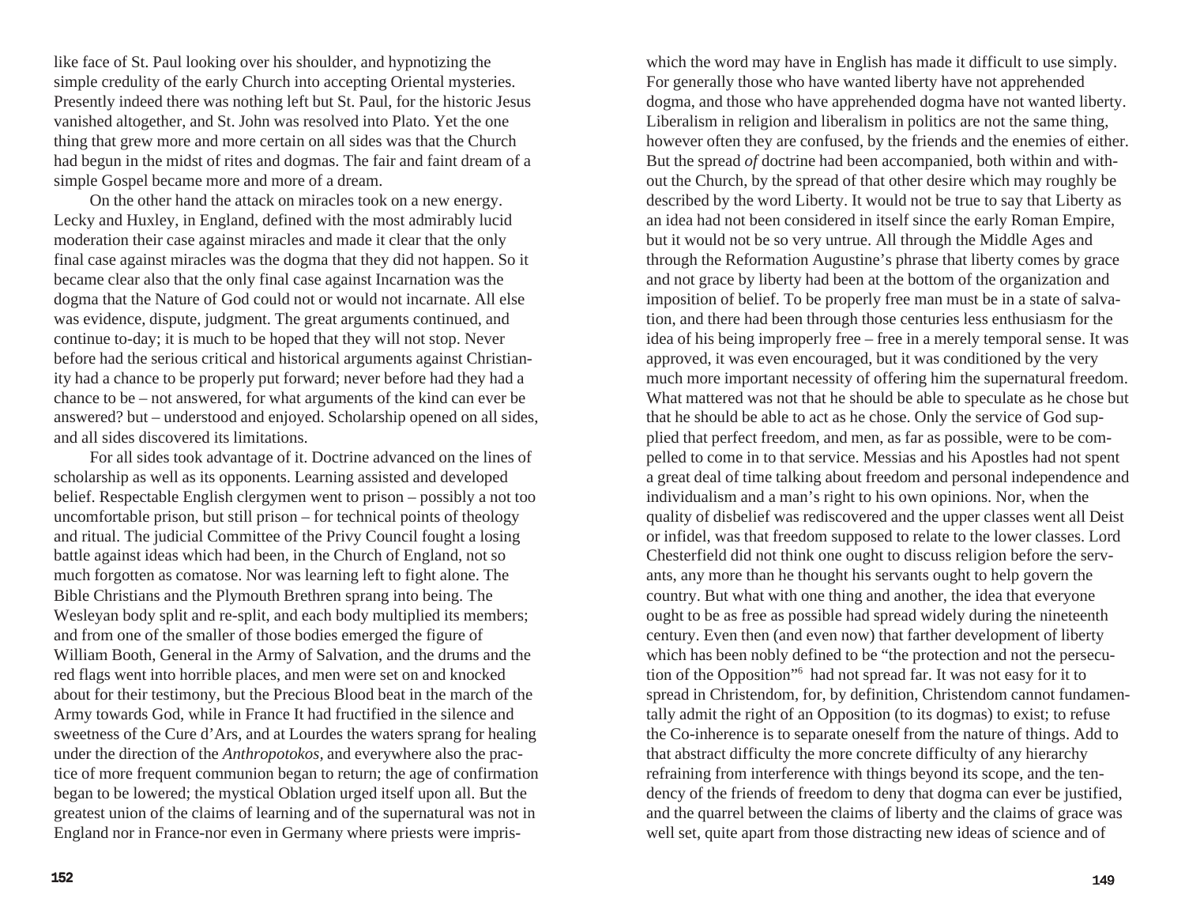like face of St. Paul looking over his shoulder, and hypnotizing the simple credulity of the early Church into accepting Oriental mysteries. Presently indeed there was nothing left but St. Paul, for the historic Jesus vanished altogether, and St. John was resolved into Plato. Yet the one thing that grew more and more certain on all sides was that the Church had begun in the midst of rites and dogmas. The fair and faint dream of a simple Gospel became more and more of a dream.

On the other hand the attack on miracles took on a new energy. Lecky and Huxley, in England, defined with the most admirably lucid moderation their case against miracles and made it clear that the only final case against miracles was the dogma that they did not happen. So it became clear also that the only final case against Incarnation was the dogma that the Nature of God could not or would not incarnate. All else was evidence, dispute, judgment. The great arguments continued, and continue to-day; it is much to be hoped that they will not stop. Never before had the serious critical and historical arguments against Christianity had a chance to be properly put forward; never before had they had a chance to be – not answered, for what arguments of the kind can ever be answered? but – understood and enjoyed. Scholarship opened on all sides, and all sides discovered its limitations.

For all sides took advantage of it. Doctrine advanced on the lines of scholarship as well as its opponents. Learning assisted and developed belief. Respectable English clergymen went to prison – possibly a not too uncomfortable prison, but still prison – for technical points of theology and ritual. The judicial Committee of the Privy Council fought a losing battle against ideas which had been, in the Church of England, not so much forgotten as comatose. Nor was learning left to fight alone. The Bible Christians and the Plymouth Brethren sprang into being. The Wesleyan body split and re-split, and each body multiplied its members; and from one of the smaller of those bodies emerged the figure of William Booth, General in the Army of Salvation, and the drums and the red flags went into horrible places, and men were set on and knocked about for their testimony, but the Precious Blood beat in the march of the Army towards God, while in France It had fructified in the silence and sweetness of the Cure d'Ars, and at Lourdes the waters sprang for healing under the direction of the *Anthropotokos*, and everywhere also the practice of more frequent communion began to return; the age of confirmation began to be lowered; the mystical Oblation urged itself upon all. But the greatest union of the claims of learning and of the supernatural was not in England nor in France-nor even in Germany where priests were impris-

which the word may have in English has made it difficult to use simply. For generally those who have wanted liberty have not apprehended dogma, and those who have apprehended dogma have not wanted liberty. Liberalism in religion and liberalism in politics are not the same thing, however often they are confused, by the friends and the enemies of either. But the spread *of* doctrine had been accompanied, both within and without the Church, by the spread of that other desire which may roughly be described by the word Liberty. It would not be true to say that Liberty as an idea had not been considered in itself since the early Roman Empire, but it would not be so very untrue. All through the Middle Ages and through the Reformation Augustine's phrase that liberty comes by grace and not grace by liberty had been at the bottom of the organization and imposition of belief. To be properly free man must be in a state of salvation, and there had been through those centuries less enthusiasm for the idea of his being improperly free – free in a merely temporal sense. It was approved, it was even encouraged, but it was conditioned by the very much more important necessity of offering him the supernatural freedom. What mattered was not that he should be able to speculate as he chose but that he should be able to act as he chose. Only the service of God supplied that perfect freedom, and men, as far as possible, were to be compelled to come in to that service. Messias and his Apostles had not spent a great deal of time talking about freedom and personal independence and individualism and a man's right to his own opinions. Nor, when the quality of disbelief was rediscovered and the upper classes went all Deist or infidel, was that freedom supposed to relate to the lower classes. Lord Chesterfield did not think one ought to discuss religion before the servants, any more than he thought his servants ought to help govern the country. But what with one thing and another, the idea that everyone ought to be as free as possible had spread widely during the nineteenth century. Even then (and even now) that farther development of liberty which has been nobly defined to be "the protection and not the persecution of the Opposition"[6] had not spread far. It was not easy for it to spread in Christendom, for, by definition, Christendom cannot fundamentally admit the right of an Opposition (to its dogmas) to exist; to refuse the Co-inherence is to separate oneself from the nature of things. Add to that abstract difficulty the more concrete difficulty of any hierarchy refraining from interference with things beyond its scope, and the tendency of the friends of freedom to deny that dogma can ever be justified, and the quarrel between the claims of liberty and the claims of grace was well set, quite apart from those distracting new ideas of science and of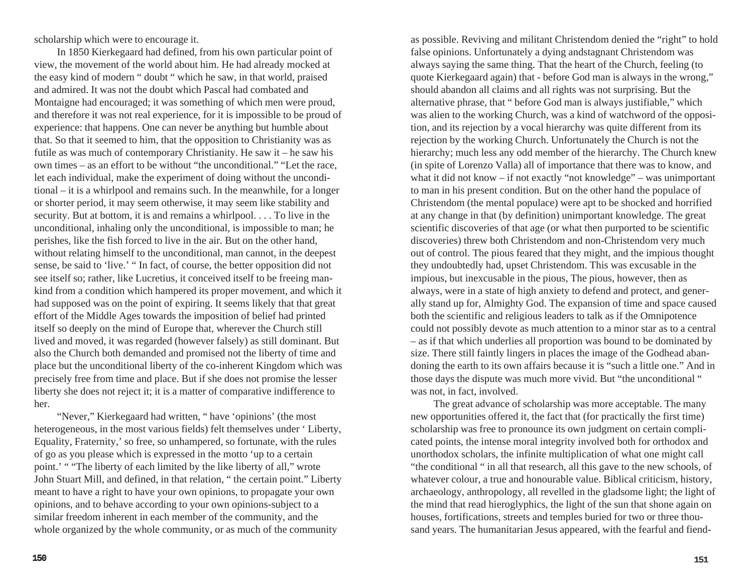scholarship which were to encourage it.

In 1850 Kierkegaard had defined, from his own particular point of view, the movement of the world about him. He had already mocked at the easy kind of modern " doubt " which he saw, in that world, praised and admired. It was not the doubt which Pascal had combated and Montaigne had encouraged; it was something of which men were proud, and therefore it was not real experience, for it is impossible to be proud of experience: that happens. One can never be anything but humble about that. So that it seemed to him, that the opposition to Christianity was as futile as was much of contemporary Christianity. He saw it – he saw his own times – as an effort to be without "the unconditional." "Let the race, let each individual, make the experiment of doing without the unconditional – it is a whirlpool and remains such. In the meanwhile, for a longer or shorter period, it may seem otherwise, it may seem like stability and security. But at bottom, it is and remains a whirlpool. . . . To live in the unconditional, inhaling only the unconditional, is impossible to man; he perishes, like the fish forced to live in the air. But on the other hand, without relating himself to the unconditional, man cannot, in the deepest sense, be said to 'live.' " In fact, of course, the better opposition did not see itself so; rather, like Lucretius, it conceived itself to be freeing mankind from a condition which hampered its proper movement, and which it had supposed was on the point of expiring. It seems likely that that great effort of the Middle Ages towards the imposition of belief had printed itself so deeply on the mind of Europe that, wherever the Church still lived and moved, it was regarded (however falsely) as still dominant. But also the Church both demanded and promised not the liberty of time and place but the unconditional liberty of the co-inherent Kingdom which was precisely free from time and place. But if she does not promise the lesser liberty she does not reject it; it is a matter of comparative indifference to her.

"Never," Kierkegaard had written, " have 'opinions' (the most heterogeneous, in the most various fields) felt themselves under ' Liberty, Equality, Fraternity,' so free, so unhampered, so fortunate, with the rules of go as you please which is expressed in the motto 'up to a certain point.' " "The liberty of each limited by the like liberty of all," wrote John Stuart Mill, and defined, in that relation, " the certain point." Liberty meant to have a right to have your own opinions, to propagate your own opinions, and to behave according to your own opinions-subject to a similar freedom inherent in each member of the community, and the whole organized by the whole community, or as much of the community as possible. Reviving and militant Christendom denied the "right" to hold false opinions. Unfortunately a dying andstagnant Christendom was always saying the same thing. That the heart of the Church, feeling (to quote Kierkegaard again) that - before God man is always in the wrong," should abandon all claims and all rights was not surprising. But the alternative phrase, that " before God man is always justifiable," which was alien to the working Church, was a kind of watchword of the opposition, and its rejection by a vocal hierarchy was quite different from its rejection by the working Church. Unfortunately the Church is not the hierarchy; much less any odd member of the hierarchy. The Church knew (in spite of Lorenzo Valla) all of importance that there was to know, and what it did not know – if not exactly "not knowledge" – was unimportant to man in his present condition. But on the other hand the populace of Christendom (the mental populace) were apt to be shocked and horrified at any change in that (by definition) unimportant knowledge. The great scientific discoveries of that age (or what then purported to be scientific discoveries) threw both Christendom and non-Christendom very much out of control. The pious feared that they might, and the impious thought they undoubtedly had, upset Christendom. This was excusable in the impious, but inexcusable in the pious, The pious, however, then as always, were in a state of high anxiety to defend and protect, and generally stand up for, Almighty God. The expansion of time and space caused both the scientific and religious leaders to talk as if the Omnipotence could not possibly devote as much attention to a minor star as to a central – as if that which underlies all proportion was bound to be dominated by size. There still faintly lingers in places the image of the Godhead abandoning the earth to its own affairs because it is "such a little one." And in those days the dispute was much more vivid. But "the unconditional " was not, in fact, involved.

The great advance of scholarship was more acceptable. The many new opportunities offered it, the fact that (for practically the first time) scholarship was free to pronounce its own judgment on certain complicated points, the intense moral integrity involved both for orthodox and unorthodox scholars, the infinite multiplication of what one might call "the conditional " in all that research, all this gave to the new schools, of whatever colour, a true and honourable value. Biblical criticism, history, archaeology, anthropology, all revelled in the gladsome light; the light of the mind that read hieroglyphics, the light of the sun that shone again on houses, fortifications, streets and temples buried for two or three thousand years. The humanitarian Jesus appeared, with the fearful and fiend-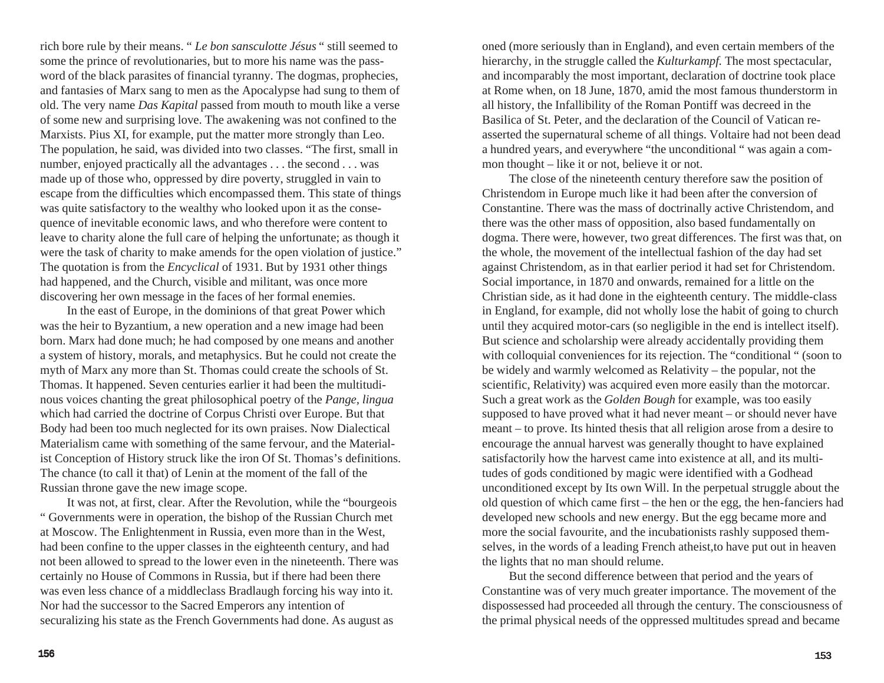rich bore rule by their means. " *Le bon sansculotte Jésus* " still seemed to some the prince of revolutionaries, but to more his name was the pass-word of the black parasites of financial tyranny. The dogmas, prophecies, and fantasies of Marx sang to men as the Apocalypse had sung to them of old. The very name *Das Kapital* passed from mouth to mouth like a verse of some new and surprising love. The awakening was not confined to the Marxists. Pius XI, for example, put the matter more strongly than Leo. The population, he said, was divided into two classes. "The first, small in number, enjoyed practically all the advantages . . . the second . . . was made up of those who, oppressed by dire poverty, struggled in vain to escape from the difficulties which encompassed them. This state of things was quite satisfactory to the wealthy who looked upon it as the consequence of inevitable economic laws, and who therefore were content to leave to charity alone the full care of helping the unfortunate; as though it were the task of charity to make amends for the open violation of justice." The quotation is from the *Encyclical* of 1931. But by 1931 other things had happened, and the Church, visible and militant, was once more discovering her own message in the faces of her formal enemies.

In the east of Europe, in the dominions of that great Power which was the heir to Byzantium, a new operation and a new image had been born. Marx had done much; he had composed by one means and another a system of history, morals, and metaphysics. But he could not create the myth of Marx any more than St. Thomas could create the schools of St. Thomas. It happened. Seven centuries earlier it had been the multitudinous voices chanting the great philosophical poetry of the *Pange, lingua* which had carried the doctrine of Corpus Christi over Europe. But that Body had been too much neglected for its own praises. Now Dialectical Materialism came with something of the same fervour, and the Materialist Conception of History struck like the iron Of St. Thomas's definitions. The chance (to call it that) of Lenin at the moment of the fall of the Russian throne gave the new image scope.

It was not, at first, clear. After the Revolution, while the "bourgeois " Governments were in operation, the bishop of the Russian Church met at Moscow. The Enlightenment in Russia, even more than in the West, had been confine to the upper classes in the eighteenth century, and had not been allowed to spread to the lower even in the nineteenth. There was certainly no House of Commons in Russia, but if there had been there was even less chance of a middleclass Bradlaugh forcing his way into it. Nor had the successor to the Sacred Emperors any intention of securalizing his state as the French Governments had done. As august as

oned (more seriously than in England), and even certain members of the hierarchy, in the struggle called the *Kulturkampf.* The most spectacular, and incomparably the most important, declaration of doctrine took place at Rome when, on 18 June, 1870, amid the most famous thunderstorm in all history, the Infallibility of the Roman Pontiff was decreed in the Basilica of St. Peter, and the declaration of the Council of Vatican re-asserted the supernatural scheme of all things. Voltaire had not been dead a hundred years, and everywhere "the unconditional " was again a common thought – like it or not, believe it or not.

The close of the nineteenth century therefore saw the position of Christendom in Europe much like it had been after the conversion of Constantine. There was the mass of doctrinally active Christendom, and there was the other mass of opposition, also based fundamentally on dogma. There were, however, two great differences. The first was that, on the whole, the movement of the intellectual fashion of the day had set against Christendom, as in that earlier period it had set for Christendom. Social importance, in 1870 and onwards, remained for a little on the Christian side, as it had done in the eighteenth century. The middle-class in England, for example, did not wholly lose the habit of going to church until they acquired motor-cars (so negligible in the end is intellect itself). But science and scholarship were already accidentally providing them with colloquial conveniences for its rejection. The "conditional " (soon to be widely and warmly welcomed as Relativity – the popular, not the scientific, Relativity) was acquired even more easily than the motorcar. Such a great work as the *Golden Bough* for example, was too easily supposed to have proved what it had never meant – or should never have meant – to prove. Its hinted thesis that all religion arose from a desire to encourage the annual harvest was generally thought to have explained satisfactorily how the harvest came into existence at all, and its multitudes of gods conditioned by magic were identified with a Godhead unconditioned except by Its own Will. In the perpetual struggle about the old question of which came first – the hen or the egg, the hen-fanciers had developed new schools and new energy. But the egg became more and more the social favourite, and the incubationists rashly supposed themselves, in the words of a leading French atheist,to have put out in heaven the lights that no man should relume.

But the second difference between that period and the years of Constantine was of very much greater importance. The movement of the dispossessed had proceeded all through the century. The consciousness of the primal physical needs of the oppressed multitudes spread and became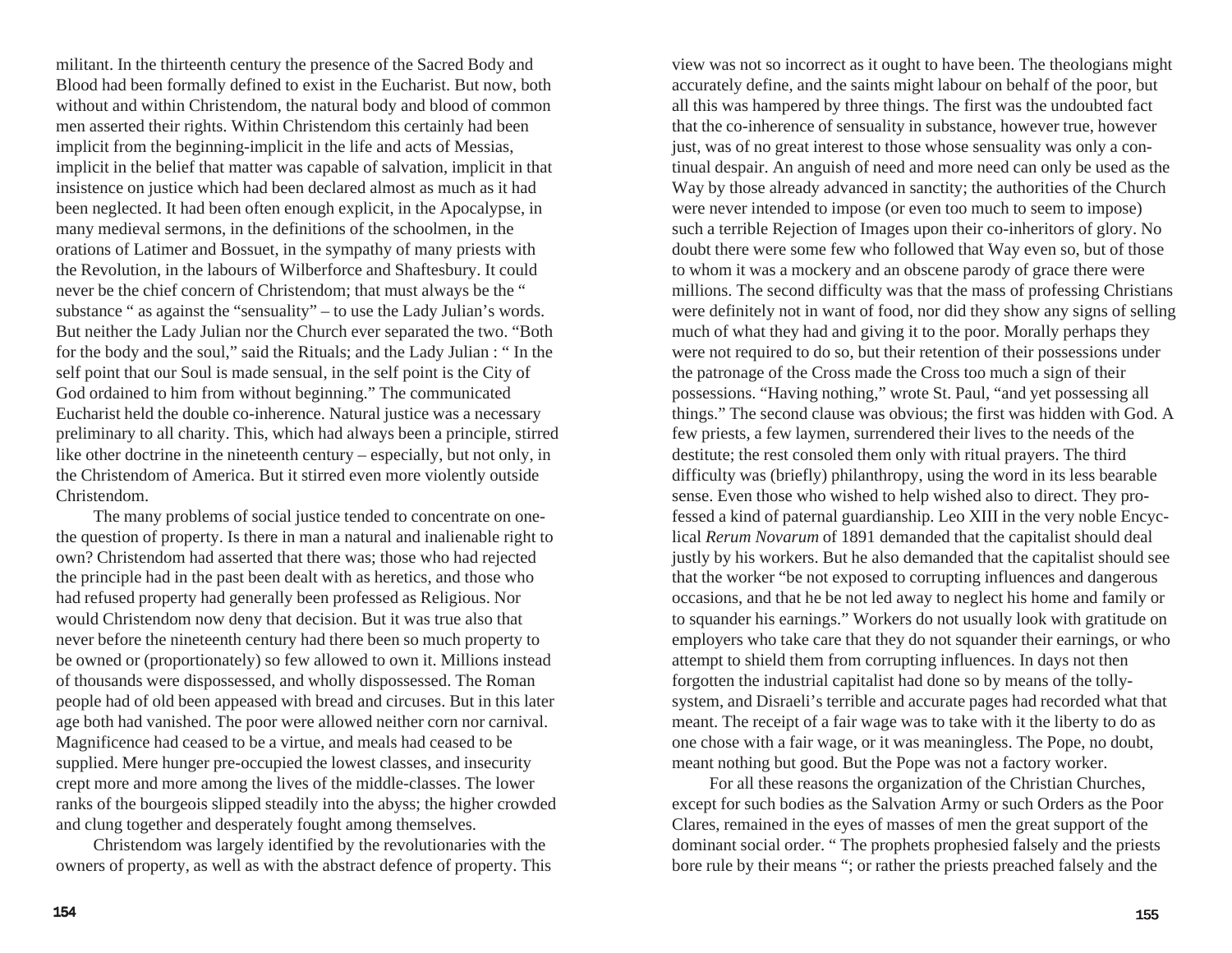militant. In the thirteenth century the presence of the Sacred Body and Blood had been formally defined to exist in the Eucharist. But now, both without and within Christendom, the natural body and blood of common men asserted their rights. Within Christendom this certainly had been implicit from the beginning-implicit in the life and acts of Messias, implicit in the belief that matter was capable of salvation, implicit in that insistence on justice which had been declared almost as much as it had been neglected. It had been often enough explicit, in the Apocalypse, in many medieval sermons, in the definitions of the schoolmen, in the orations of Latimer and Bossuet, in the sympathy of many priests with the Revolution, in the labours of Wilberforce and Shaftesbury. It could never be the chief concern of Christendom; that must always be the " substance " as against the "sensuality" – to use the Lady Julian's words. But neither the Lady Julian nor the Church ever separated the two. "Both for the body and the soul," said the Rituals; and the Lady Julian : " In the self point that our Soul is made sensual, in the self point is the City of God ordained to him from without beginning." The communicated Eucharist held the double co-inherence. Natural justice was a necessary preliminary to all charity. This, which had always been a principle, stirred like other doctrine in the nineteenth century – especially, but not only, in the Christendom of America. But it stirred even more violently outside Christendom.

The many problems of social justice tended to concentrate on one-the question of property. Is there in man a natural and inalienable right to own? Christendom had asserted that there was; those who had rejected the principle had in the past been dealt with as heretics, and those who had refused property had generally been professed as Religious. Nor would Christendom now deny that decision. But it was true also that never before the nineteenth century had there been so much property to be owned or (proportionately) so few allowed to own it. Millions instead of thousands were dispossessed, and wholly dispossessed. The Roman people had of old been appeased with bread and circuses. But in this later age both had vanished. The poor were allowed neither corn nor carnival. Magnificence had ceased to be a virtue, and meals had ceased to be supplied. Mere hunger pre-occupied the lowest classes, and insecurity crept more and more among the lives of the middle-classes. The lower ranks of the bourgeois slipped steadily into the abyss; the higher crowded and clung together and desperately fought among themselves.

Christendom was largely identified by the revolutionaries with the owners of property, as well as with the abstract defence of property. This view was not so incorrect as it ought to have been. The theologians might accurately define, and the saints might labour on behalf of the poor, but all this was hampered by three things. The first was the undoubted fact that the co-inherence of sensuality in substance, however true, however just, was of no great interest to those whose sensuality was only a continual despair. An anguish of need and more need can only be used as the Way by those already advanced in sanctity; the authorities of the Church were never intended to impose (or even too much to seem to impose) such a terrible Rejection of Images upon their co-inheritors of glory. No doubt there were some few who followed that Way even so, but of those to whom it was a mockery and an obscene parody of grace there were millions. The second difficulty was that the mass of professing Christians were definitely not in want of food, nor did they show any signs of selling much of what they had and giving it to the poor. Morally perhaps they were not required to do so, but their retention of their possessions under the patronage of the Cross made the Cross too much a sign of their possessions. "Having nothing," wrote St. Paul, "and yet possessing all things." The second clause was obvious; the first was hidden with God. A few priests, a few laymen, surrendered their lives to the needs of the destitute; the rest consoled them only with ritual prayers. The third difficulty was (briefly) philanthropy, using the word in its less bearable sense. Even those who wished to help wished also to direct. They professed a kind of paternal guardianship. Leo XIII in the very noble Encyclical *Rerum Novarum* of 1891 demanded that the capitalist should deal justly by his workers. But he also demanded that the capitalist should see that the worker "be not exposed to corrupting influences and dangerous occasions, and that he be not led away to neglect his home and family or to squander his earnings." Workers do not usually look with gratitude on employers who take care that they do not squander their earnings, or who attempt to shield them from corrupting influences. In days not then forgotten the industrial capitalist had done so by means of the tolly-system, and Disraeli's terrible and accurate pages had recorded what that meant. The receipt of a fair wage was to take with it the liberty to do as one chose with a fair wage, or it was meaningless. The Pope, no doubt, meant nothing but good. But the Pope was not a factory worker.

For all these reasons the organization of the Christian Churches, except for such bodies as the Salvation Army or such Orders as the Poor Clares, remained in the eyes of masses of men the great support of the dominant social order. " The prophets prophesied falsely and the priests bore rule by their means "; or rather the priests preached falsely and the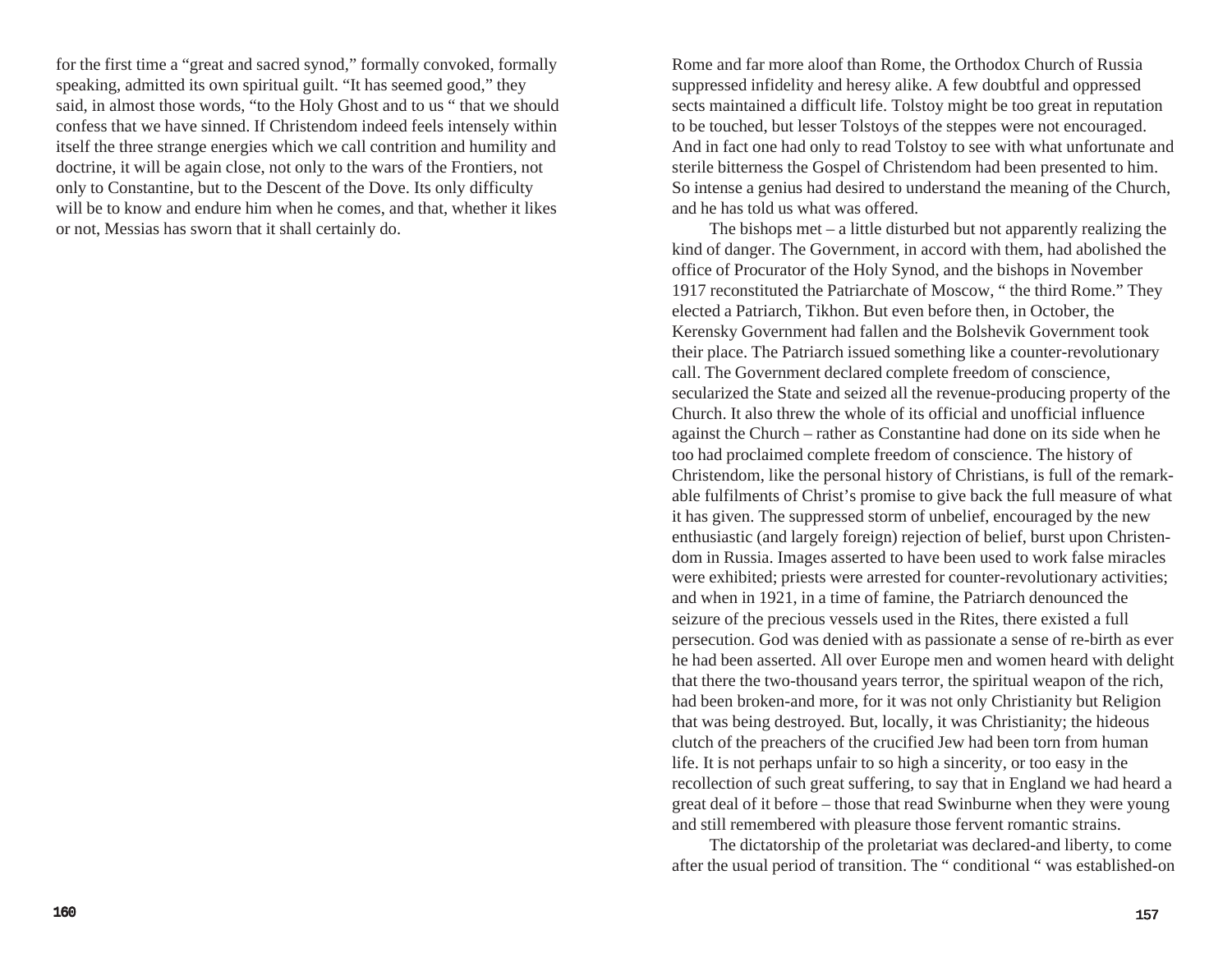for the first time a "great and sacred synod," formally convoked, formally speaking, admitted its own spiritual guilt. "It has seemed good," they said, in almost those words, "to the Holy Ghost and to us " that we should confess that we have sinned. If Christendom indeed feels intensely within itself the three strange energies which we call contrition and humility and doctrine, it will be again close, not only to the wars of the Frontiers, not only to Constantine, but to the Descent of the Dove. Its only difficulty will be to know and endure him when he comes, and that, whether it likes or not, Messias has sworn that it shall certainly do.

Rome and far more aloof than Rome, the Orthodox Church of Russia suppressed infidelity and heresy alike. A few doubtful and oppressed sects maintained a difficult life. Tolstoy might be too great in reputation to be touched, but lesser Tolstoys of the steppes were not encouraged. And in fact one had only to read Tolstoy to see with what unfortunate and sterile bitterness the Gospel of Christendom had been presented to him. So intense a genius had desired to understand the meaning of the Church, and he has told us what was offered.

The bishops met – a little disturbed but not apparently realizing the kind of danger. The Government, in accord with them, had abolished the office of Procurator of the Holy Synod, and the bishops in November 1917 reconstituted the Patriarchate of Moscow, " the third Rome." They elected a Patriarch, Tikhon. But even before then, in October, the Kerensky Government had fallen and the Bolshevik Government took their place. The Patriarch issued something like a counter-revolutionary call. The Government declared complete freedom of conscience, secularized the State and seized all the revenue-producing property of the Church. It also threw the whole of its official and unofficial influence against the Church – rather as Constantine had done on its side when he too had proclaimed complete freedom of conscience. The history of Christendom, like the personal history of Christians, is full of the remarkable fulfilments of Christ's promise to give back the full measure of what it has given. The suppressed storm of unbelief, encouraged by the new enthusiastic (and largely foreign) rejection of belief, burst upon Christendom in Russia. Images asserted to have been used to work false miracles were exhibited; priests were arrested for counter-revolutionary activities; and when in 1921, in a time of famine, the Patriarch denounced the seizure of the precious vessels used in the Rites, there existed a full persecution. God was denied with as passionate a sense of re-birth as ever he had been asserted. All over Europe men and women heard with delight that there the two-thousand years terror, the spiritual weapon of the rich, had been broken-and more, for it was not only Christianity but Religion that was being destroyed. But, locally, it was Christianity; the hideous clutch of the preachers of the crucified Jew had been torn from human life. It is not perhaps unfair to so high a sincerity, or too easy in the recollection of such great suffering, to say that in England we had heard a great deal of it before – those that read Swinburne when they were young and still remembered with pleasure those fervent romantic strains.

The dictatorship of the proletariat was declared-and liberty, to come after the usual period of transition. The " conditional " was established-on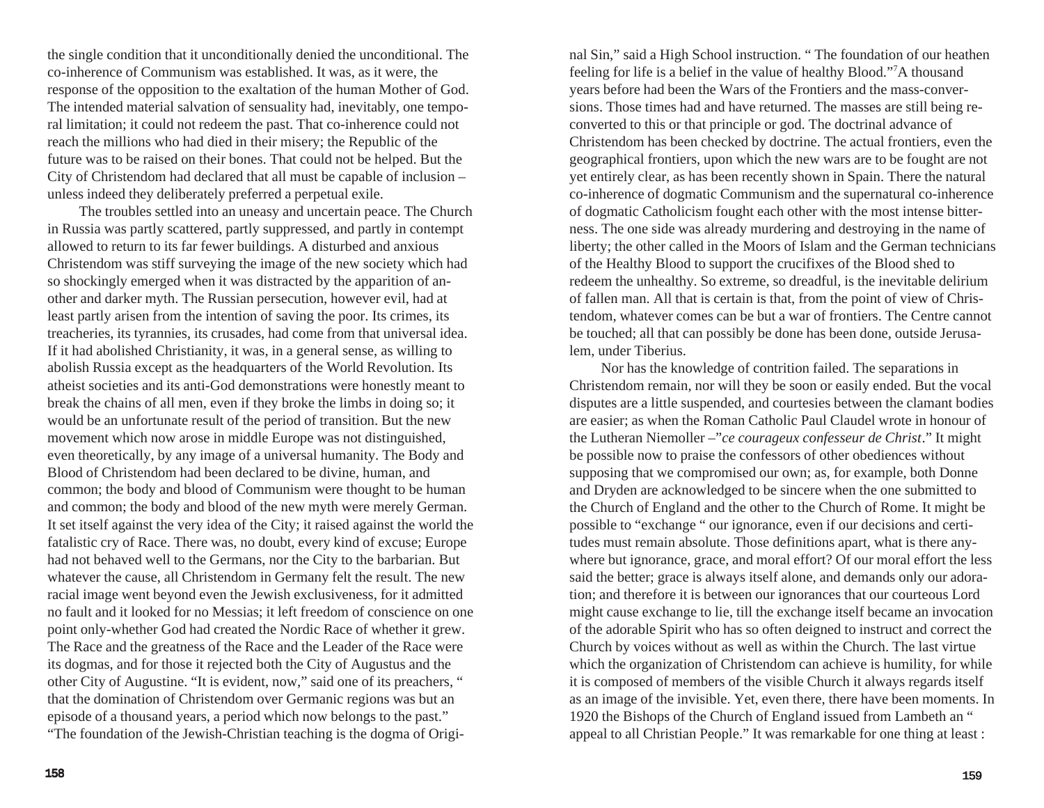the single condition that it unconditionally denied the unconditional. The co-inherence of Communism was established. It was, as it were, the response of the opposition to the exaltation of the human Mother of God. The intended material salvation of sensuality had, inevitably, one temporal limitation; it could not redeem the past. That co-inherence could not reach the millions who had died in their misery; the Republic of the future was to be raised on their bones. That could not be helped. But the City of Christendom had declared that all must be capable of inclusion – unless indeed they deliberately preferred a perpetual exile.

The troubles settled into an uneasy and uncertain peace. The Church in Russia was partly scattered, partly suppressed, and partly in contempt allowed to return to its far fewer buildings. A disturbed and anxious Christendom was stiff surveying the image of the new society which had so shockingly emerged when it was distracted by the apparition of another and darker myth. The Russian persecution, however evil, had at least partly arisen from the intention of saving the poor. Its crimes, its treacheries, its tyrannies, its crusades, had come from that universal idea. If it had abolished Christianity, it was, in a general sense, as willing to abolish Russia except as the headquarters of the World Revolution. Its atheist societies and its anti-God demonstrations were honestly meant to break the chains of all men, even if they broke the limbs in doing so; it would be an unfortunate result of the period of transition. But the new movement which now arose in middle Europe was not distinguished, even theoretically, by any image of a universal humanity. The Body and Blood of Christendom had been declared to be divine, human, and common; the body and blood of Communism were thought to be human and common; the body and blood of the new myth were merely German. It set itself against the very idea of the City; it raised against the world the fatalistic cry of Race. There was, no doubt, every kind of excuse; Europe had not behaved well to the Germans, nor the City to the barbarian. But whatever the cause, all Christendom in Germany felt the result. The new racial image went beyond even the Jewish exclusiveness, for it admitted no fault and it looked for no Messias; it left freedom of conscience on one point only-whether God had created the Nordic Race of whether it grew. The Race and the greatness of the Race and the Leader of the Race were its dogmas, and for those it rejected both the City of Augustus and the other City of Augustine. "It is evident, now," said one of its preachers, " that the domination of Christendom over Germanic regions was but an episode of a thousand years, a period which now belongs to the past." "The foundation of the Jewish-Christian teaching is the dogma of Original Sin," said a High School instruction. " The foundation of our heathen feeling for life is a belief in the value of healthy Blood."[7] A thousand years before had been the Wars of the Frontiers and the mass-conversions. Those times had and have returned. The masses are still being reconverted to this or that principle or god. The doctrinal advance of Christendom has been checked by doctrine. The actual frontiers, even the geographical frontiers, upon which the new wars are to be fought are not yet entirely clear, as has been recently shown in Spain. There the natural co-inherence of dogmatic Communism and the supernatural co-inherence of dogmatic Catholicism fought each other with the most intense bitterness. The one side was already murdering and destroying in the name of liberty; the other called in the Moors of Islam and the German technicians of the Healthy Blood to support the crucifixes of the Blood shed to redeem the unhealthy. So extreme, so dreadful, is the inevitable delirium of fallen man. All that is certain is that, from the point of view of Christendom, whatever comes can be but a war of frontiers. The Centre cannot be touched; all that can possibly be done has been done, outside Jerusalem, under Tiberius.

Nor has the knowledge of contrition failed. The separations in Christendom remain, nor will they be soon or easily ended. But the vocal disputes are a little suspended, and courtesies between the clamant bodies are easier; as when the Roman Catholic Paul Claudel wrote in honour of the Lutheran Niemoller –"*ce courageux confesseur de Christ*." It might be possible now to praise the confessors of other obediences without supposing that we compromised our own; as, for example, both Donne and Dryden are acknowledged to be sincere when the one submitted to the Church of England and the other to the Church of Rome. It might be possible to "exchange " our ignorance, even if our decisions and certitudes must remain absolute. Those definitions apart, what is there anywhere but ignorance, grace, and moral effort? Of our moral effort the less said the better; grace is always itself alone, and demands only our adoration; and therefore it is between our ignorances that our courteous Lord might cause exchange to lie, till the exchange itself became an invocation of the adorable Spirit who has so often deigned to instruct and correct the Church by voices without as well as within the Church. The last virtue which the organization of Christendom can achieve is humility, for while it is composed of members of the visible Church it always regards itself as an image of the invisible. Yet, even there, there have been moments. In 1920 the Bishops of the Church of England issued from Lambeth an " appeal to all Christian People." It was remarkable for one thing at least :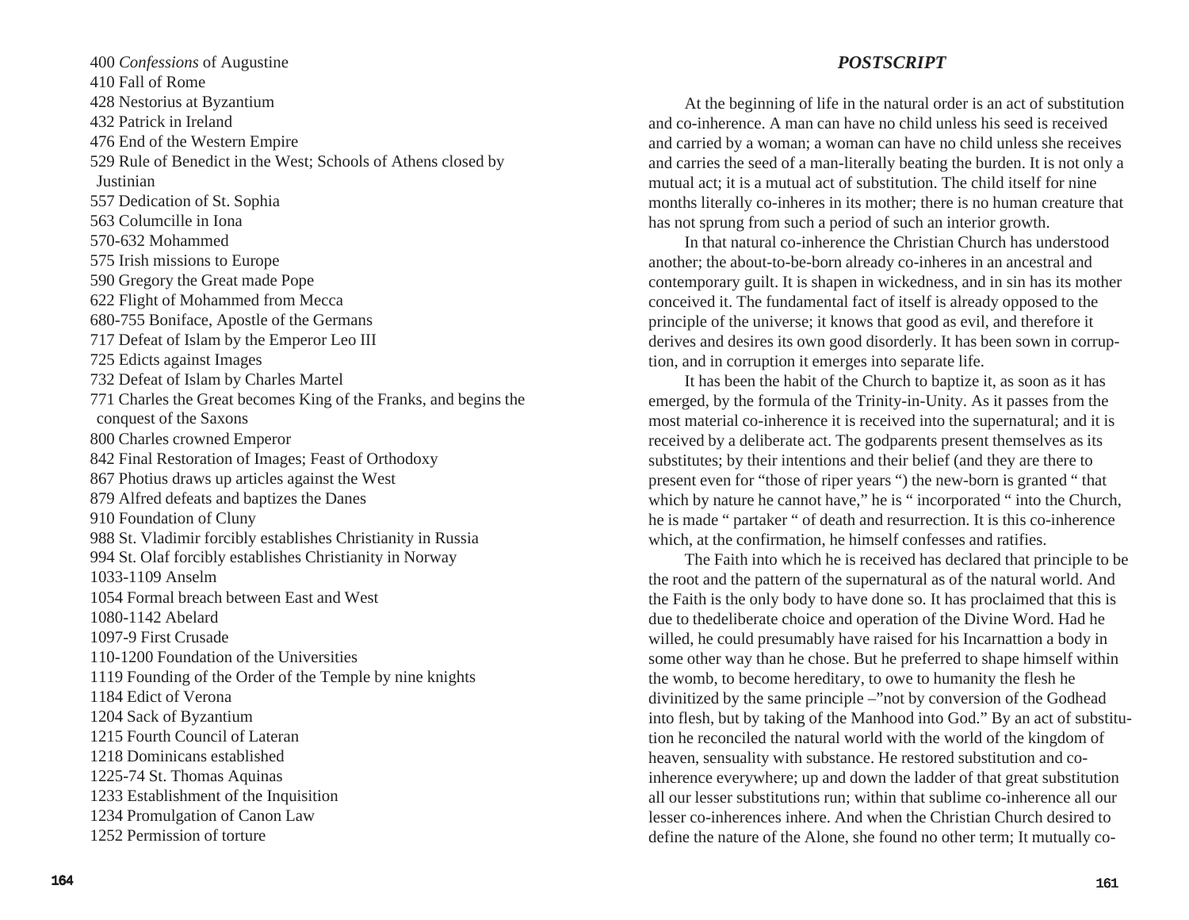400 *Confessions* of Augustine
410 Fall of Rome
428 Nestorius at Byzantium
432 Patrick in Ireland
476 End of the Western Empire
529 Rule of Benedict in the West; Schools of Athens closed by Justinian
557 Dedication of St. Sophia
563 Columcille in Iona
570-632 Mohammed
575 Irish missions to Europe
590 Gregory the Great made Pope
622 Flight of Mohammed from Mecca
680-755 Boniface, Apostle of the Germans
717 Defeat of Islam by the Emperor Leo III
725 Edicts against Images
732 Defeat of Islam by Charles Martel
771 Charles the Great becomes King of the Franks, and begins the conquest of the Saxons
800 Charles crowned Emperor
842 Final Restoration of Images; Feast of Orthodoxy
867 Photius draws up articles against the West
879 Alfred defeats and baptizes the Danes
910 Foundation of Cluny
988 St. Vladimir forcibly establishes Christianity in Russia
994 St. Olaf forcibly establishes Christianity in Norway
1033-1109 Anselm
1054 Formal breach between East and West
1080-1142 Abelard
1097-9 First Crusade
110-1200 Foundation of the Universities
1119 Founding of the Order of the Temple by nine knights
1184 Edict of Verona
1204 Sack of Byzantium
1215 Fourth Council of Lateran
1218 Dominicans established
1225-74 St. Thomas Aquinas
1233 Establishment of the Inquisition
1234 Promulgation of Canon Law
1252 Permission of torture

## *POSTSCRIPT*

At the beginning of life in the natural order is an act of substitution and co-inherence. A man can have no child unless his seed is received and carried by a woman; a woman can have no child unless she receives and carries the seed of a man-literally beating the burden. It is not only a mutual act; it is a mutual act of substitution. The child itself for nine months literally co-inheres in its mother; there is no human creature that has not sprung from such a period of such an interior growth.

In that natural co-inherence the Christian Church has understood another; the about-to-be-born already co-inheres in an ancestral and contemporary guilt. It is shapen in wickedness, and in sin has its mother conceived it. The fundamental fact of itself is already opposed to the principle of the universe; it knows that good as evil, and therefore it derives and desires its own good disorderly. It has been sown in corruption, and in corruption it emerges into separate life.

It has been the habit of the Church to baptize it, as soon as it has emerged, by the formula of the Trinity-in-Unity. As it passes from the most material co-inherence it is received into the supernatural; and it is received by a deliberate act. The godparents present themselves as its substitutes; by their intentions and their belief (and they are there to present even for "those of riper years ") the new-born is granted " that which by nature he cannot have," he is " incorporated " into the Church, he is made " partaker " of death and resurrection. It is this co-inherence which, at the confirmation, he himself confesses and ratifies.

The Faith into which he is received has declared that principle to be the root and the pattern of the supernatural as of the natural world. And the Faith is the only body to have done so. It has proclaimed that this is due to thedeliberate choice and operation of the Divine Word. Had he willed, he could presumably have raised for his Incarnattion a body in some other way than he chose. But he preferred to shape himself within the womb, to become hereditary, to owe to humanity the flesh he divinitized by the same principle –"not by conversion of the Godhead into flesh, but by taking of the Manhood into God." By an act of substitution he reconciled the natural world with the world of the kingdom of heaven, sensuality with substance. He restored substitution and co-inherence everywhere; up and down the ladder of that great substitution all our lesser substitutions run; within that sublime co-inherence all our lesser co-inherences inhere. And when the Christian Church desired to define the nature of the Alone, she found no other term; It mutually co-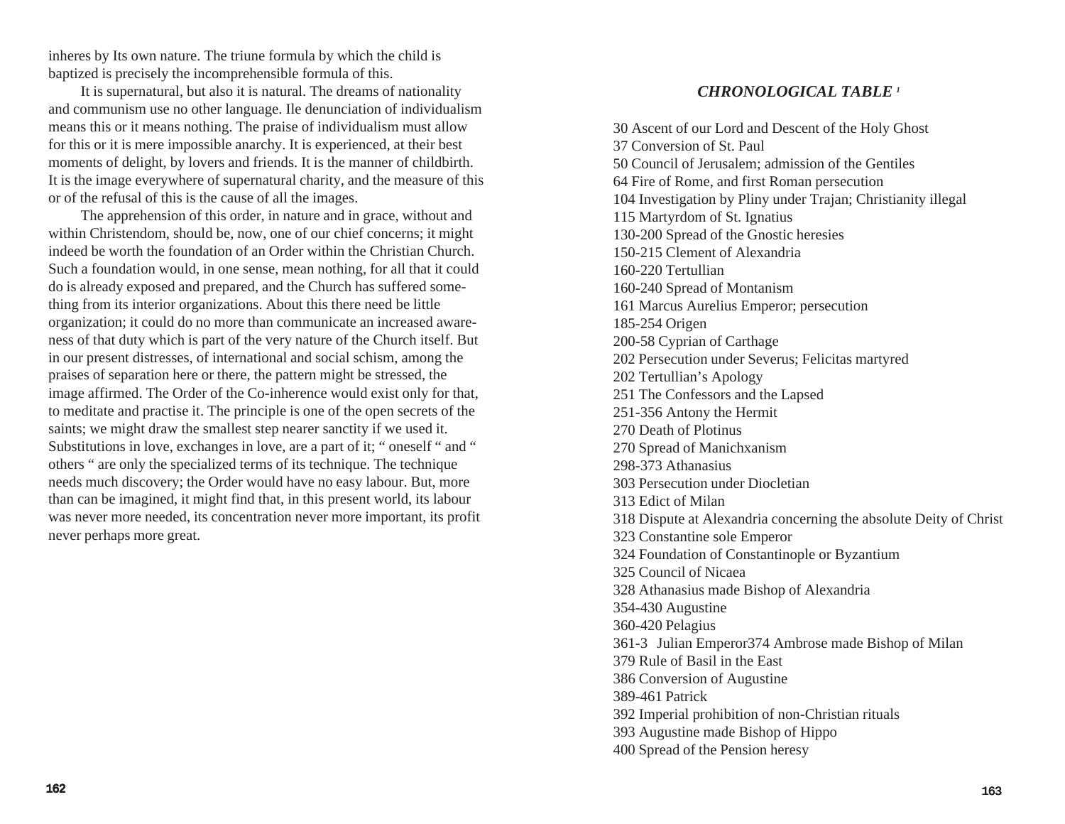inheres by Its own nature. The triune formula by which the child is baptized is precisely the incomprehensible formula of this.

It is supernatural, but also it is natural. The dreams of nationality and communism use no other language. Ile denunciation of individualism means this or it means nothing. The praise of individualism must allow for this or it is mere impossible anarchy. It is experienced, at their best moments of delight, by lovers and friends. It is the manner of childbirth. It is the image everywhere of supernatural charity, and the measure of this or of the refusal of this is the cause of all the images.

The apprehension of this order, in nature and in grace, without and within Christendom, should be, now, one of our chief concerns; it might indeed be worth the foundation of an Order within the Christian Church. Such a foundation would, in one sense, mean nothing, for all that it could do is already exposed and prepared, and the Church has suffered something from its interior organizations. About this there need be little organization; it could do no more than communicate an increased awareness of that duty which is part of the very nature of the Church itself. But in our present distresses, of international and social schism, among the praises of separation here or there, the pattern might be stressed, the image affirmed. The Order of the Co-inherence would exist only for that, to meditate and practise it. The principle is one of the open secrets of the saints; we might draw the smallest step nearer sanctity if we used it. Substitutions in love, exchanges in love, are a part of it; " oneself " and " others " are only the specialized terms of its technique. The technique needs much discovery; the Order would have no easy labour. But, more than can be imagined, it might find that, in this present world, its labour was never more needed, its concentration never more important, its profit never perhaps more great.

## *CHRONOLOGICAL TABLE* [1]

30 Ascent of our Lord and Descent of the Holy Ghost
37 Conversion of St. Paul
50 Council of Jerusalem; admission of the Gentiles
64 Fire of Rome, and first Roman persecution
104 Investigation by Pliny under Trajan; Christianity illegal
115 Martyrdom of St. Ignatius
130-200 Spread of the Gnostic heresies
150-215 Clement of Alexandria
160-220 Tertullian
160-240 Spread of Montanism
161 Marcus Aurelius Emperor; persecution
185-254 Origen
200-58 Cyprian of Carthage
202 Persecution under Severus; Felicitas martyred
202 Tertullian's Apology
251 The Confessors and the Lapsed
251-356 Antony the Hermit
270 Death of Plotinus
270 Spread of Manichxanism
298-373 Athanasius
303 Persecution under Diocletian
313 Edict of Milan
318 Dispute at Alexandria concerning the absolute Deity of Christ
323 Constantine sole Emperor
324 Foundation of Constantinople or Byzantium
325 Council of Nicaea
328 Athanasius made Bishop of Alexandria
354-430 Augustine
360-420 Pelagius
361-3 Julian Emperor374 Ambrose made Bishop of Milan
379 Rule of Basil in the East
386 Conversion of Augustine
389-461 Patrick
392 Imperial prohibition of non-Christian rituals
393 Augustine made Bishop of Hippo
400 Spread of the Pension heresy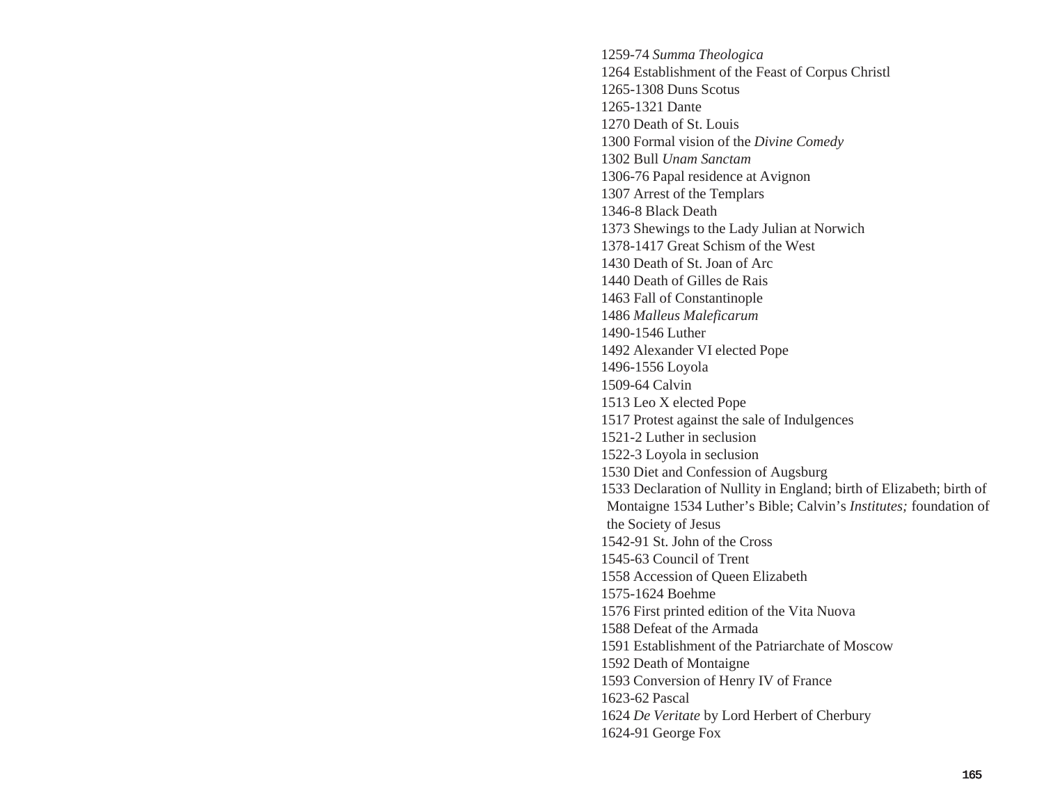1259-74 *Summa Theologica*  
1264 Establishment of the Feast of Corpus Christl  
1265-1308 Duns Scotus  
1265-1321 Dante  
1270 Death of St. Louis  
1300 Formal vision of the *Divine Comedy*  
1302 Bull *Unam Sanctam*  
1306-76 Papal residence at Avignon  
1307 Arrest of the Templars  
1346-8 Black Death  
1373 Shewings to the Lady Julian at Norwich  
1378-1417 Great Schism of the West  
1430 Death of St. Joan of Arc  
1440 Death of Gilles de Rais  
1463 Fall of Constantinople  
1486 *Malleus Maleficarum*  
1490-1546 Luther  
1492 Alexander VI elected Pope  
1496-1556 Loyola  
1509-64 Calvin  
1513 Leo X elected Pope  
1517 Protest against the sale of Indulgences  
1521-2 Luther in seclusion  
1522-3 Loyola in seclusion  
1530 Diet and Confession of Augsburg  
1533 Declaration of Nullity in England; birth of Elizabeth; birth of Montaigne 1534 Luther's Bible; Calvin's *Institutes;* foundation of the Society of Jesus  
1542-91 St. John of the Cross  
1545-63 Council of Trent  
1558 Accession of Queen Elizabeth  
1575-1624 Boehme  
1576 First printed edition of the Vita Nuova  
1588 Defeat of the Armada  
1591 Establishment of the Patriarchate of Moscow  
1592 Death of Montaigne  
1593 Conversion of Henry IV of France  
1623-62 Pascal  
1624 *De Veritate* by Lord Herbert of Cherbury  
1624-91 George Fox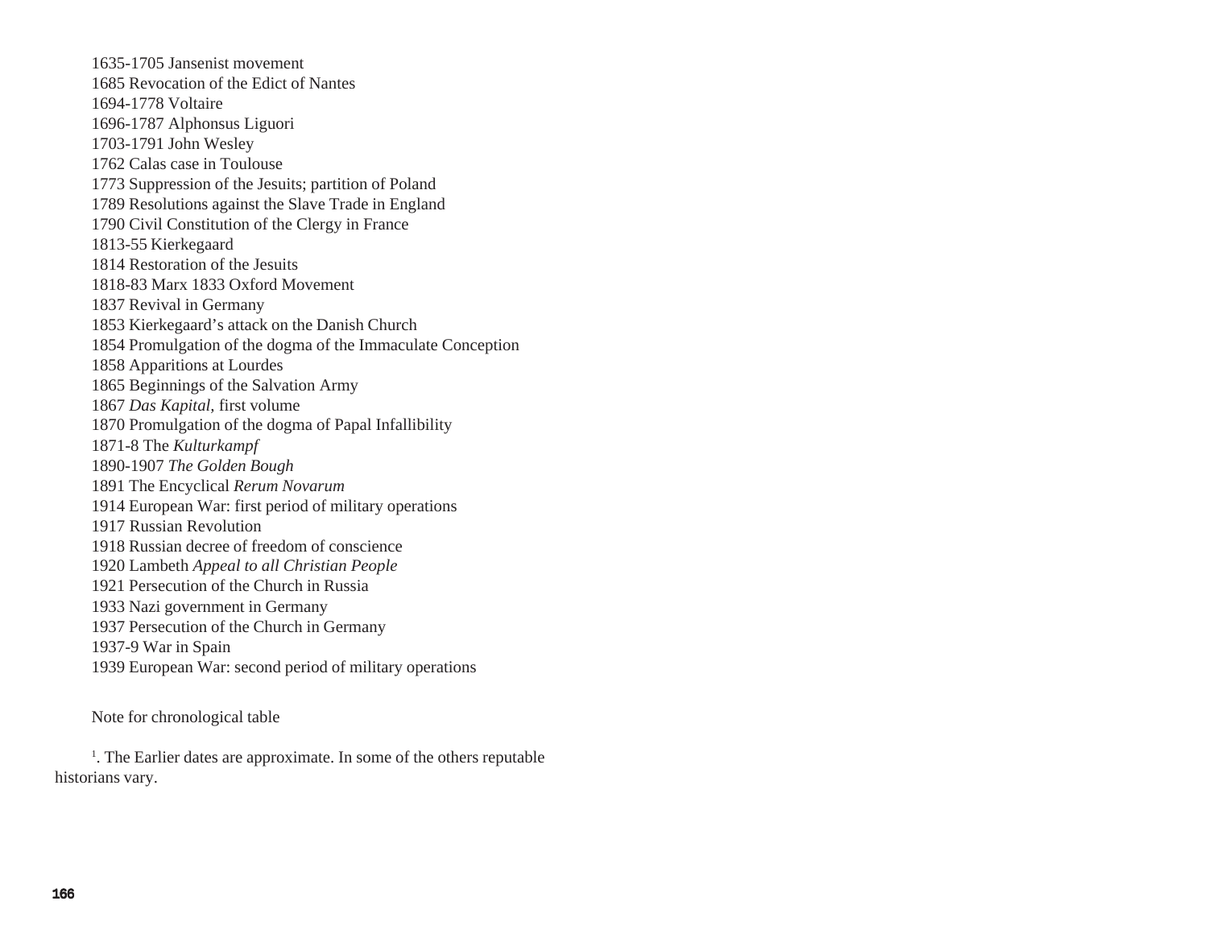1635-1705 Jansenist movement

1685 Revocation of the Edict of Nantes

1694-1778 Voltaire

1696-1787 Alphonsus Liguori

1703-1791 John Wesley

1762 Calas case in Toulouse

1773 Suppression of the Jesuits; partition of Poland

1789 Resolutions against the Slave Trade in England

1790 Civil Constitution of the Clergy in France

1813-55 Kierkegaard

1814 Restoration of the Jesuits

1818-83 Marx 1833 Oxford Movement

1837 Revival in Germany

1853 Kierkegaard’s attack on the Danish Church

1854 Promulgation of the dogma of the Immaculate Conception

1858 Apparitions at Lourdes

1865 Beginnings of the Salvation Army

1867 *Das Kapital*, first volume

1870 Promulgation of the dogma of Papal Infallibility

1871-8 The *Kulturkampf*

1890-1907 *The Golden Bough*

1891 The Encyclical *Rerum Novarum*

1914 European War: first period of military operations

1917 Russian Revolution

1918 Russian decree of freedom of conscience

1920 Lambeth *Appeal to all Christian People*

1921 Persecution of the Church in Russia

1933 Nazi government in Germany

1937 Persecution of the Church in Germany

1937-9 War in Spain

1939 European War: second period of military operations

Note for chronological table

[1]. The Earlier dates are approximate. In some of the others reputable historians vary.